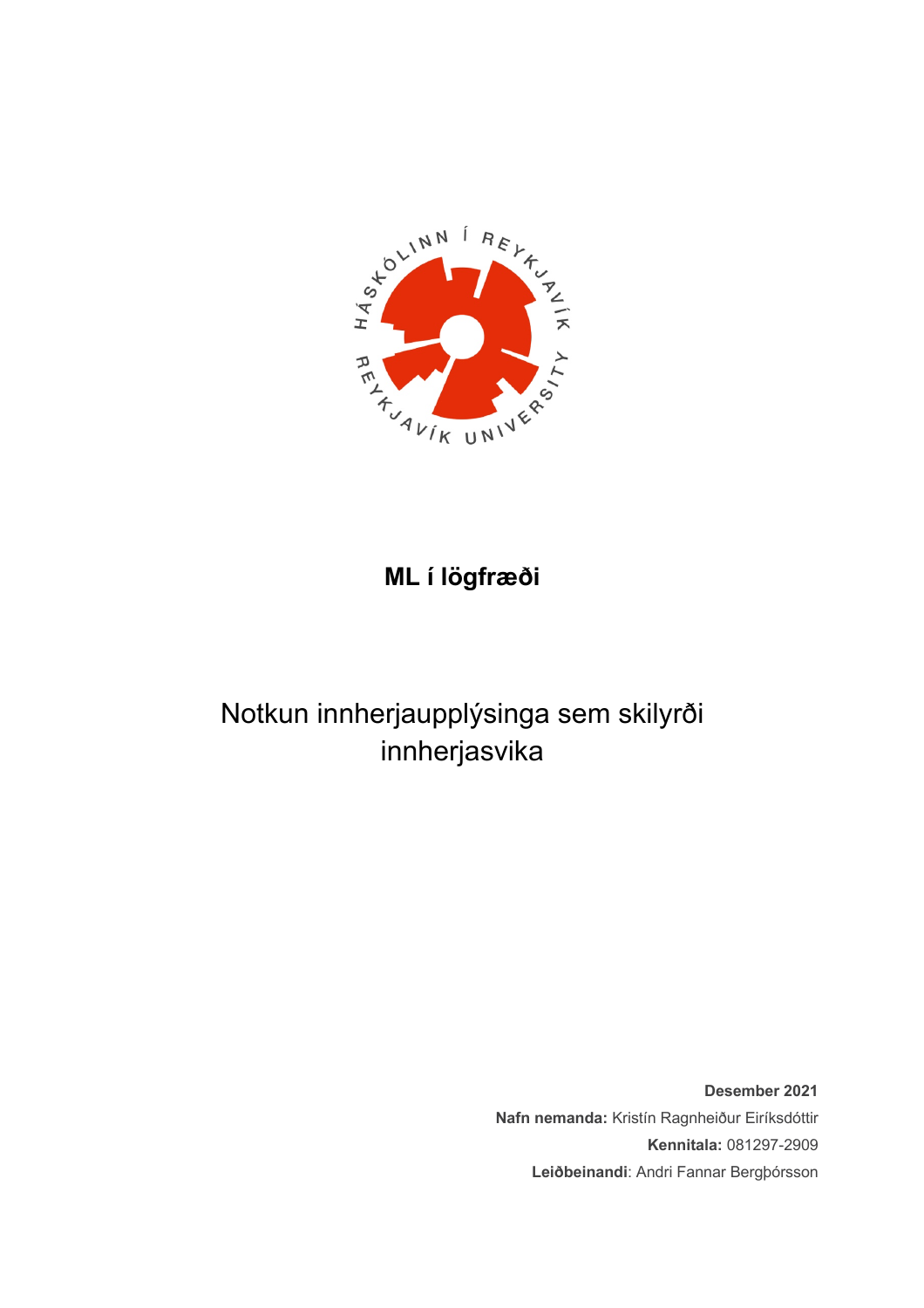**ML í lögfræði**

# Notkun innherjaupplýsinga sem skilyrði innherjasvika

**Desember 2021**

**Nafn nemanda:** Kristín Ragnheiður Eiríksdóttir

**Kennitala:** 081297-2909

**Leiðbeinandi**: Andri Fannar Bergþórsson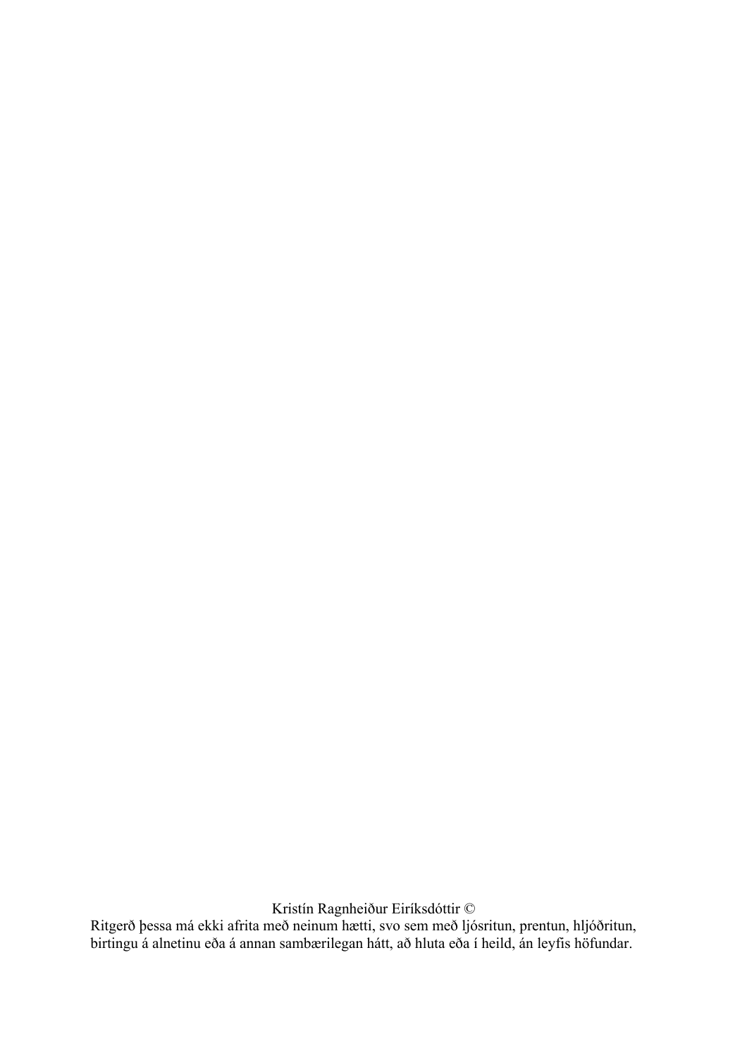Kristín Ragnheiður Eiríksdóttir ©

Ritgerð þessa má ekki afrita með neinum hætti, svo sem með ljósritun, prentun, hljóðritun, birtingu á alnetinu eða á annan sambærilegan hátt, að hluta eða í heild, án leyfis höfundar.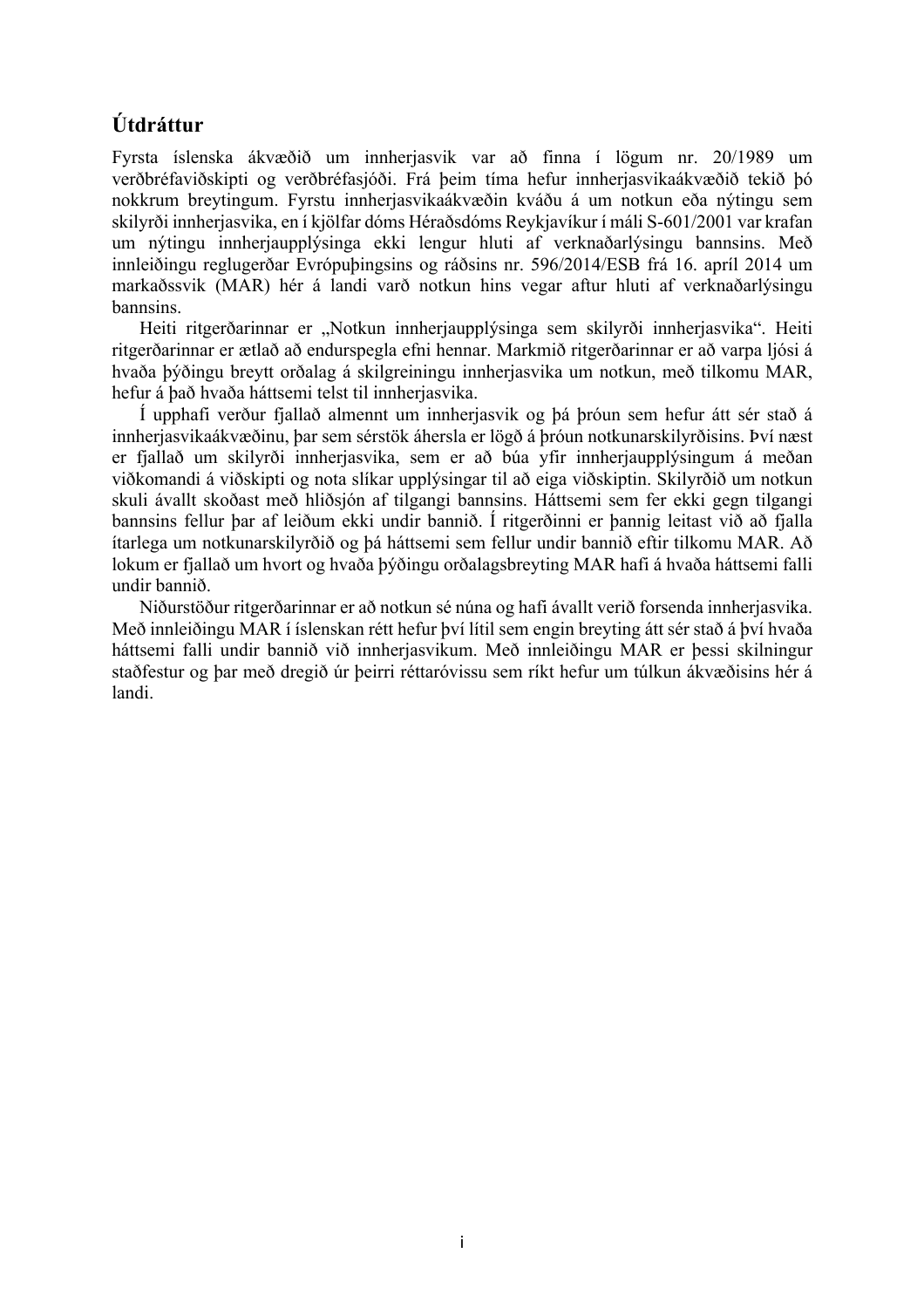## Útdráttur

Fyrsta íslenska ákvæðið um innherjasvik var að finna í lögum nr. 20/1989 um verðbréfaviðskipti og verðbréfasjóði. Frá þeim tíma hefur innherjasvikaákvæðið tekið þó nokkrum breytingum. Fyrstu innherjasvikaákvæðin kváðu á um notkun eða nýtingu sem skilyrði innherjasvika, en í kjölfar dóms Héraðsdóms Reykjavíkur í máli S-601/2001 var krafan um nýtingu innherjaupplýsinga ekki lengur hluti af verknaðarlýsingu bannsins. Með innleiðingu reglugerðar Evrópuþingsins og ráðsins nr. 596/2014/ESB frá 16. apríl 2014 um markaðssvik (MAR) hér á landi varð notkun hins vegar aftur hluti af verknaðarlýsingu bannsins.

Heiti ritgerðarinnar er „Notkun innherjaupplýsinga sem skilyrði innherjasvika". Heiti ritgerðarinnar er ætlað að endurspegla efni hennar. Markmið ritgerðarinnar er að varpa ljósi á hvaða þýðingu breytt orðalag á skilgreiningu innherjasvika um notkun, með tilkomu MAR, hefur á það hvaða háttsemi telst til innherjasvika.

Í upphafi verður fjallað almennt um innherjasvik og þá þróun sem hefur átt sér stað á innherjasvikaákvæðinu, þar sem sérstök áhersla er lögð á þróun notkunarskilyrðisins. Því næst er fjallað um skilyrði innherjasvika, sem er að búa yfir innherjaupplýsingum á meðan viðkomandi á viðskipti og nota slíkar upplýsingar til að eiga viðskiptin. Skilyrðið um notkun skuli ávallt skoðast með hliðsjón af tilgangi bannsins. Háttsemi sem fer ekki gegn tilgangi bannsins fellur þar af leiðum ekki undir bannið. Í ritgerðinni er þannig leitast við að fjalla ítarlega um notkunarskilyrðið og þá háttsemi sem fellur undir bannið eftir tilkomu MAR. Að lokum er fjallað um hvort og hvaða þýðingu orðalagsbreyting MAR hafi á hvaða háttsemi falli undir bannið.

Niðurstöður ritgerðarinnar er að notkun sé núna og hafi ávallt verið forsenda innherjasvika. Með innleiðingu MAR í íslenskan rétt hefur því lítil sem engin breyting átt sér stað á því hvaða háttsemi falli undir bannið við innherjasvikum. Með innleiðingu MAR er þessi skilningur staðfestur og þar með dregið úr þeirri réttaróvissu sem ríkt hefur um túlkun ákvæðisins hér á landi.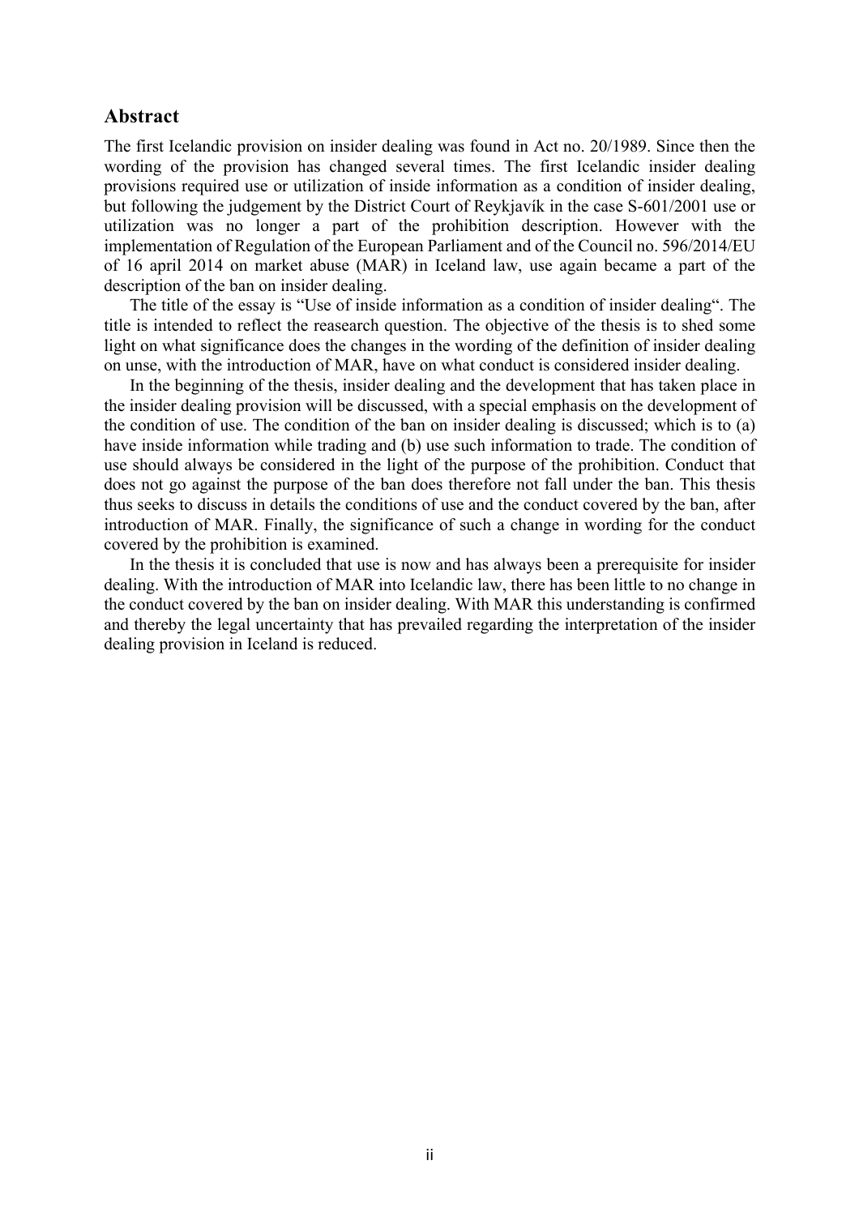## Abstract

The first Icelandic provision on insider dealing was found in Act no. 20/1989. Since then the wording of the provision has changed several times. The first Icelandic insider dealing provisions required use or utilization of inside information as a condition of insider dealing, but following the judgement by the District Court of Reykjavík in the case S-601/2001 use or utilization was no longer a part of the prohibition description. However with the implementation of Regulation of the European Parliament and of the Council no. 596/2014/EU of 16 april 2014 on market abuse (MAR) in Iceland law, use again became a part of the description of the ban on insider dealing.

The title of the essay is "Use of inside information as a condition of insider dealing". The title is intended to reflect the reasearch question. The objective of the thesis is to shed some light on what significance does the changes in the wording of the definition of insider dealing on unse, with the introduction of MAR, have on what conduct is considered insider dealing.

In the beginning of the thesis, insider dealing and the development that has taken place in the insider dealing provision will be discussed, with a special emphasis on the development of the condition of use. The condition of the ban on insider dealing is discussed; which is to (a) have inside information while trading and (b) use such information to trade. The condition of use should always be considered in the light of the purpose of the prohibition. Conduct that does not go against the purpose of the ban does therefore not fall under the ban. This thesis thus seeks to discuss in details the conditions of use and the conduct covered by the ban, after introduction of MAR. Finally, the significance of such a change in wording for the conduct covered by the prohibition is examined.

In the thesis it is concluded that use is now and has always been a prerequisite for insider dealing. With the introduction of MAR into Icelandic law, there has been little to no change in the conduct covered by the ban on insider dealing. With MAR this understanding is confirmed and thereby the legal uncertainty that has prevailed regarding the interpretation of the insider dealing provision in Iceland is reduced.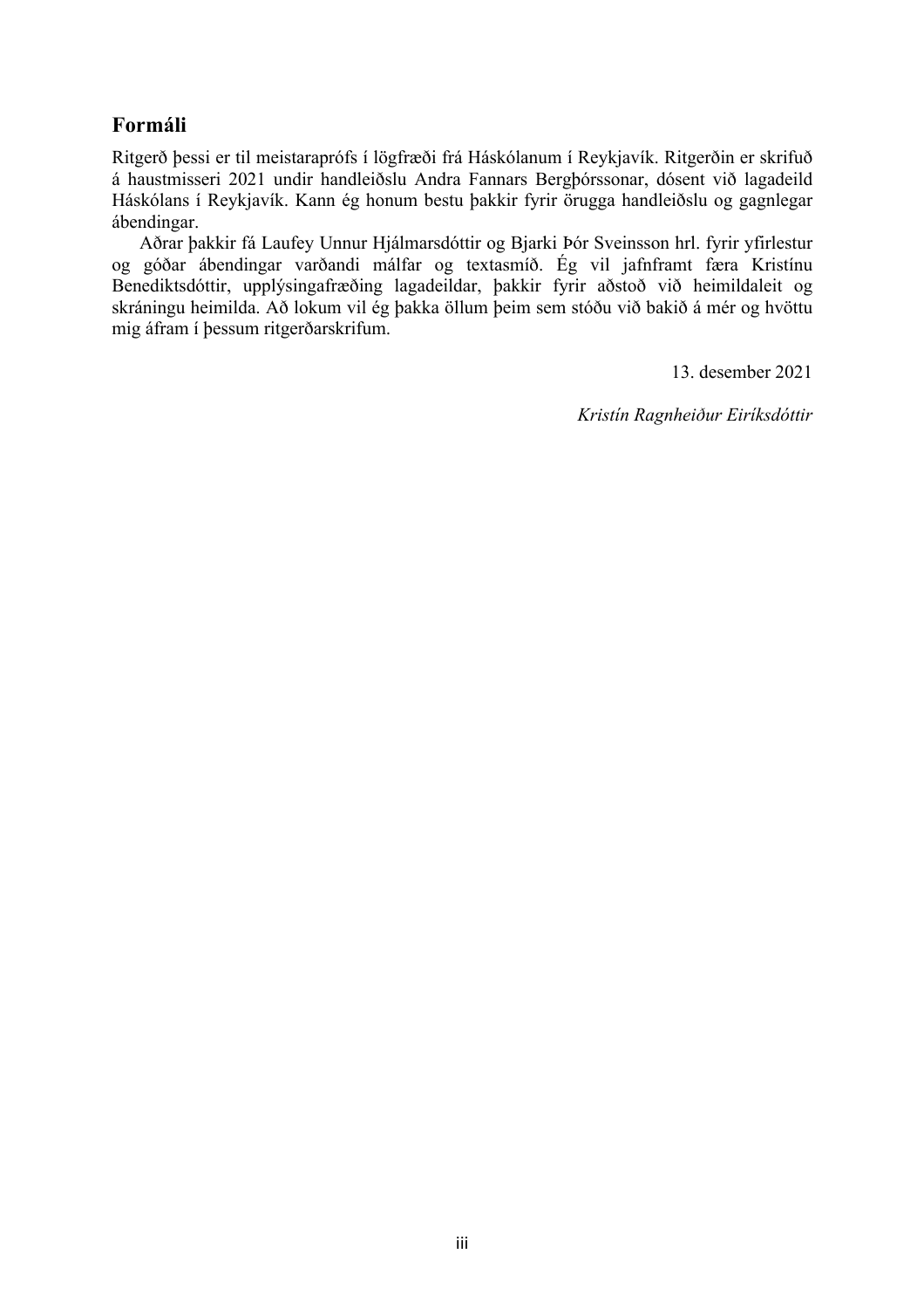## Formáli

Ritgerð þessi er til meistaraprófs í lögfræði frá Háskólanum í Reykjavík. Ritgerðin er skrifuð á haustmisseri 2021 undir handleiðslu Andra Fannars Bergþórssonar, dósent við lagadeild Háskólans í Reykjavík. Kann ég honum bestu þakkir fyrir örugga handleiðslu og gagnlegar ábendingar.

Aðrar þakkir fá Laufey Unnur Hjálmarsdóttir og Bjarki Þór Sveinsson hrl. fyrir yfirlestur og góðar ábendingar varðandi málfar og textasmíð. Ég vil jafnframt færa Kristínu Benediktsdóttir, upplýsingafræðing lagadeildar, þakkir fyrir aðstoð við heimildaleit og skráningu heimilda. Að lokum vil ég þakka öllum þeim sem stóðu við bakið á mér og hvöttu mig áfram í þessum ritgerðarskrifum.

13. desember 2021

*Kristín Ragnheiður Eiríksdóttir*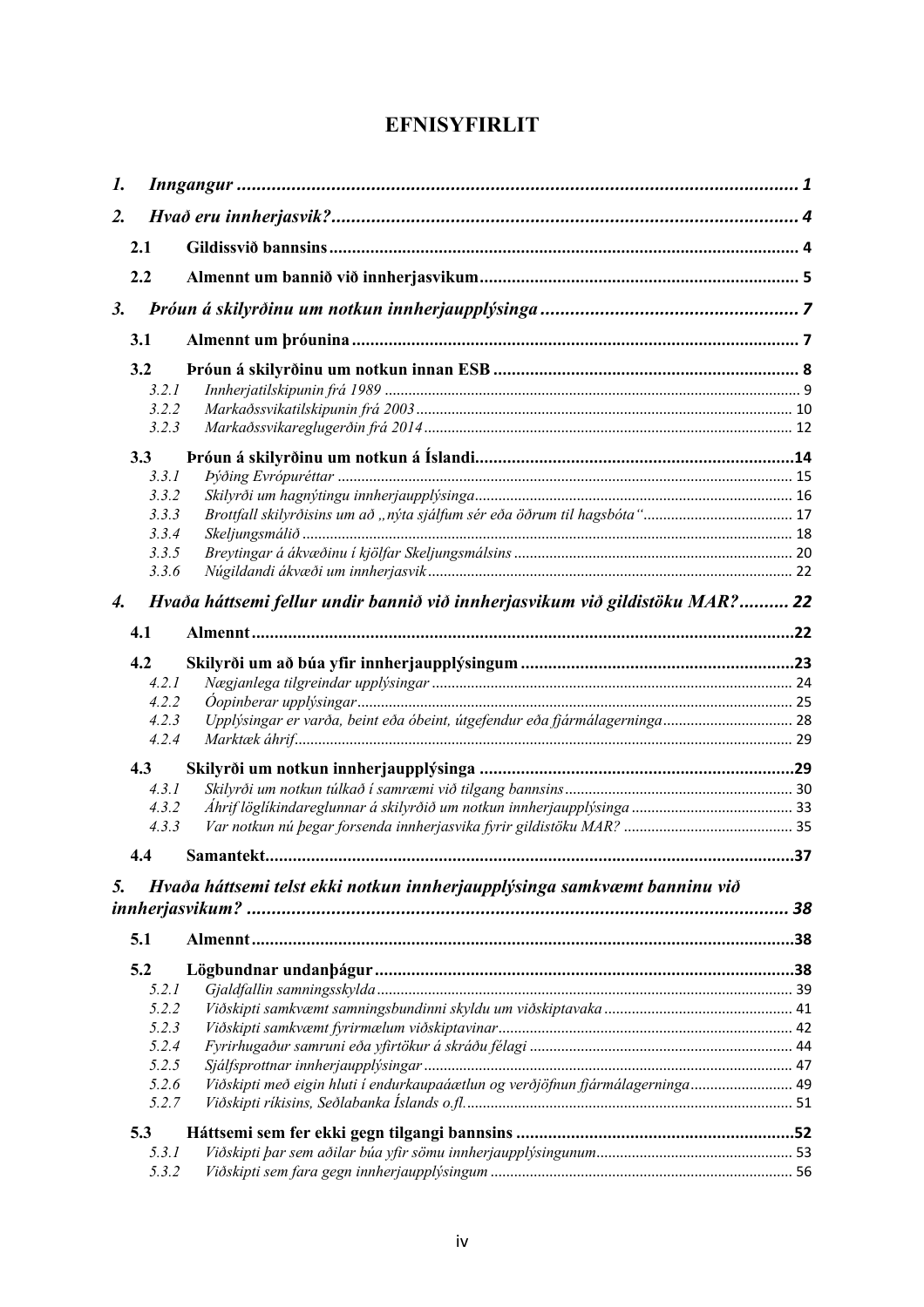# EFNISYFIRLIT

*1.* ***Inngangur*** **........................................ 1**

*2.* ***Hvað eru innherjasvik?*** **........................................ 4**

**2.1 Gildissvið bannsins ........................................ 4**

**2.2 Almennt um bannið við innherjasvikum ........................................ 5**

*3.* ***Þróun á skilyrðinu um notkun innherjaupplýsinga*** **........................................ 7**

**3.1 Almennt um þróunina ........................................ 7**

**3.2 Þróun á skilyrðinu um notkun innan ESB ........................................ 8**

- *3.2.1 Innherjatilskipunin frá 1989* ........................................ 9
- *3.2.2 Markaðssvikatilskipunin frá 2003* ........................................ 10
- *3.2.3 Markaðssvikareglugerðin frá 2014* ........................................ 12

**3.3 Þróun á skilyrðinu um notkun á Íslandi ........................................ 14**

- *3.3.1 Þýðing Evrópuréttar* ........................................ 15
- *3.3.2 Skilyrði um hagnýtingu innherjaupplýsinga* ........................................ 16
- *3.3.3 Brottfall skilyrðisins um að „nýta sjálfum sér eða öðrum til hagsbóta“* ........................................ 17
- *3.3.4 Skeljungsmálið* ........................................ 18
- *3.3.5 Breytingar á ákvæðinu í kjölfar Skeljungsmálsins* ........................................ 20
- *3.3.6 Núgildandi ákvæði um innherjasvik* ........................................ 22

*4.* ***Hvaða háttsemi fellur undir bannið við innherjasvikum við gildistöku MAR?*** **.......... 22**

**4.1 Almennt ........................................ 22**

**4.2 Skilyrði um að búa yfir innherjaupplýsingum ........................................ 23**

- *4.2.1 Nægjanlega tilgreindar upplýsingar* ........................................ 24
- *4.2.2 Óopinberar upplýsingar* ........................................ 25
- *4.2.3 Upplýsingar er varða, beint eða óbeint, útgefendur eða fjármálagerninga* ........................................ 28
- *4.2.4 Marktæk áhrif* ........................................ 29

**4.3 Skilyrði um notkun innherjaupplýsinga ........................................ 29**

- *4.3.1 Skilyrði um notkun túlkað í samræmi við tilgang bannsins* ........................................ 30
- *4.3.2 Áhrif löglíkindareglunnar á skilyrðið um notkun innherjaupplýsinga* ........................................ 33
- *4.3.3 Var notkun nú þegar forsenda innherjasvika fyrir gildistöku MAR?* ........................................ 35

**4.4 Samantekt ........................................ 37**

*5.* ***Hvaða háttsemi telst ekki notkun innherjaupplýsinga samkvæmt banninu við innherjasvikum?*** **........................................ 38**

**5.1 Almennt ........................................ 38**

**5.2 Lögbundnar undanþágur ........................................ 38**

- *5.2.1 Gjaldfallin samningsskylda* ........................................ 39
- *5.2.2 Viðskipti samkvæmt samningsbundinni skyldu um viðskiptavaka* ........................................ 41
- *5.2.3 Viðskipti samkvæmt fyrirmælum viðskiptavinar* ........................................ 42
- *5.2.4 Fyrirhugaður samruni eða yfirtökur á skráðu félagi* ........................................ 44
- *5.2.5 Sjálfsprottnar innherjaupplýsingar* ........................................ 47
- *5.2.6 Viðskipti með eigin hluti í endurkaupaáætlun og verðjöfnun fjármálagerninga* ........................................ 49
- *5.2.7 Viðskipti ríkisins, Seðlabanka Íslands o.fl.* ........................................ 51

**5.3 Háttsemi sem fer ekki gegn tilgangi bannsins ........................................ 52**

- *5.3.1 Viðskipti þar sem aðilar búa yfir sömu innherjaupplýsingunum* ........................................ 53
- *5.3.2 Viðskipti sem fara gegn innherjaupplýsingum* ........................................ 56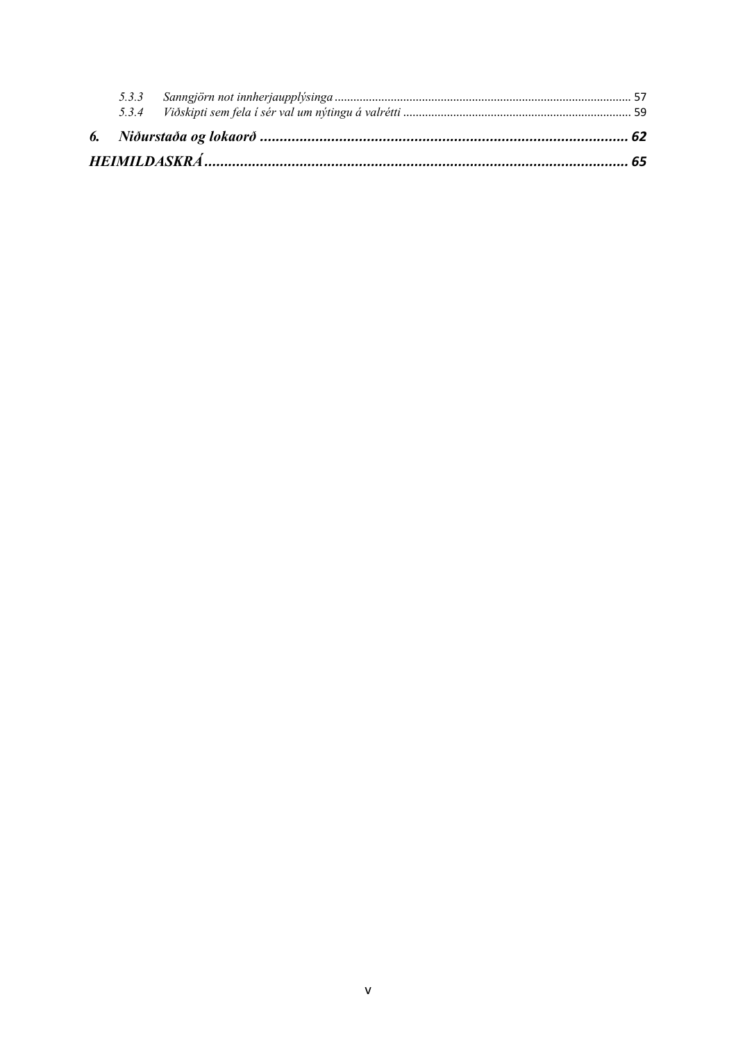5.3.3 *Sanngjörn not innherjaupplýsinga* ............................................................................................. 57
5.3.4 *Viðskipti sem fela í sér val um nýtingu á valrétti* ........................................................................ 59

***6. Niðurstaða og lokaorð* ............................................................................................ 62**

***HEIMILDASKRÁ* .......................................................................................................... 65**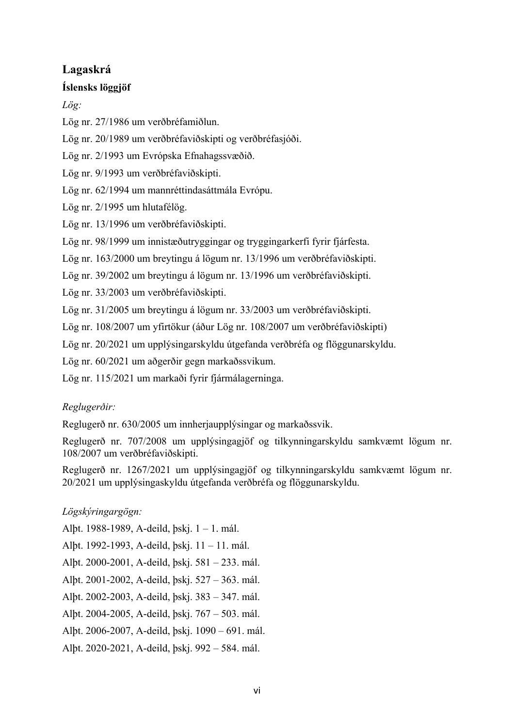## Lagaskrá

### Íslensks löggjöf

*Lög:*

Lög nr. 27/1986 um verðbréfamiðlun.

Lög nr. 20/1989 um verðbréfaviðskipti og verðbréfasjóði.

Lög nr. 2/1993 um Evrópska Efnahagssvæðið.

Lög nr. 9/1993 um verðbréfaviðskipti.

Lög nr. 62/1994 um mannréttindasáttmála Evrópu.

Lög nr. 2/1995 um hlutafélög.

Lög nr. 13/1996 um verðbréfaviðskipti.

Lög nr. 98/1999 um innistæðutryggingar og tryggingarkerfi fyrir fjárfesta.

Lög nr. 163/2000 um breytingu á lögum nr. 13/1996 um verðbréfaviðskipti.

Lög nr. 39/2002 um breytingu á lögum nr. 13/1996 um verðbréfaviðskipti.

Lög nr. 33/2003 um verðbréfaviðskipti.

Lög nr. 31/2005 um breytingu á lögum nr. 33/2003 um verðbréfaviðskipti.

Lög nr. 108/2007 um yfirtökur (áður Lög nr. 108/2007 um verðbréfaviðskipti)

Lög nr. 20/2021 um upplýsingarskyldu útgefanda verðbréfa og flöggunarskyldu.

Lög nr. 60/2021 um aðgerðir gegn markaðssvikum.

Lög nr. 115/2021 um markaði fyrir fjármálagerninga.

*Reglugerðir:*

Reglugerð nr. 630/2005 um innherjaupplýsingar og markaðssvik.

Reglugerð nr. 707/2008 um upplýsingagjöf og tilkynningarskyldu samkvæmt lögum nr. 108/2007 um verðbréfaviðskipti.

Reglugerð nr. 1267/2021 um upplýsingagjöf og tilkynningarskyldu samkvæmt lögum nr. 20/2021 um upplýsingaskyldu útgefanda verðbréfa og flöggunarskyldu.

*Lögskýringargögn:*

Alþt. 1988-1989, A-deild, þskj. 1 – 1. mál.

Alþt. 1992-1993, A-deild, þskj. 11 – 11. mál.

Alþt. 2000-2001, A-deild, þskj. 581 – 233. mál.

Alþt. 2001-2002, A-deild, þskj. 527 – 363. mál.

Alþt. 2002-2003, A-deild, þskj. 383 – 347. mál.

Alþt. 2004-2005, A-deild, þskj. 767 – 503. mál.

Alþt. 2006-2007, A-deild, þskj. 1090 – 691. mál.

Alþt. 2020-2021, A-deild, þskj. 992 – 584. mál.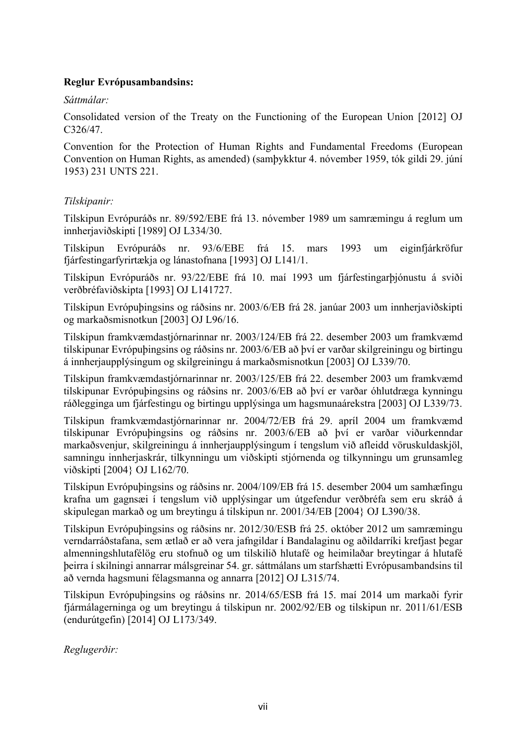**Reglur Evrópusambandsins:**

*Sáttmálar:*

Consolidated version of the Treaty on the Functioning of the European Union [2012] OJ C326/47.

Convention for the Protection of Human Rights and Fundamental Freedoms (European Convention on Human Rights, as amended) (samþykktur 4. nóvember 1959, tók gildi 29. júní 1953) 231 UNTS 221.

*Tilskipanir:*

Tilskipun Evrópuráðs nr. 89/592/EBE frá 13. nóvember 1989 um samræmingu á reglum um innherjaviðskipti [1989] OJ L334/30.

Tilskipun Evrópuráðs nr. 93/6/EBE frá 15. mars 1993 um eiginfjárkröfur fjárfestingarfyrirtækja og lánastofnana [1993] OJ L141/1.

Tilskipun Evrópuráðs nr. 93/22/EBE frá 10. maí 1993 um fjárfestingarþjónustu á sviði verðbréfaviðskipta [1993] OJ L141727.

Tilskipun Evrópuþingsins og ráðsins nr. 2003/6/EB frá 28. janúar 2003 um innherjaviðskipti og markaðsmisnotkun [2003] OJ L96/16.

Tilskipun framkvæmdastjórnarinnar nr. 2003/124/EB frá 22. desember 2003 um framkvæmd tilskipunar Evrópuþingsins og ráðsins nr. 2003/6/EB að því er varðar skilgreiningu og birtingu á innherjaupplýsingum og skilgreiningu á markaðsmisnotkun [2003] OJ L339/70.

Tilskipun framkvæmdastjórnarinnar nr. 2003/125/EB frá 22. desember 2003 um framkvæmd tilskipunar Evrópuþingsins og ráðsins nr. 2003/6/EB að því er varðar óhlutdræga kynningu ráðlegginga um fjárfestingu og birtingu upplýsinga um hagsmunaárekstra [2003] OJ L339/73.

Tilskipun framkvæmdastjórnarinnar nr. 2004/72/EB frá 29. apríl 2004 um framkvæmd tilskipunar Evrópuþingsins og ráðsins nr. 2003/6/EB að því er varðar viðurkenndar markaðsvenjur, skilgreiningu á innherjaupplýsingum í tengslum við afleidd vöruskuldaskjöl, samningu innherjaskrár, tilkynningu um viðskipti stjórnenda og tilkynningu um grunsamleg viðskipti [2004} OJ L162/70.

Tilskipun Evrópuþingsins og ráðsins nr. 2004/109/EB frá 15. desember 2004 um samhæfingu krafna um gagnsæi í tengslum við upplýsingar um útgefendur verðbréfa sem eru skráð á skipulegan markað og um breytingu á tilskipun nr. 2001/34/EB [2004} OJ L390/38.

Tilskipun Evrópuþingsins og ráðsins nr. 2012/30/ESB frá 25. október 2012 um samræmingu verndarráðstafana, sem ætlað er að vera jafngildar í Bandalaginu og aðildarríki krefjast þegar almenningshlutafélög eru stofnuð og um tilskilið hlutafé og heimilaðar breytingar á hlutafé þeirra í skilningi annarrar málsgreinar 54. gr. sáttmálans um starfshætti Evrópusambandsins til að vernda hagsmuni félagsmanna og annarra [2012] OJ L315/74.

Tilskipun Evrópuþingsins og ráðsins nr. 2014/65/ESB frá 15. maí 2014 um markaði fyrir fjármálagerninga og um breytingu á tilskipun nr. 2002/92/EB og tilskipun nr. 2011/61/ESB (endurútgefin) [2014] OJ L173/349.

*Reglugerðir:*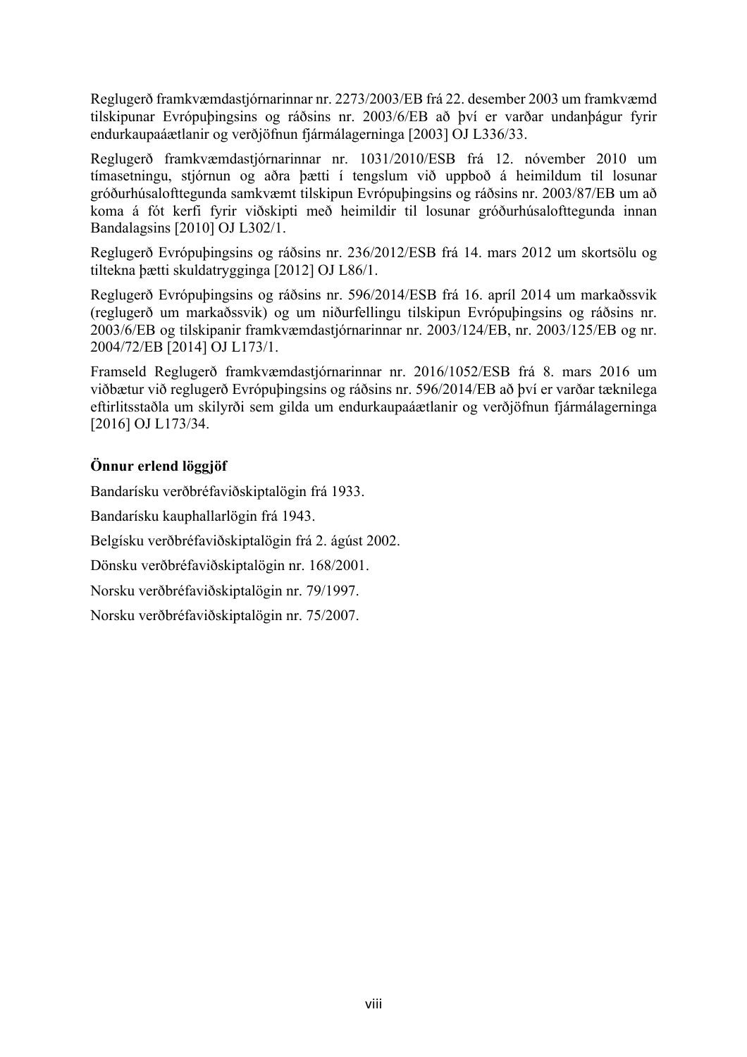Reglugerð framkvæmdastjórnarinnar nr. 2273/2003/EB frá 22. desember 2003 um framkvæmd tilskipunar Evrópuþingsins og ráðsins nr. 2003/6/EB að því er varðar undanþágur fyrir endurkaupaáætlanir og verðjöfnun fjármálagerninga [2003] OJ L336/33.

Reglugerð framkvæmdastjórnarinnar nr. 1031/2010/ESB frá 12. nóvember 2010 um tímasetningu, stjórnun og aðra þætti í tengslum við uppboð á heimildum til losunar gróðurhúsalofttegunda samkvæmt tilskipun Evrópuþingsins og ráðsins nr. 2003/87/EB um að koma á fót kerfi fyrir viðskipti með heimildir til losunar gróðurhúsalofttegunda innan Bandalagsins [2010] OJ L302/1.

Reglugerð Evrópuþingsins og ráðsins nr. 236/2012/ESB frá 14. mars 2012 um skortsölu og tiltekna þætti skuldatrygginga [2012] OJ L86/1.

Reglugerð Evrópuþingsins og ráðsins nr. 596/2014/ESB frá 16. apríl 2014 um markaðssvik (reglugerð um markaðssvik) og um niðurfellingu tilskipun Evrópuþingsins og ráðsins nr. 2003/6/EB og tilskipanir framkvæmdastjórnarinnar nr. 2003/124/EB, nr. 2003/125/EB og nr. 2004/72/EB [2014] OJ L173/1.

Framseld Reglugerð framkvæmdastjórnarinnar nr. 2016/1052/ESB frá 8. mars 2016 um viðbætur við reglugerð Evrópuþingsins og ráðsins nr. 596/2014/EB að því er varðar tæknilega eftirlitsstaðla um skilyrði sem gilda um endurkaupaáætlanir og verðjöfnun fjármálagerninga [2016] OJ L173/34.

**Önnur erlend löggjöf**

Bandarísku verðbréfaviðskiptalögin frá 1933.

Bandarísku kauphallarlögin frá 1943.

Belgísku verðbréfaviðskiptalögin frá 2. ágúst 2002.

Dönsku verðbréfaviðskiptalögin nr. 168/2001.

Norsku verðbréfaviðskiptalögin nr. 79/1997.

Norsku verðbréfaviðskiptalögin nr. 75/2007.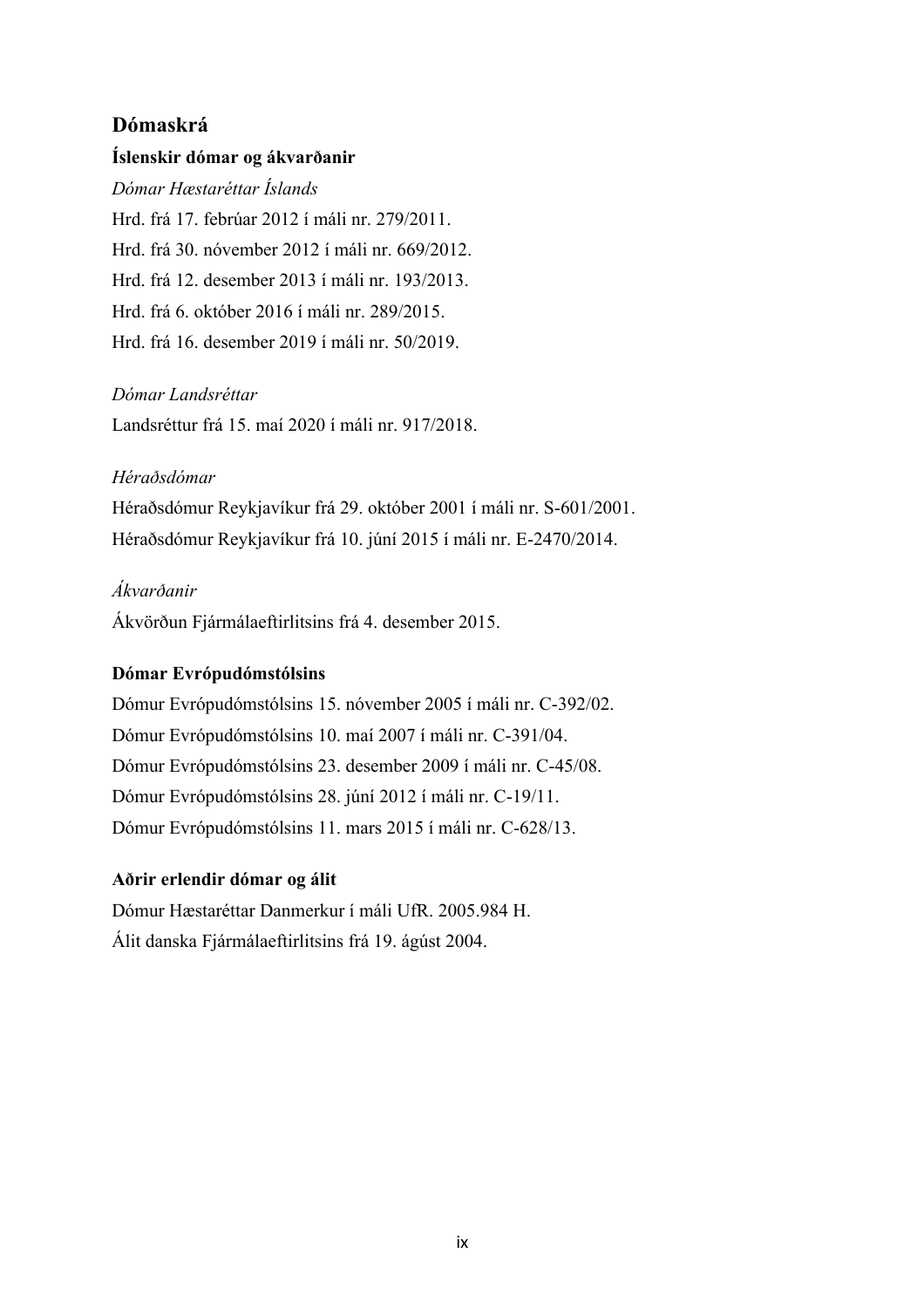## Dómaskrá

### Íslenskir dómar og ákvarðanir

*Dómar Hæstaréttar Íslands*

Hrd. frá 17. febrúar 2012 í máli nr. 279/2011.

Hrd. frá 30. nóvember 2012 í máli nr. 669/2012.

Hrd. frá 12. desember 2013 í máli nr. 193/2013.

Hrd. frá 6. október 2016 í máli nr. 289/2015.

Hrd. frá 16. desember 2019 í máli nr. 50/2019.

*Dómar Landsréttar*

Landsréttur frá 15. maí 2020 í máli nr. 917/2018.

*Héraðsdómar*

Héraðsdómur Reykjavíkur frá 29. október 2001 í máli nr. S-601/2001.

Héraðsdómur Reykjavíkur frá 10. júní 2015 í máli nr. E-2470/2014.

*Ákvarðanir*

Ákvörðun Fjármálaeftirlitsins frá 4. desember 2015.

### Dómar Evrópudómstólsins

Dómur Evrópudómstólsins 15. nóvember 2005 í máli nr. C-392/02.

Dómur Evrópudómstólsins 10. maí 2007 í máli nr. C-391/04.

Dómur Evrópudómstólsins 23. desember 2009 í máli nr. C-45/08.

Dómur Evrópudómstólsins 28. júní 2012 í máli nr. C-19/11.

Dómur Evrópudómstólsins 11. mars 2015 í máli nr. C-628/13.

### Aðrir erlendir dómar og álit

Dómur Hæstaréttar Danmerkur í máli UfR. 2005.984 H.

Álit danska Fjármálaeftirlitsins frá 19. ágúst 2004.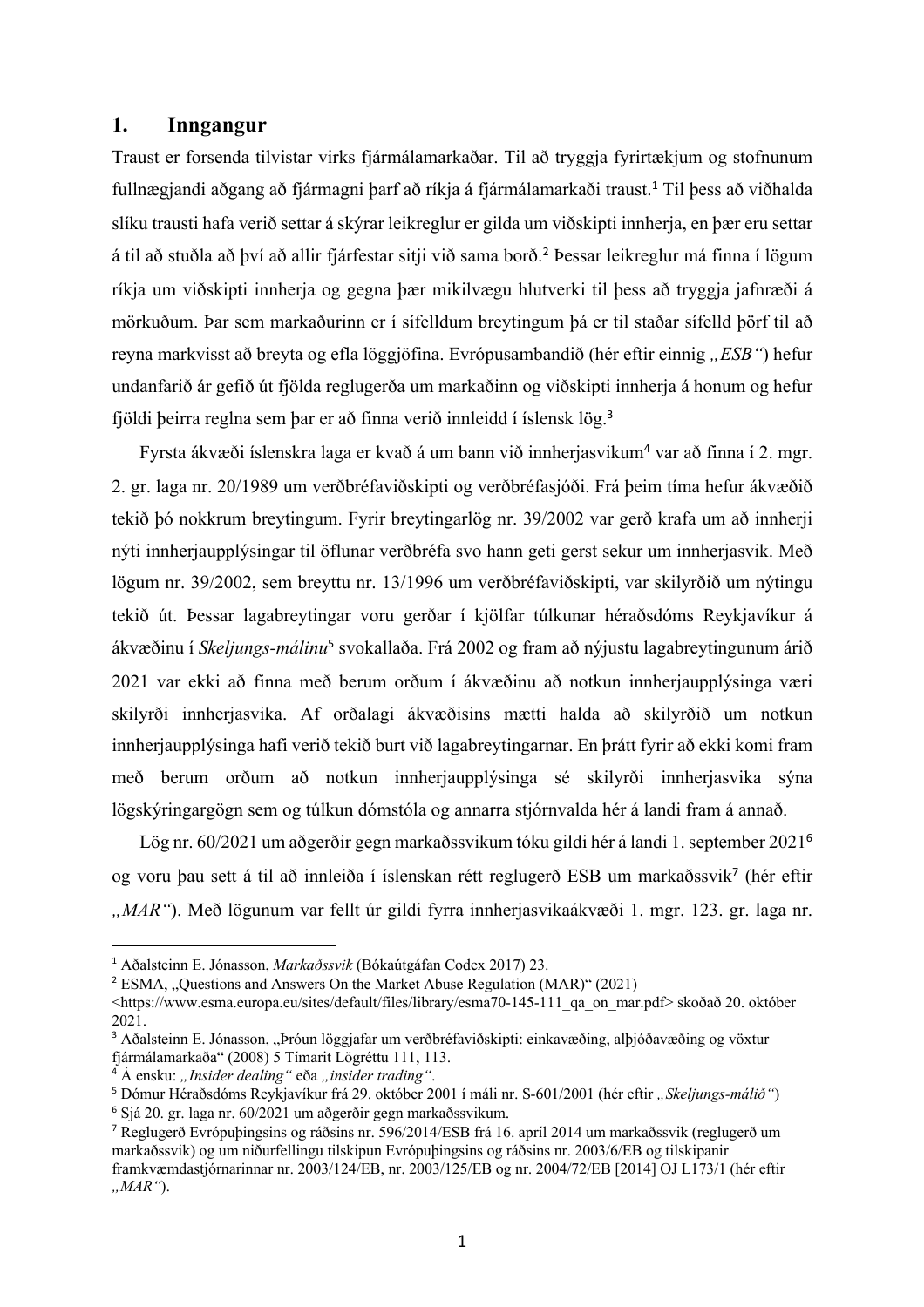## 1. Inngangur

Traust er forsenda tilvistar virks fjármálamarkaðar. Til að tryggja fyrirtækjum og stofnunum fullnægjandi aðgang að fjármagni þarf að ríkja á fjármálamarkaði traust.[1] Til þess að viðhalda slíku trausti hafa verið settar á skýrar leikreglur er gilda um viðskipti innherja, en þær eru settar á til að stuðla að því að allir fjárfestar sitji við sama borð.[2] Þessar leikreglur má finna í lögum ríkja um viðskipti innherja og gegna þær mikilvægu hlutverki til þess að tryggja jafnræði á mörkuðum. Þar sem markaðurinn er í sífelldum breytingum þá er til staðar sífelld þörf til að reyna markvisst að breyta og efla löggjöfina. Evrópusambandið (hér eftir einnig *„ESB“*) hefur undanfarið ár gefið út fjölda reglugerða um markaðinn og viðskipti innherja á honum og hefur fjöldi þeirra reglna sem þar er að finna verið innleidd í íslensk lög.[3]

Fyrsta ákvæði íslenskra laga er kvað á um bann við innherjasvikum[4] var að finna í 2. mgr. 2. gr. laga nr. 20/1989 um verðbréfaviðskipti og verðbréfasjóði. Frá þeim tíma hefur ákvæðið tekið þó nokkrum breytingum. Fyrir breytingarlög nr. 39/2002 var gerð krafa um að innherji nýti innherjaupplýsingar til öflunar verðbréfa svo hann geti gerst sekur um innherjasvik. Með lögum nr. 39/2002, sem breyttu nr. 13/1996 um verðbréfaviðskipti, var skilyrðið um nýtingu tekið út. Þessar lagabreytingar voru gerðar í kjölfar túlkunar héraðsdóms Reykjavíkur á ákvæðinu í *Skeljungs-málinu*[5] svokallaða. Frá 2002 og fram að nýjustu lagabreytingunum árið 2021 var ekki að finna með berum orðum í ákvæðinu að notkun innherjaupplýsinga væri skilyrði innherjasvika. Af orðalagi ákvæðisins mætti halda að skilyrðið um notkun innherjaupplýsinga hafi verið tekið burt við lagabreytingarnar. En þrátt fyrir að ekki komi fram með berum orðum að notkun innherjaupplýsinga sé skilyrði innherjasvika sýna lögskýringargögn sem og túlkun dómstóla og annarra stjórnvalda hér á landi fram á annað.

Lög nr. 60/2021 um aðgerðir gegn markaðssvikum tóku gildi hér á landi 1. september 2021[6] og voru þau sett á til að innleiða í íslenskan rétt reglugerð ESB um markaðssvik[7] (hér eftir *„MAR“*). Með lögunum var fellt úr gildi fyrra innherjasvikaákvæði 1. mgr. 123. gr. laga nr.

---

[1] Aðalsteinn E. Jónasson, *Markaðssvik* (Bókaútgáfan Codex 2017) 23.

[2] ESMA, „Questions and Answers On the Market Abuse Regulation (MAR)“ (2021) <https://www.esma.europa.eu/sites/default/files/library/esma70-145-111_qa_on_mar.pdf> skoðað 20. október 2021.

[3] Aðalsteinn E. Jónasson, „Þróun löggjafar um verðbréfaviðskipti: einkavæðing, alþjóðavæðing og vöxtur fjármálamarkaða“ (2008) 5 Tímarit Lögréttu 111, 113.

[4] Á ensku: *„Insider dealing“* eða *„insider trading“*.

[5] Dómur Héraðsdóms Reykjavíkur frá 29. október 2001 í máli nr. S-601/2001 (hér eftir *„Skeljungs-málið“*)

[6] Sjá 20. gr. laga nr. 60/2021 um aðgerðir gegn markaðssvikum.

[7] Reglugerð Evrópuþingsins og ráðsins nr. 596/2014/ESB frá 16. apríl 2014 um markaðssvik (reglugerð um markaðssvik) og um niðurfellingu tilskipun Evrópuþingsins og ráðsins nr. 2003/6/EB og tilskipanir framkvæmdastjórnarinnar nr. 2003/124/EB, nr. 2003/125/EB og nr. 2004/72/EB [2014] OJ L173/1 (hér eftir *„MAR“*).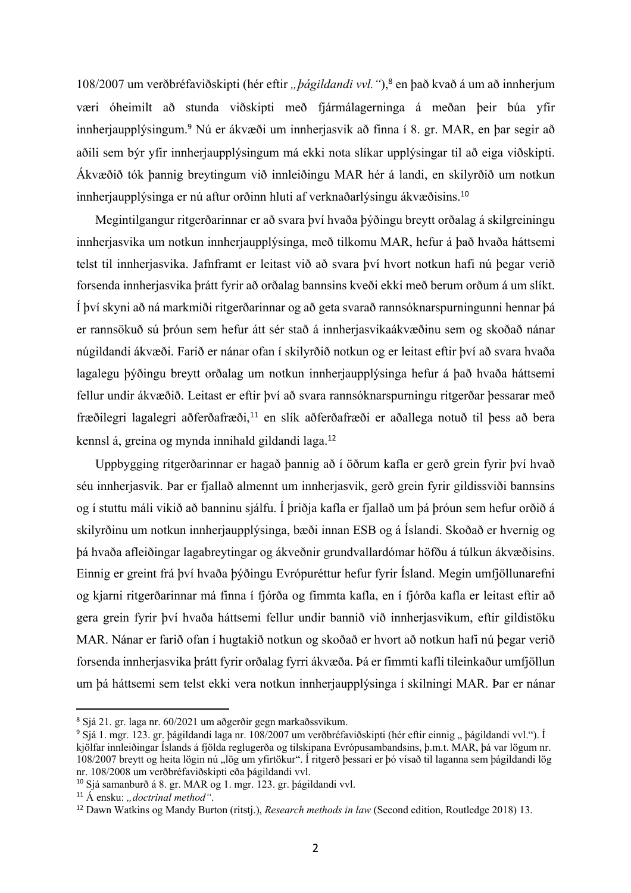108/2007 um verðbréfaviðskipti (hér eftir *„þágildandi vvl.“*),[8] en það kvað á um að innherjum væri óheimilt að stunda viðskipti með fjármálagerninga á meðan þeir búa yfir innherjaupplýsingum.[9] Nú er ákvæði um innherjasvik að finna í 8. gr. MAR, en þar segir að aðili sem býr yfir innherjaupplýsingum má ekki nota slíkar upplýsingar til að eiga viðskipti. Ákvæðið tók þannig breytingum við innleiðingu MAR hér á landi, en skilyrðið um notkun innherjaupplýsinga er nú aftur orðinn hluti af verknaðarlýsingu ákvæðisins.[10]

Megintilgangur ritgerðarinnar er að svara því hvaða þýðingu breytt orðalag á skilgreiningu innherjasvika um notkun innherjaupplýsinga, með tilkomu MAR, hefur á það hvaða háttsemi telst til innherjasvika. Jafnframt er leitast við að svara því hvort notkun hafi nú þegar verið forsenda innherjasvika þrátt fyrir að orðalag bannsins kveði ekki með berum orðum á um slíkt. Í því skyni að ná markmiði ritgerðarinnar og að geta svarað rannsóknarspurningunni hennar þá er rannsökuð sú þróun sem hefur átt sér stað á innherjasvikaákvæðinu sem og skoðað nánar núgildandi ákvæði. Farið er nánar ofan í skilyrðið notkun og er leitast eftir því að svara hvaða lagalegu þýðingu breytt orðalag um notkun innherjaupplýsinga hefur á það hvaða háttsemi fellur undir ákvæðið. Leitast er eftir því að svara rannsóknarspurningu ritgerðar þessarar með fræðilegri lagalegri aðferðafræði,[11] en slík aðferðafræði er aðallega notuð til þess að bera kennsl á, greina og mynda innihald gildandi laga.[12]

Uppbygging ritgerðarinnar er hagað þannig að í öðrum kafla er gerð grein fyrir því hvað séu innherjasvik. Þar er fjallað almennt um innherjasvik, gerð grein fyrir gildissviði bannsins og í stuttu máli vikið að banninu sjálfu. Í þriðja kafla er fjallað um þá þróun sem hefur orðið á skilyrðinu um notkun innherjaupplýsinga, bæði innan ESB og á Íslandi. Skoðað er hvernig og þá hvaða afleiðingar lagabreytingar og ákveðnir grundvallardómar höfðu á túlkun ákvæðisins. Einnig er greint frá því hvaða þýðingu Evrópuréttur hefur fyrir Ísland. Megin umfjöllunarefni og kjarni ritgerðarinnar má finna í fjórða og fimmta kafla, en í fjórða kafla er leitast eftir að gera grein fyrir því hvaða háttsemi fellur undir bannið við innherjasvikum, eftir gildistöku MAR. Nánar er farið ofan í hugtakið notkun og skoðað er hvort að notkun hafi nú þegar verið forsenda innherjasvika þrátt fyrir orðalag fyrri ákvæða. Þá er fimmti kafli tileinkaður umfjöllun um þá háttsemi sem telst ekki vera notkun innherjaupplýsinga í skilningi MAR. Þar er nánar

---

[8] Sjá 21. gr. laga nr. 60/2021 um aðgerðir gegn markaðssvikum.

[9] Sjá 1. mgr. 123. gr. þágildandi laga nr. 108/2007 um verðbréfaviðskipti (hér eftir einnig „ þágildandi vvl.“). Í kjölfar innleiðingar Íslands á fjölda reglugerða og tilskipana Evrópusambandsins, þ.m.t. MAR, þá var lögum nr. 108/2007 breytt og heita lögin nú „lög um yfirtökur“. Í ritgerð þessari er þó vísað til laganna sem þágildandi lög nr. 108/2008 um verðbréfaviðskipti eða þágildandi vvl.

[10] Sjá samanburð á 8. gr. MAR og 1. mgr. 123. gr. þágildandi vvl.

[11] Á ensku: *„doctrinal method“*.

[12] Dawn Watkins og Mandy Burton (ritstj.), *Research methods in law* (Second edition, Routledge 2018) 13.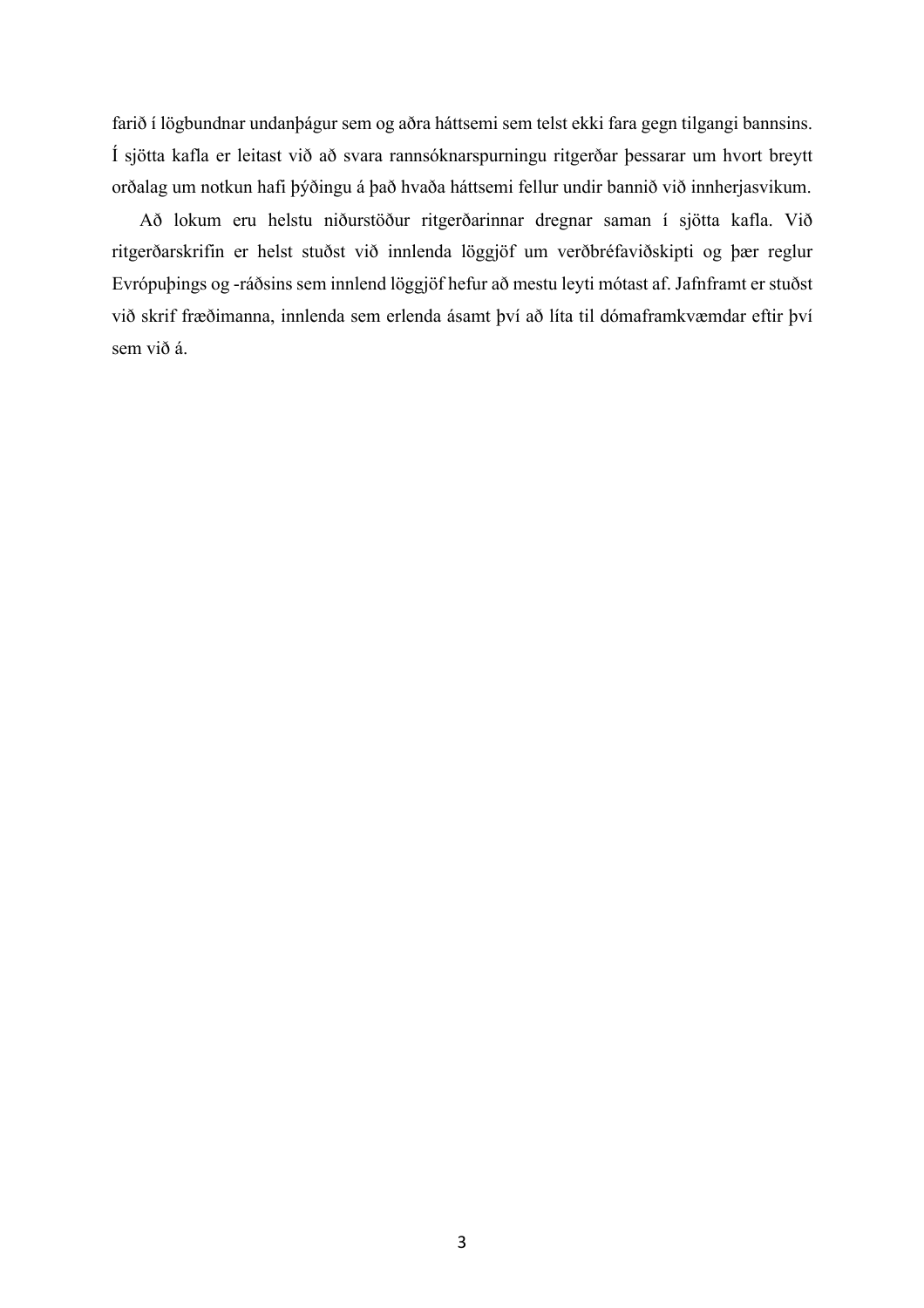farið í lögbundnar undanþágur sem og aðra háttsemi sem telst ekki fara gegn tilgangi bannsins. Í sjötta kafla er leitast við að svara rannsóknarspurningu ritgerðar þessarar um hvort breytt orðalag um notkun hafi þýðingu á það hvaða háttsemi fellur undir bannið við innherjasvikum.

Að lokum eru helstu niðurstöður ritgerðarinnar dregnar saman í sjötta kafla. Við ritgerðarskrifin er helst stuðst við innlenda löggjöf um verðbréfaviðskipti og þær reglur Evrópuþings og -ráðsins sem innlend löggjöf hefur að mestu leyti mótast af. Jafnframt er stuðst við skrif fræðimanna, innlenda sem erlenda ásamt því að líta til dómaframkvæmdar eftir því sem við á.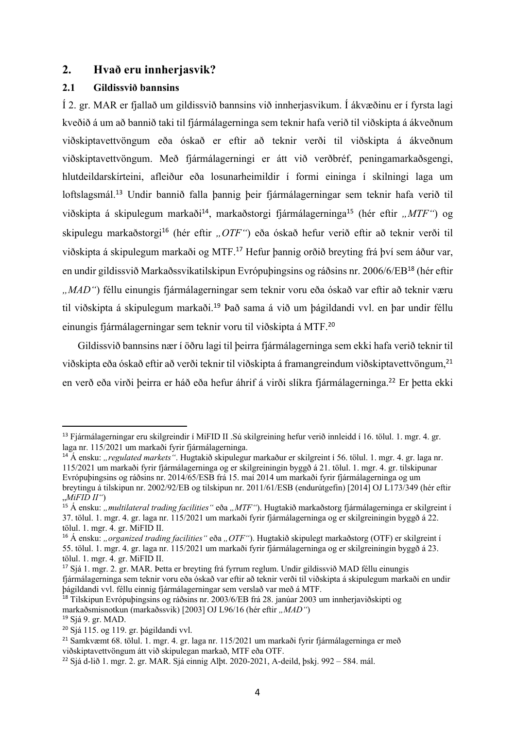## 2. Hvað eru innherjasvik?

### 2.1 Gildissvið bannsins

Í 2. gr. MAR er fjallað um gildissvið bannsins við innherjasvikum. Í ákvæðinu er í fyrsta lagi kveðið á um að bannið taki til fjármálagerninga sem teknir hafa verið til viðskipta á ákveðnum viðskiptavettvöngum eða óskað er eftir að teknir verði til viðskipta á ákveðnum viðskiptavettvöngum. Með fjármálagerningi er átt við verðbréf, peningamarkaðsgengi, hlutdeildarskírteini, afleiður eða losunarheimildir í formi eininga í skilningi laga um loftslagsmál.[13] Undir bannið falla þannig þeir fjármálagerningar sem teknir hafa verið til viðskipta á skipulegum markaði[14], markaðstorgi fjármálagerninga[15] (hér eftir *„MTF"*) og skipulegu markaðstorgi[16] (hér eftir *„OTF"*) eða óskað hefur verið eftir að teknir verði til viðskipta á skipulegum markaði og MTF.[17] Hefur þannig orðið breyting frá því sem áður var, en undir gildissvið Markaðssvikatilskipun Evrópuþingsins og ráðsins nr. 2006/6/EB[18] (hér eftir *„MAD"*) féllu einungis fjármálagerningar sem teknir voru eða óskað var eftir að teknir væru til viðskipta á skipulegum markaði.[19] Það sama á við um þágildandi vvl. en þar undir féllu einungis fjármálagerningar sem teknir voru til viðskipta á MTF.[20]

Gildissvið bannsins nær í öðru lagi til þeirra fjármálagerninga sem ekki hafa verið teknir til viðskipta eða óskað eftir að verði teknir til viðskipta á framangreindum viðskiptavettvöngum,[21] en verð eða virði þeirra er háð eða hefur áhrif á virði slíkra fjármálagerninga.[22] Er þetta ekki

---

[13] Fjármálagerningar eru skilgreindir í MiFID II .Sú skilgreining hefur verið innleidd í 16. tölul. 1. mgr. 4. gr. laga nr. 115/2021 um markaði fyrir fjármálagerninga.

[14] Á ensku: *„regulated markets"*. Hugtakið skipulegur markaður er skilgreint í 56. tölul. 1. mgr. 4. gr. laga nr. 115/2021 um markaði fyrir fjármálagerninga og er skilgreiningin byggð á 21. tölul. 1. mgr. 4. gr. tilskipunar Evrópuþingsins og ráðsins nr. 2014/65/ESB frá 15. maí 2014 um markaði fyrir fjármálagerninga og um breytingu á tilskipun nr. 2002/92/EB og tilskipun nr. 2011/61/ESB (endurútgefin) [2014] OJ L173/349 (hér eftir *„MiFID II"*)

[15] Á ensku: *„multilateral trading facilities"* eða *„MTF"*). Hugtakið markaðstorg fjármálagerninga er skilgreint í 37. tölul. 1. mgr. 4. gr. laga nr. 115/2021 um markaði fyrir fjármálagerninga og er skilgreiningin byggð á 22. tölul. 1. mgr. 4. gr. MiFID II.

[16] Á ensku: *„organized trading facilities"* eða *„OTF"*). Hugtakið skipulegt markaðstorg (OTF) er skilgreint í 55. tölul. 1. mgr. 4. gr. laga nr. 115/2021 um markaði fyrir fjármálagerninga og er skilgreiningin byggð á 23. tölul. 1. mgr. 4. gr. MiFID II.

[17] Sjá 1. mgr. 2. gr. MAR. Þetta er breyting frá fyrrum reglum. Undir gildissvið MAD féllu einungis fjármálagerninga sem teknir voru eða óskað var eftir að teknir verði til viðskipta á skipulegum markaði en undir þágildandi vvl. féllu einnig fjármálagerningar sem verslað var með á MTF.

[18] Tilskipun Evrópuþingsins og ráðsins nr. 2003/6/EB frá 28. janúar 2003 um innherjaviðskipti og markaðsmisnotkun (markaðssvik) [2003] OJ L96/16 (hér eftir *„MAD"*)

[19] Sjá 9. gr. MAD.

[20] Sjá 115. og 119. gr. þágildandi vvl.

[21] Samkvæmt 68. tölul. 1. mgr. 4. gr. laga nr. 115/2021 um markaði fyrir fjármálagerninga er með viðskiptavettvöngum átt við skipulegan markað, MTF eða OTF.

[22] Sjá d-lið 1. mgr. 2. gr. MAR. Sjá einnig Alþt. 2020-2021, A-deild, þskj. 992 – 584. mál.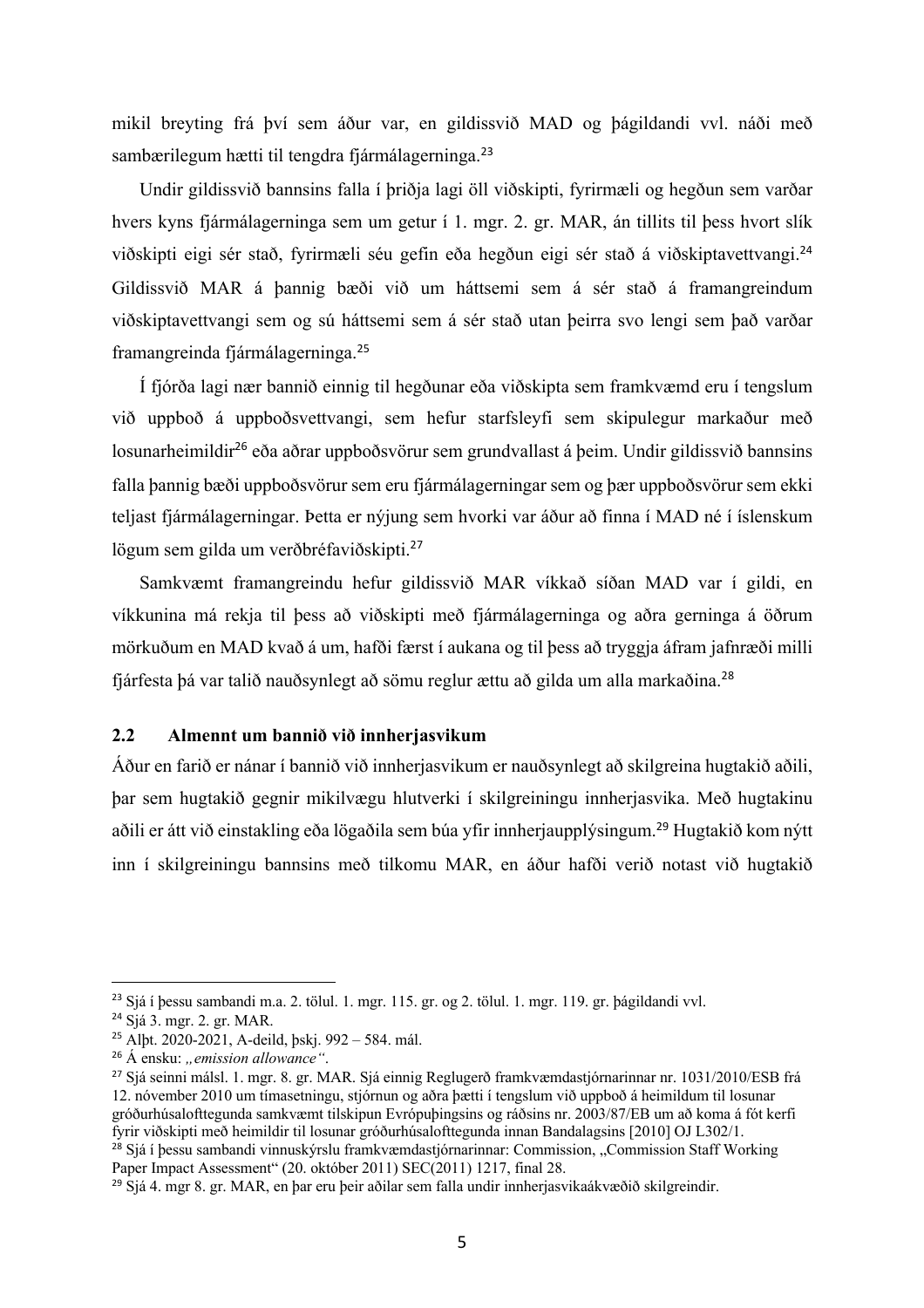mikil breyting frá því sem áður var, en gildissvið MAD og þágildandi vvl. náði með sambærilegum hætti til tengdra fjármálagerninga.[23]

Undir gildissvið bannsins falla í þriðja lagi öll viðskipti, fyrirmæli og hegðun sem varðar hvers kyns fjármálagerninga sem um getur í 1. mgr. 2. gr. MAR, án tillits til þess hvort slík viðskipti eigi sér stað, fyrirmæli séu gefin eða hegðun eigi sér stað á viðskiptavettvangi.[24] Gildissvið MAR á þannig bæði við um háttsemi sem á sér stað á framangreindum viðskiptavettvangi sem og sú háttsemi sem á sér stað utan þeirra svo lengi sem það varðar framangreinda fjármálagerninga.[25]

Í fjórða lagi nær bannið einnig til hegðunar eða viðskipta sem framkvæmd eru í tengslum við uppboð á uppboðsvettvangi, sem hefur starfsleyfi sem skipulegur markaður með losunarheimildir[26] eða aðrar uppboðsvörur sem grundvallast á þeim. Undir gildissvið bannsins falla þannig bæði uppboðsvörur sem eru fjármálagerningar sem og þær uppboðsvörur sem ekki teljast fjármálagerningar. Þetta er nýjung sem hvorki var áður að finna í MAD né í íslenskum lögum sem gilda um verðbréfaviðskipti.[27]

Samkvæmt framangreindu hefur gildissvið MAR víkkað síðan MAD var í gildi, en víkkunina má rekja til þess að viðskipti með fjármálagerninga og aðra gerninga á öðrum mörkuðum en MAD kvað á um, hafði færst í aukana og til þess að tryggja áfram jafnræði milli fjárfesta þá var talið nauðsynlegt að sömu reglur ættu að gilda um alla markaðina.[28]

## 2.2 Almennt um bannið við innherjasvikum

Áður en farið er nánar í bannið við innherjasvikum er nauðsynlegt að skilgreina hugtakið aðili, þar sem hugtakið gegnir mikilvægu hlutverki í skilgreiningu innherjasvika. Með hugtakinu aðili er átt við einstakling eða lögaðila sem búa yfir innherjaupplýsingum.[29] Hugtakið kom nýtt inn í skilgreiningu bannsins með tilkomu MAR, en áður hafði verið notast við hugtakið

---

[23] Sjá í þessu sambandi m.a. 2. tölul. 1. mgr. 115. gr. og 2. tölul. 1. mgr. 119. gr. þágildandi vvl.

[24] Sjá 3. mgr. 2. gr. MAR.

[25] Alþt. 2020-2021, A-deild, þskj. 992 – 584. mál.

[26] Á ensku: *„emission allowance"*.

[27] Sjá seinni málsl. 1. mgr. 8. gr. MAR. Sjá einnig Reglugerð framkvæmdastjórnarinnar nr. 1031/2010/ESB frá 12. nóvember 2010 um tímasetningu, stjórnun og aðra þætti í tengslum við uppboð á heimildum til losunar gróðurhúsalofttegunda samkvæmt tilskipun Evrópuþingsins og ráðsins nr. 2003/87/EB um að koma á fót kerfi fyrir viðskipti með heimildir til losunar gróðurhúsalofttegunda innan Bandalagsins [2010] OJ L302/1.

[28] Sjá í þessu sambandi vinnuskýrslu framkvæmdastjórnarinnar: Commission, „Commission Staff Working Paper Impact Assessment" (20. október 2011) SEC(2011) 1217, final 28.

[29] Sjá 4. mgr 8. gr. MAR, en þar eru þeir aðilar sem falla undir innherjasvikaákvæðið skilgreindir.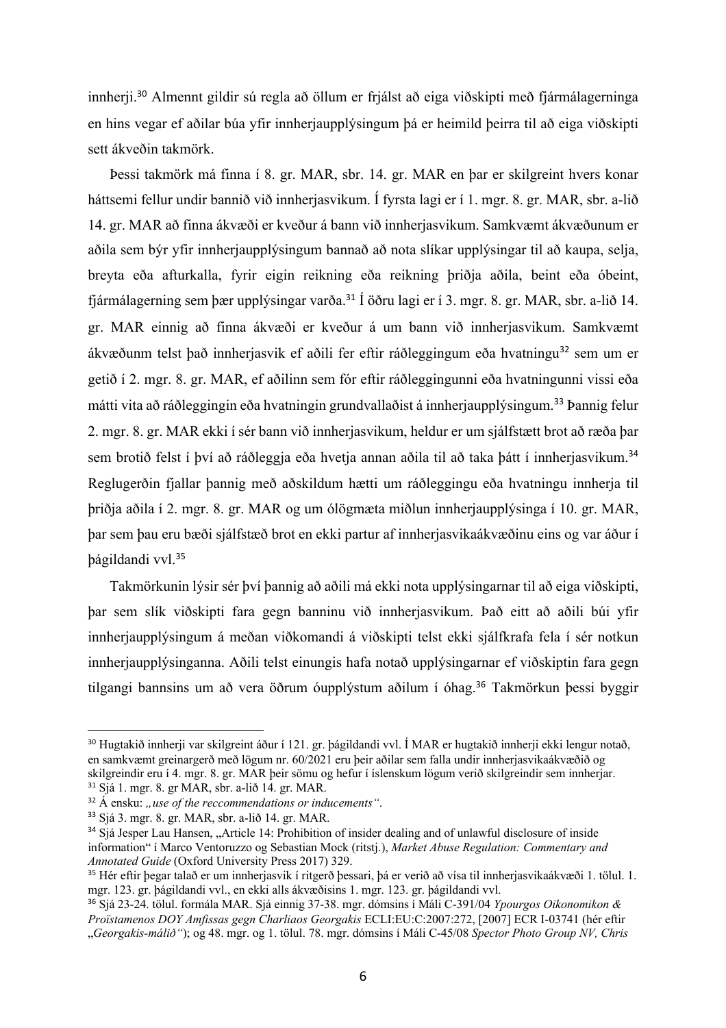innherji.[30] Almennt gildir sú regla að öllum er frjálst að eiga viðskipti með fjármálagerninga en hins vegar ef aðilar búa yfir innherjaupplýsingum þá er heimild þeirra til að eiga viðskipti sett ákveðin takmörk.

Þessi takmörk má finna í 8. gr. MAR, sbr. 14. gr. MAR en þar er skilgreint hvers konar háttsemi fellur undir bannið við innherjasvikum. Í fyrsta lagi er í 1. mgr. 8. gr. MAR, sbr. a-lið 14. gr. MAR að finna ákvæði er kveður á bann við innherjasvikum. Samkvæmt ákvæðunum er aðila sem býr yfir innherjaupplýsingum bannað að nota slíkar upplýsingar til að kaupa, selja, breyta eða afturkalla, fyrir eigin reikning eða reikning þriðja aðila, beint eða óbeint, fjármálagerning sem þær upplýsingar varða.[31] Í öðru lagi er í 3. mgr. 8. gr. MAR, sbr. a-lið 14. gr. MAR einnig að finna ákvæði er kveður á um bann við innherjasvikum. Samkvæmt ákvæðunm telst það innherjasvik ef aðili fer eftir ráðleggingum eða hvatningu[32] sem um er getið í 2. mgr. 8. gr. MAR, ef aðilinn sem fór eftir ráðleggingunni eða hvatningunni vissi eða mátti vita að ráðleggingin eða hvatningin grundvallaðist á innherjaupplýsingum.[33] Þannig felur 2. mgr. 8. gr. MAR ekki í sér bann við innherjasvikum, heldur er um sjálfstætt brot að ræða þar sem brotið felst í því að ráðleggja eða hvetja annan aðila til að taka þátt í innherjasvikum.[34] Reglugerðin fjallar þannig með aðskildum hætti um ráðleggingu eða hvatningu innherja til þriðja aðila í 2. mgr. 8. gr. MAR og um ólögmæta miðlun innherjaupplýsinga í 10. gr. MAR, þar sem þau eru bæði sjálfstæð brot en ekki partur af innherjasvikaákvæðinu eins og var áður í þágildandi vvl.[35]

Takmörkunin lýsir sér því þannig að aðili má ekki nota upplýsingarnar til að eiga viðskipti, þar sem slík viðskipti fara gegn banninu við innherjasvikum. Það eitt að aðili búi yfir innherjaupplýsingum á meðan viðkomandi á viðskipti telst ekki sjálfkrafa fela í sér notkun innherjaupplýsinganna. Aðili telst einungis hafa notað upplýsingarnar ef viðskiptin fara gegn tilgangi bannsins um að vera öðrum óupplýstum aðilum í óhag.[36] Takmörkun þessi byggir

---

[30] Hugtakið innherji var skilgreint áður í 121. gr. þágildandi vvl. Í MAR er hugtakið innherji ekki lengur notað, en samkvæmt greinargerð með lögum nr. 60/2021 eru þeir aðilar sem falla undir innherjasvikaákvæðið og skilgreindir eru í 4. mgr. 8. gr. MAR þeir sömu og hefur í íslenskum lögum verið skilgreindir sem innherjar.

[31] Sjá 1. mgr. 8. gr MAR, sbr. a-lið 14. gr. MAR.

[32] Á ensku: *„use of the reccommendations or inducements“*.

[33] Sjá 3. mgr. 8. gr. MAR, sbr. a-lið 14. gr. MAR.

[34] Sjá Jesper Lau Hansen, „Article 14: Prohibition of insider dealing and of unlawful disclosure of inside information“ í Marco Ventoruzzo og Sebastian Mock (ritstj.), *Market Abuse Regulation: Commentary and Annotated Guide* (Oxford University Press 2017) 329.

[35] Hér eftir þegar talað er um innherjasvik í ritgerð þessari, þá er verið að vísa til innherjasvikaákvæði 1. tölul. 1. mgr. 123. gr. þágildandi vvl., en ekki alls ákvæðisins 1. mgr. 123. gr. þágildandi vvl.

[36] Sjá 23-24. tölul. formála MAR. Sjá einnig 37-38. mgr. dómsins í Máli C-391/04 *Ypourgos Oikonomikon & Proïstamenos DOY Amfissas gegn Charliaos Georgakis* ECLI:EU:C:2007:272, [2007] ECR I-03741 (hér eftir „*Georgakis-málið*“); og 48. mgr. og 1. tölul. 78. mgr. dómsins í Máli C-45/08 *Spector Photo Group NV, Chris*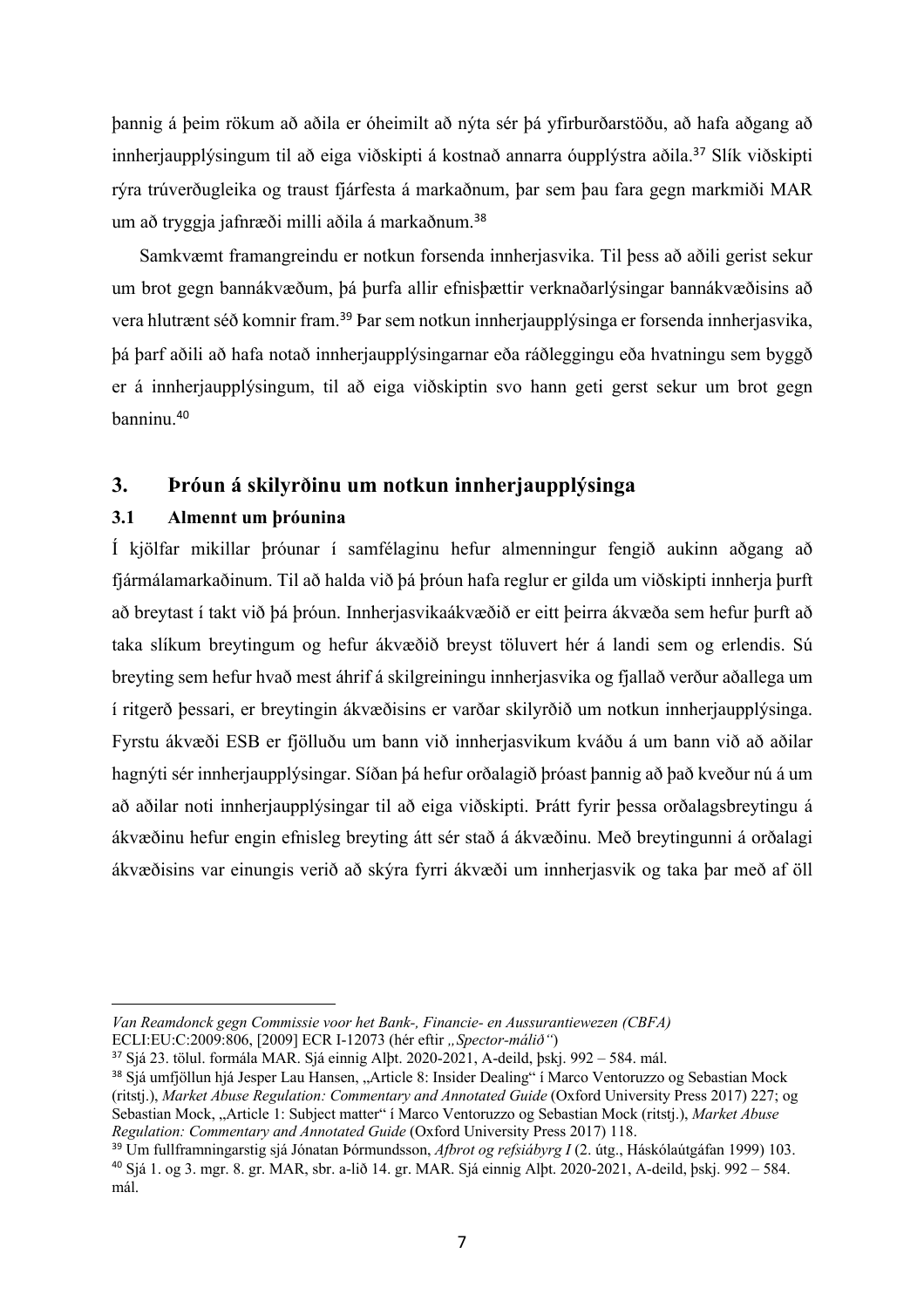þannig á þeim rökum að aðila er óheimilt að nýta sér þá yfirburðarstöðu, að hafa aðgang að innherjaupplýsingum til að eiga viðskipti á kostnað annarra óupplýstra aðila.[37] Slík viðskipti rýra trúverðugleika og traust fjárfesta á markaðnum, þar sem þau fara gegn markmiði MAR um að tryggja jafnræði milli aðila á markaðnum.[38]

Samkvæmt framangreindu er notkun forsenda innherjasvika. Til þess að aðili gerist sekur um brot gegn bannákvæðum, þá þurfa allir efnisþættir verknaðarlýsingar bannákvæðisins að vera hlutrænt séð komnir fram.[39] Þar sem notkun innherjaupplýsinga er forsenda innherjasvika, þá þarf aðili að hafa notað innherjaupplýsingarnar eða ráðleggingu eða hvatningu sem byggð er á innherjaupplýsingum, til að eiga viðskiptin svo hann geti gerst sekur um brot gegn banninu.[40]

## 3. Þróun á skilyrðinu um notkun innherjaupplýsinga

### 3.1 Almennt um þróunina

Í kjölfar mikillar þróunar í samfélaginu hefur almenningur fengið aukinn aðgang að fjármálamarkaðinum. Til að halda við þá þróun hafa reglur er gilda um viðskipti innherja þurft að breytast í takt við þá þróun. Innherjasvikaákvæðið er eitt þeirra ákvæða sem hefur þurft að taka slíkum breytingum og hefur ákvæðið breyst töluvert hér á landi sem og erlendis. Sú breyting sem hefur hvað mest áhrif á skilgreiningu innherjasvika og fjallað verður aðallega um í ritgerð þessari, er breytingin ákvæðisins er varðar skilyrðið um notkun innherjaupplýsinga. Fyrstu ákvæði ESB er fjölluðu um bann við innherjasvikum kváðu á um bann við að aðilar hagnýti sér innherjaupplýsingar. Síðan þá hefur orðalagið þróast þannig að það kveður nú á um að aðilar noti innherjaupplýsingar til að eiga viðskipti. Þrátt fyrir þessa orðalagsbreytingu á ákvæðinu hefur engin efnisleg breyting átt sér stað á ákvæðinu. Með breytingunni á orðalagi ákvæðisins var einungis verið að skýra fyrri ákvæði um innherjasvik og taka þar með af öll

---

*Van Reamdonck gegn Commissie voor het Bank-, Financie- en Aussurantiewezen (CBFA)* ECLI:EU:C:2009:806, [2009] ECR I-12073 (hér eftir *„Spector-málið“*)

[37] Sjá 23. tölul. formála MAR. Sjá einnig Alþt. 2020-2021, A-deild, þskj. 992 – 584. mál.

[38] Sjá umfjöllun hjá Jesper Lau Hansen, „Article 8: Insider Dealing“ í Marco Ventoruzzo og Sebastian Mock (ritstj.), *Market Abuse Regulation: Commentary and Annotated Guide* (Oxford University Press 2017) 227; og Sebastian Mock, „Article 1: Subject matter“ í Marco Ventoruzzo og Sebastian Mock (ritstj.), *Market Abuse Regulation: Commentary and Annotated Guide* (Oxford University Press 2017) 118.

[39] Um fullframningarstig sjá Jónatan Þórmundsson, *Afbrot og refsiábyrg I* (2. útg., Háskólaútgáfan 1999) 103.

[40] Sjá 1. og 3. mgr. 8. gr. MAR, sbr. a-lið 14. gr. MAR. Sjá einnig Alþt. 2020-2021, A-deild, þskj. 992 – 584. mál.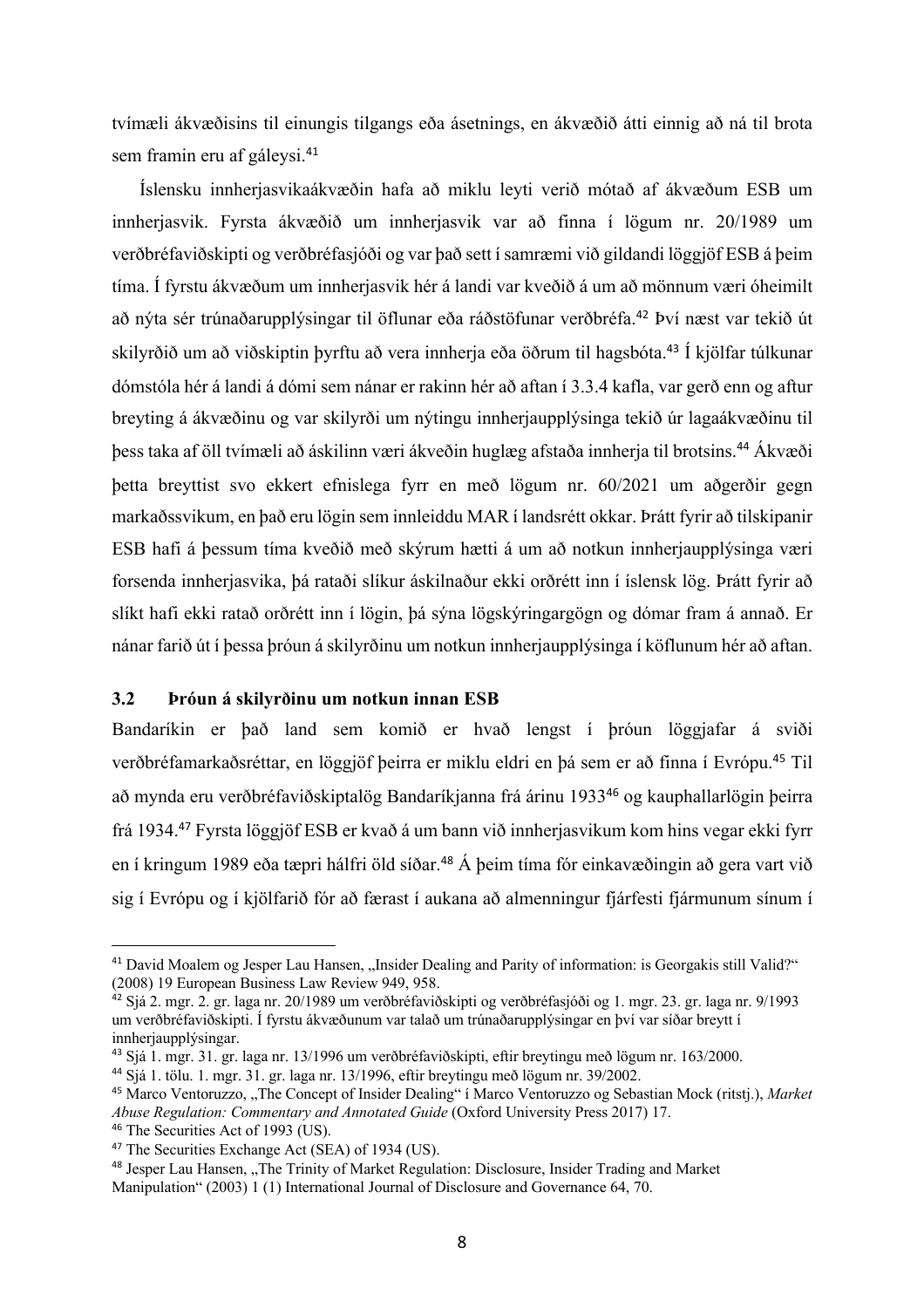tvímæli ákvæðisins til einungis tilgangs eða ásetnings, en ákvæðið átti einnig að ná til brota sem framin eru af gáleysi.[41]

Íslensku innherjasvikaákvæðin hafa að miklu leyti verið mótað af ákvæðum ESB um innherjasvik. Fyrsta ákvæðið um innherjasvik var að finna í lögum nr. 20/1989 um verðbréfaviðskipti og verðbréfasjóði og var það sett í samræmi við gildandi löggjöf ESB á þeim tíma. Í fyrstu ákvæðum um innherjasvik hér á landi var kveðið á um að mönnum væri óheimilt að nýta sér trúnaðarupplýsingar til öflunar eða ráðstöfunar verðbréfa.[42] Því næst var tekið út skilyrðið um að viðskiptin þyrftu að vera innherja eða öðrum til hagsbóta.[43] Í kjölfar túlkunar dómstóla hér á landi á dómi sem nánar er rakinn hér að aftan í 3.3.4 kafla, var gerð enn og aftur breyting á ákvæðinu og var skilyrði um nýtingu innherjaupplýsinga tekið úr lagaákvæðinu til þess taka af öll tvímæli að áskilinn væri ákveðin huglæg afstaða innherja til brotsins.[44] Ákvæði þetta breyttist svo ekkert efnislega fyrr en með lögum nr. 60/2021 um aðgerðir gegn markaðssvikum, en það eru lögin sem innleiddu MAR í landsrétt okkar. Þrátt fyrir að tilskipanir ESB hafi á þessum tíma kveðið með skýrum hætti á um að notkun innherjaupplýsinga væri forsenda innherjasvika, þá rataði slíkur áskilnaður ekki orðrétt inn í íslensk lög. Þrátt fyrir að slíkt hafi ekki ratað orðrétt inn í lögin, þá sýna lögskýringargögn og dómar fram á annað. Er nánar farið út í þessa þróun á skilyrðinu um notkun innherjaupplýsinga í köflunum hér að aftan.

### 3.2 Þróun á skilyrðinu um notkun innan ESB

Bandaríkin er það land sem komið er hvað lengst í þróun löggjafar á sviði verðbréfamarkaðsréttar, en löggjöf þeirra er miklu eldri en þá sem er að finna í Evrópu.[45] Til að mynda eru verðbréfaviðskiptalög Bandaríkjanna frá árinu 1933[46] og kauphallarlögin þeirra frá 1934.[47] Fyrsta löggjöf ESB er kvað á um bann við innherjasvikum kom hins vegar ekki fyrr en í kringum 1989 eða tæpri hálfri öld síðar.[48] Á þeim tíma fór einkavæðingin að gera vart við sig í Evrópu og í kjölfarið fór að færast í aukana að almenningur fjárfesti fjármunum sínum í

---

[41] David Moalem og Jesper Lau Hansen, „Insider Dealing and Parity of information: is Georgakis still Valid?" (2008) 19 European Business Law Review 949, 958.

[42] Sjá 2. mgr. 2. gr. laga nr. 20/1989 um verðbréfaviðskipti og verðbréfasjóði og 1. mgr. 23. gr. laga nr. 9/1993 um verðbréfaviðskipti. Í fyrstu ákvæðunum var talað um trúnaðarupplýsingar en því var síðar breytt í innherjaupplýsingar.

[43] Sjá 1. mgr. 31. gr. laga nr. 13/1996 um verðbréfaviðskipti, eftir breytingu með lögum nr. 163/2000.

[44] Sjá 1. tölu. 1. mgr. 31. gr. laga nr. 13/1996, eftir breytingu með lögum nr. 39/2002.

[45] Marco Ventoruzzo, „The Concept of Insider Dealing" í Marco Ventoruzzo og Sebastian Mock (ritstj.), *Market Abuse Regulation: Commentary and Annotated Guide* (Oxford University Press 2017) 17.

[46] The Securities Act of 1993 (US).

[47] The Securities Exchange Act (SEA) of 1934 (US).

[48] Jesper Lau Hansen, „The Trinity of Market Regulation: Disclosure, Insider Trading and Market Manipulation" (2003) 1 (1) International Journal of Disclosure and Governance 64, 70.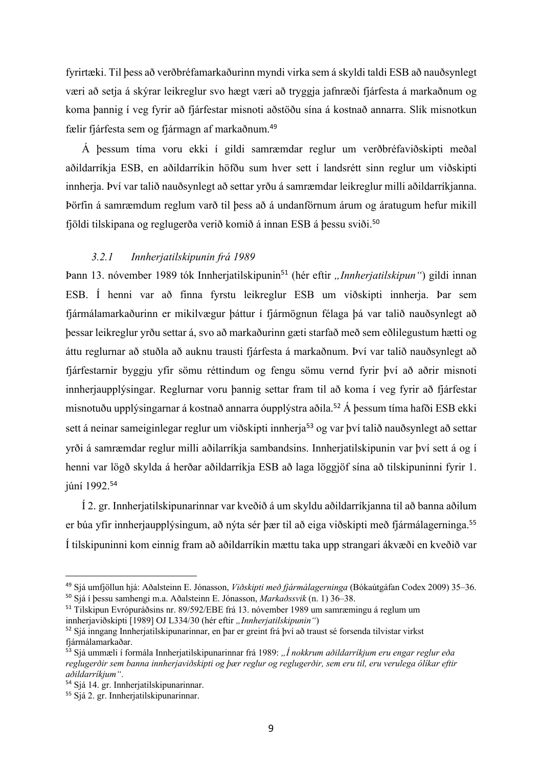fyrirtæki. Til þess að verðbréfamarkaðurinn myndi virka sem á skyldi taldi ESB að nauðsynlegt væri að setja á skýrar leikreglur svo hægt væri að tryggja jafnræði fjárfesta á markaðnum og koma þannig í veg fyrir að fjárfestar misnoti aðstöðu sína á kostnað annarra. Slík misnotkun fælir fjárfesta sem og fjármagn af markaðnum.[49]

Á þessum tíma voru ekki í gildi samræmdar reglur um verðbréfaviðskipti meðal aðildarríkja ESB, en aðildarríkin höfðu sum hver sett í landsrétt sinn reglur um viðskipti innherja. Því var talið nauðsynlegt að settar yrðu á samræmdar leikreglur milli aðildarríkjanna. Þörfin á samræmdum reglum varð til þess að á undanförnum árum og áratugum hefur mikill fjöldi tilskipana og reglugerða verið komið á innan ESB á þessu sviði.[50]

### *3.2.1 Innherjatilskipunin frá 1989*

Þann 13. nóvember 1989 tók Innherjatilskipunin[51] (hér eftir *„Innherjatilskipun“*) gildi innan ESB. Í henni var að finna fyrstu leikreglur ESB um viðskipti innherja. Þar sem fjármálamarkaðurinn er mikilvægur þáttur í fjármögnun félaga þá var talið nauðsynlegt að þessar leikreglur yrðu settar á, svo að markaðurinn gæti starfað með sem eðlilegustum hætti og áttu reglurnar að stuðla að auknu trausti fjárfesta á markaðnum. Því var talið nauðsynlegt að fjárfestarnir byggju yfir sömu réttindum og fengu sömu vernd fyrir því að aðrir misnoti innherjaupplýsingar. Reglurnar voru þannig settar fram til að koma í veg fyrir að fjárfestar misnotuðu upplýsingarnar á kostnað annarra óupplýstra aðila.[52] Á þessum tíma hafði ESB ekki sett á neinar sameiginlegar reglur um viðskipti innherja[53] og var því talið nauðsynlegt að settar yrði á samræmdar reglur milli aðilarríkja sambandsins. Innherjatilskipunin var því sett á og í henni var lögð skylda á herðar aðildarríkja ESB að laga löggjöf sína að tilskipuninni fyrir 1. júní 1992.[54]

Í 2. gr. Innherjatilskipunarinnar var kveðið á um skyldu aðildarríkjanna til að banna aðilum er búa yfir innherjaupplýsingum, að nýta sér þær til að eiga viðskipti með fjármálagerninga.[55] Í tilskipuninni kom einnig fram að aðildarríkin mættu taka upp strangari ákvæði en kveðið var

---

[49] Sjá umfjöllun hjá: Aðalsteinn E. Jónasson, *Viðskipti með fjármálagerninga* (Bókaútgáfan Codex 2009) 35–36.
[50] Sjá í þessu samhengi m.a. Aðalsteinn E. Jónasson, *Markaðssvik* (n. 1) 36–38.
[51] Tilskipun Evrópuráðsins nr. 89/592/EBE frá 13. nóvember 1989 um samræmingu á reglum um innherjaviðskipti [1989] OJ L334/30 (hér eftir *„Innherjatilskipunin“*)
[52] Sjá inngang Innherjatilskipunarinnar, en þar er greint frá því að traust sé forsenda tilvistar virkst fjármálamarkaðar.
[53] Sjá ummæli í formála Innherjatilskipunarinnar frá 1989: *„Í nokkrum aðildarríkjum eru engar reglur eða reglugerðir sem banna innherjaviðskipti og þær reglur og reglugerðir, sem eru til, eru verulega ólíkar eftir aðildarríkjum“*.
[54] Sjá 14. gr. Innherjatilskipunarinnar.
[55] Sjá 2. gr. Innherjatilskipunarinnar.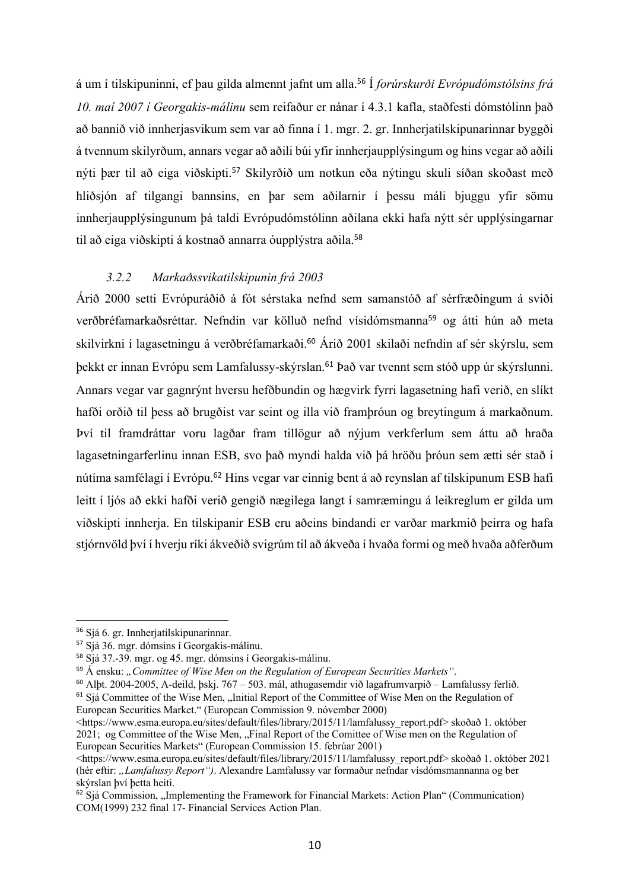á um í tilskipuninni, ef þau gilda almennt jafnt um alla.[56] Í *forúrskurði Evrópudómstólsins frá 10. maí 2007 í Georgakis-málinu* sem reifaður er nánar í 4.3.1 kafla, staðfesti dómstólinn það að bannið við innherjasvikum sem var að finna í 1. mgr. 2. gr. Innherjatilskipunarinnar byggði á tvennum skilyrðum, annars vegar að aðili búi yfir innherjaupplýsingum og hins vegar að aðili nýti þær til að eiga viðskipti.[57] Skilyrðið um notkun eða nýtingu skuli síðan skoðast með hliðsjón af tilgangi bannsins, en þar sem aðilarnir í þessu máli bjuggu yfir sömu innherjaupplýsingunum þá taldi Evrópudómstólinn aðilana ekki hafa nýtt sér upplýsingarnar til að eiga viðskipti á kostnað annarra óupplýstra aðila.[58]

### *3.2.2 Markaðssvikatilskipunin frá 2003*

Árið 2000 setti Evrópuráðið á fót sérstaka nefnd sem samanstóð af sérfræðingum á sviði verðbréfamarkaðsréttar. Nefndin var kölluð nefnd vísidómsmanna[59] og átti hún að meta skilvirkni í lagasetningu á verðbréfamarkaði.[60] Árið 2001 skilaði nefndin af sér skýrslu, sem þekkt er innan Evrópu sem Lamfalussy-skýrslan.[61] Það var tvennt sem stóð upp úr skýrslunni. Annars vegar var gagnrýnt hversu hefðbundin og hægvirk fyrri lagasetning hafi verið, en slíkt hafði orðið til þess að brugðist var seint og illa við framþróun og breytingum á markaðnum. Því til framdráttar voru lagðar fram tillögur að nýjum verkferlum sem áttu að hraða lagasetningarferlinu innan ESB, svo það myndi halda við þá hröðu þróun sem ætti sér stað í nútíma samfélagi í Evrópu.[62] Hins vegar var einnig bent á að reynslan af tilskipunum ESB hafi leitt í ljós að ekki hafði verið gengið nægilega langt í samræmingu á leikreglum er gilda um viðskipti innherja. En tilskipanir ESB eru aðeins bindandi er varðar markmið þeirra og hafa stjórnvöld því í hverju ríki ákveðið svigrúm til að ákveða í hvaða formi og með hvaða aðferðum

---

[56] Sjá 6. gr. Innherjatilskipunarinnar.
[57] Sjá 36. mgr. dómsins í Georgakis-málinu.
[58] Sjá 37.-39. mgr. og 45. mgr. dómsins í Georgakis-málinu.
[59] Á ensku: *„Committee of Wise Men on the Regulation of European Securities Markets“*.
[60] Alþt. 2004-2005, A-deild, þskj. 767 – 503. mál, athugasemdir við lagafrumvarpið – Lamfalussy ferlið.
[61] Sjá Committee of the Wise Men, „Initial Report of the Committee of Wise Men on the Regulation of European Securities Market.“ (European Commission 9. nóvember 2000) <https://www.esma.europa.eu/sites/default/files/library/2015/11/lamfalussy_report.pdf> skoðað 1. október 2021; og Committee of the Wise Men, „Final Report of the Comittee of Wise men on the Regulation of European Securities Markets“ (European Commission 15. febrúar 2001) <https://www.esma.europa.eu/sites/default/files/library/2015/11/lamfalussy_report.pdf> skoðað 1. október 2021 (hér eftir: *„Lamfalussy Report“)*. Alexandre Lamfalussy var formaður nefndar vísdómsmannanna og ber skýrslan því þetta heiti.
[62] Sjá Commission, „Implementing the Framework for Financial Markets: Action Plan“ (Communication) COM(1999) 232 final 17- Financial Services Action Plan.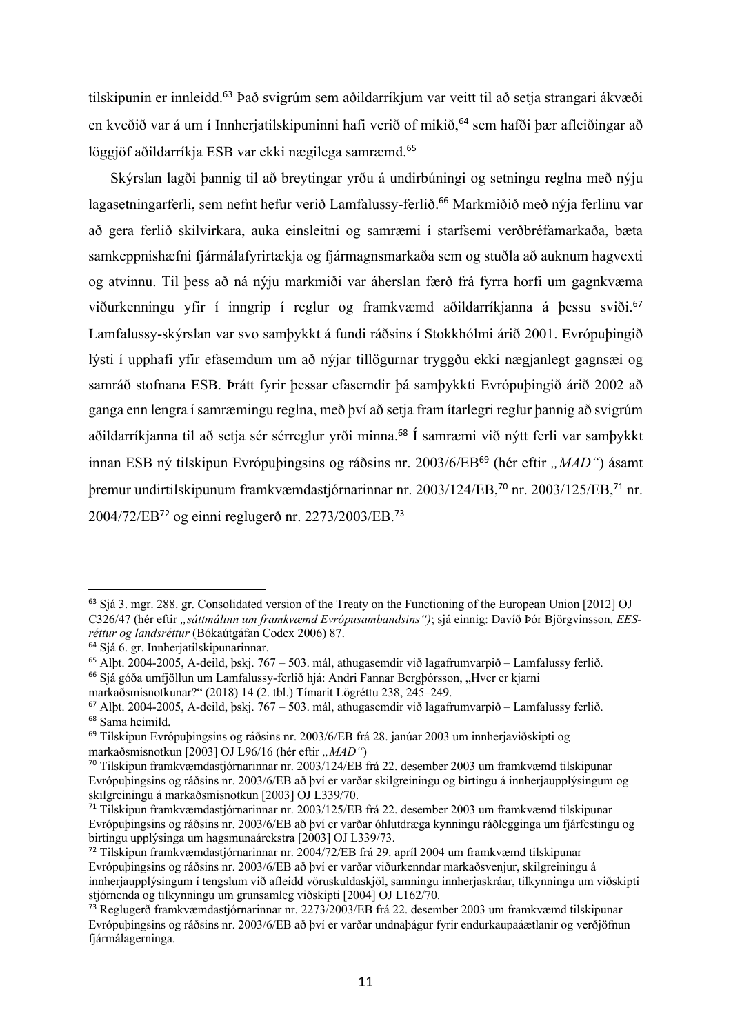tilskipunin er innleidd.[63] Það svigrúm sem aðildarríkjum var veitt til að setja strangari ákvæði en kveðið var á um í Innherjatilskipuninni hafi verið of mikið,[64] sem hafði þær afleiðingar að löggjöf aðildarríkja ESB var ekki nægilega samræmd.[65]

Skýrslan lagði þannig til að breytingar yrðu á undirbúningi og setningu reglna með nýju lagasetningarferli, sem nefnt hefur verið Lamfalussy-ferlið.[66] Markmiðið með nýja ferlinu var að gera ferlið skilvirkara, auka einsleitni og samræmi í starfsemi verðbréfamarkaða, bæta samkeppnishæfni fjármálafyrirtækja og fjármagnsmarkaða sem og stuðla að auknum hagvexti og atvinnu. Til þess að ná nýju markmiði var áherslan færð frá fyrra horfi um gagnkvæma viðurkenningu yfir í inngrip í reglur og framkvæmd aðildarríkjanna á þessu sviði.[67] Lamfalussy-skýrslan var svo samþykkt á fundi ráðsins í Stokkhólmi árið 2001. Evrópuþingið lýsti í upphafi yfir efasemdum um að nýjar tillögurnar tryggðu ekki nægjanlegt gagnsæi og samráð stofnana ESB. Þrátt fyrir þessar efasemdir þá samþykkti Evrópuþingið árið 2002 að ganga enn lengra í samræmingu reglna, með því að setja fram ítarlegri reglur þannig að svigrúm aðildarríkjanna til að setja sér sérreglur yrði minna.[68] Í samræmi við nýtt ferli var samþykkt innan ESB ný tilskipun Evrópuþingsins og ráðsins nr. 2003/6/EB[69] (hér eftir *„MAD“*) ásamt þremur undirtilskipunum framkvæmdastjórnarinnar nr. 2003/124/EB,[70] nr. 2003/125/EB,[71] nr. 2004/72/EB[72] og einni reglugerð nr. 2273/2003/EB.[73]

---

[63] Sjá 3. mgr. 288. gr. Consolidated version of the Treaty on the Functioning of the European Union [2012] OJ C326/47 (hér eftir *„sáttmálinn um framkvæmd Evrópusambandsins“)*; sjá einnig: Davíð Þór Björgvinsson, *EES-réttur og landsréttur* (Bókaútgáfan Codex 2006) 87.

[64] Sjá 6. gr. Innherjatilskipunarinnar.

[65] Alþt. 2004-2005, A-deild, þskj. 767 – 503. mál, athugasemdir við lagafrumvarpið – Lamfalussy ferlið.

[66] Sjá góða umfjöllun um Lamfalussy-ferlið hjá: Andri Fannar Bergþórsson, „Hver er kjarni markaðsmisnotkunar?“ (2018) 14 (2. tbl.) Tímarit Lögréttu 238, 245–249.

[67] Alþt. 2004-2005, A-deild, þskj. 767 – 503. mál, athugasemdir við lagafrumvarpið – Lamfalussy ferlið.

[68] Sama heimild.

[69] Tilskipun Evrópuþingsins og ráðsins nr. 2003/6/EB frá 28. janúar 2003 um innherjaviðskipti og markaðsmisnotkun [2003] OJ L96/16 (hér eftir *„MAD“*)

[70] Tilskipun framkvæmdastjórnarinnar nr. 2003/124/EB frá 22. desember 2003 um framkvæmd tilskipunar Evrópuþingsins og ráðsins nr. 2003/6/EB að því er varðar skilgreiningu og birtingu á innherjaupplýsingum og skilgreiningu á markaðsmisnotkun [2003] OJ L339/70.

[71] Tilskipun framkvæmdastjórnarinnar nr. 2003/125/EB frá 22. desember 2003 um framkvæmd tilskipunar Evrópuþingsins og ráðsins nr. 2003/6/EB að því er varðar óhlutdræga kynningu ráðlegginga um fjárfestingu og birtingu upplýsinga um hagsmunaárekstra [2003] OJ L339/73.

[72] Tilskipun framkvæmdastjórnarinnar nr. 2004/72/EB frá 29. apríl 2004 um framkvæmd tilskipunar Evrópuþingsins og ráðsins nr. 2003/6/EB að því er varðar viðurkenndar markaðsvenjur, skilgreiningu á innherjaupplýsingum í tengslum við afleidd vöruskuldaskjöl, samningu innherjaskráar, tilkynningu um viðskipti stjórnenda og tilkynningu um grunsamleg viðskipti [2004] OJ L162/70.

[73] Reglugerð framkvæmdastjórnarinnar nr. 2273/2003/EB frá 22. desember 2003 um framkvæmd tilskipunar Evrópuþingsins og ráðsins nr. 2003/6/EB að því er varðar undnaþágur fyrir endurkaupaáætlanir og verðjöfnun fjármálagerninga.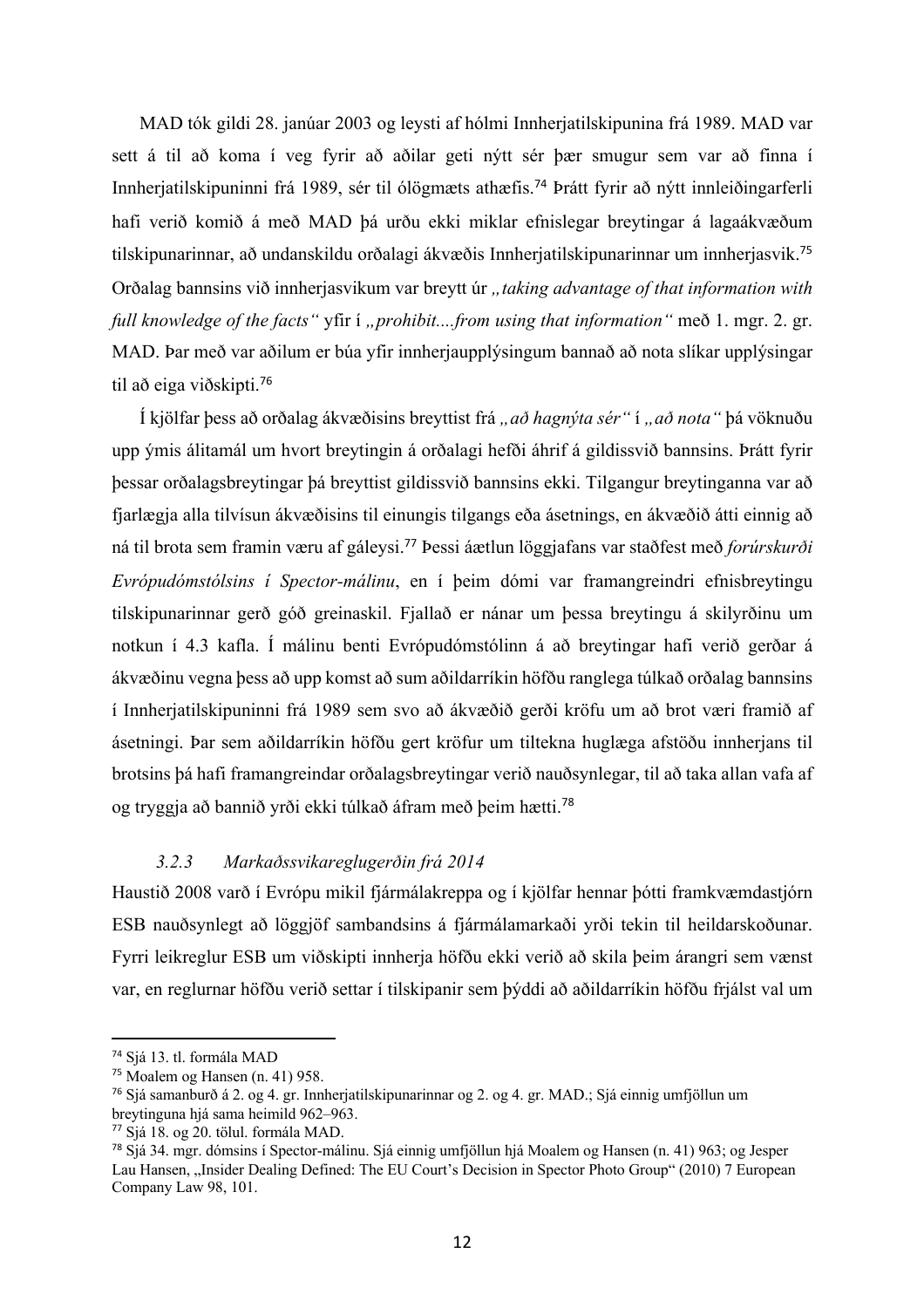MAD tók gildi 28. janúar 2003 og leysti af hólmi Innherjatilskipunina frá 1989. MAD var sett á til að koma í veg fyrir að aðilar geti nýtt sér þær smugur sem var að finna í Innherjatilskipuninni frá 1989, sér til ólögmæts athæfis.[74] Þrátt fyrir að nýtt innleiðingarferli hafi verið komið á með MAD þá urðu ekki miklar efnislegar breytingar á lagaákvæðum tilskipunarinnar, að undanskildu orðalagi ákvæðis Innherjatilskipunarinnar um innherjasvik.[75] Orðalag bannsins við innherjasvikum var breytt úr *„taking advantage of that information with full knowledge of the facts"* yfir í *„prohibit....from using that information"* með 1. mgr. 2. gr. MAD. Þar með var aðilum er búa yfir innherjaupplýsingum bannað að nota slíkar upplýsingar til að eiga viðskipti.[76]

Í kjölfar þess að orðalag ákvæðisins breyttist frá *„að hagnýta sér"* í *„að nota"* þá vöknuðu upp ýmis álitamál um hvort breytingin á orðalagi hefði áhrif á gildissvið bannsins. Þrátt fyrir þessar orðalagsbreytingar þá breyttist gildissvið bannsins ekki. Tilgangur breytinganna var að fjarlægja alla tilvísun ákvæðisins til einungis tilgangs eða ásetnings, en ákvæðið átti einnig að ná til brota sem framin væru af gáleysi.[77] Þessi áætlun löggjafans var staðfest með *forúrskurði Evrópudómstólsins í Spector-málinu*, en í þeim dómi var framangreindri efnisbreytingu tilskipunarinnar gerð góð greinaskil. Fjallað er nánar um þessa breytingu á skilyrðinu um notkun í 4.3 kafla. Í málinu benti Evrópudómstólinn á að breytingar hafi verið gerðar á ákvæðinu vegna þess að upp komst að sum aðildarríkin höfðu ranglega túlkað orðalag bannsins í Innherjatilskipuninni frá 1989 sem svo að ákvæðið gerði kröfu um að brot væri framið af ásetningi. Þar sem aðildarríkin höfðu gert kröfur um tiltekna huglæga afstöðu innherjans til brotsins þá hafi framangreindar orðalagsbreytingar verið nauðsynlegar, til að taka allan vafa af og tryggja að bannið yrði ekki túlkað áfram með þeim hætti.[78]

### *3.2.3 Markaðssvikareglugerðin frá 2014*

Haustið 2008 varð í Evrópu mikil fjármálakreppa og í kjölfar hennar þótti framkvæmdastjórn ESB nauðsynlegt að löggjöf sambandsins á fjármálamarkaði yrði tekin til heildarskoðunar. Fyrri leikreglur ESB um viðskipti innherja höfðu ekki verið að skila þeim árangri sem vænst var, en reglurnar höfðu verið settar í tilskipanir sem þýddi að aðildarríkin höfðu frjálst val um

---

[74] Sjá 13. tl. formála MAD

[75] Moalem og Hansen (n. 41) 958.

[76] Sjá samanburð á 2. og 4. gr. Innherjatilskipunarinnar og 2. og 4. gr. MAD.; Sjá einnig umfjöllun um breytinguna hjá sama heimild 962–963.

[77] Sjá 18. og 20. tölul. formála MAD.

[78] Sjá 34. mgr. dómsins í Spector-málinu. Sjá einnig umfjöllun hjá Moalem og Hansen (n. 41) 963; og Jesper Lau Hansen, „Insider Dealing Defined: The EU Court's Decision in Spector Photo Group" (2010) 7 European Company Law 98, 101.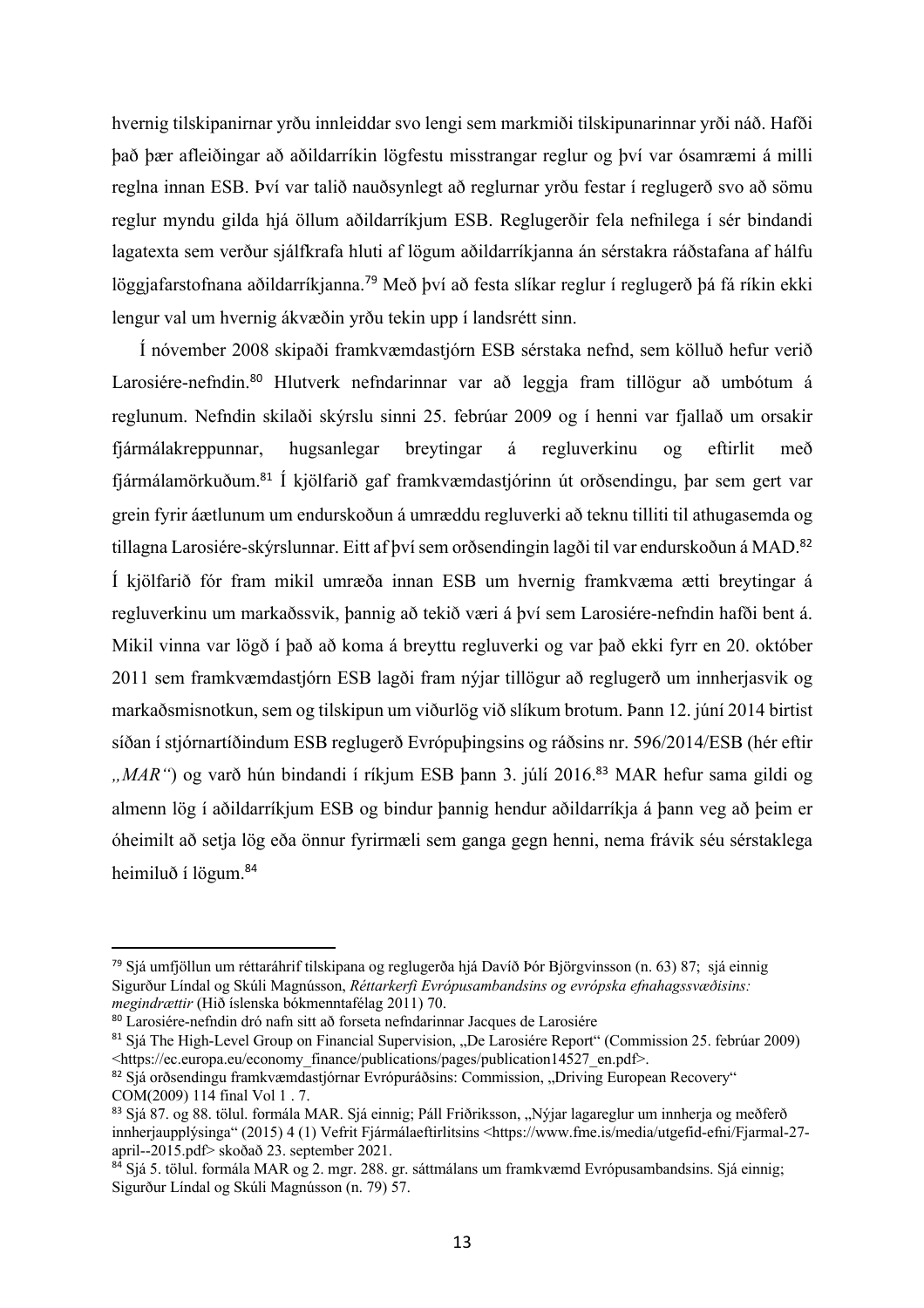hvernig tilskipanirnar yrðu innleiddar svo lengi sem markmiði tilskipunarinnar yrði náð. Hafði það þær afleiðingar að aðildarríkin lögfestu misstrangar reglur og því var ósamræmi á milli reglna innan ESB. Því var talið nauðsynlegt að reglurnar yrðu festar í reglugerð svo að sömu reglur myndu gilda hjá öllum aðildarríkjum ESB. Reglugerðir fela nefnilega í sér bindandi lagatexta sem verður sjálfkrafa hluti af lögum aðildarríkjanna án sérstakra ráðstafana af hálfu löggjafarstofnana aðildarríkjanna.[79] Með því að festa slíkar reglur í reglugerð þá fá ríkin ekki lengur val um hvernig ákvæðin yrðu tekin upp í landsrétt sinn.

Í nóvember 2008 skipaði framkvæmdastjórn ESB sérstaka nefnd, sem kölluð hefur verið Larosiére-nefndin.[80] Hlutverk nefndarinnar var að leggja fram tillögur að umbótum á reglunum. Nefndin skilaði skýrslu sinni 25. febrúar 2009 og í henni var fjallað um orsakir fjármálakreppunnar, hugsanlegar breytingar á regluverkinu og eftirlit með fjármálamörkuðum.[81] Í kjölfarið gaf framkvæmdastjórinn út orðsendingu, þar sem gert var grein fyrir áætlunum um endurskoðun á umræddu regluverki að teknu tilliti til athugasemda og tillagna Larosiére-skýrslunnar. Eitt af því sem orðsendingin lagði til var endurskoðun á MAD.[82] Í kjölfarið fór fram mikil umræða innan ESB um hvernig framkvæma ætti breytingar á regluverkinu um markaðssvik, þannig að tekið væri á því sem Larosiére-nefndin hafði bent á. Mikil vinna var lögð í það að koma á breyttu regluverki og var það ekki fyrr en 20. október 2011 sem framkvæmdastjórn ESB lagði fram nýjar tillögur að reglugerð um innherjasvik og markaðsmisnotkun, sem og tilskipun um viðurlög við slíkum brotum. Þann 12. júní 2014 birtist síðan í stjórnartíðindum ESB reglugerð Evrópuþingsins og ráðsins nr. 596/2014/ESB (hér eftir *„MAR"*) og varð hún bindandi í ríkjum ESB þann 3. júlí 2016.[83] MAR hefur sama gildi og almenn lög í aðildarríkjum ESB og bindur þannig hendur aðildarríkja á þann veg að þeim er óheimilt að setja lög eða önnur fyrirmæli sem ganga gegn henni, nema frávik séu sérstaklega heimiluð í lögum.[84]

---

[79] Sjá umfjöllun um réttaráhrif tilskipana og reglugerða hjá Davíð Þór Björgvinsson (n. 63) 87; sjá einnig Sigurður Líndal og Skúli Magnússon, *Réttarkerfi Evrópusambandsins og evrópska efnahagssvæðisins: megindrættir* (Hið íslenska bókmenntafélag 2011) 70.

[80] Larosiére-nefndin dró nafn sitt að forseta nefndarinnar Jacques de Larosiére

[81] Sjá The High-Level Group on Financial Supervision, „De Larosiére Report" (Commission 25. febrúar 2009) <https://ec.europa.eu/economy_finance/publications/pages/publication14527_en.pdf>.

[82] Sjá orðsendingu framkvæmdastjórnar Evrópuráðsins: Commission, „Driving European Recovery" COM(2009) 114 final Vol 1 . 7.

[83] Sjá 87. og 88. tölul. formála MAR. Sjá einnig; Páll Friðriksson, „Nýjar lagareglur um innherja og meðferð innherjaupplýsinga" (2015) 4 (1) Vefrit Fjármálaeftirlitsins <https://www.fme.is/media/utgefid-efni/Fjarmal-27-april--2015.pdf> skoðað 23. september 2021.

[84] Sjá 5. tölul. formála MAR og 2. mgr. 288. gr. sáttmálans um framkvæmd Evrópusambandsins. Sjá einnig; Sigurður Líndal og Skúli Magnússon (n. 79) 57.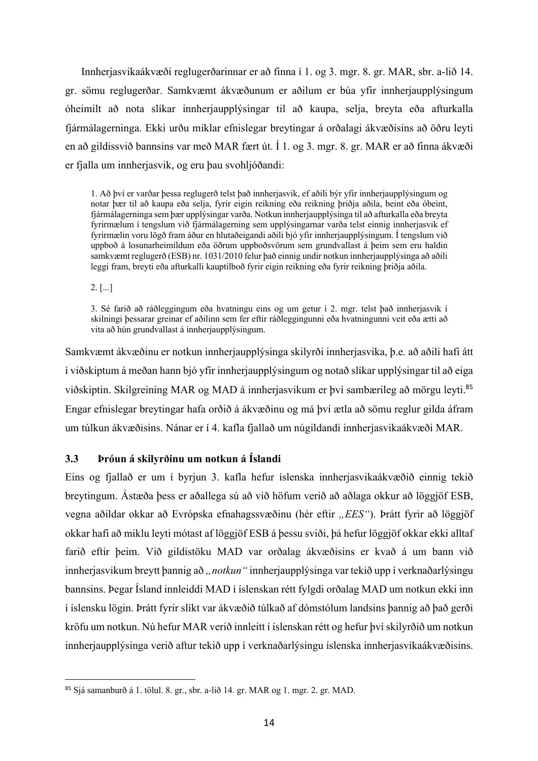Innherjasvikaákvæði reglugerðarinnar er að finna í 1. og 3. mgr. 8. gr. MAR, sbr. a-lið 14. gr. sömu reglugerðar. Samkvæmt ákvæðunum er aðilum er búa yfir innherjaupplýsingum óheimilt að nota slíkar innherjaupplýsingar til að kaupa, selja, breyta eða afturkalla fjármálagerninga. Ekki urðu miklar efnislegar breytingar á orðalagi ákvæðisins að öðru leyti en að gildissvið bannsins var með MAR fært út. Í 1. og 3. mgr. 8. gr. MAR er að finna ákvæði er fjalla um innherjasvik, og eru þau svohljóðandi:

> 1. Að því er varðar þessa reglugerð telst það innherjasvik, ef aðili býr yfir innherjaupplýsingum og notar þær til að kaupa eða selja, fyrir eigin reikning eða reikning þriðja aðila, beint eða óbeint, fjármálagerninga sem þær upplýsingar varða. Notkun innherjaupplýsinga til að afturkalla eða breyta fyrirmælum í tengslum við fjármálagerning sem upplýsingarnar varða telst einnig innherjasvik ef fyrirmælin voru lögð fram áður en hlutaðeigandi aðili bjó yfir innherjaupplýsingum. Í tengslum við uppboð á losunarheimildum eða öðrum uppboðsvörum sem grundvallast á þeim sem eru haldin samkvæmt reglugerð (ESB) nr. 1031/2010 felur það einnig undir notkun innherjaupplýsinga að aðili leggi fram, breyti eða afturkalli kauptilboð fyrir eigin reikning eða fyrir reikning þriðja aðila.
>
> 2. [...]
>
> 3. Sé farið að ráðleggingum eða hvatningu eins og um getur í 2. mgr. telst það innherjasvik í skilningi þessarar greinar ef aðilinn sem fer eftir ráðleggingunni eða hvatningunni veit eða ætti að vita að hún grundvallast á innherjaupplýsingum.

Samkvæmt ákvæðinu er notkun innherjaupplýsinga skilyrði innherjasvika, þ.e. að aðili hafi átt í viðskiptum á meðan hann bjó yfir innherjaupplýsingum og notað slíkar upplýsingar til að eiga viðskiptin. Skilgreining MAR og MAD á innherjasvikum er því sambærileg að mörgu leyti.[85] Engar efnislegar breytingar hafa orðið á ákvæðinu og má því ætla að sömu reglur gilda áfram um túlkun ákvæðisins. Nánar er í 4. kafla fjallað um núgildandi innherjasvikaákvæði MAR.

### 3.3 Þróun á skilyrðinu um notkun á Íslandi

Eins og fjallað er um í byrjun 3. kafla hefur íslenska innherjasvikaákvæðið einnig tekið breytingum. Ástæða þess er aðallega sú að við höfum verið að aðlaga okkur að löggjöf ESB, vegna aðildar okkar að Evrópska efnahagssvæðinu (hér eftir *„EES“*). Þrátt fyrir að löggjöf okkar hafi að miklu leyti mótast af löggjöf ESB á þessu sviði, þá hefur löggjöf okkar ekki alltaf farið eftir þeim. Við gildistöku MAD var orðalag ákvæðisins er kvað á um bann við innherjasvikum breytt þannig að *„notkun“* innherjaupplýsinga var tekið upp í verknaðarlýsingu bannsins. Þegar Ísland innleiddi MAD í íslenskan rétt fylgdi orðalag MAD um notkun ekki inn í íslensku lögin. Þrátt fyrir slíkt var ákvæðið túlkað af dómstólum landsins þannig að það gerði kröfu um notkun. Nú hefur MAR verið innleitt í íslenskan rétt og hefur því skilyrðið um notkun innherjaupplýsinga verið aftur tekið upp í verknaðarlýsingu íslenska innherjasvikaákvæðisins.

---

[85] Sjá samanburð á 1. tölul. 8. gr., sbr. a-lið 14. gr. MAR og 1. mgr. 2. gr. MAD.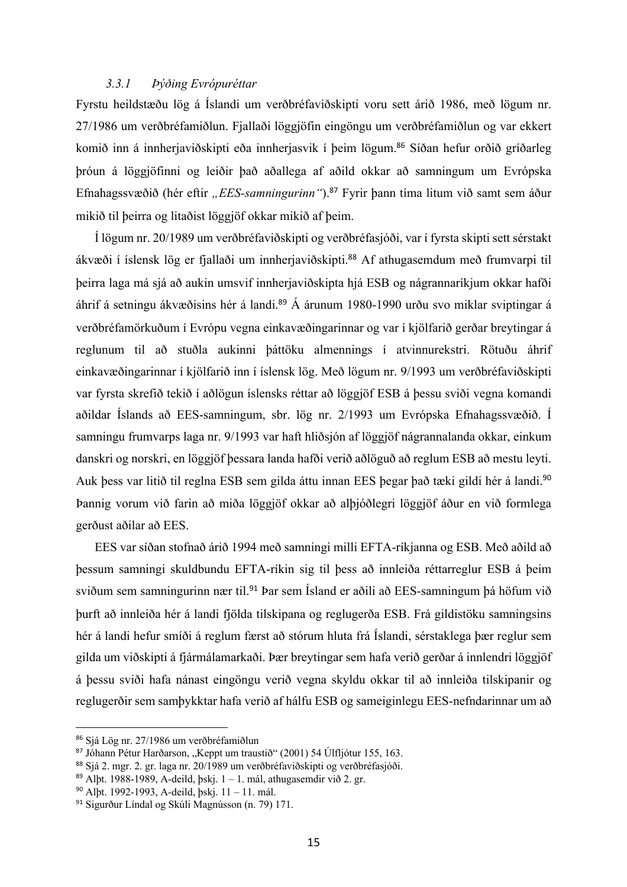### *3.3.1 Þýðing Evrópuréttar*

Fyrstu heildstæðu lög á Íslandi um verðbréfaviðskipti voru sett árið 1986, með lögum nr. 27/1986 um verðbréfamiðlun. Fjallaði löggjöfin eingöngu um verðbréfamiðlun og var ekkert komið inn á innherjaviðskipti eða innherjasvik í þeim lögum.[86] Síðan hefur orðið gríðarleg þróun á löggjöfinni og leiðir það aðallega af aðild okkar að samningum um Evrópska Efnahagssvæðið (hér eftir *„EES-samningurinn“*).[87] Fyrir þann tíma litum við samt sem áður mikið til þeirra og litaðist löggjöf okkar mikið af þeim.

Í lögum nr. 20/1989 um verðbréfaviðskipti og verðbréfasjóði, var í fyrsta skipti sett sérstakt ákvæði í íslensk lög er fjallaði um innherjaviðskipti.[88] Af athugasemdum með frumvarpi til þeirra laga má sjá að aukin umsvif innherjaviðskipta hjá ESB og nágrannaríkjum okkar hafði áhrif á setningu ákvæðisins hér á landi.[89] Á árunum 1980-1990 urðu svo miklar sviptingar á verðbréfamörkuðum í Evrópu vegna einkavæðingarinnar og var í kjölfarið gerðar breytingar á reglunum til að stuðla aukinni þáttöku almennings í atvinnurekstri. Rötuðu áhrif einkavæðingarinnar í kjölfarið inn í íslensk lög. Með lögum nr. 9/1993 um verðbréfaviðskipti var fyrsta skrefið tekið í aðlögun íslensks réttar að löggjöf ESB á þessu sviði vegna komandi aðildar Íslands að EES-samningum, sbr. lög nr. 2/1993 um Evrópska Efnahagssvæðið. Í samningu frumvarps laga nr. 9/1993 var haft hliðsjón af löggjöf nágrannalanda okkar, einkum danskri og norskri, en löggjöf þessara landa hafði verið aðlöguð að reglum ESB að mestu leyti. Auk þess var litið til reglna ESB sem gilda áttu innan EES þegar það tæki gildi hér á landi.[90] Þannig vorum við farin að miða löggjöf okkar að alþjóðlegri löggjöf áður en við formlega gerðust aðilar að EES.

EES var síðan stofnað árið 1994 með samningi milli EFTA-ríkjanna og ESB. Með aðild að þessum samningi skuldbundu EFTA-ríkin sig til þess að innleiða réttarreglur ESB á þeim sviðum sem samningurinn nær til.[91] Þar sem Ísland er aðili að EES-samningum þá höfum við þurft að innleiða hér á landi fjölda tilskipana og reglugerða ESB. Frá gildistöku samningsins hér á landi hefur smíði á reglum færst að stórum hluta frá Íslandi, sérstaklega þær reglur sem gilda um viðskipti á fjármálamarkaði. Þær breytingar sem hafa verið gerðar á innlendri löggjöf á þessu sviði hafa nánast eingöngu verið vegna skyldu okkar til að innleiða tilskipanir og reglugerðir sem samþykktar hafa verið af hálfu ESB og sameiginlegu EES-nefndarinnar um að

---

[86] Sjá Lög nr. 27/1986 um verðbréfamiðlun

[87] Jóhann Pétur Harðarson, „Keppt um traustið“ (2001) 54 Úlfljótur 155, 163.

[88] Sjá 2. mgr. 2. gr. laga nr. 20/1989 um verðbréfaviðskipti og verðbréfasjóði.

[89] Alþt. 1988-1989, A-deild, þskj. 1 – 1. mál, athugasemdir við 2. gr.

[90] Alþt. 1992-1993, A-deild, þskj. 11 – 11. mál.

[91] Sigurður Líndal og Skúli Magnússon (n. 79) 171.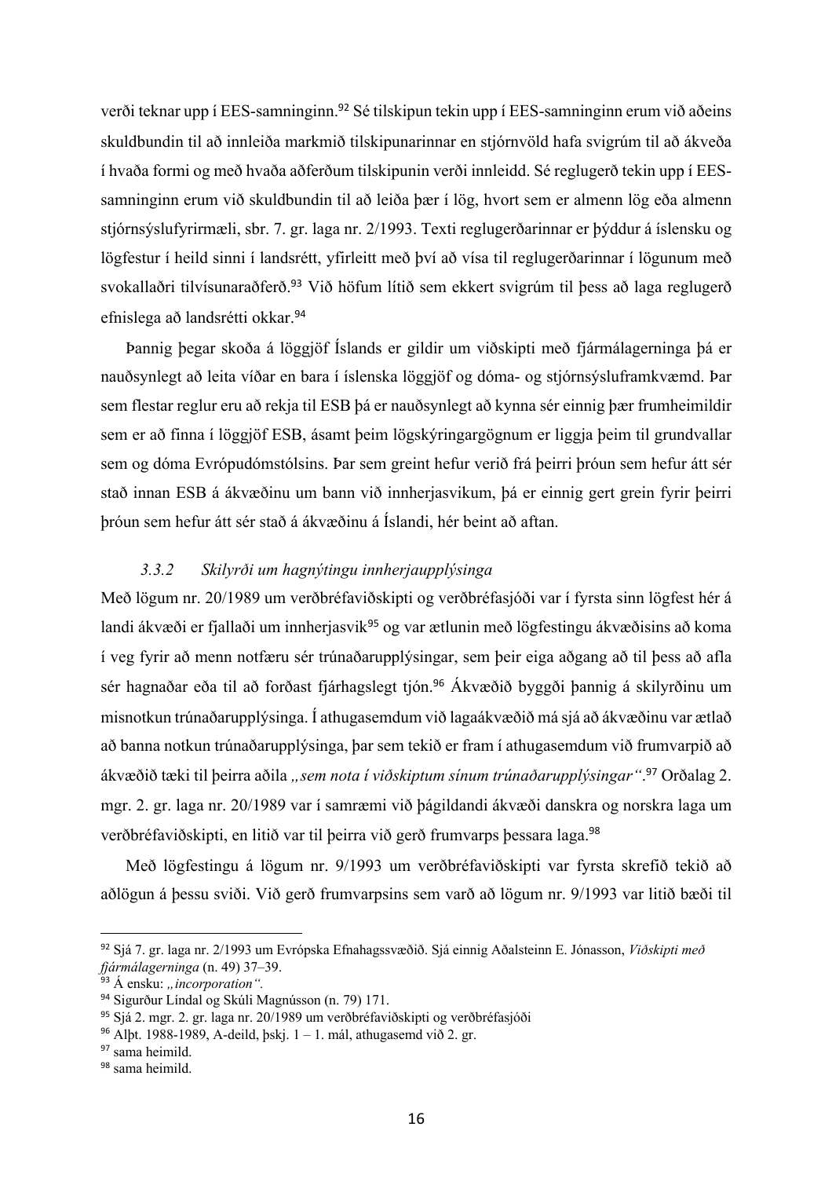verði teknar upp í EES-samninginn.[92] Sé tilskipun tekin upp í EES-samninginn erum við aðeins skuldbundin til að innleiða markmið tilskipunarinnar en stjórnvöld hafa svigrúm til að ákveða í hvaða formi og með hvaða aðferðum tilskipunin verði innleidd. Sé reglugerð tekin upp í EES-samninginn erum við skuldbundin til að leiða þær í lög, hvort sem er almenn lög eða almenn stjórnsýslufyrirmæli, sbr. 7. gr. laga nr. 2/1993. Texti reglugerðarinnar er þýddur á íslensku og lögfestur í heild sinni í landsrétt, yfirleitt með því að vísa til reglugerðarinnar í lögunum með svokallaðri tilvísunaraðferð.[93] Við höfum lítið sem ekkert svigrúm til þess að laga reglugerð efnislega að landsrétti okkar.[94]

Þannig þegar skoða á löggjöf Íslands er gildir um viðskipti með fjármálagerninga þá er nauðsynlegt að leita víðar en bara í íslenska löggjöf og dóma- og stjórnsýsluframkvæmd. Þar sem flestar reglur eru að rekja til ESB þá er nauðsynlegt að kynna sér einnig þær frumheimildir sem er að finna í löggjöf ESB, ásamt þeim lögskýringargögnum er liggja þeim til grundvallar sem og dóma Evrópudómstólsins. Þar sem greint hefur verið frá þeirri þróun sem hefur átt sér stað innan ESB á ákvæðinu um bann við innherjasvikum, þá er einnig gert grein fyrir þeirri þróun sem hefur átt sér stað á ákvæðinu á Íslandi, hér beint að aftan.

### *3.3.2 Skilyrði um hagnýtingu innherjaupplýsinga*

Með lögum nr. 20/1989 um verðbréfaviðskipti og verðbréfasjóði var í fyrsta sinn lögfest hér á landi ákvæði er fjallaði um innherjasvik[95] og var ætlunin með lögfestingu ákvæðisins að koma í veg fyrir að menn notfæru sér trúnaðarupplýsingar, sem þeir eiga aðgang að til þess að afla sér hagnaðar eða til að forðast fjárhagslegt tjón.[96] Ákvæðið byggði þannig á skilyrðinu um misnotkun trúnaðarupplýsinga. Í athugasemdum við lagaákvæðið má sjá að ákvæðinu var ætlað að banna notkun trúnaðarupplýsinga, þar sem tekið er fram í athugasemdum við frumvarpið að ákvæðið tæki til þeirra aðila *„sem nota í viðskiptum sínum trúnaðarupplýsingar“*.[97] Orðalag 2. mgr. 2. gr. laga nr. 20/1989 var í samræmi við þágildandi ákvæði danskra og norskra laga um verðbréfaviðskipti, en litið var til þeirra við gerð frumvarps þessara laga.[98]

Með lögfestingu á lögum nr. 9/1993 um verðbréfaviðskipti var fyrsta skrefið tekið að aðlögun á þessu sviði. Við gerð frumvarpsins sem varð að lögum nr. 9/1993 var litið bæði til

---

[92] Sjá 7. gr. laga nr. 2/1993 um Evrópska Efnahagssvæðið. Sjá einnig Aðalsteinn E. Jónasson, *Viðskipti með fjármálagerninga* (n. 49) 37–39.

[93] Á ensku: *„incorporation“.*

[94] Sigurður Líndal og Skúli Magnússon (n. 79) 171.

[95] Sjá 2. mgr. 2. gr. laga nr. 20/1989 um verðbréfaviðskipti og verðbréfasjóði

[96] Alþt. 1988-1989, A-deild, þskj. 1 – 1. mál, athugasemd við 2. gr.

[97] sama heimild.

[98] sama heimild.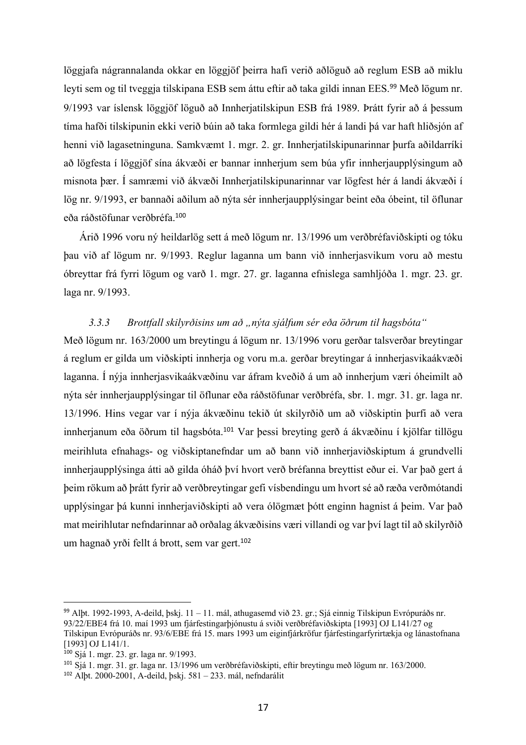löggjafa nágrannalanda okkar en löggjöf þeirra hafi verið aðlöguð að reglum ESB að miklu leyti sem og til tveggja tilskipana ESB sem áttu eftir að taka gildi innan EES.[99] Með lögum nr. 9/1993 var íslensk löggjöf löguð að Innherjatilskipun ESB frá 1989. Þrátt fyrir að á þessum tíma hafði tilskipunin ekki verið búin að taka formlega gildi hér á landi þá var haft hliðsjón af henni við lagasetninguna. Samkvæmt 1. mgr. 2. gr. Innherjatilskipunarinnar þurfa aðildarríki að lögfesta í löggjöf sína ákvæði er bannar innherjum sem búa yfir innherjaupplýsingum að misnota þær. Í samræmi við ákvæði Innherjatilskipunarinnar var lögfest hér á landi ákvæði í lög nr. 9/1993, er bannaði aðilum að nýta sér innherjaupplýsingar beint eða óbeint, til öflunar eða ráðstöfunar verðbréfa.[100]

Árið 1996 voru ný heildarlög sett á með lögum nr. 13/1996 um verðbréfaviðskipti og tóku þau við af lögum nr. 9/1993. Reglur laganna um bann við innherjasvikum voru að mestu óbreyttar frá fyrri lögum og varð 1. mgr. 27. gr. laganna efnislega samhljóða 1. mgr. 23. gr. laga nr. 9/1993.

### *3.3.3 Brottfall skilyrðisins um að „nýta sjálfum sér eða öðrum til hagsbóta“*

Með lögum nr. 163/2000 um breytingu á lögum nr. 13/1996 voru gerðar talsverðar breytingar á reglum er gilda um viðskipti innherja og voru m.a. gerðar breytingar á innherjasvikaákvæði laganna. Í nýja innherjasvikaákvæðinu var áfram kveðið á um að innherjum væri óheimilt að nýta sér innherjaupplýsingar til öflunar eða ráðstöfunar verðbréfa, sbr. 1. mgr. 31. gr. laga nr. 13/1996. Hins vegar var í nýja ákvæðinu tekið út skilyrðið um að viðskiptin þurfi að vera innherjanum eða öðrum til hagsbóta.[101] Var þessi breyting gerð á ákvæðinu í kjölfar tillögu meirihluta efnahags- og viðskiptanefndar um að bann við innherjaviðskiptum á grundvelli innherjaupplýsinga átti að gilda óháð því hvort verð bréfanna breyttist eður ei. Var það gert á þeim rökum að þrátt fyrir að verðbreytingar gefi vísbendingu um hvort sé að ræða verðmótandi upplýsingar þá kunni innherjaviðskipti að vera ólögmæt þótt enginn hagnist á þeim. Var það mat meirihlutar nefndarinnar að orðalag ákvæðisins væri villandi og var því lagt til að skilyrðið um hagnað yrði fellt á brott, sem var gert.[102]

---

[99] Alþt. 1992-1993, A-deild, þskj. 11 – 11. mál, athugasemd við 23. gr.; Sjá einnig Tilskipun Evrópuráðs nr. 93/22/EBE4 frá 10. maí 1993 um fjárfestingarþjónustu á sviði verðbréfaviðskipta [1993] OJ L141/27 og Tilskipun Evrópuráðs nr. 93/6/EBE frá 15. mars 1993 um eiginfjárkröfur fjárfestingarfyrirtækja og lánastofnana [1993] OJ L141/1.

[100] Sjá 1. mgr. 23. gr. laga nr. 9/1993.

[101] Sjá 1. mgr. 31. gr. laga nr. 13/1996 um verðbréfaviðskipti, eftir breytingu með lögum nr. 163/2000.

[102] Alþt. 2000-2001, A-deild, þskj. 581 – 233. mál, nefndarálit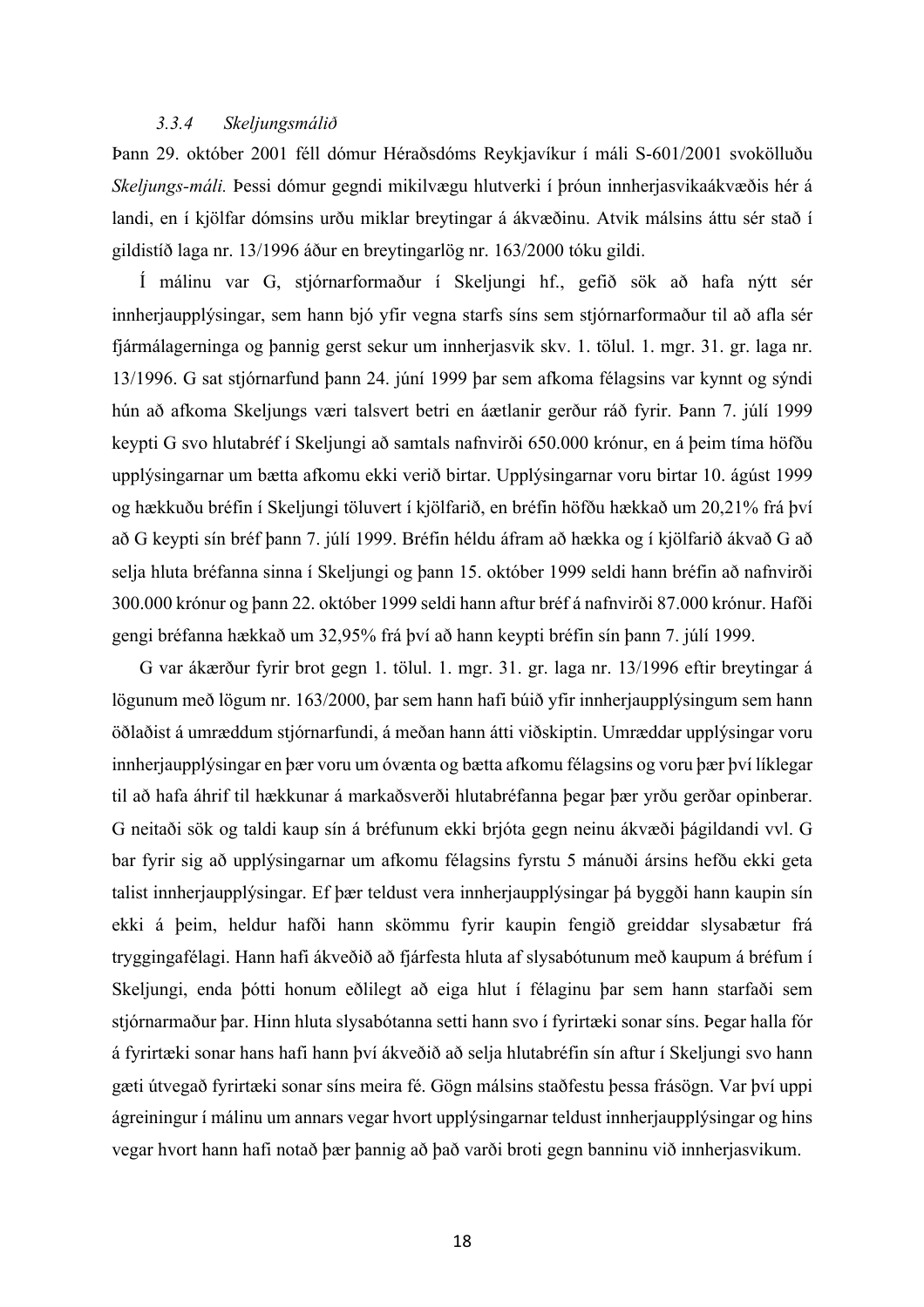### *3.3.4 Skeljungsmálið*

Þann 29. október 2001 féll dómur Héraðsdóms Reykjavíkur í máli S-601/2001 svokölluðu *Skeljungs-máli.* Þessi dómur gegndi mikilvægu hlutverki í þróun innherjasvikaákvæðis hér á landi, en í kjölfar dómsins urðu miklar breytingar á ákvæðinu. Atvik málsins áttu sér stað í gildistíð laga nr. 13/1996 áður en breytingarlög nr. 163/2000 tóku gildi.

Í málinu var G, stjórnarformaður í Skeljungi hf., gefið sök að hafa nýtt sér innherjaupplýsingar, sem hann bjó yfir vegna starfs síns sem stjórnarformaður til að afla sér fjármálagerninga og þannig gerst sekur um innherjasvik skv. 1. tölul. 1. mgr. 31. gr. laga nr. 13/1996. G sat stjórnarfund þann 24. júní 1999 þar sem afkoma félagsins var kynnt og sýndi hún að afkoma Skeljungs væri talsvert betri en áætlanir gerður ráð fyrir. Þann 7. júlí 1999 keypti G svo hlutabréf í Skeljungi að samtals nafnvirði 650.000 krónur, en á þeim tíma höfðu upplýsingarnar um bætta afkomu ekki verið birtar. Upplýsingarnar voru birtar 10. ágúst 1999 og hækkuðu bréfin í Skeljungi töluvert í kjölfarið, en bréfin höfðu hækkað um 20,21% frá því að G keypti sín bréf þann 7. júlí 1999. Bréfin héldu áfram að hækka og í kjölfarið ákvað G að selja hluta bréfanna sinna í Skeljungi og þann 15. október 1999 seldi hann bréfin að nafnvirði 300.000 krónur og þann 22. október 1999 seldi hann aftur bréf á nafnvirði 87.000 krónur. Hafði gengi bréfanna hækkað um 32,95% frá því að hann keypti bréfin sín þann 7. júlí 1999.

G var ákærður fyrir brot gegn 1. tölul. 1. mgr. 31. gr. laga nr. 13/1996 eftir breytingar á lögunum með lögum nr. 163/2000, þar sem hann hafi búið yfir innherjaupplýsingum sem hann öðlaðist á umræddum stjórnarfundi, á meðan hann átti viðskiptin. Umræddar upplýsingar voru innherjaupplýsingar en þær voru um óvænta og bætta afkomu félagsins og voru þær því líklegar til að hafa áhrif til hækkunar á markaðsverði hlutabréfanna þegar þær yrðu gerðar opinberar. G neitaði sök og taldi kaup sín á bréfunum ekki brjóta gegn neinu ákvæði þágildandi vvl. G bar fyrir sig að upplýsingarnar um afkomu félagsins fyrstu 5 mánuði ársins hefðu ekki geta talist innherjaupplýsingar. Ef þær teldust vera innherjaupplýsingar þá byggði hann kaupin sín ekki á þeim, heldur hafði hann skömmu fyrir kaupin fengið greiddar slysabætur frá tryggingafélagi. Hann hafi ákveðið að fjárfesta hluta af slysabótunum með kaupum á bréfum í Skeljungi, enda þótti honum eðlilegt að eiga hlut í félaginu þar sem hann starfaði sem stjórnarmaður þar. Hinn hluta slysabótanna setti hann svo í fyrirtæki sonar síns. Þegar halla fór á fyrirtæki sonar hans hafi hann því ákveðið að selja hlutabréfin sín aftur í Skeljungi svo hann gæti útvegað fyrirtæki sonar síns meira fé. Gögn málsins staðfestu þessa frásögn. Var því uppi ágreiningur í málinu um annars vegar hvort upplýsingarnar teldust innherjaupplýsingar og hins vegar hvort hann hafi notað þær þannig að það varði broti gegn banninu við innherjasvikum.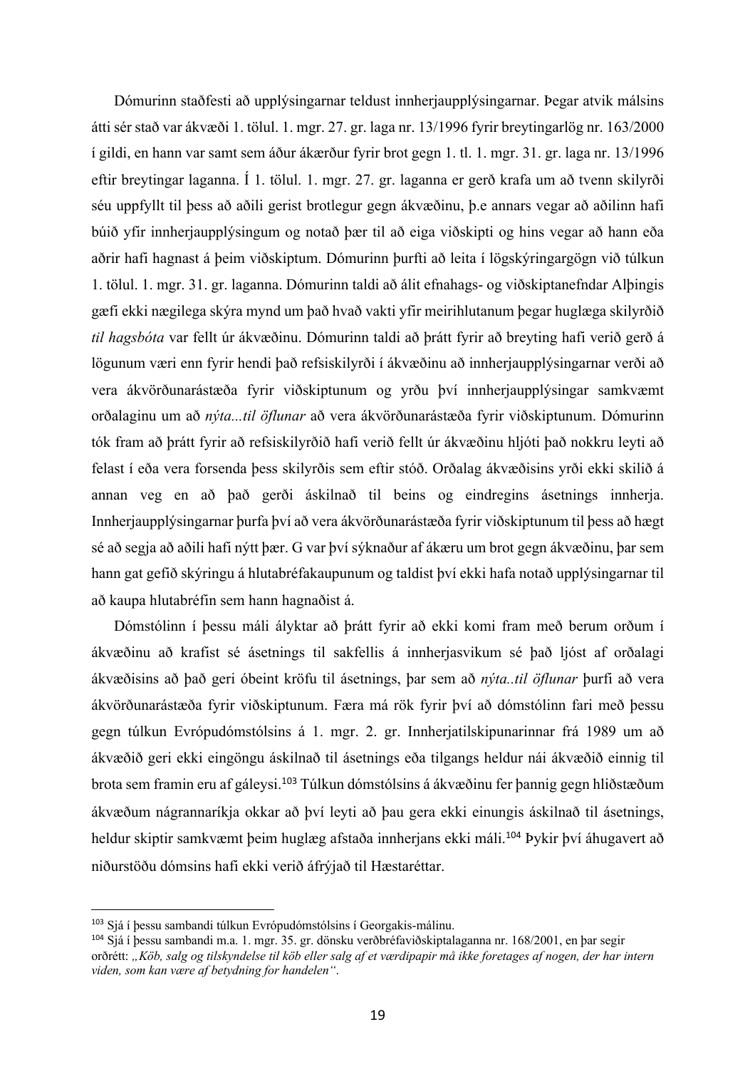Dómurinn staðfesti að upplýsingarnar teldust innherjaupplýsingarnar. Þegar atvik málsins átti sér stað var ákvæði 1. tölul. 1. mgr. 27. gr. laga nr. 13/1996 fyrir breytingarlög nr. 163/2000 í gildi, en hann var samt sem áður ákærður fyrir brot gegn 1. tl. 1. mgr. 31. gr. laga nr. 13/1996 eftir breytingar laganna. Í 1. tölul. 1. mgr. 27. gr. laganna er gerð krafa um að tvenn skilyrði séu uppfyllt til þess að aðili gerist brotlegur gegn ákvæðinu, þ.e annars vegar að aðilinn hafi búið yfir innherjaupplýsingum og notað þær til að eiga viðskipti og hins vegar að hann eða aðrir hafi hagnast á þeim viðskiptum. Dómurinn þurfti að leita í lögskýringargögn við túlkun 1. tölul. 1. mgr. 31. gr. laganna. Dómurinn taldi að álit efnahags- og viðskiptanefndar Alþingis gæfi ekki nægilega skýra mynd um það hvað vakti yfir meirihlutanum þegar huglæga skilyrðið *til hagsbóta* var fellt úr ákvæðinu. Dómurinn taldi að þrátt fyrir að breyting hafi verið gerð á lögunum væri enn fyrir hendi það refsiskilyrði í ákvæðinu að innherjaupplýsingarnar verði að vera ákvörðunarástæða fyrir viðskiptunum og yrðu því innherjaupplýsingar samkvæmt orðalaginu um að *nýta...til öflunar* að vera ákvörðunarástæða fyrir viðskiptunum. Dómurinn tók fram að þrátt fyrir að refsiskilyrðið hafi verið fellt úr ákvæðinu hljóti það nokkru leyti að felast í eða vera forsenda þess skilyrðis sem eftir stóð. Orðalag ákvæðisins yrði ekki skilið á annan veg en að það gerði áskilnað til beins og eindregins ásetnings innherja. Innherjaupplýsingarnar þurfa því að vera ákvörðunarástæða fyrir viðskiptunum til þess að hægt sé að segja að aðili hafi nýtt þær. G var því sýknaður af ákæru um brot gegn ákvæðinu, þar sem hann gat gefið skýringu á hlutabréfakaupunum og taldist því ekki hafa notað upplýsingarnar til að kaupa hlutabréfin sem hann hagnaðist á.

Dómstólinn í þessu máli ályktar að þrátt fyrir að ekki komi fram með berum orðum í ákvæðinu að krafist sé ásetnings til sakfellis á innherjasvikum sé það ljóst af orðalagi ákvæðisins að það geri óbeint kröfu til ásetnings, þar sem að *nýta..til öflunar* þurfi að vera ákvörðunarástæða fyrir viðskiptunum. Færa má rök fyrir því að dómstólinn fari með þessu gegn túlkun Evrópudómstólsins á 1. mgr. 2. gr. Innherjatilskipunarinnar frá 1989 um að ákvæðið geri ekki eingöngu áskilnað til ásetnings eða tilgangs heldur nái ákvæðið einnig til brota sem framin eru af gáleysi.[103] Túlkun dómstólsins á ákvæðinu fer þannig gegn hliðstæðum ákvæðum nágrannaríkja okkar að því leyti að þau gera ekki einungis áskilnað til ásetnings, heldur skiptir samkvæmt þeim huglæg afstaða innherjans ekki máli.[104] Þykir því áhugavert að niðurstöðu dómsins hafi ekki verið áfrýjað til Hæstaréttar.

---

[103] Sjá í þessu sambandi túlkun Evrópudómstólsins í Georgakis-málinu.

[104] Sjá í þessu sambandi m.a. 1. mgr. 35. gr. dönsku verðbréfaviðskiptalaganna nr. 168/2001, en þar segir orðrétt: *„Köb, salg og tilskyndelse til köb eller salg af et værdipapir må ikke foretages af nogen, der har intern viden, som kan være af betydning for handelen".*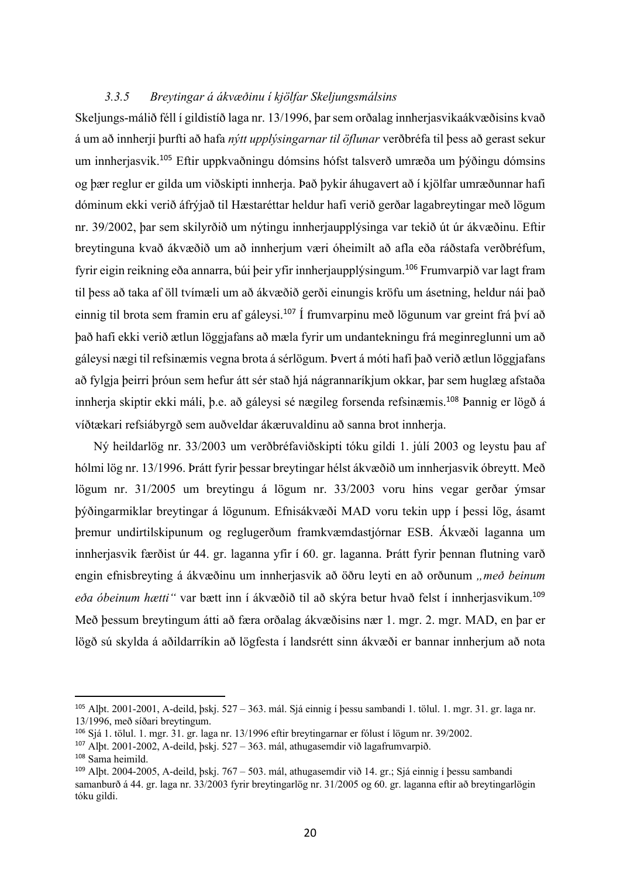### 3.3.5 Breytingar á ákvæðinu í kjölfar Skeljungsmálsins

Skeljungs-málið féll í gildistíð laga nr. 13/1996, þar sem orðalag innherjasvikaákvæðisins kvað á um að innherji þurfti að hafa *nýtt upplýsingarnar til öflunar* verðbréfa til þess að gerast sekur um innherjasvik.[105] Eftir uppkvaðningu dómsins hófst talsverð umræða um þýðingu dómsins og þær reglur er gilda um viðskipti innherja. Það þykir áhugavert að í kjölfar umræðunnar hafi dóminum ekki verið áfrýjað til Hæstaréttar heldur hafi verið gerðar lagabreytingar með lögum nr. 39/2002, þar sem skilyrðið um nýtingu innherjaupplýsinga var tekið út úr ákvæðinu. Eftir breytinguna kvað ákvæðið um að innherjum væri óheimilt að afla eða ráðstafa verðbréfum, fyrir eigin reikning eða annarra, búi þeir yfir innherjaupplýsingum.[106] Frumvarpið var lagt fram til þess að taka af öll tvímæli um að ákvæðið gerði einungis kröfu um ásetning, heldur nái það einnig til brota sem framin eru af gáleysi.[107] Í frumvarpinu með lögunum var greint frá því að það hafi ekki verið ætlun löggjafans að mæla fyrir um undantekningu frá meginreglunni um að gáleysi nægi til refsinæmis vegna brota á sérlögum. Þvert á móti hafi það verið ætlun löggjafans að fylgja þeirri þróun sem hefur átt sér stað hjá nágrannaríkjum okkar, þar sem huglæg afstaða innherja skiptir ekki máli, þ.e. að gáleysi sé nægileg forsenda refsinæmis.[108] Þannig er lögð á víðtækari refsiábyrgð sem auðveldar ákæruvaldinu að sanna brot innherja.

Ný heildarlög nr. 33/2003 um verðbréfaviðskipti tóku gildi 1. júlí 2003 og leystu þau af hólmi lög nr. 13/1996. Þrátt fyrir þessar breytingar hélst ákvæðið um innherjasvik óbreytt. Með lögum nr. 31/2005 um breytingu á lögum nr. 33/2003 voru hins vegar gerðar ýmsar þýðingarmiklar breytingar á lögunum. Efnisákvæði MAD voru tekin upp í þessi lög, ásamt þremur undirtilskipunum og reglugerðum framkvæmdastjórnar ESB. Ákvæði laganna um innherjasvik færðist úr 44. gr. laganna yfir í 60. gr. laganna. Þrátt fyrir þennan flutning varð engin efnisbreyting á ákvæðinu um innherjasvik að öðru leyti en að orðunum *„með beinum eða óbeinum hætti“* var bætt inn í ákvæðið til að skýra betur hvað felst í innherjasvikum.[109] Með þessum breytingum átti að færa orðalag ákvæðisins nær 1. mgr. 2. mgr. MAD, en þar er lögð sú skylda á aðildarríkin að lögfesta í landsrétt sinn ákvæði er bannar innherjum að nota

---

[105] Alþt. 2001-2001, A-deild, þskj. 527 – 363. mál. Sjá einnig í þessu sambandi 1. tölul. 1. mgr. 31. gr. laga nr. 13/1996, með síðari breytingum.

[106] Sjá 1. tölul. 1. mgr. 31. gr. laga nr. 13/1996 eftir breytingarnar er fólust í lögum nr. 39/2002.

[107] Alþt. 2001-2002, A-deild, þskj. 527 – 363. mál, athugasemdir við lagafrumvarpið.

[108] Sama heimild.

[109] Alþt. 2004-2005, A-deild, þskj. 767 – 503. mál, athugasemdir við 14. gr.; Sjá einnig í þessu sambandi samanburð á 44. gr. laga nr. 33/2003 fyrir breytingarlög nr. 31/2005 og 60. gr. laganna eftir að breytingarlögin tóku gildi.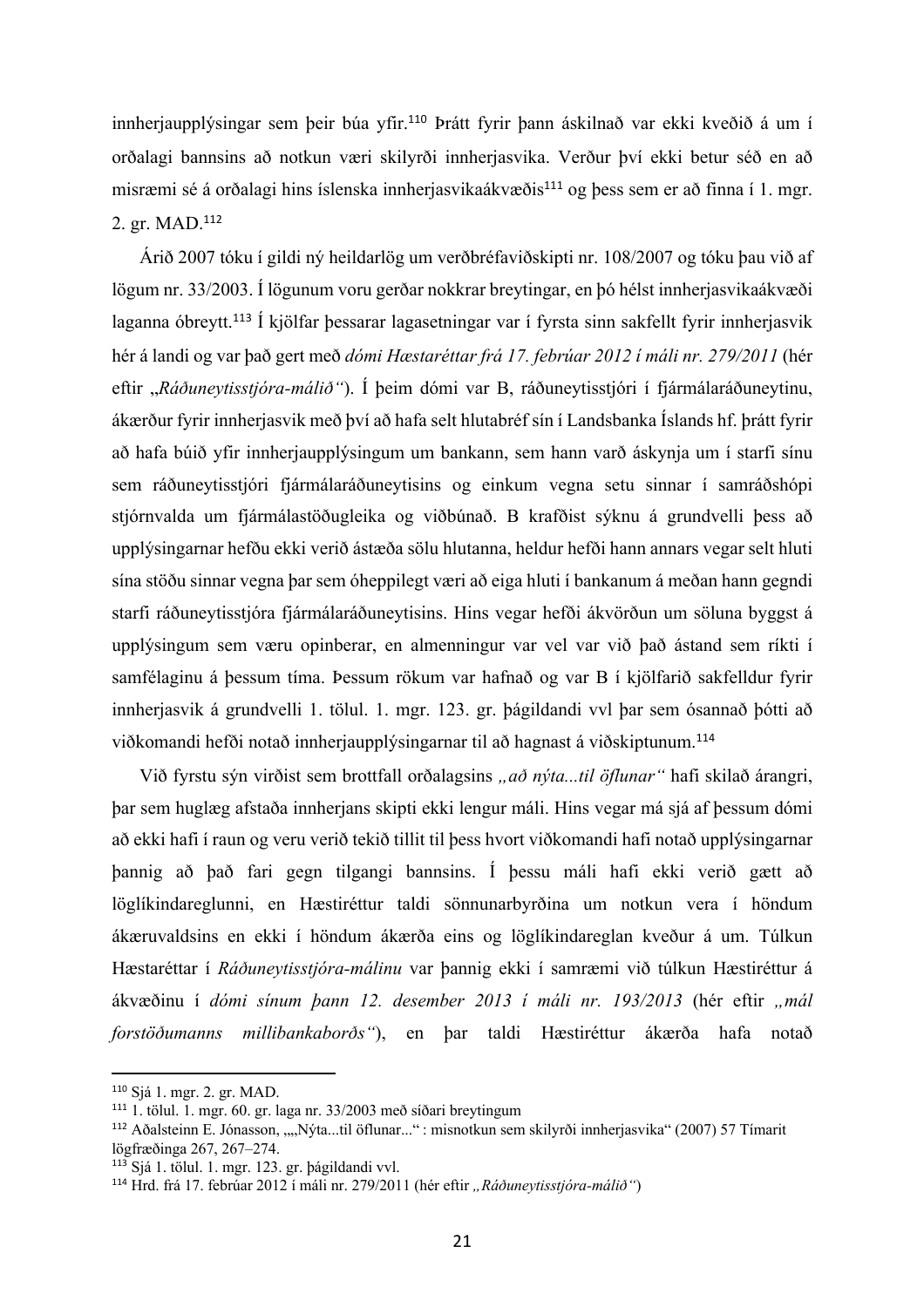innherjaupplýsingar sem þeir búa yfir.[110] Þrátt fyrir þann áskilnað var ekki kveðið á um í orðalagi bannsins að notkun væri skilyrði innherjasvika. Verður því ekki betur séð en að misræmi sé á orðalagi hins íslenska innherjasvikaákvæðis[111] og þess sem er að finna í 1. mgr. 2. gr. MAD.[112]

Árið 2007 tóku í gildi ný heildarlög um verðbréfaviðskipti nr. 108/2007 og tóku þau við af lögum nr. 33/2003. Í lögunum voru gerðar nokkrar breytingar, en þó hélst innherjasvikaákvæði laganna óbreytt.[113] Í kjölfar þessarar lagasetningar var í fyrsta sinn sakfellt fyrir innherjasvik hér á landi og var það gert með *dómi Hæstaréttar frá 17. febrúar 2012 í máli nr. 279/2011* (hér eftir „*Ráðuneytisstjóra-málið*“). Í þeim dómi var B, ráðuneytisstjóri í fjármálaráðuneytinu, ákærður fyrir innherjasvik með því að hafa selt hlutabréf sín í Landsbanka Íslands hf. þrátt fyrir að hafa búið yfir innherjaupplýsingum um bankann, sem hann varð áskynja um í starfi sínu sem ráðuneytisstjóri fjármálaráðuneytisins og einkum vegna setu sinnar í samráðshópi stjórnvalda um fjármálastöðugleika og viðbúnað. B krafðist sýknu á grundvelli þess að upplýsingarnar hefðu ekki verið ástæða sölu hlutanna, heldur hefði hann annars vegar selt hluti sína stöðu sinnar vegna þar sem óheppilegt væri að eiga hluti í bankanum á meðan hann gegndi starfi ráðuneytisstjóra fjármálaráðuneytisins. Hins vegar hefði ákvörðun um söluna byggst á upplýsingum sem væru opinberar, en almenningur var vel var við það ástand sem ríkti í samfélaginu á þessum tíma. Þessum rökum var hafnað og var B í kjölfarið sakfelldur fyrir innherjasvik á grundvelli 1. tölul. 1. mgr. 123. gr. þágildandi vvl þar sem ósannað þótti að viðkomandi hefði notað innherjaupplýsingarnar til að hagnast á viðskiptunum.[114]

Við fyrstu sýn virðist sem brottfall orðalagsins *„að nýta...til öflunar“* hafi skilað árangri, þar sem huglæg afstaða innherjans skipti ekki lengur máli. Hins vegar má sjá af þessum dómi að ekki hafi í raun og veru verið tekið tillit til þess hvort viðkomandi hafi notað upplýsingarnar þannig að það fari gegn tilgangi bannsins. Í þessu máli hafi ekki verið gætt að löglíkindareglunni, en Hæstiréttur taldi sönnunarbyrðina um notkun vera í höndum ákæruvaldsins en ekki í höndum ákærða eins og löglíkindareglan kveður á um. Túlkun Hæstaréttar í *Ráðuneytisstjóra-málinu* var þannig ekki í samræmi við túlkun Hæstiréttur á ákvæðinu í *dómi sínum þann 12. desember 2013 í máli nr. 193/2013* (hér eftir *„mál forstöðumanns millibankaborðs“*), en þar taldi Hæstiréttur ákærða hafa notað

---

[110] Sjá 1. mgr. 2. gr. MAD.

[111] 1. tölul. 1. mgr. 60. gr. laga nr. 33/2003 með síðari breytingum

[112] Aðalsteinn E. Jónasson, „„Nýta...til öflunar...“ : misnotkun sem skilyrði innherjasvika“ (2007) 57 Tímarit lögfræðinga 267, 267–274.

[113] Sjá 1. tölul. 1. mgr. 123. gr. þágildandi vvl.

[114] Hrd. frá 17. febrúar 2012 í máli nr. 279/2011 (hér eftir *„Ráðuneytisstjóra-málið“*)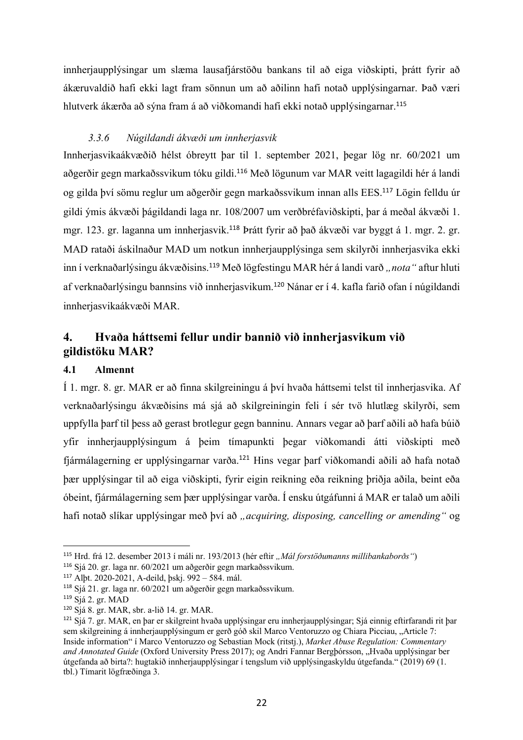innherjaupplýsingar um slæma lausafjárstöðu bankans til að eiga viðskipti, þrátt fyrir að ákæruvaldið hafi ekki lagt fram sönnun um að aðilinn hafi notað upplýsingarnar. Það væri hlutverk ákærða að sýna fram á að viðkomandi hafi ekki notað upplýsingarnar.[115]

### *3.3.6 Núgildandi ákvæði um innherjasvik*

Innherjasvikaákvæðið hélst óbreytt þar til 1. september 2021, þegar lög nr. 60/2021 um aðgerðir gegn markaðssvikum tóku gildi.[116] Með lögunum var MAR veitt lagagildi hér á landi og gilda því sömu reglur um aðgerðir gegn markaðssvikum innan alls EES.[117] Lögin felldu úr gildi ýmis ákvæði þágildandi laga nr. 108/2007 um verðbréfaviðskipti, þar á meðal ákvæði 1. mgr. 123. gr. laganna um innherjasvik.[118] Þrátt fyrir að það ákvæði var byggt á 1. mgr. 2. gr. MAD rataði áskilnaður MAD um notkun innherjaupplýsinga sem skilyrði innherjasvika ekki inn í verknaðarlýsingu ákvæðisins.[119] Með lögfestingu MAR hér á landi varð *„nota"* aftur hluti af verknaðarlýsingu bannsins við innherjasvikum.[120] Nánar er í 4. kafla farið ofan í núgildandi innherjasvikaákvæði MAR.

## 4. Hvaða háttsemi fellur undir bannið við innherjasvikum við gildistöku MAR?

### 4.1 Almennt

Í 1. mgr. 8. gr. MAR er að finna skilgreiningu á því hvaða háttsemi telst til innherjasvika. Af verknaðarlýsingu ákvæðisins má sjá að skilgreiningin feli í sér tvö hlutlæg skilyrði, sem uppfylla þarf til þess að gerast brotlegur gegn banninu. Annars vegar að þarf aðili að hafa búið yfir innherjaupplýsingum á þeim tímapunkti þegar viðkomandi átti viðskipti með fjármálagerning er upplýsingarnar varða.[121] Hins vegar þarf viðkomandi aðili að hafa notað þær upplýsingar til að eiga viðskipti, fyrir eigin reikning eða reikning þriðja aðila, beint eða óbeint, fjármálagerning sem þær upplýsingar varða. Í ensku útgáfunni á MAR er talað um aðili hafi notað slíkar upplýsingar með því að *„acquiring, disposing, cancelling or amending"* og

---

[115] Hrd. frá 12. desember 2013 í máli nr. 193/2013 (hér eftir *„Mál forstöðumanns millibankaborðs"*)

[116] Sjá 20. gr. laga nr. 60/2021 um aðgerðir gegn markaðssvikum.

[117] Alþt. 2020-2021, A-deild, þskj. 992 – 584. mál.

[118] Sjá 21. gr. laga nr. 60/2021 um aðgerðir gegn markaðssvikum.

[119] Sjá 2. gr. MAD

[120] Sjá 8. gr. MAR, sbr. a-lið 14. gr. MAR.

[121] Sjá 7. gr. MAR, en þar er skilgreint hvaða upplýsingar eru innherjaupplýsingar; Sjá einnig eftirfarandi rit þar sem skilgreining á innherjaupplýsingum er gerð góð skil Marco Ventoruzzo og Chiara Picciau, „Article 7: Inside information" í Marco Ventoruzzo og Sebastian Mock (ritstj.), *Market Abuse Regulation: Commentary and Annotated Guide* (Oxford University Press 2017); og Andri Fannar Bergþórsson, „Hvaða upplýsingar ber útgefanda að birta?: hugtakið innherjaupplýsingar í tengslum við upplýsingaskyldu útgefanda." (2019) 69 (1. tbl.) Tímarit lögfræðinga 3.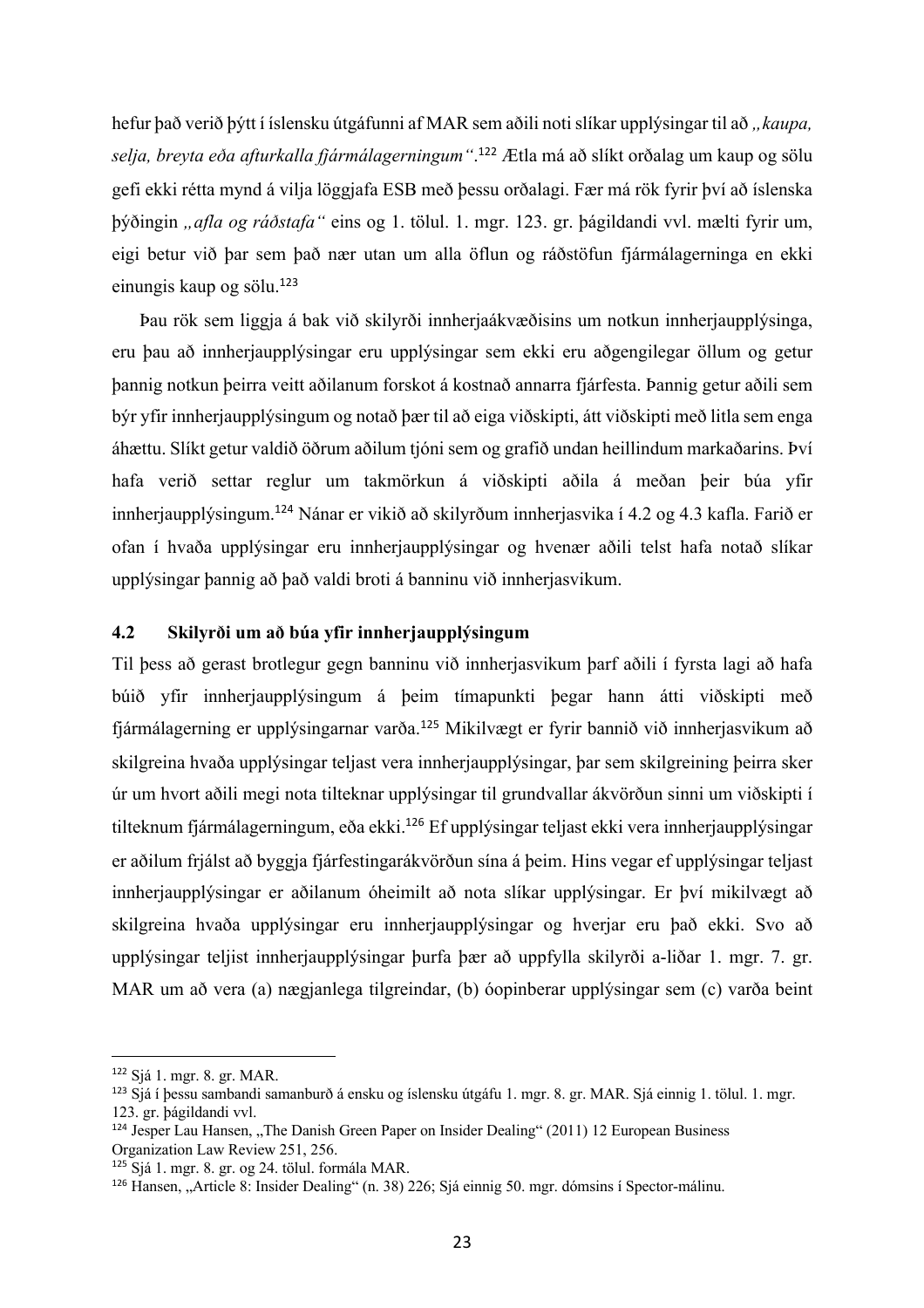hefur það verið þýtt í íslensku útgáfunni af MAR sem aðili noti slíkar upplýsingar til að *„kaupa, selja, breyta eða afturkalla fjármálagerningum“*.[122] Ætla má að slíkt orðalag um kaup og sölu gefi ekki rétta mynd á vilja löggjafa ESB með þessu orðalagi. Fær má rök fyrir því að íslenska þýðingin *„afla og ráðstafa“* eins og 1. tölul. 1. mgr. 123. gr. þágildandi vvl. mælti fyrir um, eigi betur við þar sem það nær utan um alla öflun og ráðstöfun fjármálagerninga en ekki einungis kaup og sölu.[123]

Þau rök sem liggja á bak við skilyrði innherjaákvæðisins um notkun innherjaupplýsinga, eru þau að innherjaupplýsingar eru upplýsingar sem ekki eru aðgengilegar öllum og getur þannig notkun þeirra veitt aðilanum forskot á kostnað annarra fjárfesta. Þannig getur aðili sem býr yfir innherjaupplýsingum og notað þær til að eiga viðskipti, átt viðskipti með litla sem enga áhættu. Slíkt getur valdið öðrum aðilum tjóni sem og grafið undan heillindum markaðarins. Því hafa verið settar reglur um takmörkun á viðskipti aðila á meðan þeir búa yfir innherjaupplýsingum.[124] Nánar er vikið að skilyrðum innherjasvika í 4.2 og 4.3 kafla. Farið er ofan í hvaða upplýsingar eru innherjaupplýsingar og hvenær aðili telst hafa notað slíkar upplýsingar þannig að það valdi broti á banninu við innherjasvikum.

## 4.2 Skilyrði um að búa yfir innherjaupplýsingum

Til þess að gerast brotlegur gegn banninu við innherjasvikum þarf aðili í fyrsta lagi að hafa búið yfir innherjaupplýsingum á þeim tímapunkti þegar hann átti viðskipti með fjármálagerning er upplýsingarnar varða.[125] Mikilvægt er fyrir bannið við innherjasvikum að skilgreina hvaða upplýsingar teljast vera innherjaupplýsingar, þar sem skilgreining þeirra sker úr um hvort aðili megi nota tilteknar upplýsingar til grundvallar ákvörðun sinni um viðskipti í tilteknum fjármálagerningum, eða ekki.[126] Ef upplýsingar teljast ekki vera innherjaupplýsingar er aðilum frjálst að byggja fjárfestingarákvörðun sína á þeim. Hins vegar ef upplýsingar teljast innherjaupplýsingar er aðilanum óheimilt að nota slíkar upplýsingar. Er því mikilvægt að skilgreina hvaða upplýsingar eru innherjaupplýsingar og hverjar eru það ekki. Svo að upplýsingar teljist innherjaupplýsingar þurfa þær að uppfylla skilyrði a-liðar 1. mgr. 7. gr. MAR um að vera (a) nægjanlega tilgreindar, (b) óopinberar upplýsingar sem (c) varða beint

---

[122] Sjá 1. mgr. 8. gr. MAR.

[123] Sjá í þessu sambandi samanburð á ensku og íslensku útgáfu 1. mgr. 8. gr. MAR. Sjá einnig 1. tölul. 1. mgr. 123. gr. þágildandi vvl.

[124] Jesper Lau Hansen, „The Danish Green Paper on Insider Dealing“ (2011) 12 European Business Organization Law Review 251, 256.

[125] Sjá 1. mgr. 8. gr. og 24. tölul. formála MAR.

[126] Hansen, „Article 8: Insider Dealing“ (n. 38) 226; Sjá einnig 50. mgr. dómsins í Spector-málinu.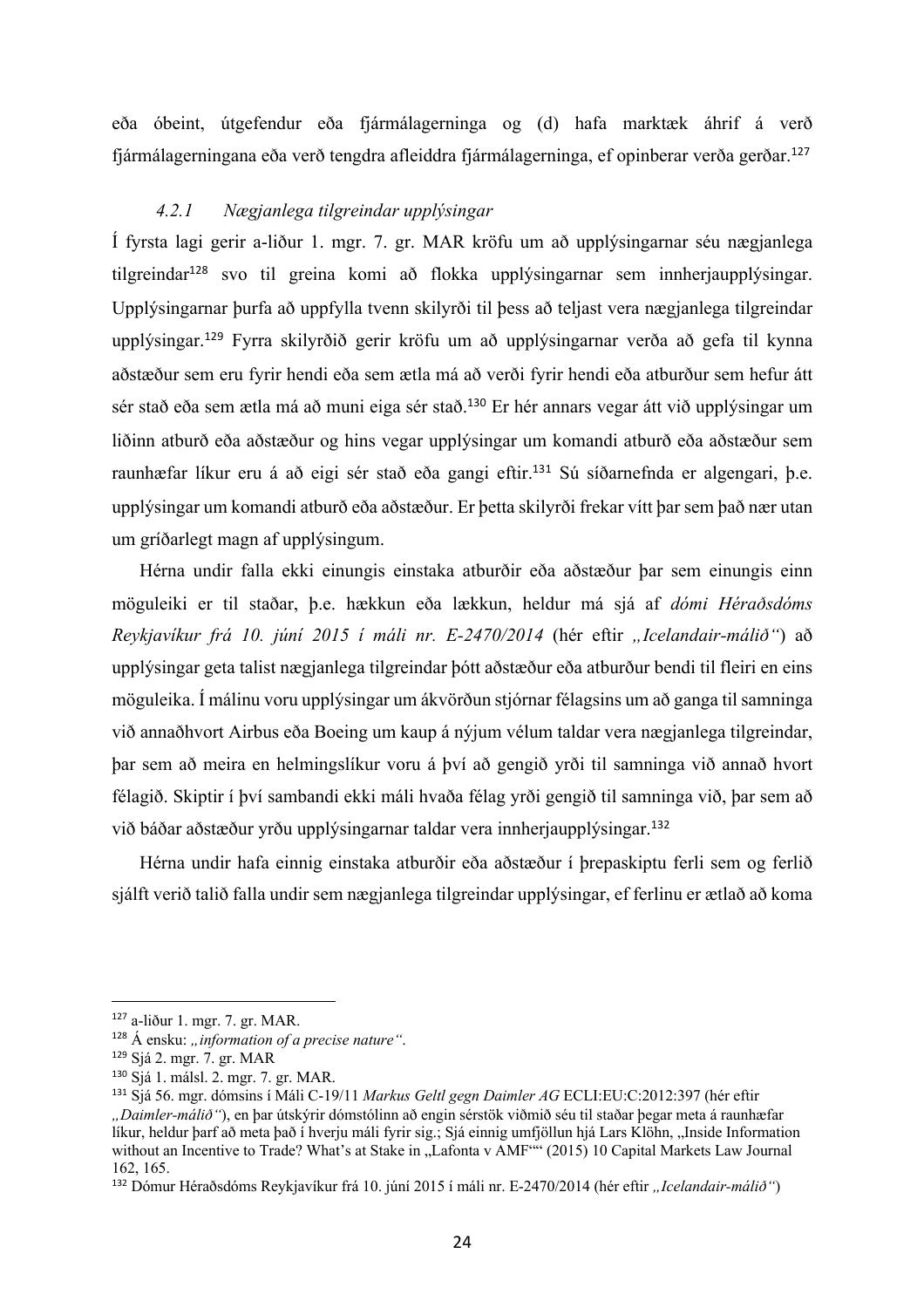eða óbeint, útgefendur eða fjármálagerninga og (d) hafa marktæk áhrif á verð fjármálagerninganna eða verð tengdra afleiddra fjármálagerninga, ef opinberar verða gerðar.[127]

### *4.2.1 Nægjanlega tilgreindar upplýsingar*

Í fyrsta lagi gerir a-liður 1. mgr. 7. gr. MAR kröfu um að upplýsingarnar séu nægjanlega tilgreindar[128] svo til greina komi að flokka upplýsingarnar sem innherjaupplýsingar. Upplýsingarnar þurfa að uppfylla tvenn skilyrði til þess að teljast vera nægjanlega tilgreindar upplýsingar.[129] Fyrra skilyrðið gerir kröfu um að upplýsingarnar verða að gefa til kynna aðstæður sem eru fyrir hendi eða sem ætla má að verði fyrir hendi eða atburður sem hefur átt sér stað eða sem ætla má að muni eiga sér stað.[130] Er hér annars vegar átt við upplýsingar um liðinn atburð eða aðstæður og hins vegar upplýsingar um komandi atburð eða aðstæður sem raunhæfar líkur eru á að eigi sér stað eða gangi eftir.[131] Sú síðarnefnda er algengari, þ.e. upplýsingar um komandi atburð eða aðstæður. Er þetta skilyrði frekar vítt þar sem það nær utan um gríðarlegt magn af upplýsingum.

Hérna undir falla ekki einungis einstaka atburðir eða aðstæður þar sem einungis einn möguleiki er til staðar, þ.e. hækkun eða lækkun, heldur má sjá af *dómi Héraðsdóms Reykjavíkur frá 10. júní 2015 í máli nr. E-2470/2014* (hér eftir *„Icelandair-málið“*) að upplýsingar geta talist nægjanlega tilgreindar þótt aðstæður eða atburður bendi til fleiri en eins möguleika. Í málinu voru upplýsingar um ákvörðun stjórnar félagsins um að ganga til samninga við annaðhvort Airbus eða Boeing um kaup á nýjum vélum taldar vera nægjanlega tilgreindar, þar sem að meira en helmingslíkur voru á því að gengið yrði til samninga við annað hvort félagið. Skiptir í því sambandi ekki máli hvaða félag yrði gengið til samninga við, þar sem að við báðar aðstæður yrðu upplýsingarnar taldar vera innherjaupplýsingar.[132]

Hérna undir hafa einnig einstaka atburðir eða aðstæður í þrepaskiptu ferli sem og ferlið sjálft verið talið falla undir sem nægjanlega tilgreindar upplýsingar, ef ferlinu er ætlað að koma

---

[127] a-liður 1. mgr. 7. gr. MAR.

[128] Á ensku: *„information of a precise nature“*.

[129] Sjá 2. mgr. 7. gr. MAR

[130] Sjá 1. málsl. 2. mgr. 7. gr. MAR.

[131] Sjá 56. mgr. dómsins í Máli C-19/11 *Markus Geltl gegn Daimler AG* ECLI:EU:C:2012:397 (hér eftir *„Daimler-málið“*), en þar útskýrir dómstólinn að engin sérstök viðmið séu til staðar þegar meta á raunhæfar líkur, heldur þarf að meta það í hverju máli fyrir sig.; Sjá einnig umfjöllun hjá Lars Klöhn, „Inside Information without an Incentive to Trade? What's at Stake in „Lafonta v AMF““ (2015) 10 Capital Markets Law Journal 162, 165.

[132] Dómur Héraðsdóms Reykjavíkur frá 10. júní 2015 í máli nr. E-2470/2014 (hér eftir *„Icelandair-málið“*)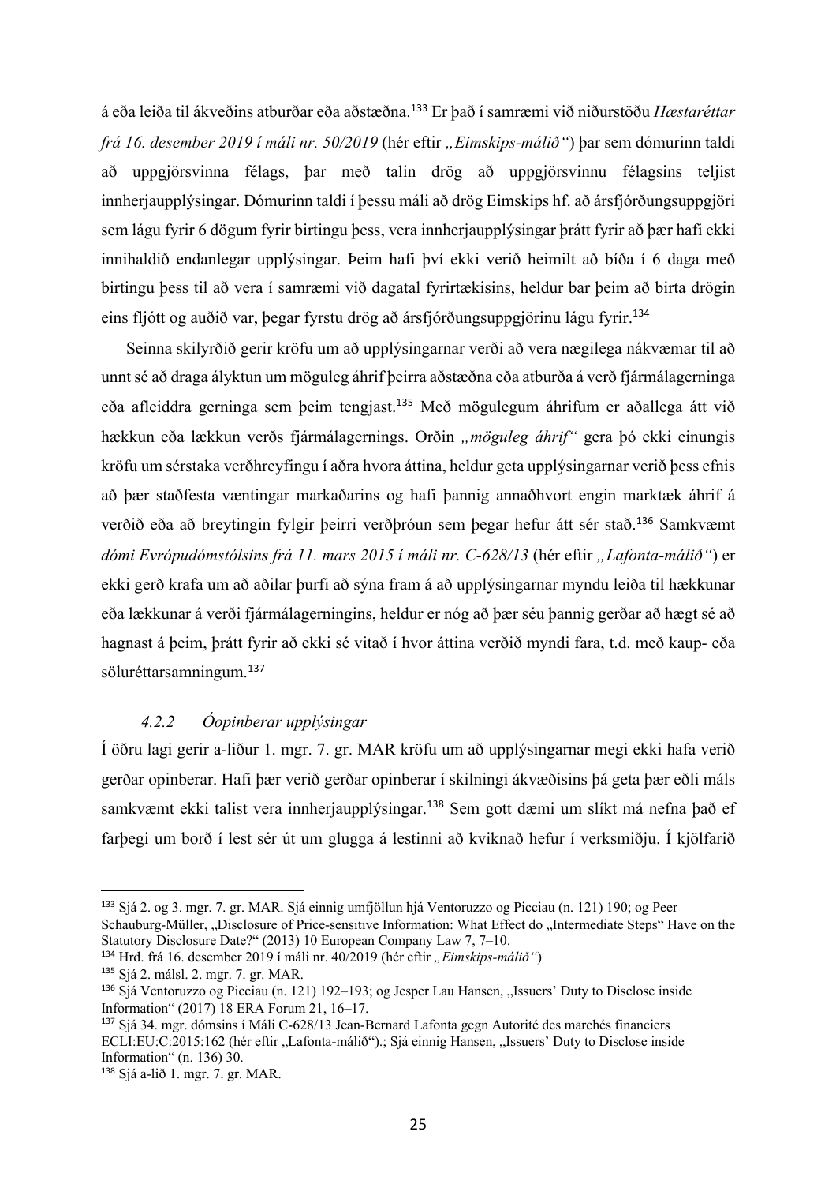á eða leiða til ákveðins atburðar eða aðstæðna.[133] Er það í samræmi við niðurstöðu *Hæstaréttar frá 16. desember 2019 í máli nr. 50/2019* (hér eftir *„Eimskips-málið"*) þar sem dómurinn taldi að uppgjörsvinna félags, þar með talin drög að uppgjörsvinnu félagsins teljist innherjaupplýsingar. Dómurinn taldi í þessu máli að drög Eimskips hf. að ársfjórðungsuppgjöri sem lágu fyrir 6 dögum fyrir birtingu þess, vera innherjaupplýsingar þrátt fyrir að þær hafi ekki innihaldið endanlegar upplýsingar. Þeim hafi því ekki verið heimilt að bíða í 6 daga með birtingu þess til að vera í samræmi við dagatal fyrirtækisins, heldur bar þeim að birta drögin eins fljótt og auðið var, þegar fyrstu drög að ársfjórðungsuppgjörinu lágu fyrir.[134]

Seinna skilyrðið gerir kröfu um að upplýsingarnar verði að vera nægilega nákvæmar til að unnt sé að draga ályktun um möguleg áhrif þeirra aðstæðna eða atburða á verð fjármálagerninga eða afleiddra gerninga sem þeim tengjast.[135] Með mögulegum áhrifum er aðallega átt við hækkun eða lækkun verðs fjármálagernings. Orðin *„möguleg áhrif"* gera þó ekki einungis kröfu um sérstaka verðhreyfingu í aðra hvora áttina, heldur geta upplýsingarnar verið þess efnis að þær staðfesta væntingar markaðarins og hafi þannig annaðhvort engin marktæk áhrif á verðið eða að breytingin fylgir þeirri verðþróun sem þegar hefur átt sér stað.[136] Samkvæmt *dómi Evrópudómstólsins frá 11. mars 2015 í máli nr. C-628/13* (hér eftir *„Lafonta-málið"*) er ekki gerð krafa um að aðilar þurfi að sýna fram á að upplýsingarnar myndu leiða til hækkunar eða lækkunar á verði fjármálagerningsins, heldur er nóg að þær séu þannig gerðar að hægt sé að hagnast á þeim, þrátt fyrir að ekki sé vitað í hvor áttina verðið myndi fara, t.d. með kaup- eða söluréttarsamningum.[137]

### 4.2.2 *Óopinberar upplýsingar*

Í öðru lagi gerir a-liður 1. mgr. 7. gr. MAR kröfu um að upplýsingarnar megi ekki hafa verið gerðar opinberar. Hafi þær verið gerðar opinberar í skilningi ákvæðisins þá geta þær eðli máls samkvæmt ekki talist vera innherjaupplýsingar.[138] Sem gott dæmi um slíkt má nefna það ef farþegi um borð í lest sér út um glugga á lestinni að kviknað hefur í verksmiðju. Í kjölfarið

---

[133] Sjá 2. og 3. mgr. 7. gr. MAR. Sjá einnig umfjöllun hjá Ventoruzzo og Picciau (n. 121) 190; og Peer Schauburg-Müller, „Disclosure of Price-sensitive Information: What Effect do „Intermediate Steps" Have on the Statutory Disclosure Date?" (2013) 10 European Company Law 7, 7–10.

[134] Hrd. frá 16. desember 2019 í máli nr. 40/2019 (hér eftir *„Eimskips-málið"*)

[135] Sjá 2. málsl. 2. mgr. 7. gr. MAR.

[136] Sjá Ventoruzzo og Picciau (n. 121) 192–193; og Jesper Lau Hansen, „Issuers' Duty to Disclose inside Information" (2017) 18 ERA Forum 21, 16–17.

[137] Sjá 34. mgr. dómsins í Máli C-628/13 Jean-Bernard Lafonta gegn Autorité des marchés financiers ECLI:EU:C:2015:162 (hér eftir „Lafonta-málið").; Sjá einnig Hansen, „Issuers' Duty to Disclose inside Information" (n. 136) 30.

[138] Sjá a-lið 1. mgr. 7. gr. MAR.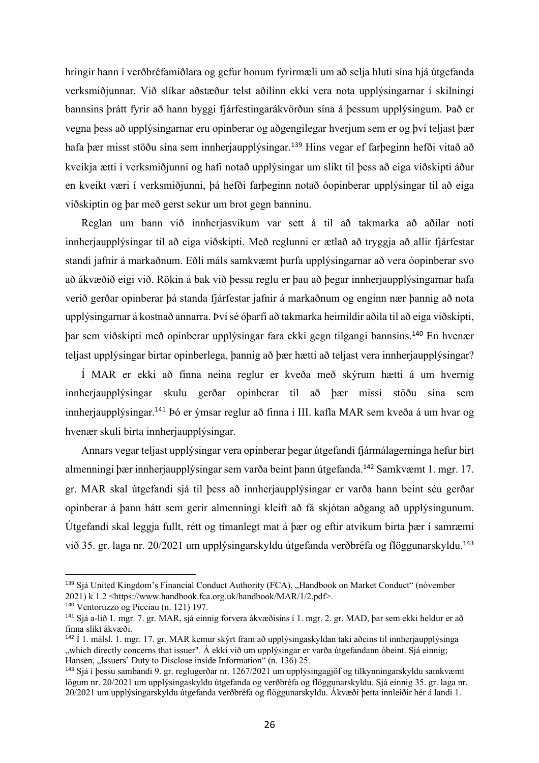hringir hann í verðbréfamiðlara og gefur honum fyrirmæli um að selja hluti sína hjá útgefanda verksmiðjunnar. Við slíkar aðstæður telst aðilinn ekki vera nota upplýsingarnar í skilningi bannsins þrátt fyrir að hann byggi fjárfestingarákvörðun sína á þessum upplýsingum. Það er vegna þess að upplýsingarnar eru opinberar og aðgengilegar hverjum sem er og því teljast þær hafa þær misst stöðu sína sem innherjaupplýsingar.[139] Hins vegar ef farþeginn hefði vitað að kveikja ætti í verksmiðjunni og hafi notað upplýsingar um slíkt til þess að eiga viðskipti áður en kveikt væri í verksmiðjunni, þá hefði farþeginn notað óopinberar upplýsingar til að eiga viðskiptin og þar með gerst sekur um brot gegn banninu.

Reglan um bann við innherjasvikum var sett á til að takmarka að aðilar noti innherjaupplýsingar til að eiga viðskipti. Með reglunni er ætlað að tryggja að allir fjárfestar standi jafnir á markaðnum. Eðli máls samkvæmt þurfa upplýsingarnar að vera óopinberar svo að ákvæðið eigi við. Rökin á bak við þessa reglu er þau að þegar innherjaupplýsingarnar hafa verið gerðar opinberar þá standa fjárfestar jafnir á markaðnum og enginn nær þannig að nota upplýsingarnar á kostnað annarra. Því sé óþarfi að takmarka heimildir aðila til að eiga viðskipti, þar sem viðskipti með opinberar upplýsingar fara ekki gegn tilgangi bannsins.[140] En hvenær teljast upplýsingar birtar opinberlega, þannig að þær hætti að teljast vera innherjaupplýsingar?

Í MAR er ekki að finna neina reglur er kveða með skýrum hætti á um hvernig innherjaupplýsingar skulu gerðar opinberar til að þær missi stöðu sína sem innherjaupplýsingar.[141] Þó er ýmsar reglur að finna í III. kafla MAR sem kveða á um hvar og hvenær skuli birta innherjaupplýsingar.

Annars vegar teljast upplýsingar vera opinberar þegar útgefandi fjármálagerninga hefur birt almenningi þær innherjaupplýsingar sem varða beint þann útgefanda.[142] Samkvæmt 1. mgr. 17. gr. MAR skal útgefandi sjá til þess að innherjaupplýsingar er varða hann beint séu gerðar opinberar á þann hátt sem gerir almenningi kleift að fá skjótan aðgang að upplýsingunum. Útgefandi skal leggja fullt, rétt og tímanlegt mat á þær og eftir atvikum birta þær í samræmi við 35. gr. laga nr. 20/2021 um upplýsingarskyldu útgefanda verðbréfa og flöggunarskyldu.[143]

---

[139] Sjá United Kingdom's Financial Conduct Authority (FCA), „Handbook on Market Conduct" (nóvember 2021) k 1.2 <https://www.handbook.fca.org.uk/handbook/MAR/1/2.pdf>.

[140] Ventoruzzo og Picciau (n. 121) 197.

[141] Sjá a-lið 1. mgr. 7. gr. MAR, sjá einnig forvera ákvæðisins í 1. mgr. 2. gr. MAD, þar sem ekki heldur er að finna slíkt ákvæði.

[142] Í 1. málsl. 1. mgr. 17. gr. MAR kemur skýrt fram að upplýsingaskyldan taki aðeins til innherjaupplýsinga „which directly concerns that issuer". Á ekki við um upplýsingar er varða útgefandann óbeint. Sjá einnig; Hansen, „Issuers' Duty to Disclose inside Information" (n. 136) 25.

[143] Sjá í þessu sambandi 9. gr. reglugerðar nr. 1267/2021 um upplýsingagjöf og tilkynningarskyldu samkvæmt lögum nr. 20/2021 um upplýsingaskyldu útgefanda og verðbréfa og flöggunarskyldu. Sjá einnig 35. gr. laga nr. 20/2021 um upplýsingarskyldu útgefanda verðbréfa og flöggunarskyldu. Ákvæði þetta innleiðir hér á landi 1.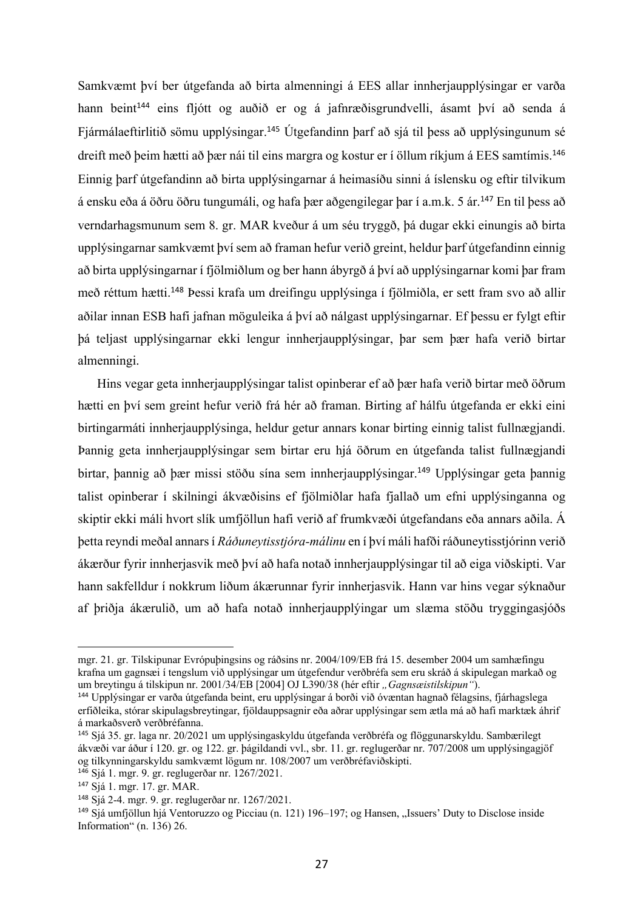Samkvæmt því ber útgefanda að birta almenningi á EES allar innherjaupplýsingar er varða hann beint[144] eins fljótt og auðið er og á jafnræðisgrundvelli, ásamt því að senda á Fjármálaeftirlitið sömu upplýsingar.[145] Útgefandinn þarf að sjá til þess að upplýsingunum sé dreift með þeim hætti að þær nái til eins margra og kostur er í öllum ríkjum á EES samtímis.[146] Einnig þarf útgefandinn að birta upplýsingarnar á heimasíðu sinni á íslensku og eftir tilvikum á ensku eða á öðru öðru tungumáli, og hafa þær aðgengilegar þar í a.m.k. 5 ár.[147] En til þess að verndarhagsmunum sem 8. gr. MAR kveður á um séu tryggð, þá dugar ekki einungis að birta upplýsingarnar samkvæmt því sem að framan hefur verið greint, heldur þarf útgefandinn einnig að birta upplýsingarnar í fjölmiðlum og ber hann ábyrgð á því að upplýsingarnar komi þar fram með réttum hætti.[148] Þessi krafa um dreifingu upplýsinga í fjölmiðla, er sett fram svo að allir aðilar innan ESB hafi jafnan möguleika á því að nálgast upplýsingarnar. Ef þessu er fylgt eftir þá teljast upplýsingarnar ekki lengur innherjaupplýsingar, þar sem þær hafa verið birtar almenningi.

Hins vegar geta innherjaupplýsingar talist opinberar ef að þær hafa verið birtar með öðrum hætti en því sem greint hefur verið frá hér að framan. Birting af hálfu útgefanda er ekki eini birtingarmáti innherjaupplýsinga, heldur getur annars konar birting einnig talist fullnægjandi. Þannig geta innherjaupplýsingar sem birtar eru hjá öðrum en útgefanda talist fullnægjandi birtar, þannig að þær missi stöðu sína sem innherjaupplýsingar.[149] Upplýsingar geta þannig talist opinberar í skilningi ákvæðisins ef fjölmiðlar hafa fjallað um efni upplýsinganna og skiptir ekki máli hvort slík umfjöllun hafi verið af frumkvæði útgefandans eða annars aðila. Á þetta reyndi meðal annars í *Ráðuneytisstjóra-málinu* en í því máli hafði ráðuneytisstjórinn verið ákærður fyrir innherjasvik með því að hafa notað innherjaupplýsingar til að eiga viðskipti. Var hann sakfelldur í nokkrum liðum ákærunnar fyrir innherjasvik. Hann var hins vegar sýknaður af þriðja ákærulið, um að hafa notað innherjaupplýingar um slæma stöðu tryggingasjóðs

---

mgr. 21. gr. Tilskipunar Evrópuþingsins og ráðsins nr. 2004/109/EB frá 15. desember 2004 um samhæfingu krafna um gagnsæi í tengslum við upplýsingar um útgefendur verðbréfa sem eru skráð á skipulegan markað og um breytingu á tilskipun nr. 2001/34/EB [2004] OJ L390/38 (hér eftir *„Gagnsæistilskipun“*).

[144] Upplýsingar er varða útgefanda beint, eru upplýsingar á borði við óvæntan hagnað félagsins, fjárhagslega erfiðleika, stórar skipulagsbreytingar, fjöldauppsagnir eða aðrar upplýsingar sem ætla má að hafi marktæk áhrif á markaðsverð verðbréfanna.

[145] Sjá 35. gr. laga nr. 20/2021 um upplýsingaskyldu útgefanda verðbréfa og flöggunarskyldu. Sambærilegt ákvæði var áður í 120. gr. og 122. gr. þágildandi vvl., sbr. 11. gr. reglugerðar nr. 707/2008 um upplýsingagjöf og tilkynningarskyldu samkvæmt lögum nr. 108/2007 um verðbréfaviðskipti.

[146] Sjá 1. mgr. 9. gr. reglugerðar nr. 1267/2021.

[147] Sjá 1. mgr. 17. gr. MAR.

[148] Sjá 2-4. mgr. 9. gr. reglugerðar nr. 1267/2021.

[149] Sjá umfjöllun hjá Ventoruzzo og Picciau (n. 121) 196–197; og Hansen, „Issuers' Duty to Disclose inside Information" (n. 136) 26.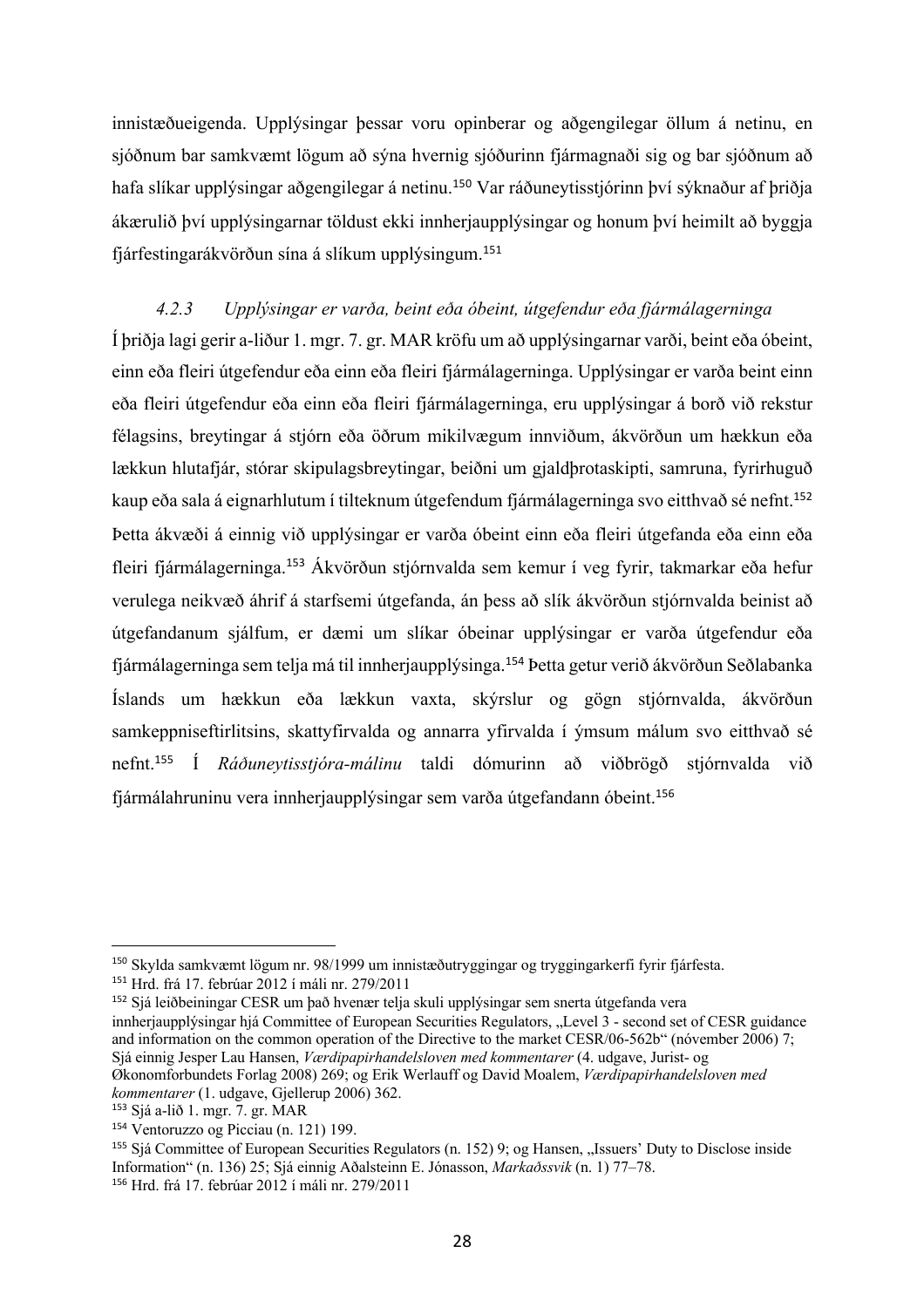innistæðueigenda. Upplýsingar þessar voru opinberar og aðgengilegar öllum á netinu, en sjóðnum bar samkvæmt lögum að sýna hvernig sjóðurinn fjármagnaði sig og bar sjóðnum að hafa slíkar upplýsingar aðgengilegar á netinu.[150] Var ráðuneytisstjórinn því sýknaður af þriðja ákærulið því upplýsingarnar töldust ekki innherjaupplýsingar og honum því heimilt að byggja fjárfestingarákvörðun sína á slíkum upplýsingum.[151]

### *4.2.3 Upplýsingar er varða, beint eða óbeint, útgefendur eða fjármálagerninga*

Í þriðja lagi gerir a-liður 1. mgr. 7. gr. MAR kröfu um að upplýsingarnar varði, beint eða óbeint, einn eða fleiri útgefendur eða einn eða fleiri fjármálagerninga. Upplýsingar er varða beint einn eða fleiri útgefendur eða einn eða fleiri fjármálagerninga, eru upplýsingar á borð við rekstur félagsins, breytingar á stjórn eða öðrum mikilvægum innviðum, ákvörðun um hækkun eða lækkun hlutafjár, stórar skipulagsbreytingar, beiðni um gjaldþrotaskipti, samruna, fyrirhuguð kaup eða sala á eignarhlutum í tilteknum útgefendum fjármálagerninga svo eitthvað sé nefnt.[152] Þetta ákvæði á einnig við upplýsingar er varða óbeint einn eða fleiri útgefanda eða einn eða fleiri fjármálagerninga.[153] Ákvörðun stjórnvalda sem kemur í veg fyrir, takmarkar eða hefur verulega neikvæð áhrif á starfsemi útgefanda, án þess að slík ákvörðun stjórnvalda beinist að útgefandanum sjálfum, er dæmi um slíkar óbeinar upplýsingar er varða útgefendur eða fjármálagerninga sem telja má til innherjaupplýsinga.[154] Þetta getur verið ákvörðun Seðlabanka Íslands um hækkun eða lækkun vaxta, skýrslur og gögn stjórnvalda, ákvörðun samkeppniseftirlitsins, skattyfirvalda og annarra yfirvalda í ýmsum málum svo eitthvað sé nefnt.[155] Í *Ráðuneytisstjóra-málinu* taldi dómurinn að viðbrögð stjórnvalda við fjármálahruninu vera innherjaupplýsingar sem varða útgefandann óbeint.[156]

---

[150] Skylda samkvæmt lögum nr. 98/1999 um innistæðutryggingar og tryggingarkerfi fyrir fjárfesta.

[151] Hrd. frá 17. febrúar 2012 í máli nr. 279/2011

[152] Sjá leiðbeiningar CESR um það hvenær telja skuli upplýsingar sem snerta útgefanda vera innherjaupplýsingar hjá Committee of European Securities Regulators, „Level 3 - second set of CESR guidance and information on the common operation of the Directive to the market CESR/06-562b“ (nóvember 2006) 7; Sjá einnig Jesper Lau Hansen, *Værdipapirhandelsloven med kommentarer* (4. udgave, Jurist- og Økonomforbundets Forlag 2008) 269; og Erik Werlauff og David Moalem, *Værdipapirhandelsloven med kommentarer* (1. udgave, Gjellerup 2006) 362.

[153] Sjá a-lið 1. mgr. 7. gr. MAR

[154] Ventoruzzo og Picciau (n. 121) 199.

[155] Sjá Committee of European Securities Regulators (n. 152) 9; og Hansen, „Issuers' Duty to Disclose inside Information“ (n. 136) 25; Sjá einnig Aðalsteinn E. Jónasson, *Markaðssvik* (n. 1) 77–78.

[156] Hrd. frá 17. febrúar 2012 í máli nr. 279/2011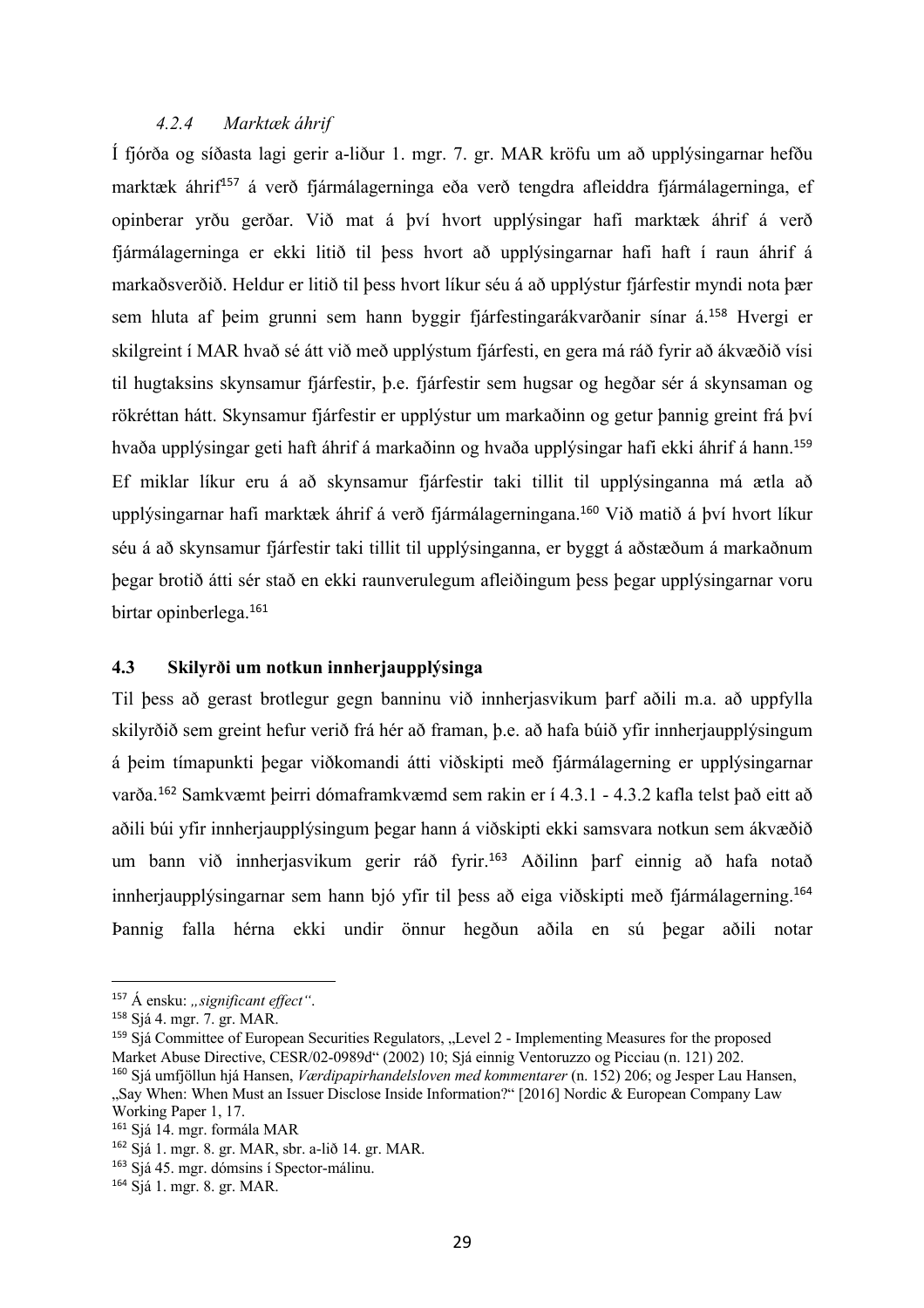### *4.2.4 Marktæk áhrif*

Í fjórða og síðasta lagi gerir a-liður 1. mgr. 7. gr. MAR kröfu um að upplýsingarnar hefðu marktæk áhrif[157] á verð fjármálagerninga eða verð tengdra afleiddra fjármálagerninga, ef opinberar yrðu gerðar. Við mat á því hvort upplýsingar hafi marktæk áhrif á verð fjármálagerninga er ekki litið til þess hvort að upplýsingarnar hafi haft í raun áhrif á markaðsverðið. Heldur er litið til þess hvort líkur séu á að upplýstur fjárfestir myndi nota þær sem hluta af þeim grunni sem hann byggir fjárfestingarákvarðanir sínar á.[158] Hvergi er skilgreint í MAR hvað sé átt við með upplýstum fjárfesti, en gera má ráð fyrir að ákvæðið vísi til hugtaksins skynsamur fjárfestir, þ.e. fjárfestir sem hugsar og hegðar sér á skynsaman og rökréttan hátt. Skynsamur fjárfestir er upplýstur um markaðinn og getur þannig greint frá því hvaða upplýsingar geti haft áhrif á markaðinn og hvaða upplýsingar hafi ekki áhrif á hann.[159] Ef miklar líkur eru á að skynsamur fjárfestir taki tillit til upplýsinganna má ætla að upplýsingarnar hafi marktæk áhrif á verð fjármálagerninganna.[160] Við matið á því hvort líkur séu á að skynsamur fjárfestir taki tillit til upplýsinganna, er byggt á aðstæðum á markaðnum þegar brotið átti sér stað en ekki raunverulegum afleiðingum þess þegar upplýsingarnar voru birtar opinberlega.[161]

## 4.3 Skilyrði um notkun innherjaupplýsinga

Til þess að gerast brotlegur gegn banninu við innherjasvikum þarf aðili m.a. að uppfylla skilyrðið sem greint hefur verið frá hér að framan, þ.e. að hafa búið yfir innherjaupplýsingum á þeim tímapunkti þegar viðkomandi átti viðskipti með fjármálagerning er upplýsingarnar varða.[162] Samkvæmt þeirri dómaframkvæmd sem rakin er í 4.3.1 - 4.3.2 kafla telst það eitt að aðili búi yfir innherjaupplýsingum þegar hann á viðskipti ekki samsvara notkun sem ákvæðið um bann við innherjasvikum gerir ráð fyrir.[163] Aðilinn þarf einnig að hafa notað innherjaupplýsingarnar sem hann bjó yfir til þess að eiga viðskipti með fjármálagerning.[164] Þannig falla hérna ekki undir önnur hegðun aðila en sú þegar aðili notar

---

[157] Á ensku: *„significant effect"*.

[158] Sjá 4. mgr. 7. gr. MAR.

[159] Sjá Committee of European Securities Regulators, „Level 2 - Implementing Measures for the proposed Market Abuse Directive, CESR/02-0989d" (2002) 10; Sjá einnig Ventoruzzo og Picciau (n. 121) 202.

[160] Sjá umfjöllun hjá Hansen, *Værdipapirhandelsloven med kommentarer* (n. 152) 206; og Jesper Lau Hansen, „Say When: When Must an Issuer Disclose Inside Information?" [2016] Nordic & European Company Law Working Paper 1, 17.

[161] Sjá 14. mgr. formála MAR

[162] Sjá 1. mgr. 8. gr. MAR, sbr. a-lið 14. gr. MAR.

[163] Sjá 45. mgr. dómsins í Spector-málinu.

[164] Sjá 1. mgr. 8. gr. MAR.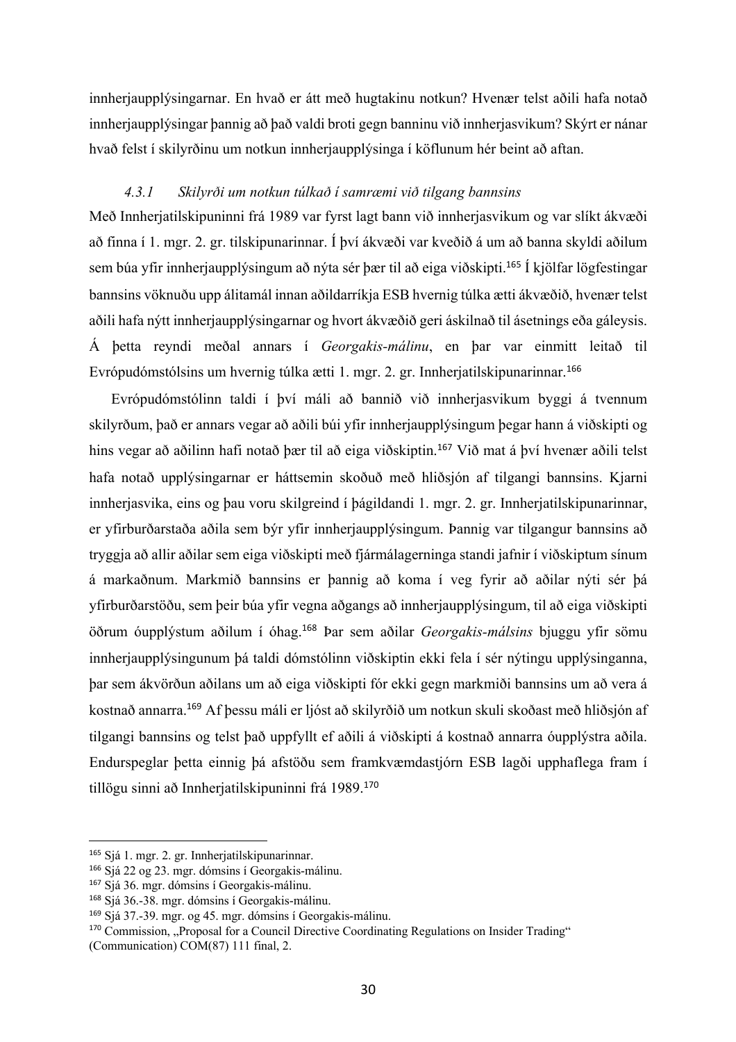innherjaupplýsingarnar. En hvað er átt með hugtakinu notkun? Hvenær telst aðili hafa notað innherjaupplýsingar þannig að það valdi broti gegn banninu við innherjasvikum? Skýrt er nánar hvað felst í skilyrðinu um notkun innherjaupplýsinga í köflunum hér beint að aftan.

### *4.3.1 Skilyrði um notkun túlkað í samræmi við tilgang bannsins*

Með Innherjatilskipuninni frá 1989 var fyrst lagt bann við innherjasvikum og var slíkt ákvæði að finna í 1. mgr. 2. gr. tilskipunarinnar. Í því ákvæði var kveðið á um að banna skyldi aðilum sem búa yfir innherjaupplýsingum að nýta sér þær til að eiga viðskipti.[165] Í kjölfar lögfestingar bannsins vöknuðu upp álitamál innan aðildarríkja ESB hvernig túlka ætti ákvæðið, hvenær telst aðili hafa nýtt innherjaupplýsingarnar og hvort ákvæðið geri áskilnað til ásetnings eða gáleysis. Á þetta reyndi meðal annars í *Georgakis-málinu*, en þar var einmitt leitað til Evrópudómstólsins um hvernig túlka ætti 1. mgr. 2. gr. Innherjatilskipunarinnar.[166]

Evrópudómstólinn taldi í því máli að bannið við innherjasvikum byggi á tvennum skilyrðum, það er annars vegar að aðili búi yfir innherjaupplýsingum þegar hann á viðskipti og hins vegar að aðilinn hafi notað þær til að eiga viðskiptin.[167] Við mat á því hvenær aðili telst hafa notað upplýsingarnar er háttsemin skoðuð með hliðsjón af tilgangi bannsins. Kjarni innherjasvika, eins og þau voru skilgreind í þágildandi 1. mgr. 2. gr. Innherjatilskipunarinnar, er yfirburðarstaða aðila sem býr yfir innherjaupplýsingum. Þannig var tilgangur bannsins að tryggja að allir aðilar sem eiga viðskipti með fjármálagerninga standi jafnir í viðskiptum sínum á markaðnum. Markmið bannsins er þannig að koma í veg fyrir að aðilar nýti sér þá yfirburðarstöðu, sem þeir búa yfir vegna aðgangs að innherjaupplýsingum, til að eiga viðskipti öðrum óupplýstum aðilum í óhag.[168] Þar sem aðilar *Georgakis-málsins* bjuggu yfir sömu innherjaupplýsingunum þá taldi dómstólinn viðskiptin ekki fela í sér nýtingu upplýsinganna, þar sem ákvörðun aðilans um að eiga viðskipti fór ekki gegn markmiði bannsins um að vera á kostnað annarra.[169] Af þessu máli er ljóst að skilyrðið um notkun skuli skoðast með hliðsjón af tilgangi bannsins og telst það uppfyllt ef aðili á viðskipti á kostnað annarra óupplýstra aðila. Endurspeglar þetta einnig þá afstöðu sem framkvæmdastjórn ESB lagði upphaflega fram í tillögu sinni að Innherjatilskipuninni frá 1989.[170]

---

[165] Sjá 1. mgr. 2. gr. Innherjatilskipunarinnar.

[166] Sjá 22 og 23. mgr. dómsins í Georgakis-málinu.

[167] Sjá 36. mgr. dómsins í Georgakis-málinu.

[168] Sjá 36.-38. mgr. dómsins í Georgakis-málinu.

[169] Sjá 37.-39. mgr. og 45. mgr. dómsins í Georgakis-málinu.

[170] Commission, „Proposal for a Council Directive Coordinating Regulations on Insider Trading“ (Communication) COM(87) 111 final, 2.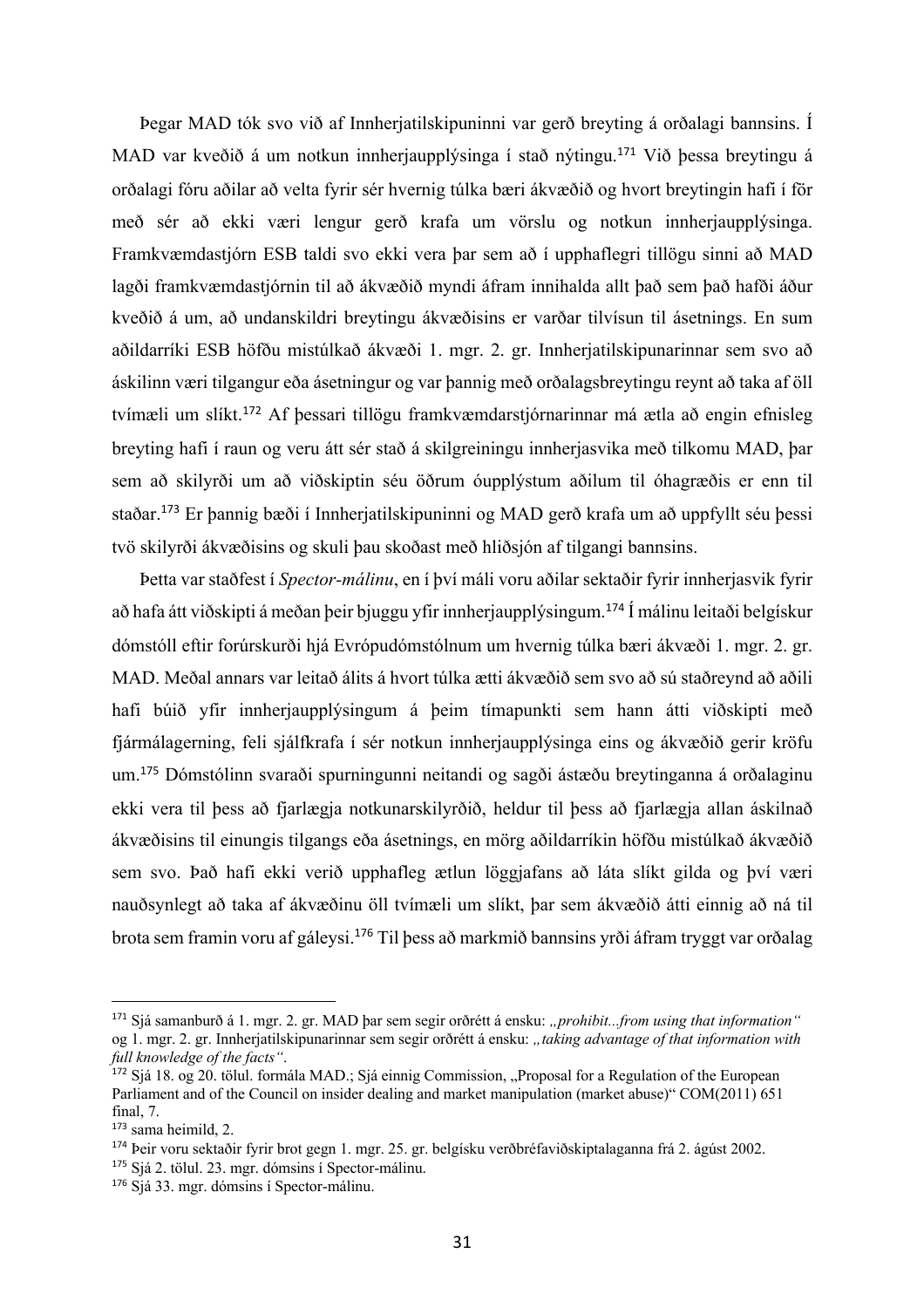Þegar MAD tók svo við af Innherjatilskipuninni var gerð breyting á orðalagi bannsins. Í MAD var kveðið á um notkun innherjaupplýsinga í stað nýtingu.[171] Við þessa breytingu á orðalagi fóru aðilar að velta fyrir sér hvernig túlka bæri ákvæðið og hvort breytingin hafi í för með sér að ekki væri lengur gerð krafa um vörslu og notkun innherjaupplýsinga. Framkvæmdastjórn ESB taldi svo ekki vera þar sem að í upphaflegri tillögu sinni að MAD lagði framkvæmdastjórnin til að ákvæðið myndi áfram innihalda allt það sem það hafði áður kveðið á um, að undanskildri breytingu ákvæðisins er varðar tilvísun til ásetnings. En sum aðildarríki ESB höfðu mistúlkað ákvæði 1. mgr. 2. gr. Innherjatilskipunarinnar sem svo að áskilinn væri tilgangur eða ásetningur og var þannig með orðalagsbreytingu reynt að taka af öll tvímæli um slíkt.[172] Af þessari tillögu framkvæmdarstjórnarinnar má ætla að engin efnisleg breyting hafi í raun og veru átt sér stað á skilgreiningu innherjasvika með tilkomu MAD, þar sem að skilyrði um að viðskiptin séu öðrum óupplýstum aðilum til óhagræðis er enn til staðar.[173] Er þannig bæði í Innherjatilskipuninni og MAD gerð krafa um að uppfyllt séu þessi tvö skilyrði ákvæðisins og skuli þau skoðast með hliðsjón af tilgangi bannsins.

Þetta var staðfest í *Spector-málinu*, en í því máli voru aðilar sektaðir fyrir innherjasvik fyrir að hafa átt viðskipti á meðan þeir bjuggu yfir innherjaupplýsingum.[174] Í málinu leitaði belgískur dómstóll eftir forúrskurði hjá Evrópudómstólnum um hvernig túlka bæri ákvæði 1. mgr. 2. gr. MAD. Meðal annars var leitað álits á hvort túlka ætti ákvæðið sem svo að sú staðreynd að aðili hafi búið yfir innherjaupplýsingum á þeim tímapunkti sem hann átti viðskipti með fjármálagerning, feli sjálfkrafa í sér notkun innherjaupplýsinga eins og ákvæðið gerir kröfu um.[175] Dómstólinn svaraði spurningunni neitandi og sagði ástæðu breytinganna á orðalaginu ekki vera til þess að fjarlægja notkunarskilyrðið, heldur til þess að fjarlægja allan áskilnað ákvæðisins til einungis tilgangs eða ásetnings, en mörg aðildarríkin höfðu mistúlkað ákvæðið sem svo. Það hafi ekki verið upphafleg ætlun löggjafans að láta slíkt gilda og því væri nauðsynlegt að taka af ákvæðinu öll tvímæli um slíkt, þar sem ákvæðið átti einnig að ná til brota sem framin voru af gáleysi.[176] Til þess að markmið bannsins yrði áfram tryggt var orðalag

---

[171] Sjá samanburð á 1. mgr. 2. gr. MAD þar sem segir orðrétt á ensku: *„prohibit...from using that information“* og 1. mgr. 2. gr. Innherjatilskipunarinnar sem segir orðrétt á ensku: *„taking advantage of that information with full knowledge of the facts“*.

[172] Sjá 18. og 20. tölul. formála MAD.; Sjá einnig Commission, „Proposal for a Regulation of the European Parliament and of the Council on insider dealing and market manipulation (market abuse)“ COM(2011) 651 final, 7.

[173] sama heimild, 2.

[174] Þeir voru sektaðir fyrir brot gegn 1. mgr. 25. gr. belgísku verðbréfaviðskiptalaganna frá 2. ágúst 2002.

[175] Sjá 2. tölul. 23. mgr. dómsins í Spector-málinu.

[176] Sjá 33. mgr. dómsins í Spector-málinu.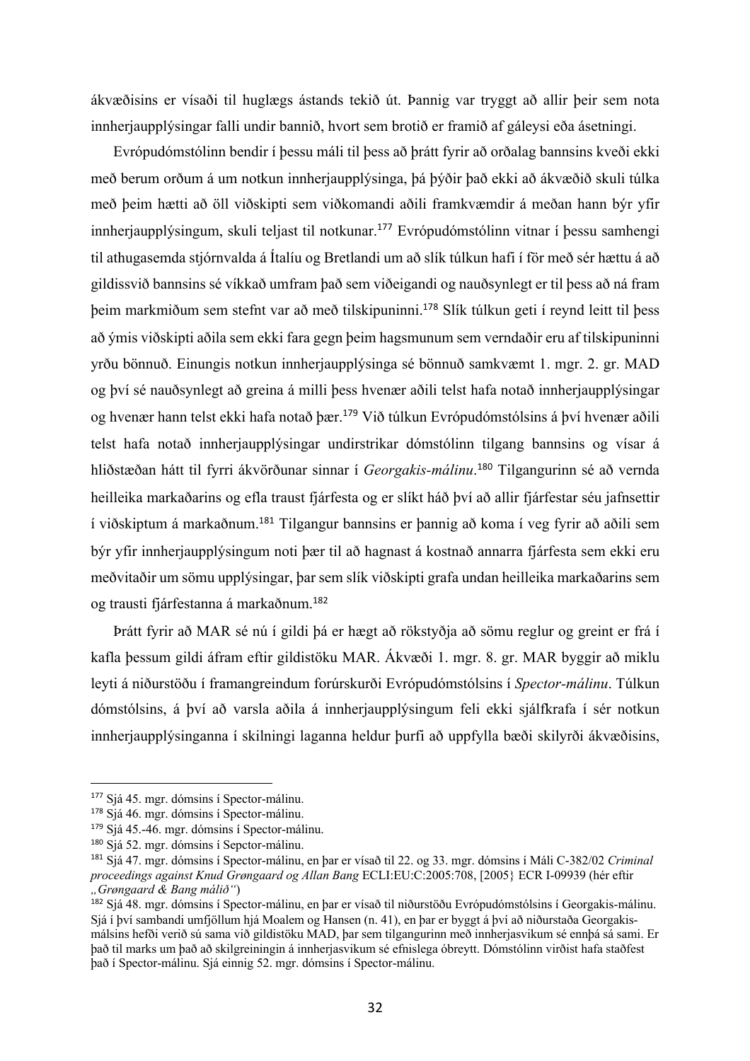ákvæðisins er vísaði til huglægs ástands tekið út. Þannig var tryggt að allir þeir sem nota innherjaupplýsingar falli undir bannið, hvort sem brotið er framið af gáleysi eða ásetningi.

Evrópudómstólinn bendir í þessu máli til þess að þrátt fyrir að orðalag bannsins kveði ekki með berum orðum á um notkun innherjaupplýsinga, þá þýðir það ekki að ákvæðið skuli túlka með þeim hætti að öll viðskipti sem viðkomandi aðili framkvæmdir á meðan hann býr yfir innherjaupplýsingum, skuli teljast til notkunar.[177] Evrópudómstólinn vitnar í þessu samhengi til athugasemda stjórnvalda á Ítalíu og Bretlandi um að slík túlkun hafi í för með sér hættu á að gildissvið bannsins sé víkkað umfram það sem viðeigandi og nauðsynlegt er til þess að ná fram þeim markmiðum sem stefnt var að með tilskipuninni.[178] Slík túlkun geti í reynd leitt til þess að ýmis viðskipti aðila sem ekki fara gegn þeim hagsmunum sem verndaðir eru af tilskipuninni yrðu bönnuð. Einungis notkun innherjaupplýsinga sé bönnuð samkvæmt 1. mgr. 2. gr. MAD og því sé nauðsynlegt að greina á milli þess hvenær aðili telst hafa notað innherjaupplýsingar og hvenær hann telst ekki hafa notað þær.[179] Við túlkun Evrópudómstólsins á því hvenær aðili telst hafa notað innherjaupplýsingar undirstrikar dómstólinn tilgang bannsins og vísar á hliðstæðan hátt til fyrri ákvörðunar sinnar í *Georgakis-málinu*.[180] Tilgangurinn sé að vernda heilleika markaðarins og efla traust fjárfesta og er slíkt háð því að allir fjárfestar séu jafnsettir í viðskiptum á markaðnum.[181] Tilgangur bannsins er þannig að koma í veg fyrir að aðili sem býr yfir innherjaupplýsingum noti þær til að hagnast á kostnað annarra fjárfesta sem ekki eru meðvitaðir um sömu upplýsingar, þar sem slík viðskipti grafa undan heilleika markaðarins sem og trausti fjárfestanna á markaðnum.[182]

Þrátt fyrir að MAR sé nú í gildi þá er hægt að rökstyðja að sömu reglur og greint er frá í kafla þessum gildi áfram eftir gildistöku MAR. Ákvæði 1. mgr. 8. gr. MAR byggir að miklu leyti á niðurstöðu í framangreindum forúrskurði Evrópudómstólsins í *Spector-málinu*. Túlkun dómstólsins, á því að varsla aðila á innherjaupplýsingum feli ekki sjálfkrafa í sér notkun innherjaupplýsinganna í skilningi laganna heldur þurfi að uppfylla bæði skilyrði ákvæðisins,

---

[177] Sjá 45. mgr. dómsins í Spector-málinu.

[178] Sjá 46. mgr. dómsins í Spector-málinu.

[179] Sjá 45.-46. mgr. dómsins í Spector-málinu.

[180] Sjá 52. mgr. dómsins í Sepctor-málinu.

[181] Sjá 47. mgr. dómsins í Spector-málinu, en þar er vísað til 22. og 33. mgr. dómsins í Máli C-382/02 *Criminal proceedings against Knud Grøngaard og Allan Bang* ECLI:EU:C:2005:708, [2005} ECR I-09939 (hér eftir *„Grøngaard & Bang málið"*)

[182] Sjá 48. mgr. dómsins í Spector-málinu, en þar er vísað til niðurstöðu Evrópudómstólsins í Georgakis-málinu. Sjá í því sambandi umfjöllum hjá Moalem og Hansen (n. 41), en þar er byggt á því að niðurstaða Georgakis-málsins hefði verið sú sama við gildistöku MAD, þar sem tilgangurinn með innherjasvikum sé ennþá sá sami. Er það til marks um það að skilgreiningin á innherjasvikum sé efnislega óbreytt. Dómstólinn virðist hafa staðfest það í Spector-málinu. Sjá einnig 52. mgr. dómsins í Spector-málinu.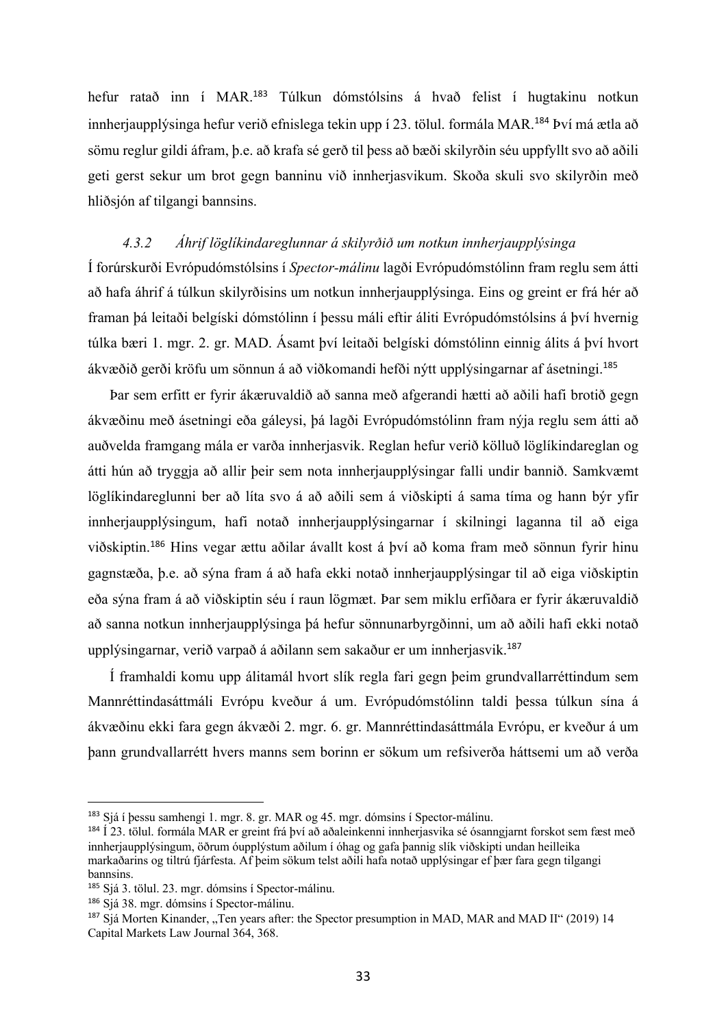hefur ratað inn í MAR.[183] Túlkun dómstólsins á hvað felist í hugtakinu notkun innherjaupplýsinga hefur verið efnislega tekin upp í 23. tölul. formála MAR.[184] Því má ætla að sömu reglur gildi áfram, þ.e. að krafa sé gerð til þess að bæði skilyrðin séu uppfyllt svo að aðili geti gerst sekur um brot gegn banninu við innherjasvikum. Skoða skuli svo skilyrðin með hliðsjón af tilgangi bannsins.

#### *4.3.2 Áhrif löglíkindareglunnar á skilyrðið um notkun innherjaupplýsinga*

Í forúrskurði Evrópudómstólsins í *Spector-málinu* lagði Evrópudómstólinn fram reglu sem átti að hafa áhrif á túlkun skilyrðisins um notkun innherjaupplýsinga. Eins og greint er frá hér að framan þá leitaði belgíski dómstólinn í þessu máli eftir áliti Evrópudómstólsins á því hvernig túlka bæri 1. mgr. 2. gr. MAD. Ásamt því leitaði belgíski dómstólinn einnig álits á því hvort ákvæðið gerði kröfu um sönnun á að viðkomandi hefði nýtt upplýsingarnar af ásetningi.[185]

Þar sem erfitt er fyrir ákæruvaldið að sanna með afgerandi hætti að aðili hafi brotið gegn ákvæðinu með ásetningi eða gáleysi, þá lagði Evrópudómstólinn fram nýja reglu sem átti að auðvelda framgang mála er varða innherjasvik. Reglan hefur verið kölluð löglíkindareglan og átti hún að tryggja að allir þeir sem nota innherjaupplýsingar falli undir bannið. Samkvæmt löglíkindareglunni ber að líta svo á að aðili sem á viðskipti á sama tíma og hann býr yfir innherjaupplýsingum, hafi notað innherjaupplýsingarnar í skilningi laganna til að eiga viðskiptin.[186] Hins vegar ættu aðilar ávallt kost á því að koma fram með sönnun fyrir hinu gagnstæða, þ.e. að sýna fram á að hafa ekki notað innherjaupplýsingar til að eiga viðskiptin eða sýna fram á að viðskiptin séu í raun lögmæt. Þar sem miklu erfiðara er fyrir ákæruvaldið að sanna notkun innherjaupplýsinga þá hefur sönnunarbyrgðinni, um að aðili hafi ekki notað upplýsingarnar, verið varpað á aðilann sem sakaður er um innherjasvik.[187]

Í framhaldi komu upp álitamál hvort slík regla fari gegn þeim grundvallarréttindum sem Mannréttindasáttmáli Evrópu kveður á um. Evrópudómstólinn taldi þessa túlkun sína á ákvæðinu ekki fara gegn ákvæði 2. mgr. 6. gr. Mannréttindasáttmála Evrópu, er kveður á um þann grundvallarrétt hvers manns sem borinn er sökum um refsiverða háttsemi um að verða

---

[183] Sjá í þessu samhengi 1. mgr. 8. gr. MAR og 45. mgr. dómsins í Spector-málinu.

[184] Í 23. tölul. formála MAR er greint frá því að aðaleinkenni innherjasvika sé ósanngjarnt forskot sem fæst með innherjaupplýsingum, öðrum óupplýstum aðilum í óhag og gafa þannig slík viðskipti undan heilleika markaðarins og tiltrú fjárfesta. Af þeim sökum telst aðili hafa notað upplýsingar ef þær fara gegn tilgangi bannsins.

[185] Sjá 3. tölul. 23. mgr. dómsins í Spector-málinu.

[186] Sjá 38. mgr. dómsins í Spector-málinu.

[187] Sjá Morten Kinander, „Ten years after: the Spector presumption in MAD, MAR and MAD II" (2019) 14 Capital Markets Law Journal 364, 368.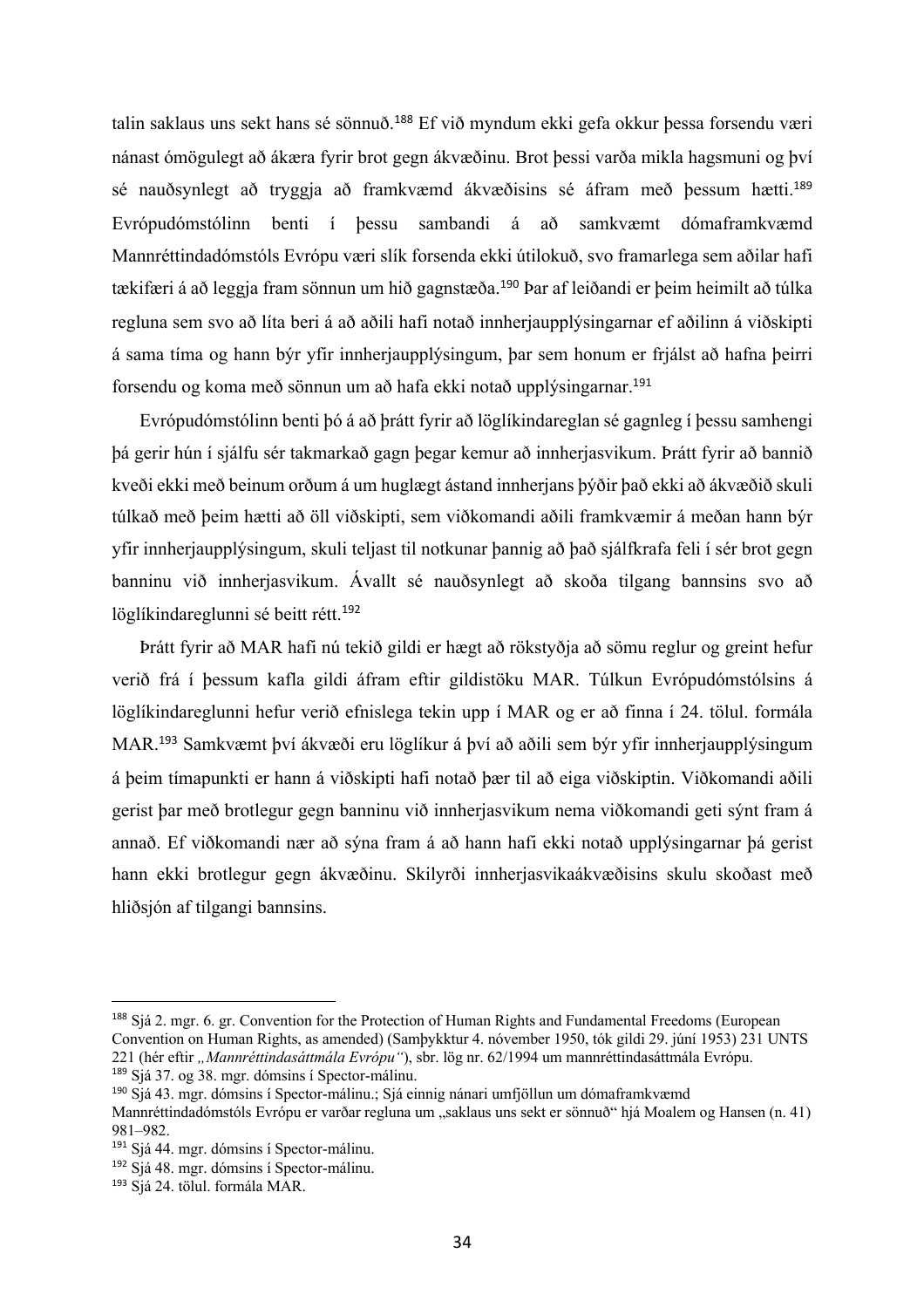talin saklaus uns sekt hans sé sönnuð.[188] Ef við myndum ekki gefa okkur þessa forsendu væri nánast ómögulegt að ákæra fyrir brot gegn ákvæðinu. Brot þessi varða mikla hagsmuni og því sé nauðsynlegt að tryggja að framkvæmd ákvæðisins sé áfram með þessum hætti.[189] Evrópudómstólinn benti í þessu sambandi á að samkvæmt dómaframkvæmd Mannréttindadómstóls Evrópu væri slík forsenda ekki útilokuð, svo framarlega sem aðilar hafi tækifæri á að leggja fram sönnun um hið gagnstæða.[190] Þar af leiðandi er þeim heimilt að túlka regluna sem svo að líta beri á að aðili hafi notað innherjaupplýsingarnar ef aðilinn á viðskipti á sama tíma og hann býr yfir innherjaupplýsingum, þar sem honum er frjálst að hafna þeirri forsendu og koma með sönnun um að hafa ekki notað upplýsingarnar.[191]

Evrópudómstólinn benti þó á að þrátt fyrir að löglíkindareglan sé gagnleg í þessu samhengi þá gerir hún í sjálfu sér takmarkað gagn þegar kemur að innherjasvikum. Þrátt fyrir að bannið kveði ekki með beinum orðum á um huglægt ástand innherjans þýðir það ekki að ákvæðið skuli túlkað með þeim hætti að öll viðskipti, sem viðkomandi aðili framkvæmir á meðan hann býr yfir innherjaupplýsingum, skuli teljast til notkunar þannig að það sjálfkrafa feli í sér brot gegn banninu við innherjasvikum. Ávallt sé nauðsynlegt að skoða tilgang bannsins svo að löglíkindareglunni sé beitt rétt.[192]

Þrátt fyrir að MAR hafi nú tekið gildi er hægt að rökstyðja að sömu reglur og greint hefur verið frá í þessum kafla gildi áfram eftir gildistöku MAR. Túlkun Evrópudómstólsins á löglíkindareglunni hefur verið efnislega tekin upp í MAR og er að finna í 24. tölul. formála MAR.[193] Samkvæmt því ákvæði eru löglíkur á því að aðili sem býr yfir innherjaupplýsingum á þeim tímapunkti er hann á viðskipti hafi notað þær til að eiga viðskiptin. Viðkomandi aðili gerist þar með brotlegur gegn banninu við innherjasvikum nema viðkomandi geti sýnt fram á annað. Ef viðkomandi nær að sýna fram á að hann hafi ekki notað upplýsingarnar þá gerist hann ekki brotlegur gegn ákvæðinu. Skilyrði innherjasvikaákvæðisins skulu skoðast með hliðsjón af tilgangi bannsins.

---

[188] Sjá 2. mgr. 6. gr. Convention for the Protection of Human Rights and Fundamental Freedoms (European Convention on Human Rights, as amended) (Samþykktur 4. nóvember 1950, tók gildi 29. júní 1953) 231 UNTS 221 (hér eftir *„Mannréttindasáttmála Evrópu“*), sbr. lög nr. 62/1994 um mannréttindasáttmála Evrópu.

[189] Sjá 37. og 38. mgr. dómsins í Spector-málinu.

[190] Sjá 43. mgr. dómsins í Spector-málinu.; Sjá einnig nánari umfjöllun um dómaframkvæmd Mannréttindadómstóls Evrópu er varðar regluna um „saklaus uns sekt er sönnuð“ hjá Moalem og Hansen (n. 41) 981–982.

[191] Sjá 44. mgr. dómsins í Spector-málinu.

[192] Sjá 48. mgr. dómsins í Spector-málinu.

[193] Sjá 24. tölul. formála MAR.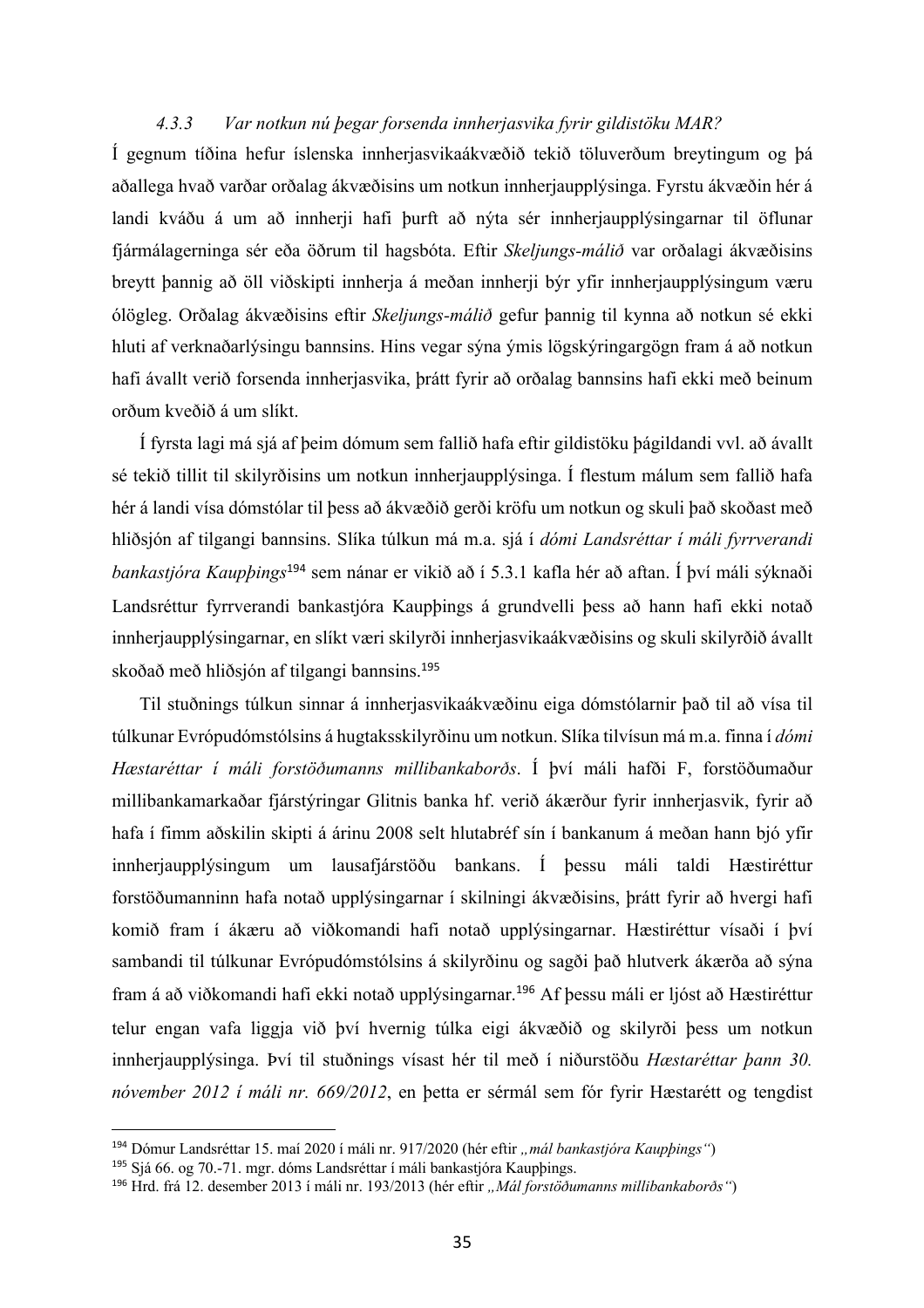#### *4.3.3 Var notkun nú þegar forsenda innherjasvika fyrir gildistöku MAR?*

Í gegnum tíðina hefur íslenska innherjasvikaákvæðið tekið töluverðum breytingum og þá aðallega hvað varðar orðalag ákvæðisins um notkun innherjaupplýsinga. Fyrstu ákvæðin hér á landi kváðu á um að innherji hafi þurft að nýta sér innherjaupplýsingarnar til öflunar fjármálagerninga sér eða öðrum til hagsbóta. Eftir *Skeljungs-málið* var orðalagi ákvæðisins breytt þannig að öll viðskipti innherja á meðan innherji býr yfir innherjaupplýsingum væru ólögleg. Orðalag ákvæðisins eftir *Skeljungs-málið* gefur þannig til kynna að notkun sé ekki hluti af verknaðarlýsingu bannsins. Hins vegar sýna ýmis lögskýringargögn fram á að notkun hafi ávallt verið forsenda innherjasvika, þrátt fyrir að orðalag bannsins hafi ekki með beinum orðum kveðið á um slíkt.

Í fyrsta lagi má sjá af þeim dómum sem fallið hafa eftir gildistöku þágildandi vvl. að ávallt sé tekið tillit til skilyrðisins um notkun innherjaupplýsinga. Í flestum málum sem fallið hafa hér á landi vísa dómstólar til þess að ákvæðið gerði kröfu um notkun og skuli það skoðast með hliðsjón af tilgangi bannsins. Slíka túlkun má m.a. sjá í *dómi Landsréttar í máli fyrrverandi bankastjóra Kaupþings*[194] sem nánar er vikið að í 5.3.1 kafla hér að aftan. Í því máli sýknaði Landsréttur fyrrverandi bankastjóra Kaupþings á grundvelli þess að hann hafi ekki notað innherjaupplýsingarnar, en slíkt væri skilyrði innherjasvikaákvæðisins og skuli skilyrðið ávallt skoðað með hliðsjón af tilgangi bannsins.[195]

Til stuðnings túlkun sinnar á innherjasvikaákvæðinu eiga dómstólarnir það til að vísa til túlkunar Evrópudómstólsins á hugtaksskilyrðinu um notkun. Slíka tilvísun má m.a. finna í *dómi Hæstaréttar í máli forstöðumanns millibankaborðs*. Í því máli hafði F, forstöðumaður millibankamarkaðar fjárstýringar Glitnis banka hf. verið ákærður fyrir innherjasvik, fyrir að hafa í fimm aðskilin skipti á árinu 2008 selt hlutabréf sín í bankanum á meðan hann bjó yfir innherjaupplýsingum um lausafjárstöðu bankans. Í þessu máli taldi Hæstiréttur forstöðumanninn hafa notað upplýsingarnar í skilningi ákvæðisins, þrátt fyrir að hvergi hafi komið fram í ákæru að viðkomandi hafi notað upplýsingarnar. Hæstiréttur vísaði í því sambandi til túlkunar Evrópudómstólsins á skilyrðinu og sagði það hlutverk ákærða að sýna fram á að viðkomandi hafi ekki notað upplýsingarnar.[196] Af þessu máli er ljóst að Hæstiréttur telur engan vafa liggja við því hvernig túlka eigi ákvæðið og skilyrði þess um notkun innherjaupplýsinga. Því til stuðnings vísast hér til með í niðurstöðu *Hæstaréttar þann 30. nóvember 2012 í máli nr. 669/2012*, en þetta er sérmál sem fór fyrir Hæstarétt og tengdist

---

[194] Dómur Landsréttar 15. maí 2020 í máli nr. 917/2020 (hér eftir *„mál bankastjóra Kaupþings“*)

[195] Sjá 66. og 70.-71. mgr. dóms Landsréttar í máli bankastjóra Kaupþings.

[196] Hrd. frá 12. desember 2013 í máli nr. 193/2013 (hér eftir *„Mál forstöðumanns millibankaborðs“*)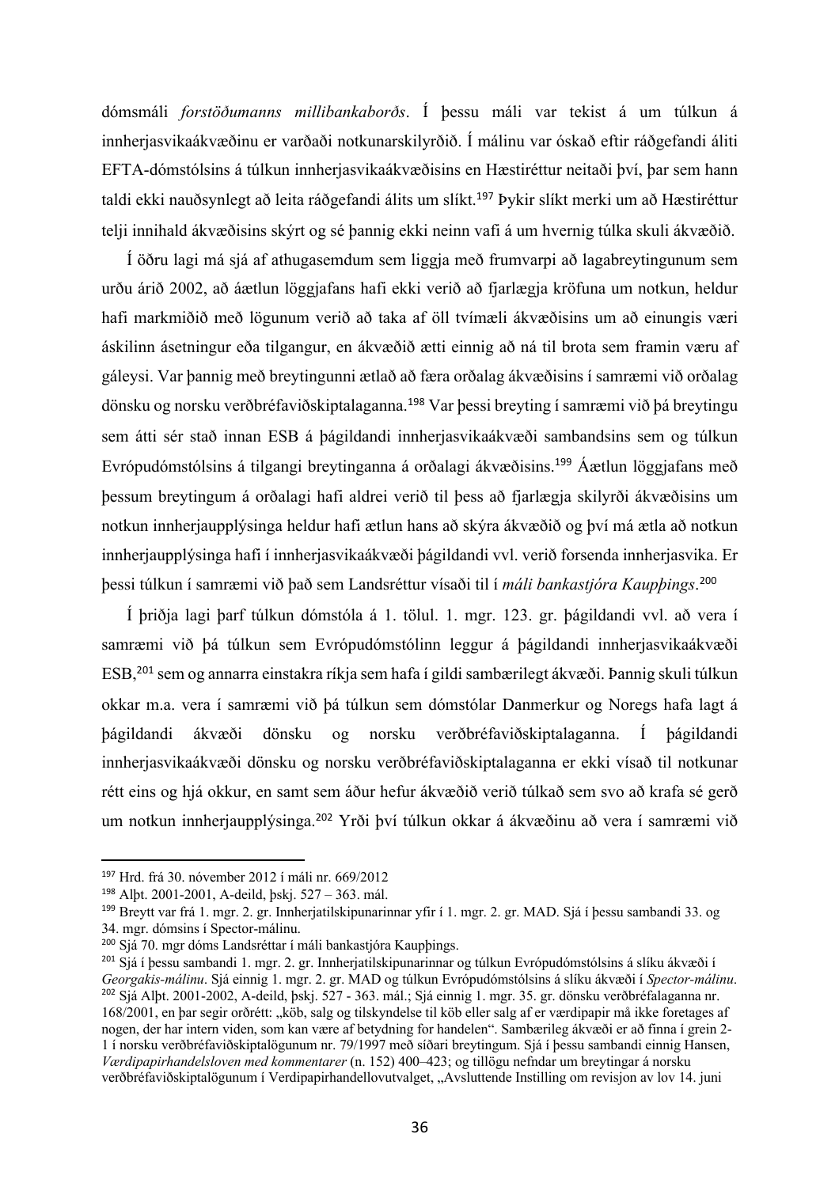dómsmáli *forstöðumanns millibankaborðs*. Í þessu máli var tekist á um túlkun á innherjasvikaákvæðinu er varðaði notkunarskilyrðið. Í málinu var óskað eftir ráðgefandi áliti EFTA-dómstólsins á túlkun innherjasvikaákvæðisins en Hæstiréttur neitaði því, þar sem hann taldi ekki nauðsynlegt að leita ráðgefandi álits um slíkt.[197] Þykir slíkt merki um að Hæstiréttur telji innihald ákvæðisins skýrt og sé þannig ekki neinn vafi á um hvernig túlka skuli ákvæðið.

Í öðru lagi má sjá af athugasemdum sem liggja með frumvarpi að lagabreytingunum sem urðu árið 2002, að áætlun löggjafans hafi ekki verið að fjarlægja kröfuna um notkun, heldur hafi markmiðið með lögunum verið að taka af öll tvímæli ákvæðisins um að einungis væri áskilinn ásetningur eða tilgangur, en ákvæðið ætti einnig að ná til brota sem framin væru af gáleysi. Var þannig með breytingunni ætlað að færa orðalag ákvæðisins í samræmi við orðalag dönsku og norsku verðbréfaviðskiptalaganna.[198] Var þessi breyting í samræmi við þá breytingu sem átti sér stað innan ESB á þágildandi innherjasvikaákvæði sambandsins sem og túlkun Evrópudómstólsins á tilgangi breytinganna á orðalagi ákvæðisins.[199] Áætlun löggjafans með þessum breytingum á orðalagi hafi aldrei verið til þess að fjarlægja skilyrði ákvæðisins um notkun innherjaupplýsinga heldur hafi ætlun hans að skýra ákvæðið og því má ætla að notkun innherjaupplýsinga hafi í innherjasvikaákvæði þágildandi vvl. verið forsenda innherjasvika. Er þessi túlkun í samræmi við það sem Landsréttur vísaði til í *máli bankastjóra Kaupþings*.[200]

Í þriðja lagi þarf túlkun dómstóla á 1. tölul. 1. mgr. 123. gr. þágildandi vvl. að vera í samræmi við þá túlkun sem Evrópudómstólinn leggur á þágildandi innherjasvikaákvæði ESB,[201] sem og annarra einstakra ríkja sem hafa í gildi sambærilegt ákvæði. Þannig skuli túlkun okkar m.a. vera í samræmi við þá túlkun sem dómstólar Danmerkur og Noregs hafa lagt á þágildandi ákvæði dönsku og norsku verðbréfaviðskiptalaganna. Í þágildandi innherjasvikaákvæði dönsku og norsku verðbréfaviðskiptalaganna er ekki vísað til notkunar rétt eins og hjá okkur, en samt sem áður hefur ákvæðið verið túlkað sem svo að krafa sé gerð um notkun innherjaupplýsinga.[202] Yrði því túlkun okkar á ákvæðinu að vera í samræmi við

---

[197] Hrd. frá 30. nóvember 2012 í máli nr. 669/2012

[198] Alþt. 2001-2001, A-deild, þskj. 527 – 363. mál.

[199] Breytt var frá 1. mgr. 2. gr. Innherjatilskipunarinnar yfir í 1. mgr. 2. gr. MAD. Sjá í þessu sambandi 33. og 34. mgr. dómsins í Spector-málinu.

[200] Sjá 70. mgr dóms Landsréttar í máli bankastjóra Kaupþings.

[201] Sjá í þessu sambandi 1. mgr. 2. gr. Innherjatilskipunarinnar og túlkun Evrópudómstólsins á slíku ákvæði í *Georgakis-málinu*. Sjá einnig 1. mgr. 2. gr. MAD og túlkun Evrópudómstólsins á slíku ákvæði í *Spector-málinu*.

[202] Sjá Alþt. 2001-2002, A-deild, þskj. 527 - 363. mál.; Sjá einnig 1. mgr. 35. gr. dönsku verðbréfalaganna nr. 168/2001, en þar segir orðrétt: „köb, salg og tilskyndelse til köb eller salg af er værdipapir må ikke foretages af nogen, der har intern viden, som kan være af betydning for handelen". Sambærileg ákvæði er að finna í grein 2-1 í norsku verðbréfaviðskiptalögunum nr. 79/1997 með síðari breytingum. Sjá í þessu sambandi einnig Hansen, *Værdipapirhandelsloven med kommentarer* (n. 152) 400–423; og tillögu nefndar um breytingar á norsku verðbréfaviðskiptalögunum í Verdipapirhandellovutvalget, „Avsluttende Instilling om revisjon av lov 14. juni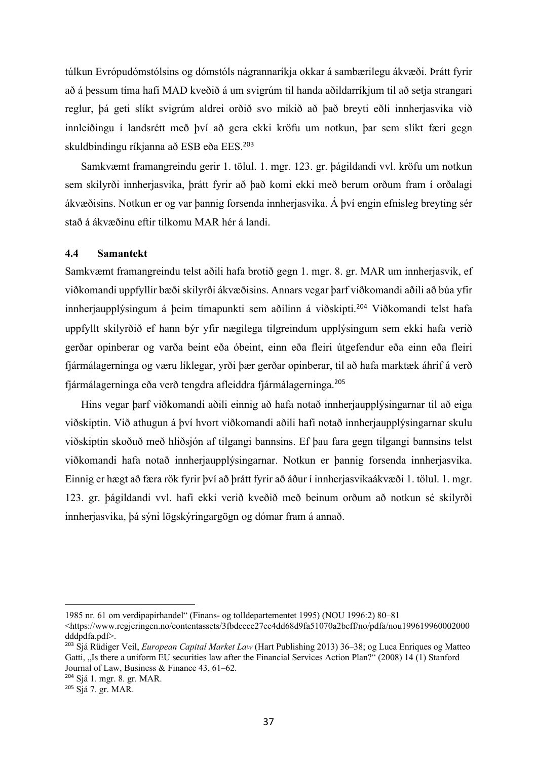túlkun Evrópudómstólsins og dómstóls nágrannaríkja okkar á sambærilegu ákvæði. Þrátt fyrir að á þessum tíma hafi MAD kveðið á um svigrúm til handa aðildarríkjum til að setja strangari reglur, þá geti slíkt svigrúm aldrei orðið svo mikið að það breyti eðli innherjasvika við innleiðingu í landsrétt með því að gera ekki kröfu um notkun, þar sem slíkt færi gegn skuldbindingu ríkjanna að ESB eða EES.[203]

Samkvæmt framangreindu gerir 1. tölul. 1. mgr. 123. gr. þágildandi vvl. kröfu um notkun sem skilyrði innherjasvika, þrátt fyrir að það komi ekki með berum orðum fram í orðalagi ákvæðisins. Notkun er og var þannig forsenda innherjasvika. Á því engin efnisleg breyting sér stað á ákvæðinu eftir tilkomu MAR hér á landi.

### 4.4 Samantekt

Samkvæmt framangreindu telst aðili hafa brotið gegn 1. mgr. 8. gr. MAR um innherjasvik, ef viðkomandi uppfyllir bæði skilyrði ákvæðisins. Annars vegar þarf viðkomandi aðili að búa yfir innherjaupplýsingum á þeim tímapunkti sem aðilinn á viðskipti.[204] Viðkomandi telst hafa uppfyllt skilyrðið ef hann býr yfir nægilega tilgreindum upplýsingum sem ekki hafa verið gerðar opinberar og varða beint eða óbeint, einn eða fleiri útgefendur eða einn eða fleiri fjármálagerninga og væru líklegar, yrði þær gerðar opinberar, til að hafa marktæk áhrif á verð fjármálagerninga eða verð tengdra afleiddra fjármálagerninga.[205]

Hins vegar þarf viðkomandi aðili einnig að hafa notað innherjaupplýsingarnar til að eiga viðskiptin. Við athugun á því hvort viðkomandi aðili hafi notað innherjaupplýsingarnar skulu viðskiptin skoðuð með hliðsjón af tilgangi bannsins. Ef þau fara gegn tilgangi bannsins telst viðkomandi hafa notað innherjaupplýsingarnar. Notkun er þannig forsenda innherjasvika. Einnig er hægt að færa rök fyrir því að þrátt fyrir að áður í innherjasvikaákvæði 1. tölul. 1. mgr. 123. gr. þágildandi vvl. hafi ekki verið kveðið með beinum orðum að notkun sé skilyrði innherjasvika, þá sýni lögskýringargögn og dómar fram á annað.

---

1985 nr. 61 om verdipapirhandel" (Finans- og tolldepartementet 1995) (NOU 1996:2) 80–81 <https://www.regjeringen.no/contentassets/3fbdcece27ee4dd68d9fa51070a2beff/no/pdfa/nou199619960002000dddpdfa.pdf>.

[203] Sjá Rüdiger Veil, *European Capital Market Law* (Hart Publishing 2013) 36–38; og Luca Enriques og Matteo Gatti, „Is there a uniform EU securities law after the Financial Services Action Plan?" (2008) 14 (1) Stanford Journal of Law, Business & Finance 43, 61–62.

[204] Sjá 1. mgr. 8. gr. MAR.

[205] Sjá 7. gr. MAR.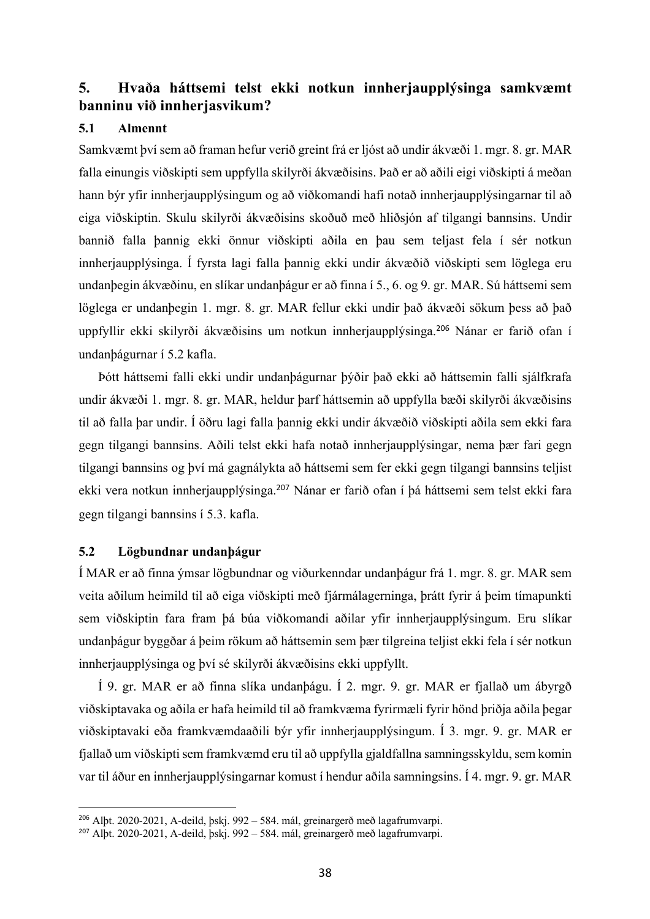## 5. Hvaða háttsemi telst ekki notkun innherjaupplýsinga samkvæmt banninu við innherjasvikum?

### 5.1 Almennt

Samkvæmt því sem að framan hefur verið greint frá er ljóst að undir ákvæði 1. mgr. 8. gr. MAR falla einungis viðskipti sem uppfylla skilyrði ákvæðisins. Það er að aðili eigi viðskipti á meðan hann býr yfir innherjaupplýsingum og að viðkomandi hafi notað innherjaupplýsingarnar til að eiga viðskiptin. Skulu skilyrði ákvæðisins skoðuð með hliðsjón af tilgangi bannsins. Undir bannið falla þannig ekki önnur viðskipti aðila en þau sem teljast fela í sér notkun innherjaupplýsinga. Í fyrsta lagi falla þannig ekki undir ákvæðið viðskipti sem löglega eru undanþegin ákvæðinu, en slíkar undanþágur er að finna í 5., 6. og 9. gr. MAR. Sú háttsemi sem löglega er undanþegin 1. mgr. 8. gr. MAR fellur ekki undir það ákvæði sökum þess að það uppfyllir ekki skilyrði ákvæðisins um notkun innherjaupplýsinga.[206] Nánar er farið ofan í undanþágurnar í 5.2 kafla.

Þótt háttsemi falli ekki undir undanþágurnar þýðir það ekki að háttsemin falli sjálfkrafa undir ákvæði 1. mgr. 8. gr. MAR, heldur þarf háttsemin að uppfylla bæði skilyrði ákvæðisins til að falla þar undir. Í öðru lagi falla þannig ekki undir ákvæðið viðskipti aðila sem ekki fara gegn tilgangi bannsins. Aðili telst ekki hafa notað innherjaupplýsingar, nema þær fari gegn tilgangi bannsins og því má gagnálykta að háttsemi sem fer ekki gegn tilgangi bannsins teljist ekki vera notkun innherjaupplýsinga.[207] Nánar er farið ofan í þá háttsemi sem telst ekki fara gegn tilgangi bannsins í 5.3. kafla.

### 5.2 Lögbundnar undanþágur

Í MAR er að finna ýmsar lögbundnar og viðurkenndar undanþágur frá 1. mgr. 8. gr. MAR sem veita aðilum heimild til að eiga viðskipti með fjármálagerninga, þrátt fyrir á þeim tímapunkti sem viðskiptin fara fram þá búa viðkomandi aðilar yfir innherjaupplýsingum. Eru slíkar undanþágur byggðar á þeim rökum að háttsemin sem þær tilgreina teljist ekki fela í sér notkun innherjaupplýsinga og því sé skilyrði ákvæðisins ekki uppfyllt.

Í 9. gr. MAR er að finna slíka undanþágu. Í 2. mgr. 9. gr. MAR er fjallað um ábyrgð viðskiptavaka og aðila er hafa heimild til að framkvæma fyrirmæli fyrir hönd þriðja aðila þegar viðskiptavaki eða framkvæmdaaðili býr yfir innherjaupplýsingum. Í 3. mgr. 9. gr. MAR er fjallað um viðskipti sem framkvæmd eru til að uppfylla gjaldfallna samningsskyldu, sem komin var til áður en innherjaupplýsingarnar komust í hendur aðila samningsins. Í 4. mgr. 9. gr. MAR

[206] Alþt. 2020-2021, A-deild, þskj. 992 – 584. mál, greinargerð með lagafrumvarpi.

[207] Alþt. 2020-2021, A-deild, þskj. 992 – 584. mál, greinargerð með lagafrumvarpi.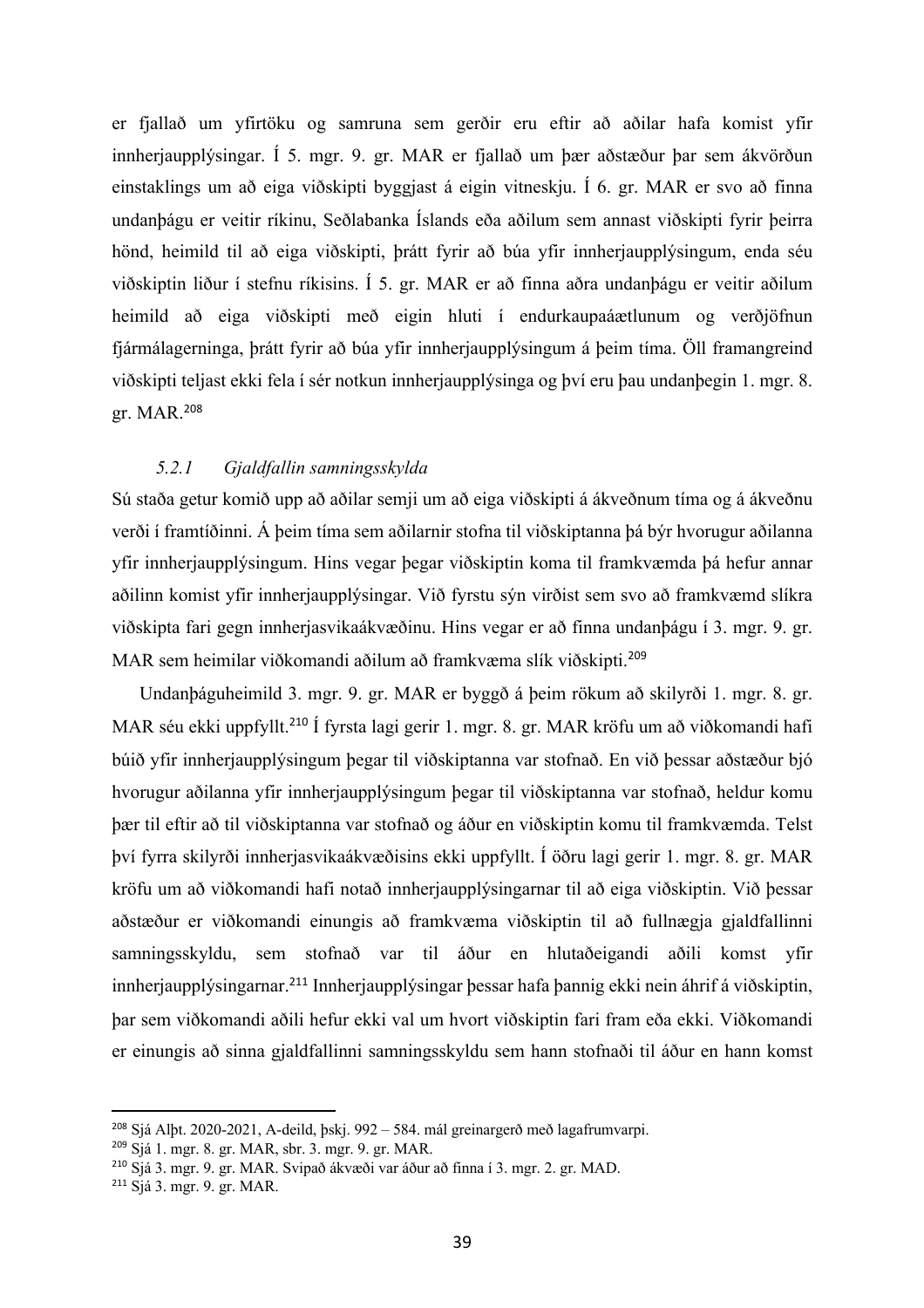er fjallað um yfirtöku og samruna sem gerðir eru eftir að aðilar hafa komist yfir innherjaupplýsingar. Í 5. mgr. 9. gr. MAR er fjallað um þær aðstæður þar sem ákvörðun einstaklings um að eiga viðskipti byggjast á eigin vitneskju. Í 6. gr. MAR er svo að finna undanþágu er veitir ríkinu, Seðlabanka Íslands eða aðilum sem annast viðskipti fyrir þeirra hönd, heimild til að eiga viðskipti, þrátt fyrir að búa yfir innherjaupplýsingum, enda séu viðskiptin liður í stefnu ríkisins. Í 5. gr. MAR er að finna aðra undanþágu er veitir aðilum heimild að eiga viðskipti með eigin hluti í endurkaupaáætlunum og verðjöfnun fjármálagerninga, þrátt fyrir að búa yfir innherjaupplýsingum á þeim tíma. Öll framangreind viðskipti teljast ekki fela í sér notkun innherjaupplýsinga og því eru þau undanþegin 1. mgr. 8. gr. MAR.[208]

### *5.2.1 Gjaldfallin samningsskylda*

Sú staða getur komið upp að aðilar semji um að eiga viðskipti á ákveðnum tíma og á ákveðnu verði í framtíðinni. Á þeim tíma sem aðilarnir stofna til viðskiptanna þá býr hvorugur aðilanna yfir innherjaupplýsingum. Hins vegar þegar viðskiptin koma til framkvæmda þá hefur annar aðilinn komist yfir innherjaupplýsingar. Við fyrstu sýn virðist sem svo að framkvæmd slíkra viðskipta fari gegn innherjasvikaákvæðinu. Hins vegar er að finna undanþágu í 3. mgr. 9. gr. MAR sem heimilar viðkomandi aðilum að framkvæma slík viðskipti.[209]

Undanþáguheimild 3. mgr. 9. gr. MAR er byggð á þeim rökum að skilyrði 1. mgr. 8. gr. MAR séu ekki uppfyllt.[210] Í fyrsta lagi gerir 1. mgr. 8. gr. MAR kröfu um að viðkomandi hafi búið yfir innherjaupplýsingum þegar til viðskiptanna var stofnað. En við þessar aðstæður bjó hvorugur aðilanna yfir innherjaupplýsingum þegar til viðskiptanna var stofnað, heldur komu þær til eftir að til viðskiptanna var stofnað og áður en viðskiptin komu til framkvæmda. Telst því fyrra skilyrði innherjasvikaákvæðisins ekki uppfyllt. Í öðru lagi gerir 1. mgr. 8. gr. MAR kröfu um að viðkomandi hafi notað innherjaupplýsingarnar til að eiga viðskiptin. Við þessar aðstæður er viðkomandi einungis að framkvæma viðskiptin til að fullnægja gjaldfallinni samningsskyldu, sem stofnað var til áður en hlutaðeigandi aðili komst yfir innherjaupplýsingarnar.[211] Innherjaupplýsingar þessar hafa þannig ekki nein áhrif á viðskiptin, þar sem viðkomandi aðili hefur ekki val um hvort viðskiptin fari fram eða ekki. Viðkomandi er einungis að sinna gjaldfallinni samningsskyldu sem hann stofnaði til áður en hann komst

---

[208] Sjá Alþt. 2020-2021, A-deild, þskj. 992 – 584. mál greinargerð með lagafrumvarpi.

[209] Sjá 1. mgr. 8. gr. MAR, sbr. 3. mgr. 9. gr. MAR.

[210] Sjá 3. mgr. 9. gr. MAR. Svipað ákvæði var áður að finna í 3. mgr. 2. gr. MAD.

[211] Sjá 3. mgr. 9. gr. MAR.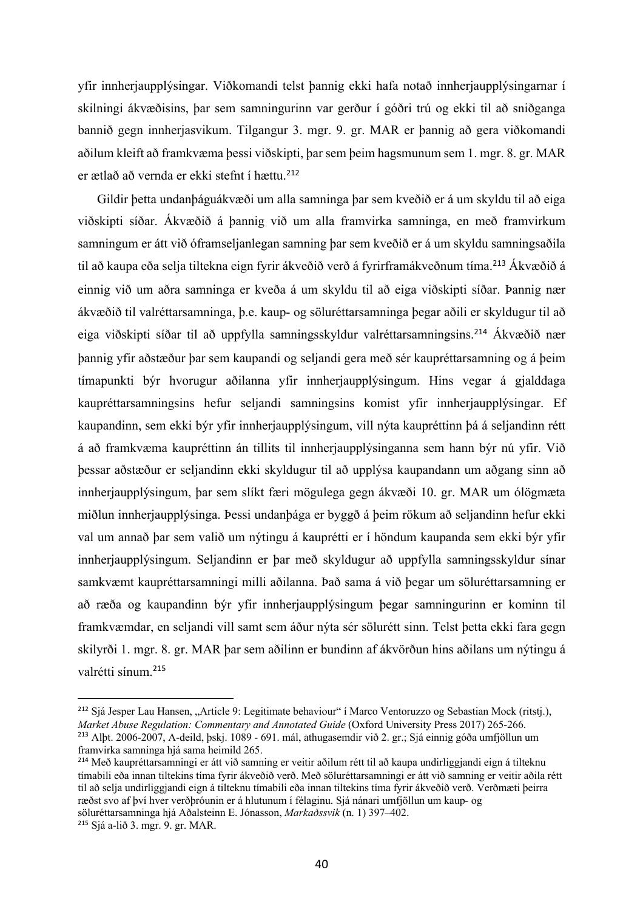yfir innherjaupplýsingar. Viðkomandi telst þannig ekki hafa notað innherjaupplýsingarnar í skilningi ákvæðisins, þar sem samningurinn var gerður í góðri trú og ekki til að sniðganga bannið gegn innherjasvikum. Tilgangur 3. mgr. 9. gr. MAR er þannig að gera viðkomandi aðilum kleift að framkvæma þessi viðskipti, þar sem þeim hagsmunum sem 1. mgr. 8. gr. MAR er ætlað að vernda er ekki stefnt í hættu.[212]

Gildir þetta undanþáguákvæði um alla samninga þar sem kveðið er á um skyldu til að eiga viðskipti síðar. Ákvæðið á þannig við um alla framvirka samninga, en með framvirkum samningum er átt við óframseljanlegan samning þar sem kveðið er á um skyldu samningsaðila til að kaupa eða selja tiltekna eign fyrir ákveðið verð á fyrirframákveðnum tíma.[213] Ákvæðið á einnig við um aðra samninga er kveða á um skyldu til að eiga viðskipti síðar. Þannig nær ákvæðið til valréttarsamninga, þ.e. kaup- og söluréttarsamninga þegar aðili er skyldugur til að eiga viðskipti síðar til að uppfylla samningsskyldur valréttarsamningsins.[214] Ákvæðið nær þannig yfir aðstæður þar sem kaupandi og seljandi gera með sér kaupréttarsamning og á þeim tímapunkti býr hvorugur aðilanna yfir innherjaupplýsingum. Hins vegar á gjalddaga kaupréttarsamningsins hefur seljandi samningsins komist yfir innherjaupplýsingar. Ef kaupandinn, sem ekki býr yfir innherjaupplýsingum, vill nýta kaupréttinn þá á seljandinn rétt á að framkvæma kaupréttinn án tillits til innherjaupplýsinganna sem hann býr nú yfir. Við þessar aðstæður er seljandinn ekki skyldugur til að upplýsa kaupandann um aðgang sinn að innherjaupplýsingum, þar sem slíkt færi mögulega gegn ákvæði 10. gr. MAR um ólögmæta miðlun innherjaupplýsinga. Þessi undanþága er byggð á þeim rökum að seljandinn hefur ekki val um annað þar sem valið um nýtingu á kauprétti er í höndum kaupanda sem ekki býr yfir innherjaupplýsingum. Seljandinn er þar með skyldugur að uppfylla samningsskyldur sínar samkvæmt kaupréttarsamningi milli aðilanna. Það sama á við þegar um söluréttarsamning er að ræða og kaupandinn býr yfir innherjaupplýsingum þegar samningurinn er kominn til framkvæmdar, en seljandi vill samt sem áður nýta sér sölurétt sinn. Telst þetta ekki fara gegn skilyrði 1. mgr. 8. gr. MAR þar sem aðilinn er bundinn af ákvörðun hins aðilans um nýtingu á valrétti sínum.[215]

---

[212] Sjá Jesper Lau Hansen, „Article 9: Legitimate behaviour" í Marco Ventoruzzo og Sebastian Mock (ritstj.), *Market Abuse Regulation: Commentary and Annotated Guide* (Oxford University Press 2017) 265-266.

[213] Alþt. 2006-2007, A-deild, þskj. 1089 - 691. mál, athugasemdir við 2. gr.; Sjá einnig góða umfjöllun um framvirka samninga hjá sama heimild 265.

[214] Með kaupréttarsamningi er átt við samning er veitir aðilum rétt til að kaupa undirliggjandi eign á tilteknu tímabili eða innan tiltekins tíma fyrir ákveðið verð. Með söluréttarsamningi er átt við samning er veitir aðila rétt til að selja undirliggjandi eign á tilteknu tímabili eða innan tiltekins tíma fyrir ákveðið verð. Verðmæti þeirra ræðst svo af því hver verðþróunin er á hlutunum í félaginu. Sjá nánari umfjöllun um kaup- og söluréttarsamninga hjá Aðalsteinn E. Jónasson, *Markaðssvik* (n. 1) 397–402.

[215] Sjá a-lið 3. mgr. 9. gr. MAR.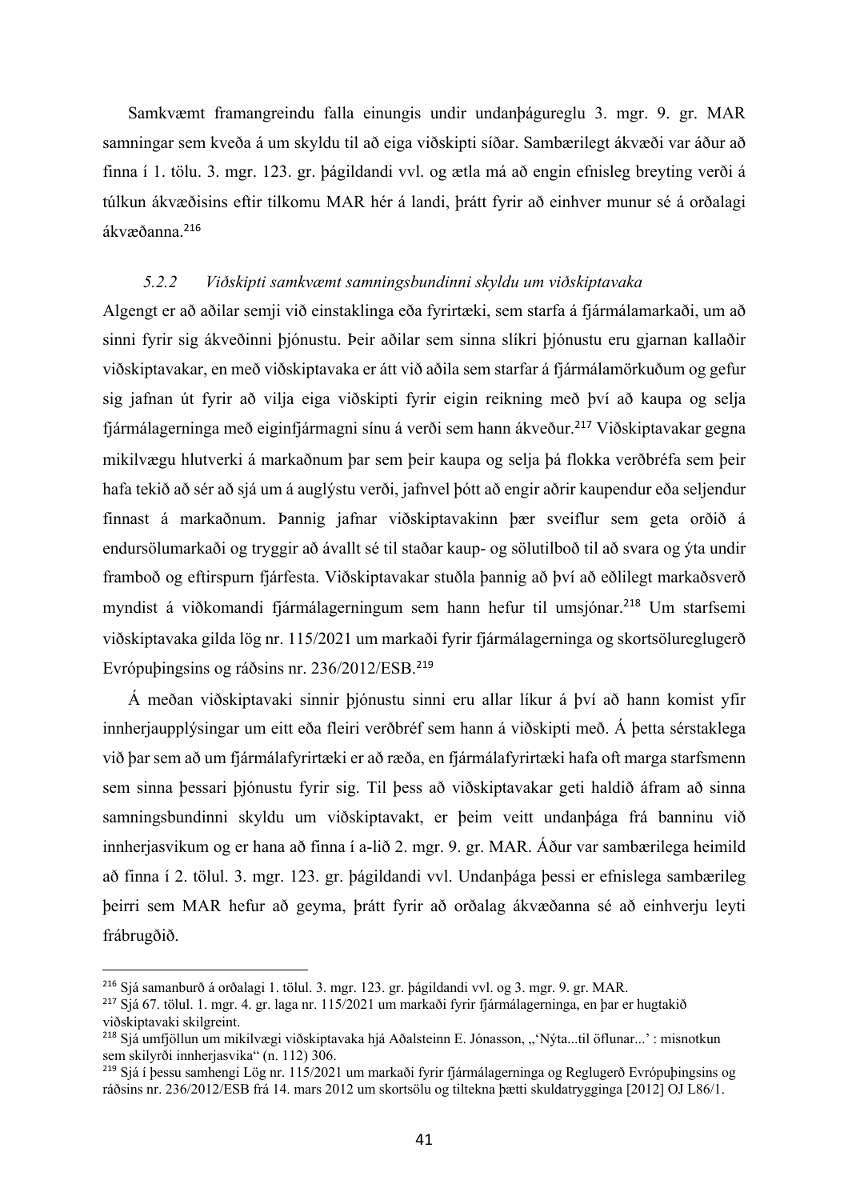Samkvæmt framangreindu falla einungis undir undanþágureglu 3. mgr. 9. gr. MAR samningar sem kveða á um skyldu til að eiga viðskipti síðar. Sambærilegt ákvæði var áður að finna í 1. tölu. 3. mgr. 123. gr. þágildandi vvl. og ætla má að engin efnisleg breyting verði á túlkun ákvæðisins eftir tilkomu MAR hér á landi, þrátt fyrir að einhver munur sé á orðalagi ákvæðanna.[216]

### *5.2.2 Viðskipti samkvæmt samningsbundinni skyldu um viðskiptavaka*

Algengt er að aðilar semji við einstaklinga eða fyrirtæki, sem starfa á fjármálamarkaði, um að sinni fyrir sig ákveðinni þjónustu. Þeir aðilar sem sinna slíkri þjónustu eru gjarnan kallaðir viðskiptavakar, en með viðskiptavaka er átt við aðila sem starfar á fjármálamörkuðum og gefur sig jafnan út fyrir að vilja eiga viðskipti fyrir eigin reikning með því að kaupa og selja fjármálagerninga með eiginfjármagni sínu á verði sem hann ákveður.[217] Viðskiptavakar gegna mikilvægu hlutverki á markaðnum þar sem þeir kaupa og selja þá flokka verðbréfa sem þeir hafa tekið að sér að sjá um á auglýstu verði, jafnvel þótt að engir aðrir kaupendur eða seljendur finnast á markaðnum. Þannig jafnar viðskiptavakinn þær sveiflur sem geta orðið á endursölumarkaði og tryggir að ávallt sé til staðar kaup- og sölutilboð til að svara og ýta undir framboð og eftirspurn fjárfesta. Viðskiptavakar stuðla þannig að því að eðlilegt markaðsverð myndist á viðkomandi fjármálagerningum sem hann hefur til umsjónar.[218] Um starfsemi viðskiptavaka gilda lög nr. 115/2021 um markaði fyrir fjármálagerninga og skortsölureglugerð Evrópuþingsins og ráðsins nr. 236/2012/ESB.[219]

Á meðan viðskiptavaki sinnir þjónustu sinni eru allar líkur á því að hann komist yfir innherjaupplýsingar um eitt eða fleiri verðbréf sem hann á viðskipti með. Á þetta sérstaklega við þar sem að um fjármálafyrirtæki er að ræða, en fjármálafyrirtæki hafa oft marga starfsmenn sem sinna þessari þjónustu fyrir sig. Til þess að viðskiptavakar geti haldið áfram að sinna samningsbundinni skyldu um viðskiptavakt, er þeim veitt undanþága frá banninu við innherjasvikum og er hana að finna í a-lið 2. mgr. 9. gr. MAR. Áður var sambærilega heimild að finna í 2. tölul. 3. mgr. 123. gr. þágildandi vvl. Undanþága þessi er efnislega sambærileg þeirri sem MAR hefur að geyma, þrátt fyrir að orðalag ákvæðanna sé að einhverju leyti frábrugðið.

---

[216] Sjá samanburð á orðalagi 1. tölul. 3. mgr. 123. gr. þágildandi vvl. og 3. mgr. 9. gr. MAR.

[217] Sjá 67. tölul. 1. mgr. 4. gr. laga nr. 115/2021 um markaði fyrir fjármálagerninga, en þar er hugtakið viðskiptavaki skilgreint.

[218] Sjá umfjöllun um mikilvægi viðskiptavaka hjá Aðalsteinn E. Jónasson, „'Nýta...til öflunar...' : misnotkun sem skilyrði innherjasvika" (n. 112) 306.

[219] Sjá í þessu samhengi Lög nr. 115/2021 um markaði fyrir fjármálagerninga og Reglugerð Evrópuþingsins og ráðsins nr. 236/2012/ESB frá 14. mars 2012 um skortsölu og tiltekna þætti skuldatrygginga [2012] OJ L86/1.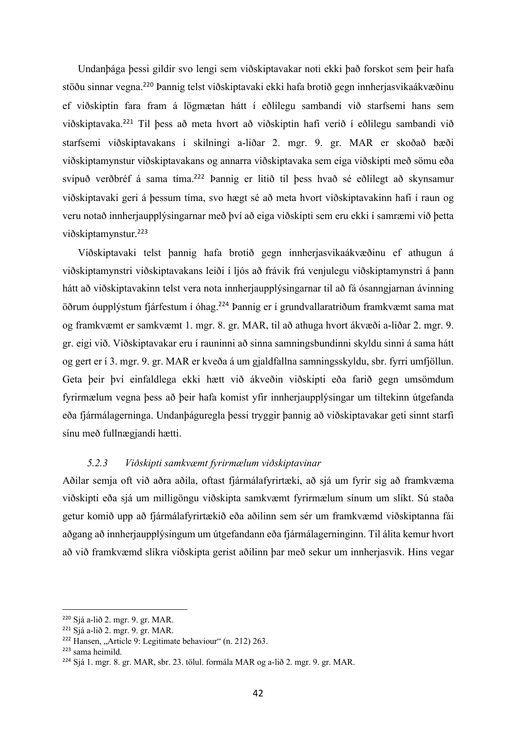Undanþága þessi gildir svo lengi sem viðskiptavakar noti ekki það forskot sem þeir hafa stöðu sinnar vegna.[220] Þannig telst viðskiptavaki ekki hafa brotið gegn innherjasvikaákvæðinu ef viðskiptin fara fram á lögmætan hátt í eðlilegu sambandi við starfsemi hans sem viðskiptavaka.[221] Til þess að meta hvort að viðskiptin hafi verið í eðlilegu sambandi við starfsemi viðskiptavakans í skilningi a-liðar 2. mgr. 9. gr. MAR er skoðað bæði viðskiptamynstur viðskiptavakans og annarra viðskiptavaka sem eiga viðskipti með sömu eða svipuð verðbréf á sama tíma.[222] Þannig er litið til þess hvað sé eðlilegt að skynsamur viðskiptavaki geri á þessum tíma, svo hægt sé að meta hvort viðskiptavakinn hafi í raun og veru notað innherjaupplýsingarnar með því að eiga viðskipti sem eru ekki í samræmi við þetta viðskiptamynstur.[223]

Viðskiptavaki telst þannig hafa brotið gegn innherjasvikaákvæðinu ef athugun á viðskiptamynstri viðskiptavakans leiði í ljós að frávik frá venjulegu viðskiptamynstri á þann hátt að viðskiptavakinn telst vera nota innherjaupplýsingarnar til að fá ósanngjarnan ávinning öðrum óupplýstum fjárfestum í óhag.[224] Þannig er í grundvallaratriðum framkvæmt sama mat og framkvæmt er samkvæmt 1. mgr. 8. gr. MAR, til að athuga hvort ákvæði a-liðar 2. mgr. 9. gr. eigi við. Viðskiptavakar eru í rauninni að sinna samningsbundinni skyldu sinni á sama hátt og gert er í 3. mgr. 9. gr. MAR er kveða á um gjaldfallna samningsskyldu, sbr. fyrri umfjöllun. Geta þeir því einfaldlega ekki hætt við ákveðin viðskipti eða farið gegn umsömdum fyrirmælum vegna þess að þeir hafa komist yfir innherjaupplýsingar um tiltekinn útgefanda eða fjármálagerninga. Undanþáguregla þessi tryggir þannig að viðskiptavakar geti sinnt starfi sínu með fullnægjandi hætti.

### *5.2.3 Viðskipti samkvæmt fyrirmælum viðskiptavinar*

Aðilar semja oft við aðra aðila, oftast fjármálafyrirtæki, að sjá um fyrir sig að framkvæma viðskipti eða sjá um milligöngu viðskipta samkvæmt fyrirmælum sínum um slíkt. Sú staða getur komið upp að fjármálafyrirtækið eða aðilinn sem sér um framkvæmd viðskiptanna fái aðgang að innherjaupplýsingum um útgefandann eða fjármálagerninginn. Til álita kemur hvort að við framkvæmd slíkra viðskipta gerist aðilinn þar með sekur um innherjasvik. Hins vegar

---

[220] Sjá a-lið 2. mgr. 9. gr. MAR.
[221] Sjá a-lið 2. mgr. 9. gr. MAR.
[222] Hansen, „Article 9: Legitimate behaviour" (n. 212) 263.
[223] sama heimild.
[224] Sjá 1. mgr. 8. gr. MAR, sbr. 23. tölul. formála MAR og a-lið 2. mgr. 9. gr. MAR.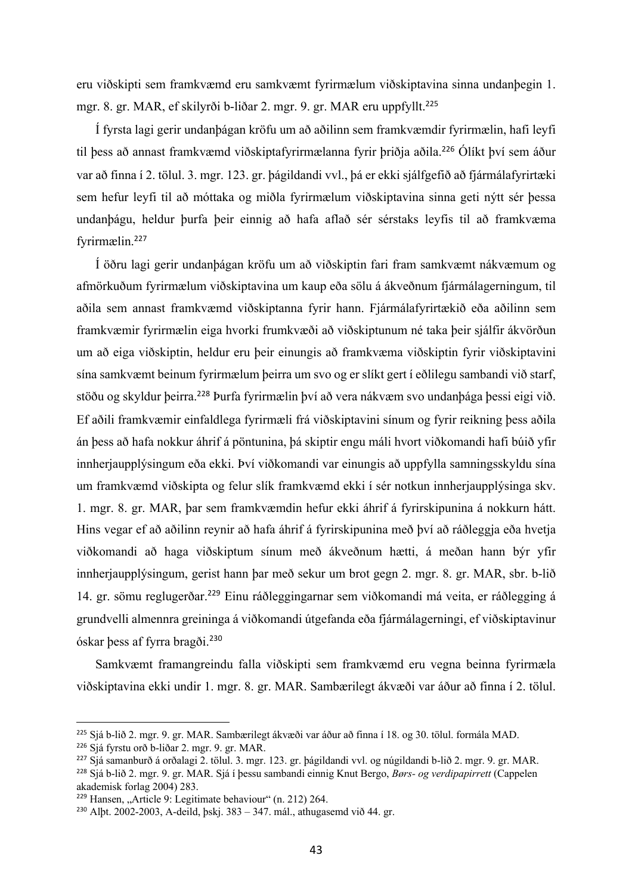eru viðskipti sem framkvæmd eru samkvæmt fyrirmælum viðskiptavina sinna undanþegin 1. mgr. 8. gr. MAR, ef skilyrði b-liðar 2. mgr. 9. gr. MAR eru uppfyllt.[225]

Í fyrsta lagi gerir undanþágan kröfu um að aðilinn sem framkvæmdir fyrirmælin, hafi leyfi til þess að annast framkvæmd viðskiptafyrirmælanna fyrir þriðja aðila.[226] Ólíkt því sem áður var að finna í 2. tölul. 3. mgr. 123. gr. þágildandi vvl., þá er ekki sjálfgefið að fjármálafyrirtæki sem hefur leyfi til að móttaka og miðla fyrirmælum viðskiptavina sinna geti nýtt sér þessa undanþágu, heldur þurfa þeir einnig að hafa aflað sér sérstaks leyfis til að framkvæma fyrirmælin.[227]

Í öðru lagi gerir undanþágan kröfu um að viðskiptin fari fram samkvæmt nákvæmum og afmörkuðum fyrirmælum viðskiptavina um kaup eða sölu á ákveðnum fjármálagerningum, til aðila sem annast framkvæmd viðskiptanna fyrir hann. Fjármálafyrirtækið eða aðilinn sem framkvæmir fyrirmælin eiga hvorki frumkvæði að viðskiptunum né taka þeir sjálfir ákvörðun um að eiga viðskiptin, heldur eru þeir einungis að framkvæma viðskiptin fyrir viðskiptavini sína samkvæmt beinum fyrirmælum þeirra um svo og er slíkt gert í eðlilegu sambandi við starf, stöðu og skyldur þeirra.[228] Þurfa fyrirmælin því að vera nákvæm svo undanþága þessi eigi við. Ef aðili framkvæmir einfaldlega fyrirmæli frá viðskiptavini sínum og fyrir reikning þess aðila án þess að hafa nokkur áhrif á pöntunina, þá skiptir engu máli hvort viðkomandi hafi búið yfir innherjaupplýsingum eða ekki. Því viðkomandi var einungis að uppfylla samningsskyldu sína um framkvæmd viðskipta og felur slík framkvæmd ekki í sér notkun innherjaupplýsinga skv. 1. mgr. 8. gr. MAR, þar sem framkvæmdin hefur ekki áhrif á fyrirskipunina á nokkurn hátt. Hins vegar ef að aðilinn reynir að hafa áhrif á fyrirskipunina með því að ráðleggja eða hvetja viðkomandi að haga viðskiptum sínum með ákveðnum hætti, á meðan hann býr yfir innherjaupplýsingum, gerist hann þar með sekur um brot gegn 2. mgr. 8. gr. MAR, sbr. b-lið 14. gr. sömu reglugerðar.[229] Einu ráðleggingarnar sem viðkomandi má veita, er ráðlegging á grundvelli almennra greininga á viðkomandi útgefanda eða fjármálagerningi, ef viðskiptavinur óskar þess af fyrra bragði.[230]

Samkvæmt framangreindu falla viðskipti sem framkvæmd eru vegna beinna fyrirmæla viðskiptavina ekki undir 1. mgr. 8. gr. MAR. Sambærilegt ákvæði var áður að finna í 2. tölul.

---

[225] Sjá b-lið 2. mgr. 9. gr. MAR. Sambærilegt ákvæði var áður að finna í 18. og 30. tölul. formála MAD.

[226] Sjá fyrstu orð b-liðar 2. mgr. 9. gr. MAR.

[227] Sjá samanburð á orðalagi 2. tölul. 3. mgr. 123. gr. þágildandi vvl. og núgildandi b-lið 2. mgr. 9. gr. MAR.

[228] Sjá b-lið 2. mgr. 9. gr. MAR. Sjá í þessu sambandi einnig Knut Bergo, *Børs- og verdipapirrett* (Cappelen akademisk forlag 2004) 283.

[229] Hansen, „Article 9: Legitimate behaviour" (n. 212) 264.

[230] Alþt. 2002-2003, A-deild, þskj. 383 – 347. mál., athugasemd við 44. gr.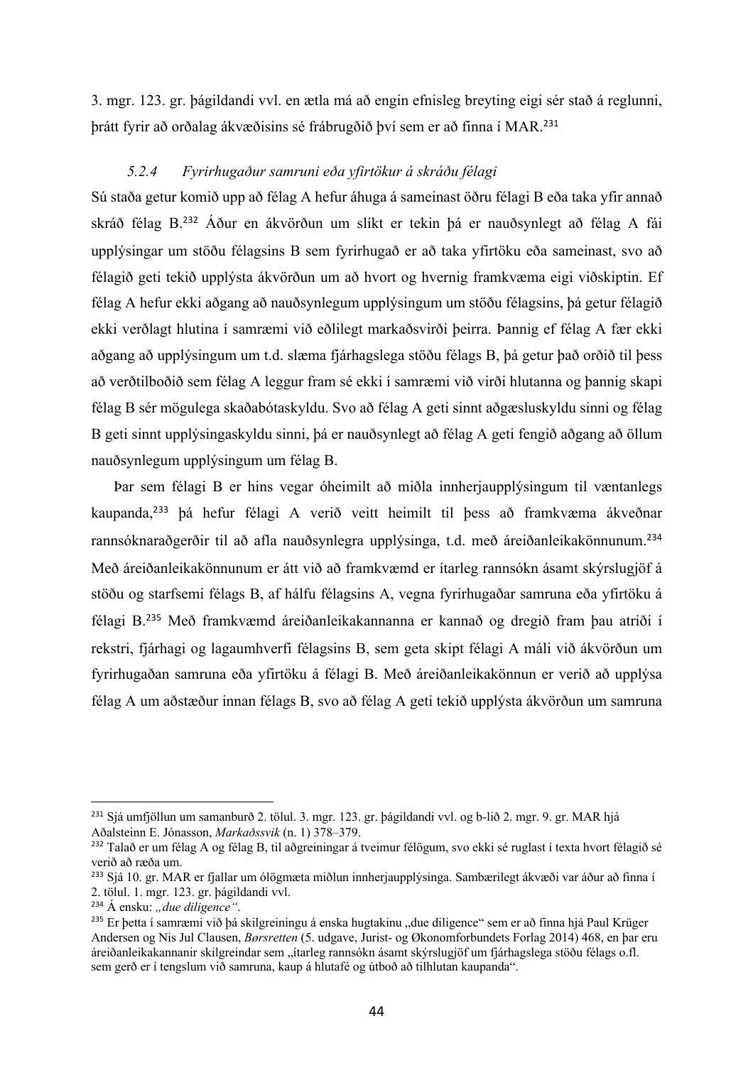3. mgr. 123. gr. þágildandi vvl. en ætla má að engin efnisleg breyting eigi sér stað á reglunni, þrátt fyrir að orðalag ákvæðisins sé frábrugðið því sem er að finna í MAR.[231]

### *5.2.4 Fyrirhugaður samruni eða yfirtökur á skráðu félagi*

Sú staða getur komið upp að félag A hefur áhuga á sameinast öðru félagi B eða taka yfir annað skráð félag B.[232] Áður en ákvörðun um slíkt er tekin þá er nauðsynlegt að félag A fái upplýsingar um stöðu félagsins B sem fyrirhugað er að taka yfirtöku eða sameinast, svo að félagið geti tekið upplýsta ákvörðun um að hvort og hvernig framkvæma eigi viðskiptin. Ef félag A hefur ekki aðgang að nauðsynlegum upplýsingum um stöðu félagsins, þá getur félagið ekki verðlagt hlutina í samræmi við eðlilegt markaðsvirði þeirra. Þannig ef félag A fær ekki aðgang að upplýsingum um t.d. slæma fjárhagslega stöðu félags B, þá getur það orðið til þess að verðtilboðið sem félag A leggur fram sé ekki í samræmi við virði hlutanna og þannig skapi félag B sér mögulega skaðabótaskyldu. Svo að félag A geti sinnt aðgæsluskyldu sinni og félag B geti sinnt upplýsingaskyldu sinni, þá er nauðsynlegt að félag A geti fengið aðgang að öllum nauðsynlegum upplýsingum um félag B.

Þar sem félagi B er hins vegar óheimilt að miðla innherjaupplýsingum til væntanlegs kaupanda,[233] þá hefur félagi A verið veitt heimilt til þess að framkvæma ákveðnar rannsóknaraðgerðir til að afla nauðsynlegra upplýsinga, t.d. með áreiðanleikakönnunum.[234] Með áreiðanleikakönnunum er átt við að framkvæmd er ítarleg rannsókn ásamt skýrslugjöf á stöðu og starfsemi félags B, af hálfu félagsins A, vegna fyrirhugaðar samruna eða yfirtöku á félagi B.[235] Með framkvæmd áreiðanleikakannanna er kannað og dregið fram þau atriði í rekstri, fjárhagi og lagaumhverfi félagsins B, sem geta skipt félagi A máli við ákvörðun um fyrirhugaðan samruna eða yfirtöku á félagi B. Með áreiðanleikakönnun er verið að upplýsa félag A um aðstæður innan félags B, svo að félag A geti tekið upplýsta ákvörðun um samruna

---

[231] Sjá umfjöllun um samanburð 2. tölul. 3. mgr. 123. gr. þágildandi vvl. og b-lið 2. mgr. 9. gr. MAR hjá Aðalsteinn E. Jónasson, *Markaðssvik* (n. 1) 378–379.

[232] Talað er um félag A og félag B, til aðgreiningar á tveimur félögum, svo ekki sé ruglast í texta hvort félagið sé verið að ræða um.

[233] Sjá 10. gr. MAR er fjallar um ólögmæta miðlun innherjaupplýsinga. Sambærilegt ákvæði var áður að finna í 2. tölul. 1. mgr. 123. gr. þágildandi vvl.

[234] Á ensku: *„due diligence“*.

[235] Er þetta í samræmi við þá skilgreiningu á enska hugtakinu „due diligence“ sem er að finna hjá Paul Krüger Andersen og Nis Jul Clausen, *Børsretten* (5. udgave, Jurist- og Økonomforbundets Forlag 2014) 468, en þar eru áreiðanleikakannanir skilgreindar sem „ítarleg rannsókn ásamt skýrslugjöf um fjárhagslega stöðu félags o.fl. sem gerð er í tengslum við samruna, kaup á hlutafé og útboð að tilhlutan kaupanda“.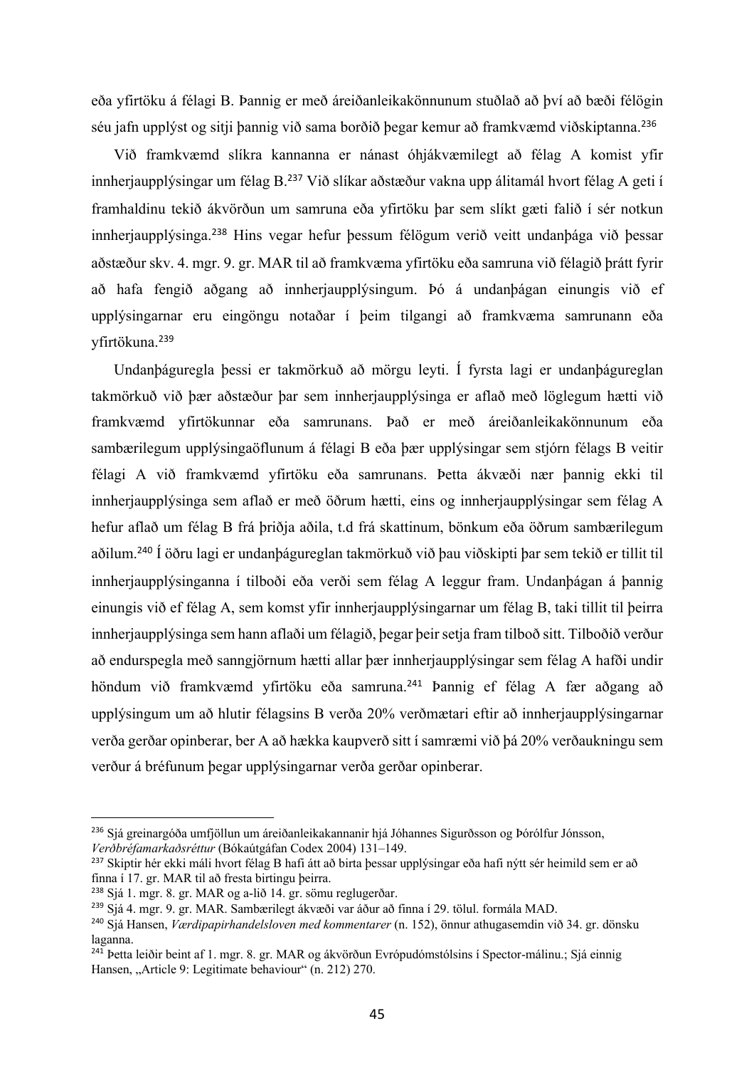eða yfirtöku á félagi B. Þannig er með áreiðanleikakönnunum stuðlað að því að bæði félögin séu jafn upplýst og sitji þannig við sama borðið þegar kemur að framkvæmd viðskiptanna.[236]

Við framkvæmd slíkra kannanna er nánast óhjákvæmilegt að félag A komist yfir innherjaupplýsingar um félag B.[237] Við slíkar aðstæður vakna upp álitamál hvort félag A geti í framhaldinu tekið ákvörðun um samruna eða yfirtöku þar sem slíkt gæti falið í sér notkun innherjaupplýsinga.[238] Hins vegar hefur þessum félögum verið veitt undanþága við þessar aðstæður skv. 4. mgr. 9. gr. MAR til að framkvæma yfirtöku eða samruna við félagið þrátt fyrir að hafa fengið aðgang að innherjaupplýsingum. Þó á undanþágan einungis við ef upplýsingarnar eru eingöngu notaðar í þeim tilgangi að framkvæma samrunann eða yfirtökuna.[239]

Undanþáguregla þessi er takmörkuð að mörgu leyti. Í fyrsta lagi er undanþágureglan takmörkuð við þær aðstæður þar sem innherjaupplýsinga er aflað með löglegum hætti við framkvæmd yfirtökunnar eða samrunans. Það er með áreiðanleikakönnunum eða sambærilegum upplýsingaöflunum á félagi B eða þær upplýsingar sem stjórn félags B veitir félagi A við framkvæmd yfirtöku eða samrunans. Þetta ákvæði nær þannig ekki til innherjaupplýsinga sem aflað er með öðrum hætti, eins og innherjaupplýsingar sem félag A hefur aflað um félag B frá þriðja aðila, t.d frá skattinum, bönkum eða öðrum sambærilegum aðilum.[240] Í öðru lagi er undanþágureglan takmörkuð við þau viðskipti þar sem tekið er tillit til innherjaupplýsinganna í tilboði eða verði sem félag A leggur fram. Undanþágan á þannig einungis við ef félag A, sem komst yfir innherjaupplýsingarnar um félag B, taki tillit til þeirra innherjaupplýsinga sem hann aflaði um félagið, þegar þeir setja fram tilboð sitt. Tilboðið verður að endurspegla með sanngjörnum hætti allar þær innherjaupplýsingar sem félag A hafði undir höndum við framkvæmd yfirtöku eða samruna.[241] Þannig ef félag A fær aðgang að upplýsingum um að hlutir félagsins B verða 20% verðmætari eftir að innherjaupplýsingarnar verða gerðar opinberar, ber A að hækka kaupverð sitt í samræmi við þá 20% verðaukningu sem verður á bréfunum þegar upplýsingarnar verða gerðar opinberar.

---

[236] Sjá greinargóða umfjöllun um áreiðanleikakannanir hjá Jóhannes Sigurðsson og Þórólfur Jónsson, *Verðbréfamarkaðsréttur* (Bókaútgáfan Codex 2004) 131–149.

[237] Skiptir hér ekki máli hvort félag B hafi átt að birta þessar upplýsingar eða hafi nýtt sér heimild sem er að finna í 17. gr. MAR til að fresta birtingu þeirra.

[238] Sjá 1. mgr. 8. gr. MAR og a-lið 14. gr. sömu reglugerðar.

[239] Sjá 4. mgr. 9. gr. MAR. Sambærilegt ákvæði var áður að finna í 29. tölul. formála MAD.

[240] Sjá Hansen, *Værdipapirhandelsloven med kommentarer* (n. 152), önnur athugasemdin við 34. gr. dönsku laganna.

[241] Þetta leiðir beint af 1. mgr. 8. gr. MAR og ákvörðun Evrópudómstólsins í Spector-málinu.; Sjá einnig Hansen, „Article 9: Legitimate behaviour" (n. 212) 270.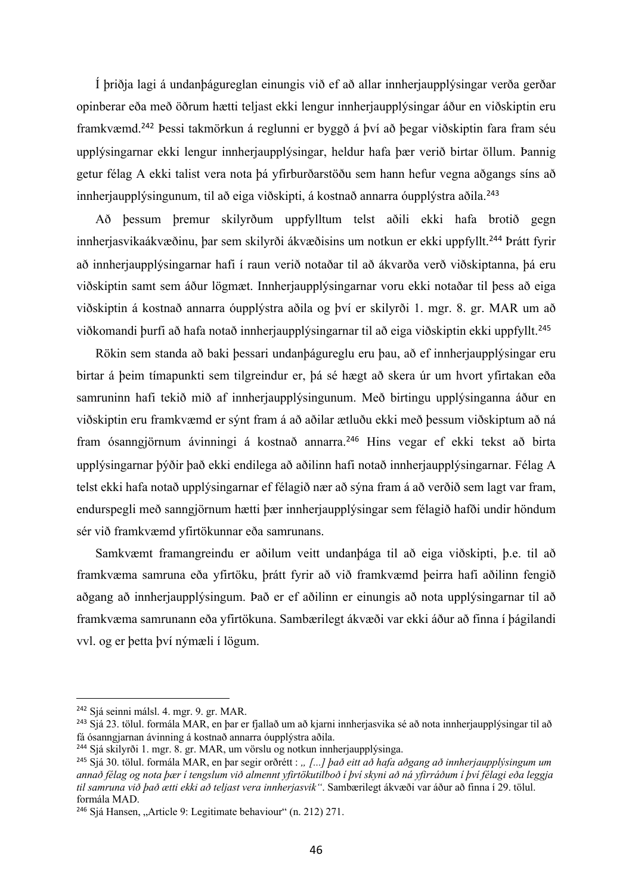Í þriðja lagi á undanþágureglan einungis við ef að allar innherjaupplýsingar verða gerðar opinberar eða með öðrum hætti teljast ekki lengur innherjaupplýsingar áður en viðskiptin eru framkvæmd.[242] Þessi takmörkun á reglunni er byggð á því að þegar viðskiptin fara fram séu upplýsingarnar ekki lengur innherjaupplýsingar, heldur hafa þær verið birtar öllum. Þannig getur félag A ekki talist vera nota þá yfirburðarstöðu sem hann hefur vegna aðgangs síns að innherjaupplýsingunum, til að eiga viðskipti, á kostnað annarra óupplýstra aðila.[243]

Að þessum þremur skilyrðum uppfylltum telst aðili ekki hafa brotið gegn innherjasvikaákvæðinu, þar sem skilyrði ákvæðisins um notkun er ekki uppfyllt.[244] Þrátt fyrir að innherjaupplýsingarnar hafi í raun verið notaðar til að ákvarða verð viðskiptanna, þá eru viðskiptin samt sem áður lögmæt. Innherjaupplýsingarnar voru ekki notaðar til þess að eiga viðskiptin á kostnað annarra óupplýstra aðila og því er skilyrði 1. mgr. 8. gr. MAR um að viðkomandi þurfi að hafa notað innherjaupplýsingarnar til að eiga viðskiptin ekki uppfyllt.[245]

Rökin sem standa að baki þessari undanþágureglu eru þau, að ef innherjaupplýsingar eru birtar á þeim tímapunkti sem tilgreindur er, þá sé hægt að skera úr um hvort yfirtakan eða samruninn hafi tekið mið af innherjaupplýsingunum. Með birtingu upplýsinganna áður en viðskiptin eru framkvæmd er sýnt fram á að aðilar ætluðu ekki með þessum viðskiptum að ná fram ósanngjörnum ávinningi á kostnað annarra.[246] Hins vegar ef ekki tekst að birta upplýsingarnar þýðir það ekki endilega að aðilinn hafi notað innherjaupplýsingarnar. Félag A telst ekki hafa notað upplýsingarnar ef félagið nær að sýna fram á að verðið sem lagt var fram, endurspegli með sanngjörnum hætti þær innherjaupplýsingar sem félagið hafði undir höndum sér við framkvæmd yfirtökunnar eða samrunans.

Samkvæmt framangreindu er aðilum veitt undanþága til að eiga viðskipti, þ.e. til að framkvæma samruna eða yfirtöku, þrátt fyrir að við framkvæmd þeirra hafi aðilinn fengið aðgang að innherjaupplýsingum. Það er ef aðilinn er einungis að nota upplýsingarnar til að framkvæma samrunann eða yfirtökuna. Sambærilegt ákvæði var ekki áður að finna í þágildandi vvl. og er þetta því nýmæli í lögum.

---

[242] Sjá seinni málsl. 4. mgr. 9. gr. MAR.

[243] Sjá 23. tölul. formála MAR, en þar er fjallað um að kjarni innherjasvika sé að nota innherjaupplýsingar til að fá ósanngjarnan ávinning á kostnað annarra óupplýstra aðila.

[244] Sjá skilyrði 1. mgr. 8. gr. MAR, um vörslu og notkun innherjaupplýsinga.

[245] Sjá 30. tölul. formála MAR, en þar segir orðrétt : *„ [...] það eitt að hafa aðgang að innherjaupplýsingum um annað félag og nota þær í tengslum við almennt yfirtökutilboð í því skyni að ná yfirráðum í því félagi eða leggja til samruna við það ætti ekki að teljast vera innherjasvik“*. Sambærilegt ákvæði var áður að finna í 29. tölul. formála MAD.

[246] Sjá Hansen, „Article 9: Legitimate behaviour“ (n. 212) 271.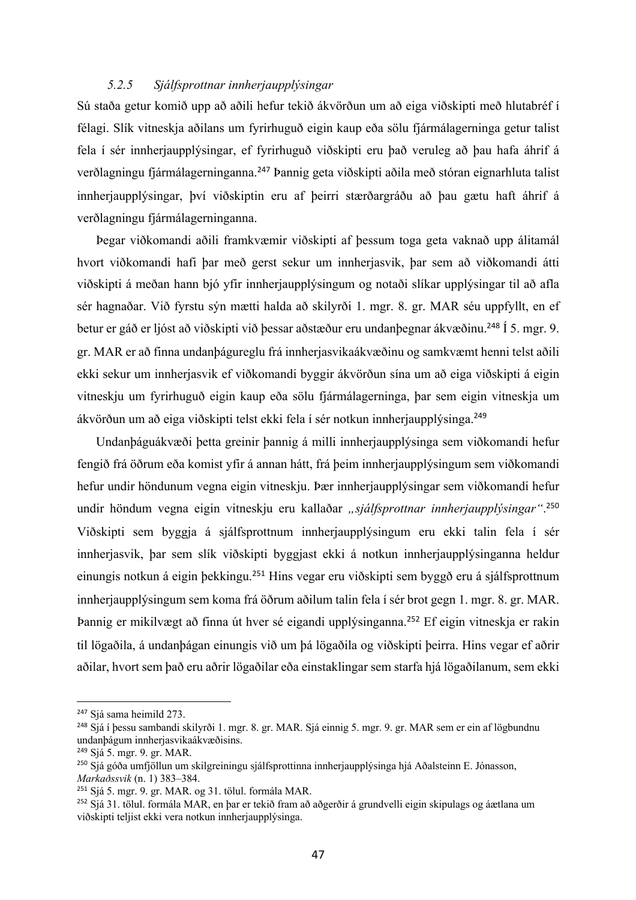### *5.2.5 Sjálfsprottnar innherjaupplýsingar*

Sú staða getur komið upp að aðili hefur tekið ákvörðun um að eiga viðskipti með hlutabréf í félagi. Slík vitneskja aðilans um fyrirhuguð eigin kaup eða sölu fjármálagerninga getur talist fela í sér innherjaupplýsingar, ef fyrirhuguð viðskipti eru það veruleg að þau hafa áhrif á verðlagningu fjármálagerninganna.[247] Þannig geta viðskipti aðila með stóran eignarhluta talist innherjaupplýsingar, því viðskiptin eru af þeirri stærðargráðu að þau gætu haft áhrif á verðlagningu fjármálagerninganna.

Þegar viðkomandi aðili framkvæmir viðskipti af þessum toga geta vaknað upp álitamál hvort viðkomandi hafi þar með gerst sekur um innherjasvik, þar sem að viðkomandi átti viðskipti á meðan hann bjó yfir innherjaupplýsingum og notaði slíkar upplýsingar til að afla sér hagnaðar. Við fyrstu sýn mætti halda að skilyrði 1. mgr. 8. gr. MAR séu uppfyllt, en ef betur er gáð er ljóst að viðskipti við þessar aðstæður eru undanþegnar ákvæðinu.[248] Í 5. mgr. 9. gr. MAR er að finna undanþágureglu frá innherjasvikaákvæðinu og samkvæmt henni telst aðili ekki sekur um innherjasvik ef viðkomandi byggir ákvörðun sína um að eiga viðskipti á eigin vitneskju um fyrirhuguð eigin kaup eða sölu fjármálagerninga, þar sem eigin vitneskja um ákvörðun um að eiga viðskipti telst ekki fela í sér notkun innherjaupplýsinga.[249]

Undanþáguákvæði þetta greinir þannig á milli innherjaupplýsinga sem viðkomandi hefur fengið frá öðrum eða komist yfir á annan hátt, frá þeim innherjaupplýsingum sem viðkomandi hefur undir höndunum vegna eigin vitneskju. Þær innherjaupplýsingar sem viðkomandi hefur undir höndum vegna eigin vitneskju eru kallaðar *„sjálfsprottnar innherjaupplýsingar“*.[250] Viðskipti sem byggja á sjálfsprottnum innherjaupplýsingum eru ekki talin fela í sér innherjasvik, þar sem slík viðskipti byggjast ekki á notkun innherjaupplýsinganna heldur einungis notkun á eigin þekkingu.[251] Hins vegar eru viðskipti sem byggð eru á sjálfsprottnum innherjaupplýsingum sem koma frá öðrum aðilum talin fela í sér brot gegn 1. mgr. 8. gr. MAR. Þannig er mikilvægt að finna út hver sé eigandi upplýsinganna.[252] Ef eigin vitneskja er rakin til lögaðila, á undanþágan einungis við um þá lögaðila og viðskipti þeirra. Hins vegar ef aðrir aðilar, hvort sem það eru aðrir lögaðilar eða einstaklingar sem starfa hjá lögaðilanum, sem ekki

---

[247] Sjá sama heimild 273.

[248] Sjá í þessu sambandi skilyrði 1. mgr. 8. gr. MAR. Sjá einnig 5. mgr. 9. gr. MAR sem er ein af lögbundnu undanþágum innherjasvikaákvæðisins.

[249] Sjá 5. mgr. 9. gr. MAR.

[250] Sjá góða umfjöllun um skilgreiningu sjálfsprottinna innherjaupplýsinga hjá Aðalsteinn E. Jónasson, *Markaðssvik* (n. 1) 383–384.

[251] Sjá 5. mgr. 9. gr. MAR. og 31. tölul. formála MAR.

[252] Sjá 31. tölul. formála MAR, en þar er tekið fram að aðgerðir á grundvelli eigin skipulags og áætlana um viðskipti teljist ekki vera notkun innherjaupplýsinga.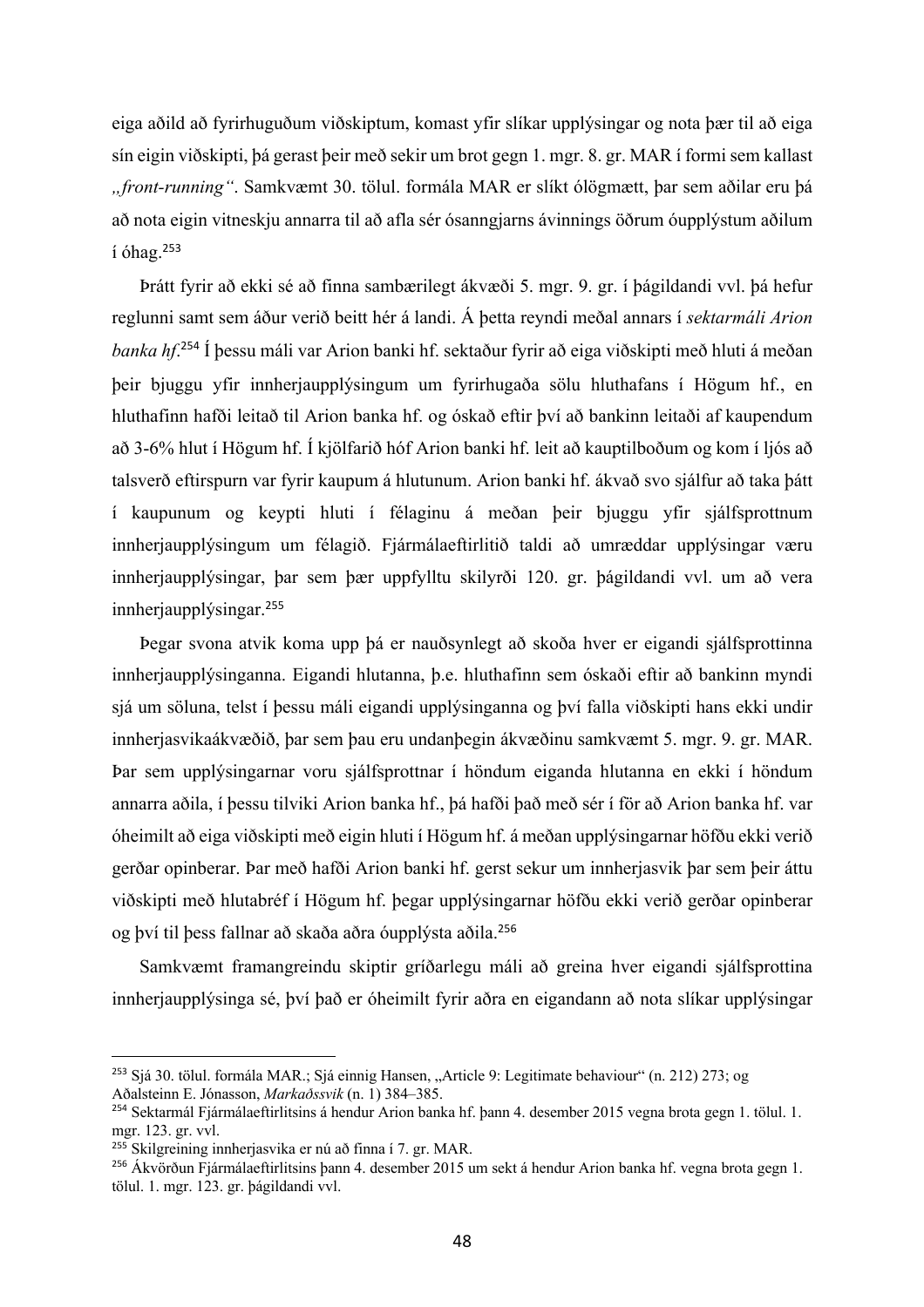eiga aðild að fyrirhuguðum viðskiptum, komast yfir slíkar upplýsingar og nota þær til að eiga sín eigin viðskipti, þá gerast þeir með sekir um brot gegn 1. mgr. 8. gr. MAR í formi sem kallast *„front-running“*. Samkvæmt 30. tölul. formála MAR er slíkt ólögmætt, þar sem aðilar eru þá að nota eigin vitneskju annarra til að afla sér ósanngjarns ávinnings öðrum óupplýstum aðilum í óhag.[253]

Þrátt fyrir að ekki sé að finna sambærilegt ákvæði 5. mgr. 9. gr. í þágildandi vvl. þá hefur reglunni samt sem áður verið beitt hér á landi. Á þetta reyndi meðal annars í *sektarmáli Arion banka hf*.[254] Í þessu máli var Arion banki hf. sektaður fyrir að eiga viðskipti með hluti á meðan þeir bjuggu yfir innherjaupplýsingum um fyrirhugaða sölu hluthafans í Högum hf., en hluthafinn hafði leitað til Arion banka hf. og óskað eftir því að bankinn leitaði af kaupendum að 3-6% hlut í Högum hf. Í kjölfarið hóf Arion banki hf. leit að kauptilboðum og kom í ljós að talsverð eftirspurn var fyrir kaupum á hlutunum. Arion banki hf. ákvað svo sjálfur að taka þátt í kaupunum og keypti hluti í félaginu á meðan þeir bjuggu yfir sjálfsprottnum innherjaupplýsingum um félagið. Fjármálaeftirlitið taldi að umræddar upplýsingar væru innherjaupplýsingar, þar sem þær uppfylltu skilyrði 120. gr. þágildandi vvl. um að vera innherjaupplýsingar.[255]

Þegar svona atvik koma upp þá er nauðsynlegt að skoða hver er eigandi sjálfsprottinna innherjaupplýsinganna. Eigandi hlutanna, þ.e. hluthafinn sem óskaði eftir að bankinn myndi sjá um söluna, telst í þessu máli eigandi upplýsinganna og því falla viðskipti hans ekki undir innherjasvikaákvæðið, þar sem þau eru undanþegin ákvæðinu samkvæmt 5. mgr. 9. gr. MAR. Þar sem upplýsingarnar voru sjálfsprottnar í höndum eiganda hlutanna en ekki í höndum annarra aðila, í þessu tilviki Arion banka hf., þá hafði það með sér í för að Arion banka hf. var óheimilt að eiga viðskipti með eigin hluti í Högum hf. á meðan upplýsingarnar höfðu ekki verið gerðar opinberar. Þar með hafði Arion banki hf. gerst sekur um innherjasvik þar sem þeir áttu viðskipti með hlutabréf í Högum hf. þegar upplýsingarnar höfðu ekki verið gerðar opinberar og því til þess fallnar að skaða aðra óupplýsta aðila.[256]

Samkvæmt framangreindu skiptir gríðarlegu máli að greina hver eigandi sjálfsprottina innherjaupplýsinga sé, því það er óheimilt fyrir aðra en eigandann að nota slíkar upplýsingar

---

[253] Sjá 30. tölul. formála MAR.; Sjá einnig Hansen, „Article 9: Legitimate behaviour“ (n. 212) 273; og Aðalsteinn E. Jónasson, *Markaðssvik* (n. 1) 384–385.

[254] Sektarmál Fjármálaeftirlitsins á hendur Arion banka hf. þann 4. desember 2015 vegna brota gegn 1. tölul. 1. mgr. 123. gr. vvl.

[255] Skilgreining innherjasvika er nú að finna í 7. gr. MAR.

[256] Ákvörðun Fjármálaeftirlitsins þann 4. desember 2015 um sekt á hendur Arion banka hf. vegna brota gegn 1. tölul. 1. mgr. 123. gr. þágildandi vvl.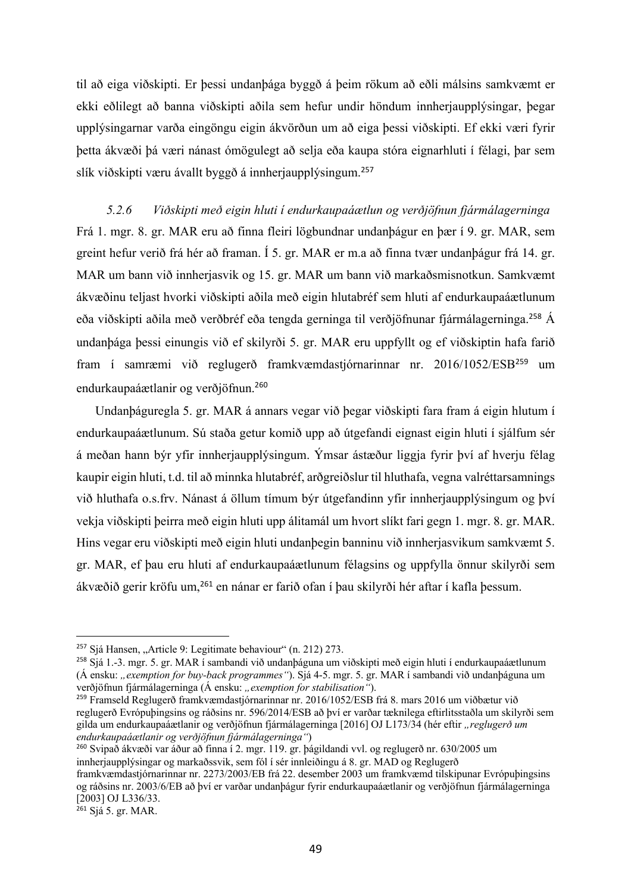til að eiga viðskipti. Er þessi undanþága byggð á þeim rökum að eðli málsins samkvæmt er ekki eðlilegt að banna viðskipti aðila sem hefur undir höndum innherjaupplýsingar, þegar upplýsingarnar varða eingöngu eigin ákvörðun um að eiga þessi viðskipti. Ef ekki væri fyrir þetta ákvæði þá væri nánast ómögulegt að selja eða kaupa stóra eignarhluti í félagi, þar sem slík viðskipti væru ávallt byggð á innherjaupplýsingum.[257]

#### *5.2.6 Viðskipti með eigin hluti í endurkaupaáætlun og verðjöfnun fjármálagerninga*

Frá 1. mgr. 8. gr. MAR eru að finna fleiri lögbundnar undanþágur en þær í 9. gr. MAR, sem greint hefur verið frá hér að framan. Í 5. gr. MAR er m.a að finna tvær undanþágur frá 14. gr. MAR um bann við innherjasvik og 15. gr. MAR um bann við markaðsmisnotkun. Samkvæmt ákvæðinu teljast hvorki viðskipti aðila með eigin hlutabréf sem hluti af endurkaupaáætlunum eða viðskipti aðila með verðbréf eða tengda gerninga til verðjöfnunar fjármálagerninga.[258] Á undanþága þessi einungis við ef skilyrði 5. gr. MAR eru uppfyllt og ef viðskiptin hafa farið fram í samræmi við reglugerð framkvæmdastjórnarinnar nr. 2016/1052/ESB[259] um endurkaupaáætlanir og verðjöfnun.[260]

Undanþáguregla 5. gr. MAR á annars vegar við þegar viðskipti fara fram á eigin hlutum í endurkaupaáætlunum. Sú staða getur komið upp að útgefandi eignast eigin hluti í sjálfum sér á meðan hann býr yfir innherjaupplýsingum. Ýmsar ástæður liggja fyrir því af hverju félag kaupir eigin hluti, t.d. til að minnka hlutabréf, arðgreiðslur til hluthafa, vegna valréttarsamnings við hluthafa o.s.frv. Nánast á öllum tímum býr útgefandinn yfir innherjaupplýsingum og því vekja viðskipti þeirra með eigin hluti upp álitamál um hvort slíkt fari gegn 1. mgr. 8. gr. MAR. Hins vegar eru viðskipti með eigin hluti undanþegin banninu við innherjasvikum samkvæmt 5. gr. MAR, ef þau eru hluti af endurkaupaáætlunum félagsins og uppfylla önnur skilyrði sem ákvæðið gerir kröfu um,[261] en nánar er farið ofan í þau skilyrði hér aftar í kafla þessum.

---

[257] Sjá Hansen, „Article 9: Legitimate behaviour" (n. 212) 273.

[258] Sjá 1.-3. mgr. 5. gr. MAR í sambandi við undanþáguna um viðskipti með eigin hluti í endurkaupaáætlunum (Á ensku: *„exemption for buy-back programmes"*). Sjá 4-5. mgr. 5. gr. MAR í sambandi við undanþáguna um verðjöfnun fjármálagerninga (Á ensku: *„exemption for stabilisation"*).

[259] Framseld Reglugerð framkvæmdastjórnarinnar nr. 2016/1052/ESB frá 8. mars 2016 um viðbætur við reglugerð Evrópuþingsins og ráðsins nr. 596/2014/ESB að því er varðar tæknilega eftirlitsstaðla um skilyrði sem gilda um endurkaupaáætlanir og verðjöfnun fjármálagerninga [2016] OJ L173/34 (hér eftir *„reglugerð um endurkaupaáætlanir og verðjöfnun fjármálagerninga"*)

[260] Svipað ákvæði var áður að finna í 2. mgr. 119. gr. þágildandi vvl. og reglugerð nr. 630/2005 um innherjaupplýsingar og markaðssvik, sem fól í sér innleiðingu á 8. gr. MAD og Reglugerð framkvæmdastjórnarinnar nr. 2273/2003/EB frá 22. desember 2003 um framkvæmd tilskipunar Evrópuþingsins og ráðsins nr. 2003/6/EB að því er varðar undanþágur fyrir endurkaupaáætlanir og verðjöfnun fjármálagerninga [2003] OJ L336/33.

[261] Sjá 5. gr. MAR.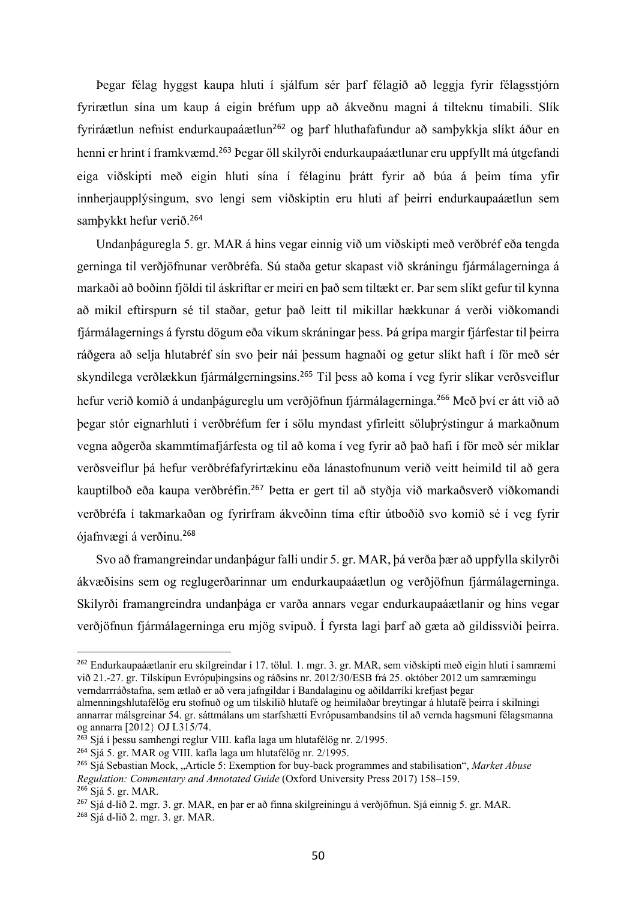Þegar félag hyggst kaupa hluti í sjálfum sér þarf félagið að leggja fyrir félagsstjórn fyrirætlun sína um kaup á eigin bréfum upp að ákveðnu magni á tilteknu tímabili. Slík fyriráætlun nefnist endurkaupaáætlun[262] og þarf hluthafafundur að samþykkja slíkt áður en henni er hrint í framkvæmd.[263] Þegar öll skilyrði endurkaupaáætlunar eru uppfyllt má útgefandi eiga viðskipti með eigin hluti sína í félaginu þrátt fyrir að búa á þeim tíma yfir innherjaupplýsingum, svo lengi sem viðskiptin eru hluti af þeirri endurkaupaáætlun sem samþykkt hefur verið.[264]

Undanþáguregla 5. gr. MAR á hins vegar einnig við um viðskipti með verðbréf eða tengda gerninga til verðjöfnunar verðbréfa. Sú staða getur skapast við skráningu fjármálagerninga á markaði að boðinn fjöldi til áskriftar er meiri en það sem tiltækt er. Þar sem slíkt gefur til kynna að mikil eftirspurn sé til staðar, getur það leitt til mikillar hækkunar á verði viðkomandi fjármálagernings á fyrstu dögum eða vikum skráningar þess. Þá grípa margir fjárfestar til þeirra ráðgera að selja hlutabréf sín svo þeir nái þessum hagnaði og getur slíkt haft í för með sér skyndilega verðlækkun fjármálgerningsins.[265] Til þess að koma í veg fyrir slíkar verðsveiflur hefur verið komið á undanþágureglu um verðjöfnun fjármálagerninga.[266] Með því er átt við að þegar stór eignarhluti í verðbréfum fer í sölu myndast yfirleitt söluþrýstingur á markaðnum vegna aðgerða skammtímafjárfesta og til að koma í veg fyrir að það hafi í för með sér miklar verðsveiflur þá hefur verðbréfafyrirtækinu eða lánastofnunum verið veitt heimild til að gera kauptilboð eða kaupa verðbréfin.[267] Þetta er gert til að styðja við markaðsverð viðkomandi verðbréfa í takmarkaðan og fyrirfram ákveðinn tíma eftir útboðið svo komið sé í veg fyrir ójafnvægi á verðinu.[268]

Svo að framangreindar undanþágur falli undir 5. gr. MAR, þá verða þær að uppfylla skilyrði ákvæðisins sem og reglugerðarinnar um endurkaupaáætlun og verðjöfnun fjármálagerninga. Skilyrði framangreindra undanþága er varða annars vegar endurkaupaáætlanir og hins vegar verðjöfnun fjármálagerninga eru mjög svipuð. Í fyrsta lagi þarf að gæta að gildissviði þeirra.

---

[262] Endurkaupaáætlanir eru skilgreindar í 17. tölul. 1. mgr. 3. gr. MAR, sem viðskipti með eigin hluti í samræmi við 21.-27. gr. Tilskipun Evrópuþingsins og ráðsins nr. 2012/30/ESB frá 25. október 2012 um samræmingu verndarráðstafna, sem ætlað er að vera jafngildar í Bandalaginu og aðildarríki krefjast þegar almenningshlutafélög eru stofnuð og um tilskilið hlutafé og heimilaðar breytingar á hlutafé þeirra í skilningi annarrar málsgreinar 54. gr. sáttmálans um starfshætti Evrópusambandsins til að vernda hagsmuni félagsmanna og annarra [2012} OJ L315/74.

[263] Sjá í þessu samhengi reglur VIII. kafla laga um hlutafélög nr. 2/1995.

[264] Sjá 5. gr. MAR og VIII. kafla laga um hlutafélög nr. 2/1995.

[265] Sjá Sebastian Mock, „Article 5: Exemption for buy-back programmes and stabilisation“, *Market Abuse Regulation: Commentary and Annotated Guide* (Oxford University Press 2017) 158–159.

[266] Sjá 5. gr. MAR.

[267] Sjá d-lið 2. mgr. 3. gr. MAR, en þar er að finna skilgreiningu á verðjöfnun. Sjá einnig 5. gr. MAR.

[268] Sjá d-lið 2. mgr. 3. gr. MAR.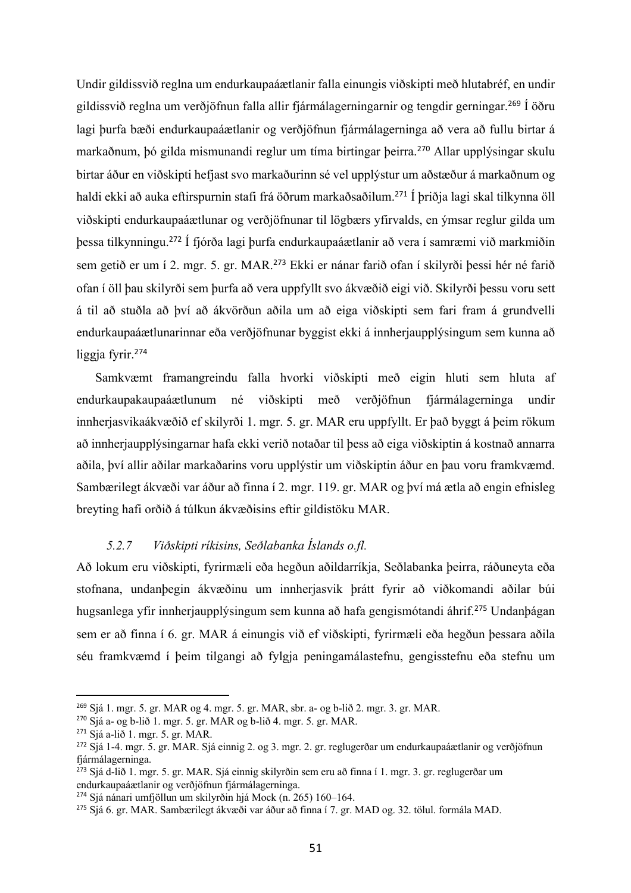Undir gildissvið reglna um endurkaupaáætlanir falla einungis viðskipti með hlutabréf, en undir gildissvið reglna um verðjöfnun falla allir fjármálagerningarnir og tengdir gerningar.[269] Í öðru lagi þurfa bæði endurkaupaáætlanir og verðjöfnun fjármálagerninga að vera að fullu birtar á markaðnum, þó gilda mismunandi reglur um tíma birtingar þeirra.[270] Allar upplýsingar skulu birtar áður en viðskipti hefjast svo markaðurinn sé vel upplýstur um aðstæður á markaðnum og haldi ekki að auka eftirspurnin stafi frá öðrum markaðsaðilum.[271] Í þriðja lagi skal tilkynna öll viðskipti endurkaupaáætlunar og verðjöfnunar til lögbærs yfirvalds, en ýmsar reglur gilda um þessa tilkynningu.[272] Í fjórða lagi þurfa endurkaupaáætlanir að vera í samræmi við markmiðin sem getið er um í 2. mgr. 5. gr. MAR.[273] Ekki er nánar farið ofan í skilyrði þessi hér né farið ofan í öll þau skilyrði sem þurfa að vera uppfyllt svo ákvæðið eigi við. Skilyrði þessu voru sett á til að stuðla að því að ákvörðun aðila um að eiga viðskipti sem fari fram á grundvelli endurkaupaáætlunarinnar eða verðjöfnunar byggist ekki á innherjaupplýsingum sem kunna að liggja fyrir.[274]

Samkvæmt framangreindu falla hvorki viðskipti með eigin hluti sem hluta af endurkaupakaupaáætlunum né viðskipti með verðjöfnun fjármálagerninga undir innherjasvikaákvæðið ef skilyrði 1. mgr. 5. gr. MAR eru uppfyllt. Er það byggt á þeim rökum að innherjaupplýsingarnar hafa ekki verið notaðar til þess að eiga viðskiptin á kostnað annarra aðila, því allir aðilar markaðarins voru upplýstir um viðskiptin áður en þau voru framkvæmd. Sambærilegt ákvæði var áður að finna í 2. mgr. 119. gr. MAR og því má ætla að engin efnisleg breyting hafi orðið á túlkun ákvæðisins eftir gildistöku MAR.

#### *5.2.7 Viðskipti ríkisins, Seðlabanka Íslands o.fl.*

Að lokum eru viðskipti, fyrirmæli eða hegðun aðildarríkja, Seðlabanka þeirra, ráðuneyta eða stofnana, undanþegin ákvæðinu um innherjasvik þrátt fyrir að viðkomandi aðilar búi hugsanlega yfir innherjaupplýsingum sem kunna að hafa gengismótandi áhrif.[275] Undanþágan sem er að finna í 6. gr. MAR á einungis við ef viðskipti, fyrirmæli eða hegðun þessara aðila séu framkvæmd í þeim tilgangi að fylgja peningamálastefnu, gengisstefnu eða stefnu um

---

[269] Sjá 1. mgr. 5. gr. MAR og 4. mgr. 5. gr. MAR, sbr. a- og b-lið 2. mgr. 3. gr. MAR.

[270] Sjá a- og b-lið 1. mgr. 5. gr. MAR og b-lið 4. mgr. 5. gr. MAR.

[271] Sjá a-lið 1. mgr. 5. gr. MAR.

[272] Sjá 1-4. mgr. 5. gr. MAR. Sjá einnig 2. og 3. mgr. 2. gr. reglugerðar um endurkaupaáætlanir og verðjöfnun fjármálagerninga.

[273] Sjá d-lið 1. mgr. 5. gr. MAR. Sjá einnig skilyrðin sem eru að finna í 1. mgr. 3. gr. reglugerðar um endurkaupaáætlanir og verðjöfnun fjármálagerninga.

[274] Sjá nánari umfjöllun um skilyrðin hjá Mock (n. 265) 160–164.

[275] Sjá 6. gr. MAR. Sambærilegt ákvæði var áður að finna í 7. gr. MAD og 32. tölul. formála MAD.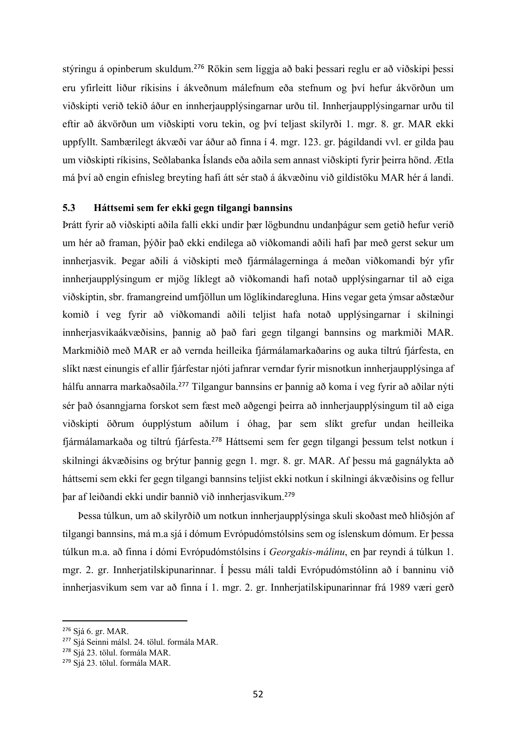stýringu á opinberum skuldum.[276] Rökin sem liggja að baki þessari reglu er að viðskipi þessi eru yfirleitt liður ríkisins í ákveðnum málefnum eða stefnum og því hefur ákvörðun um viðskipti verið tekið áður en innherjaupplýsingarnar urðu til. Innherjaupplýsingarnar urðu til eftir að ákvörðun um viðskipti voru tekin, og því teljast skilyrði 1. mgr. 8. gr. MAR ekki uppfyllt. Sambærilegt ákvæði var áður að finna í 4. mgr. 123. gr. þágildandi vvl. er gilda þau um viðskipti ríkisins, Seðlabanka Íslands eða aðila sem annast viðskipti fyrir þeirra hönd. Ætla má því að engin efnisleg breyting hafi átt sér stað á ákvæðinu við gildistöku MAR hér á landi.

### 5.3 Háttsemi sem fer ekki gegn tilgangi bannsins

Þrátt fyrir að viðskipti aðila falli ekki undir þær lögbundnu undanþágur sem getið hefur verið um hér að framan, þýðir það ekki endilega að viðkomandi aðili hafi þar með gerst sekur um innherjasvik. Þegar aðili á viðskipti með fjármálagerninga á meðan viðkomandi býr yfir innherjaupplýsingum er mjög líklegt að viðkomandi hafi notað upplýsingarnar til að eiga viðskiptin, sbr. framangreind umfjöllun um löglíkindaregluna. Hins vegar geta ýmsar aðstæður komið í veg fyrir að viðkomandi aðili teljist hafa notað upplýsingarnar í skilningi innherjasvikaákvæðisins, þannig að það fari gegn tilgangi bannsins og markmiði MAR. Markmiðið með MAR er að vernda heilleika fjármálamarkaðarins og auka tiltrú fjárfesta, en slíkt næst einungis ef allir fjárfestar njóti jafnrar verndar fyrir misnotkun innherjaupplýsinga af hálfu annarra markaðsaðila.[277] Tilgangur bannsins er þannig að koma í veg fyrir að aðilar nýti sér það ósanngjarna forskot sem fæst með aðgengi þeirra að innherjaupplýsingum til að eiga viðskipti öðrum óupplýstum aðilum í óhag, þar sem slíkt grefur undan heilleika fjármálamarkaða og tiltrú fjárfesta.[278] Háttsemi sem fer gegn tilgangi þessum telst notkun í skilningi ákvæðisins og brýtur þannig gegn 1. mgr. 8. gr. MAR. Af þessu má gagnálykta að háttsemi sem ekki fer gegn tilgangi bannsins teljist ekki notkun í skilningi ákvæðisins og fellur þar af leiðandi ekki undir bannið við innherjasvikum.[279]

Þessa túlkun, um að skilyrðið um notkun innherjaupplýsinga skuli skoðast með hliðsjón af tilgangi bannsins, má m.a sjá í dómum Evrópudómstólsins sem og íslenskum dómum. Er þessa túlkun m.a. að finna í dómi Evrópudómstólsins í *Georgakis-málinu*, en þar reyndi á túlkun 1. mgr. 2. gr. Innherjatilskipunarinnar. Í þessu máli taldi Evrópudómstólinn að í banninu við innherjasvikum sem var að finna í 1. mgr. 2. gr. Innherjatilskipunarinnar frá 1989 væri gerð

---

[276] Sjá 6. gr. MAR.

[277] Sjá Seinni málsl. 24. tölul. formála MAR.

[278] Sjá 23. tölul. formála MAR.

[279] Sjá 23. tölul. formála MAR.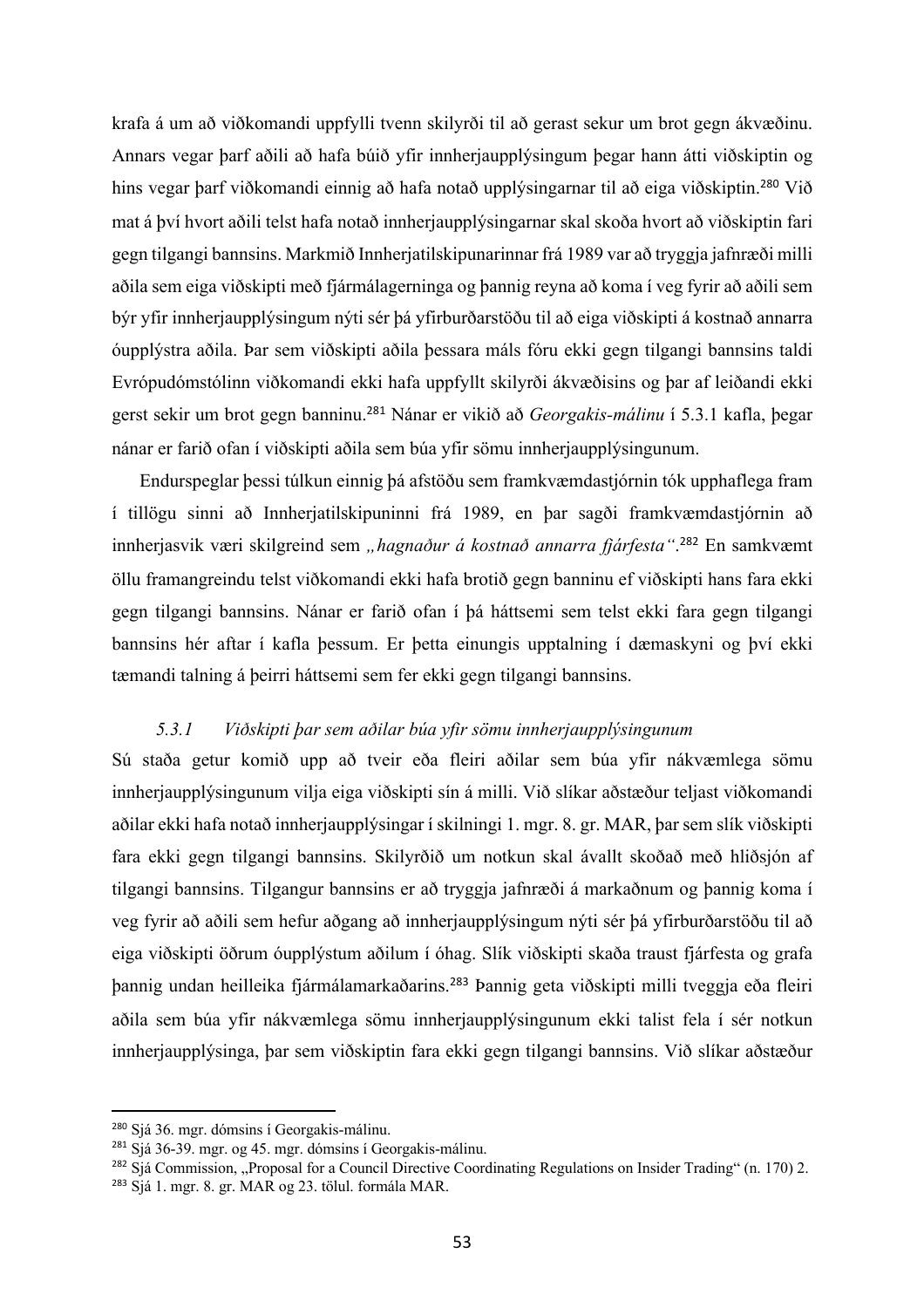krafa á um að viðkomandi uppfylli tvenn skilyrði til að gerast sekur um brot gegn ákvæðinu. Annars vegar þarf aðili að hafa búið yfir innherjaupplýsingum þegar hann átti viðskiptin og hins vegar þarf viðkomandi einnig að hafa notað upplýsingarnar til að eiga viðskiptin.[280] Við mat á því hvort aðili telst hafa notað innherjaupplýsingarnar skal skoða hvort að viðskiptin fari gegn tilgangi bannsins. Markmið Innherjatilskipunarinnar frá 1989 var að tryggja jafnræði milli aðila sem eiga viðskipti með fjármálagerninga og þannig reyna að koma í veg fyrir að aðili sem býr yfir innherjaupplýsingum nýti sér þá yfirburðarstöðu til að eiga viðskipti á kostnað annarra óupplýstra aðila. Þar sem viðskipti aðila þessara máls fóru ekki gegn tilgangi bannsins taldi Evrópudómstólinn viðkomandi ekki hafa uppfyllt skilyrði ákvæðisins og þar af leiðandi ekki gerst sekir um brot gegn banninu.[281] Nánar er vikið að *Georgakis-málinu* í 5.3.1 kafla, þegar nánar er farið ofan í viðskipti aðila sem búa yfir sömu innherjaupplýsingunum.

Endurspeglar þessi túlkun einnig þá afstöðu sem framkvæmdastjórnin tók upphaflega fram í tillögu sinni að Innherjatilskipuninni frá 1989, en þar sagði framkvæmdastjórnin að innherjasvik væri skilgreind sem *„hagnaður á kostnað annarra fjárfesta“*.[282] En samkvæmt öllu framangreindu telst viðkomandi ekki hafa brotið gegn banninu ef viðskipti hans fara ekki gegn tilgangi bannsins. Nánar er farið ofan í þá háttsemi sem telst ekki fara gegn tilgangi bannsins hér aftar í kafla þessum. Er þetta einungis upptalning í dæmaskyni og því ekki tæmandi talning á þeirri háttsemi sem fer ekki gegn tilgangi bannsins.

### *5.3.1 Viðskipti þar sem aðilar búa yfir sömu innherjaupplýsingunum*

Sú staða getur komið upp að tveir eða fleiri aðilar sem búa yfir nákvæmlega sömu innherjaupplýsingunum vilja eiga viðskipti sín á milli. Við slíkar aðstæður teljast viðkomandi aðilar ekki hafa notað innherjaupplýsingar í skilningi 1. mgr. 8. gr. MAR, þar sem slík viðskipti fara ekki gegn tilgangi bannsins. Skilyrðið um notkun skal ávallt skoðað með hliðsjón af tilgangi bannsins. Tilgangur bannsins er að tryggja jafnræði á markaðnum og þannig koma í veg fyrir að aðili sem hefur aðgang að innherjaupplýsingum nýti sér þá yfirburðarstöðu til að eiga viðskipti öðrum óupplýstum aðilum í óhag. Slík viðskipti skaða traust fjárfesta og grafa þannig undan heilleika fjármálamarkaðarins.[283] Þannig geta viðskipti milli tveggja eða fleiri aðila sem búa yfir nákvæmlega sömu innherjaupplýsingunum ekki talist fela í sér notkun innherjaupplýsinga, þar sem viðskiptin fara ekki gegn tilgangi bannsins. Við slíkar aðstæður

---

[280] Sjá 36. mgr. dómsins í Georgakis-málinu.

[281] Sjá 36-39. mgr. og 45. mgr. dómsins í Georgakis-málinu.

[282] Sjá Commission, „Proposal for a Council Directive Coordinating Regulations on Insider Trading“ (n. 170) 2.

[283] Sjá 1. mgr. 8. gr. MAR og 23. tölul. formála MAR.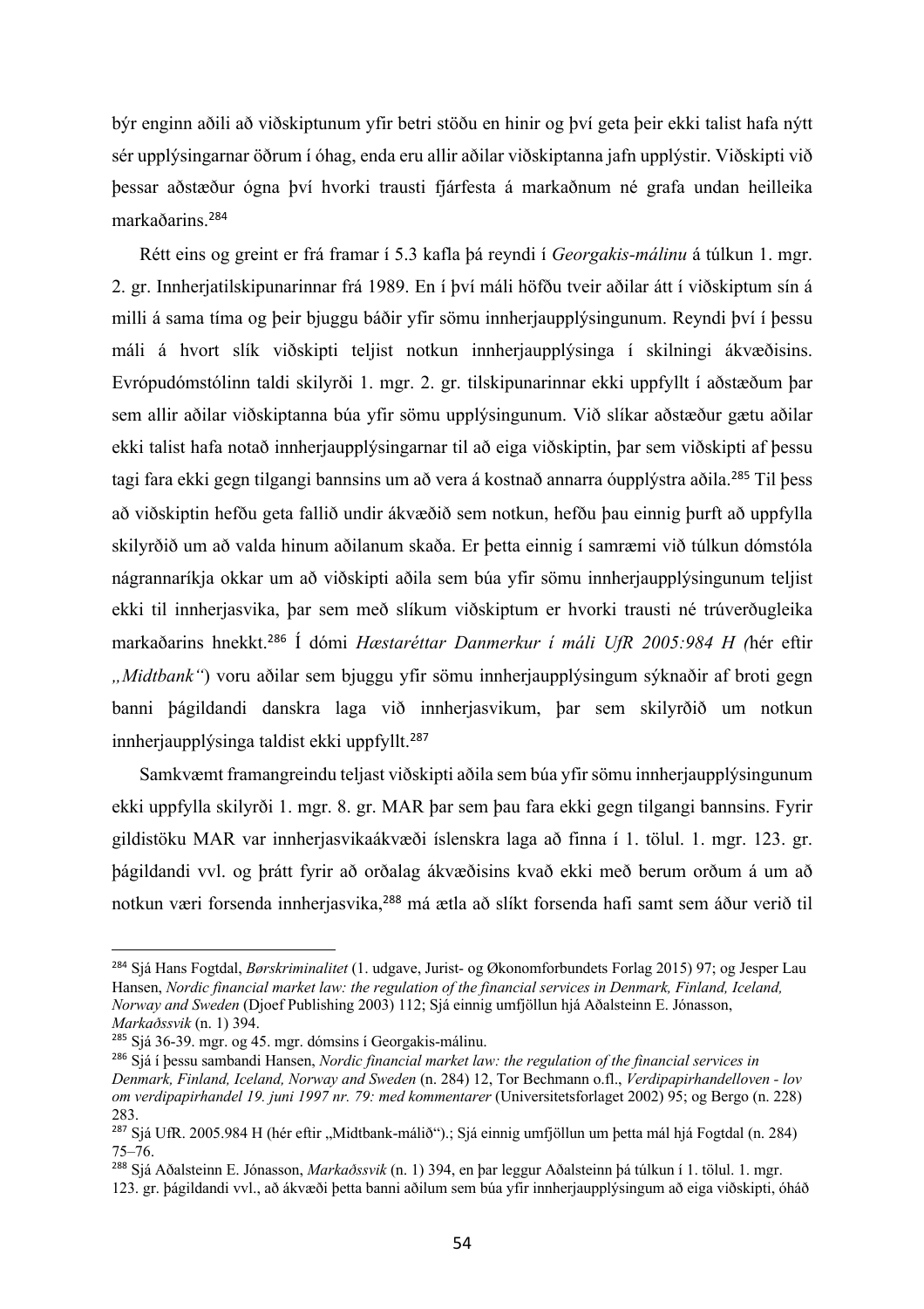býr enginn aðili að viðskiptunum yfir betri stöðu en hinir og því geta þeir ekki talist hafa nýtt sér upplýsingarnar öðrum í óhag, enda eru allir aðilar viðskiptanna jafn upplýstir. Viðskipti við þessar aðstæður ógna því hvorki trausti fjárfesta á markaðnum né grafa undan heilleika markaðarins.[284]

Rétt eins og greint er frá framar í 5.3 kafla þá reyndi í *Georgakis-málinu* á túlkun 1. mgr. 2. gr. Innherjatilskipunarinnar frá 1989. En í því máli höfðu tveir aðilar átt í viðskiptum sín á milli á sama tíma og þeir bjuggu báðir yfir sömu innherjaupplýsingunum. Reyndi því í þessu máli á hvort slík viðskipti teljist notkun innherjaupplýsinga í skilningi ákvæðisins. Evrópudómstólinn taldi skilyrði 1. mgr. 2. gr. tilskipunarinnar ekki uppfyllt í aðstæðum þar sem allir aðilar viðskiptanna búa yfir sömu upplýsingunum. Við slíkar aðstæður gætu aðilar ekki talist hafa notað innherjaupplýsingarnar til að eiga viðskiptin, þar sem viðskipti af þessu tagi fara ekki gegn tilgangi bannsins um að vera á kostnað annarra óupplýstra aðila.[285] Til þess að viðskiptin hefðu geta fallið undir ákvæðið sem notkun, hefðu þau einnig þurft að uppfylla skilyrðið um að valda hinum aðilanum skaða. Er þetta einnig í samræmi við túlkun dómstóla nágrannaríkja okkar um að viðskipti aðila sem búa yfir sömu innherjaupplýsingunum teljist ekki til innherjasvika, þar sem með slíkum viðskiptum er hvorki trausti né trúverðugleika markaðarins hnekkt.[286] Í dómi *Hæstaréttar Danmerkur í máli UfR 2005:984 H (*hér eftir *„Midtbank"*) voru aðilar sem bjuggu yfir sömu innherjaupplýsingum sýknaðir af broti gegn banni þágildandi danskra laga við innherjasvikum, þar sem skilyrðið um notkun innherjaupplýsinga taldist ekki uppfyllt.[287]

Samkvæmt framangreindu teljast viðskipti aðila sem búa yfir sömu innherjaupplýsingunum ekki uppfylla skilyrði 1. mgr. 8. gr. MAR þar sem þau fara ekki gegn tilgangi bannsins. Fyrir gildistöku MAR var innherjasvikaákvæði íslenskra laga að finna í 1. tölul. 1. mgr. 123. gr. þágildandi vvl. og þrátt fyrir að orðalag ákvæðisins kvað ekki með berum orðum á um að notkun væri forsenda innherjasvika,[288] má ætla að slíkt forsenda hafi samt sem áður verið til

---

[284] Sjá Hans Fogtdal, *Børskriminalitet* (1. udgave, Jurist- og Økonomforbundets Forlag 2015) 97; og Jesper Lau Hansen, *Nordic financial market law: the regulation of the financial services in Denmark, Finland, Iceland, Norway and Sweden* (Djoef Publishing 2003) 112; Sjá einnig umfjöllun hjá Aðalsteinn E. Jónasson, *Markaðssvik* (n. 1) 394.

[285] Sjá 36-39. mgr. og 45. mgr. dómsins í Georgakis-málinu.

[286] Sjá í þessu sambandi Hansen, *Nordic financial market law: the regulation of the financial services in Denmark, Finland, Iceland, Norway and Sweden* (n. 284) 12, Tor Bechmann o.fl., *Verdipapirhandelloven - lov om verdipapirhandel 19. juni 1997 nr. 79: med kommentarer* (Universitetsforlaget 2002) 95; og Bergo (n. 228) 283.

[287] Sjá UfR. 2005.984 H (hér eftir „Midtbank-málið").; Sjá einnig umfjöllun um þetta mál hjá Fogtdal (n. 284) 75–76.

[288] Sjá Aðalsteinn E. Jónasson, *Markaðssvik* (n. 1) 394, en þar leggur Aðalsteinn þá túlkun í 1. tölul. 1. mgr. 123. gr. þágildandi vvl., að ákvæði þetta banni aðilum sem búa yfir innherjaupplýsingum að eiga viðskipti, óháð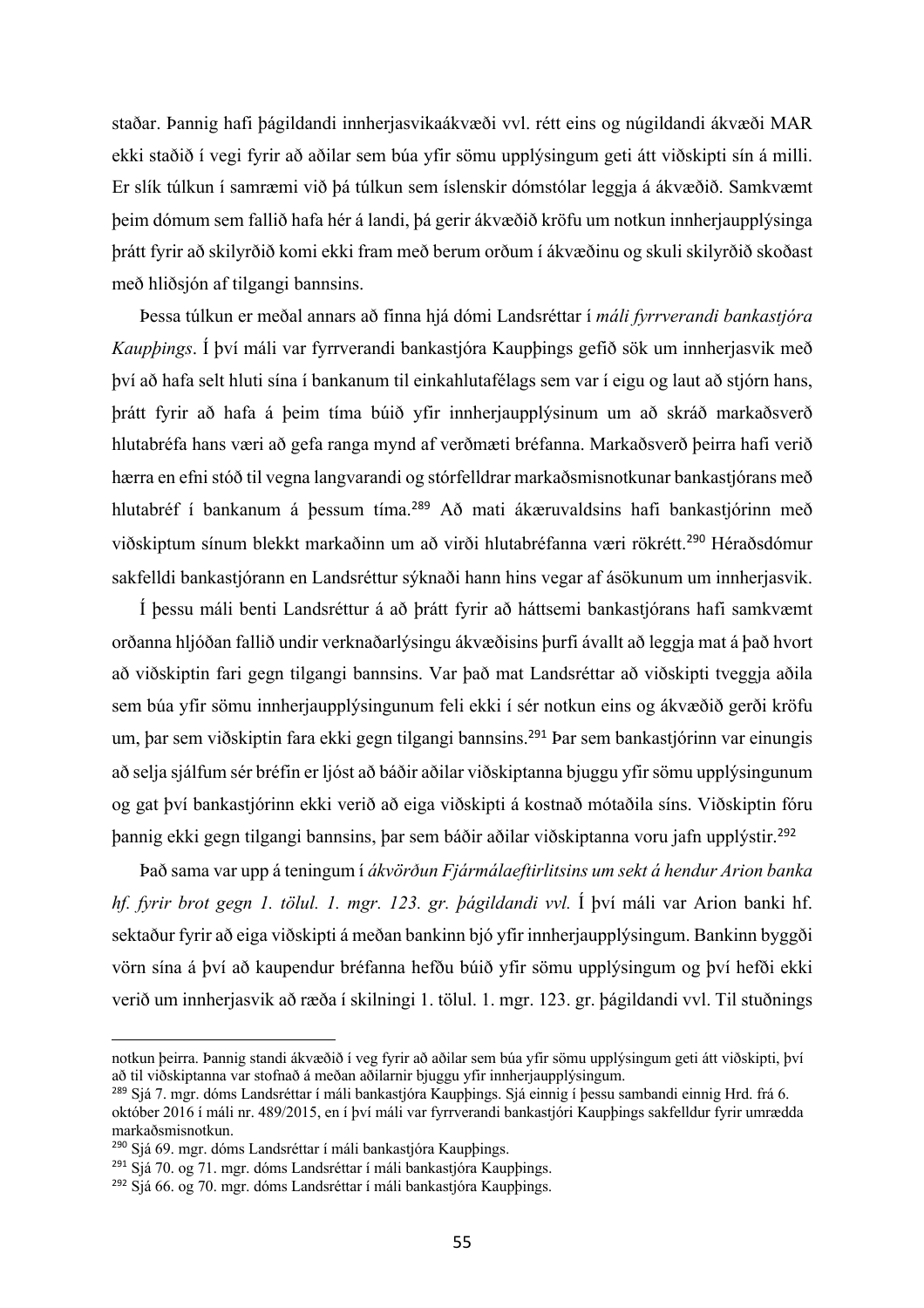staðar. Þannig hafi þágildandi innherjasvikaákvæði vvl. rétt eins og núgildandi ákvæði MAR ekki staðið í vegi fyrir að aðilar sem búa yfir sömu upplýsingum geti átt viðskipti sín á milli. Er slík túlkun í samræmi við þá túlkun sem íslenskir dómstólar leggja á ákvæðið. Samkvæmt þeim dómum sem fallið hafa hér á landi, þá gerir ákvæðið kröfu um notkun innherjaupplýsinga þrátt fyrir að skilyrðið komi ekki fram með berum orðum í ákvæðinu og skuli skilyrðið skoðast með hliðsjón af tilgangi bannsins.

Þessa túlkun er meðal annars að finna hjá dómi Landsréttar í *máli fyrrverandi bankastjóra Kaupþings*. Í því máli var fyrrverandi bankastjóra Kaupþings gefið sök um innherjasvik með því að hafa selt hluti sína í bankanum til einkahlutafélags sem var í eigu og laut að stjórn hans, þrátt fyrir að hafa á þeim tíma búið yfir innherjaupplýsinum um að skráð markaðsverð hlutabréfa hans væri að gefa ranga mynd af verðmæti bréfanna. Markaðsverð þeirra hafi verið hærra en efni stóð til vegna langvarandi og stórfelldrar markaðsmisnotkunar bankastjórans með hlutabréf í bankanum á þessum tíma.[289] Að mati ákæruvaldsins hafi bankastjórinn með viðskiptum sínum blekkt markaðinn um að virði hlutabréfanna væri rökrétt.[290] Héraðsdómur sakfelldi bankastjórann en Landsréttur sýknaði hann hins vegar af ásökunum um innherjasvik.

Í þessu máli benti Landsréttur á að þrátt fyrir að háttsemi bankastjórans hafi samkvæmt orðanna hljóðan fallið undir verknaðarlýsingu ákvæðisins þurfi ávallt að leggja mat á það hvort að viðskiptin fari gegn tilgangi bannsins. Var það mat Landsréttar að viðskipti tveggja aðila sem búa yfir sömu innherjaupplýsingunum feli ekki í sér notkun eins og ákvæðið gerði kröfu um, þar sem viðskiptin fara ekki gegn tilgangi bannsins.[291] Þar sem bankastjórinn var einungis að selja sjálfum sér bréfin er ljóst að báðir aðilar viðskiptanna bjuggu yfir sömu upplýsingunum og gat því bankastjórinn ekki verið að eiga viðskipti á kostnað mótaðila síns. Viðskiptin fóru þannig ekki gegn tilgangi bannsins, þar sem báðir aðilar viðskiptanna voru jafn upplýstir.[292]

Það sama var upp á teningum í *ákvörðun Fjármálaeftirlitsins um sekt á hendur Arion banka hf. fyrir brot gegn 1. tölul. 1. mgr. 123. gr. þágildandi vvl.* Í því máli var Arion banki hf. sektaður fyrir að eiga viðskipti á meðan bankinn bjó yfir innherjaupplýsingum. Bankinn byggði vörn sína á því að kaupendur bréfanna hefðu búið yfir sömu upplýsingum og því hefði ekki verið um innherjasvik að ræða í skilningi 1. tölul. 1. mgr. 123. gr. þágildandi vvl. Til stuðnings

---

notkun þeirra. Þannig standi ákvæðið í veg fyrir að aðilar sem búa yfir sömu upplýsingum geti átt viðskipti, því að til viðskiptanna var stofnað á meðan aðilarnir bjuggu yfir innherjaupplýsingum.

[289] Sjá 7. mgr. dóms Landsréttar í máli bankastjóra Kaupþings. Sjá einnig í þessu sambandi einnig Hrd. frá 6. október 2016 í máli nr. 489/2015, en í því máli var fyrrverandi bankastjóri Kaupþings sakfelldur fyrir umrædda markaðsmisnotkun.

[290] Sjá 69. mgr. dóms Landsréttar í máli bankastjóra Kaupþings.

[291] Sjá 70. og 71. mgr. dóms Landsréttar í máli bankastjóra Kaupþings.

[292] Sjá 66. og 70. mgr. dóms Landsréttar í máli bankastjóra Kaupþings.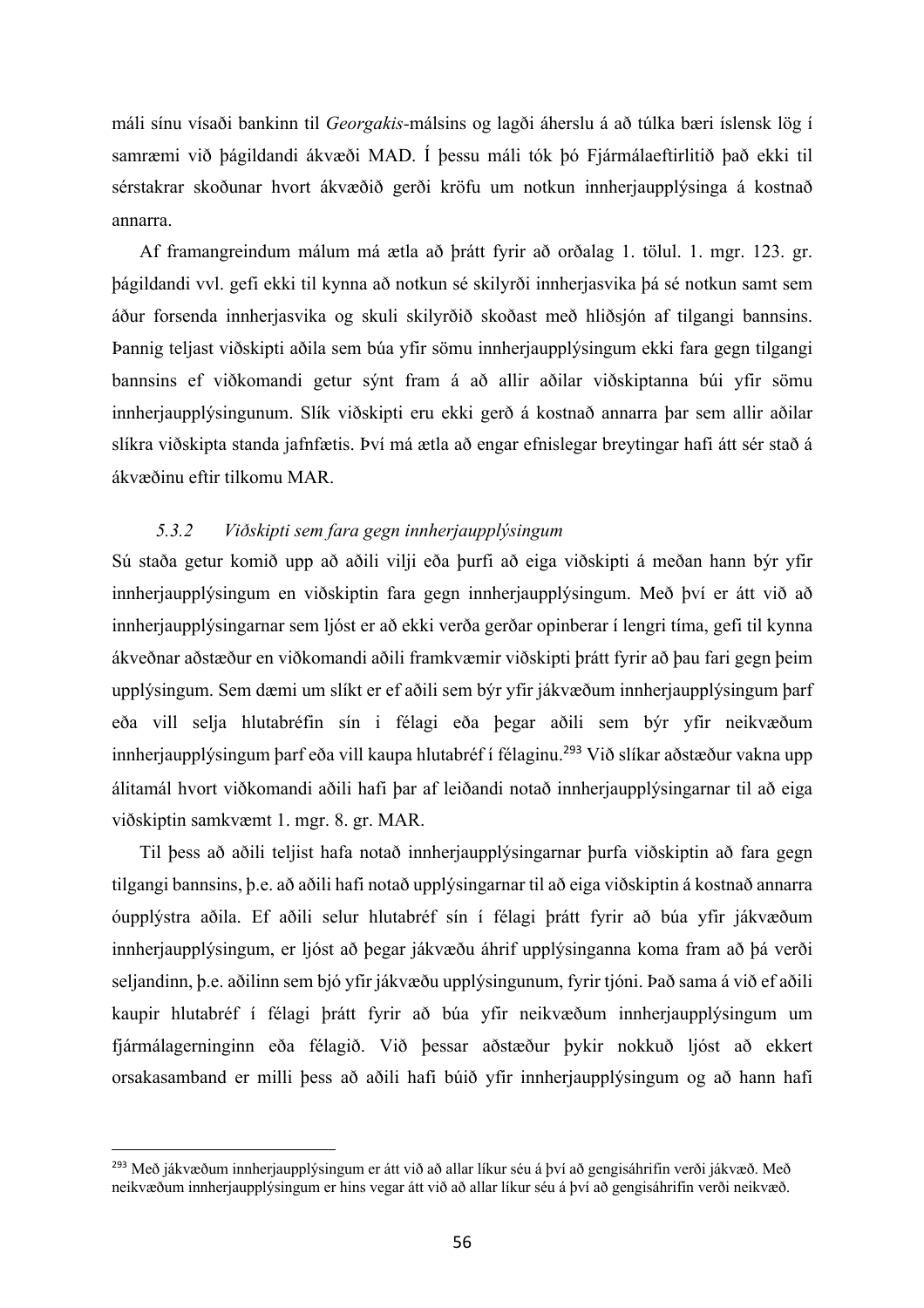máli sínu vísaði bankinn til *Georgakis*-málsins og lagði áherslu á að túlka bæri íslensk lög í samræmi við þágildandi ákvæði MAD. Í þessu máli tók þó Fjármálaeftirlitið það ekki til sérstakrar skoðunar hvort ákvæðið gerði kröfu um notkun innherjaupplýsinga á kostnað annarra.

Af framangreindum málum má ætla að þrátt fyrir að orðalag 1. tölul. 1. mgr. 123. gr. þágildandi vvl. gefi ekki til kynna að notkun sé skilyrði innherjasvika þá sé notkun samt sem áður forsenda innherjasvika og skuli skilyrðið skoðast með hliðsjón af tilgangi bannsins. Þannig teljast viðskipti aðila sem búa yfir sömu innherjaupplýsingum ekki fara gegn tilgangi bannsins ef viðkomandi getur sýnt fram á að allir aðilar viðskiptanna búi yfir sömu innherjaupplýsingunum. Slík viðskipti eru ekki gerð á kostnað annarra þar sem allir aðilar slíkra viðskipta standa jafnfætis. Því má ætla að engar efnislegar breytingar hafi átt sér stað á ákvæðinu eftir tilkomu MAR.

### 5.3.2 *Viðskipti sem fara gegn innherjaupplýsingum*

Sú staða getur komið upp að aðili vilji eða þurfi að eiga viðskipti á meðan hann býr yfir innherjaupplýsingum en viðskiptin fara gegn innherjaupplýsingum. Með því er átt við að innherjaupplýsingarnar sem ljóst er að ekki verða gerðar opinberar í lengri tíma, gefi til kynna ákveðnar aðstæður en viðkomandi aðili framkvæmir viðskipti þrátt fyrir að þau fari gegn þeim upplýsingum. Sem dæmi um slíkt er ef aðili sem býr yfir jákvæðum innherjaupplýsingum þarf eða vill selja hlutabréfin sín i félagi eða þegar aðili sem býr yfir neikvæðum innherjaupplýsingum þarf eða vill kaupa hlutabréf í félaginu.[293] Við slíkar aðstæður vakna upp álitamál hvort viðkomandi aðili hafi þar af leiðandi notað innherjaupplýsingarnar til að eiga viðskiptin samkvæmt 1. mgr. 8. gr. MAR.

Til þess að aðili teljist hafa notað innherjaupplýsingarnar þurfa viðskiptin að fara gegn tilgangi bannsins, þ.e. að aðili hafi notað upplýsingarnar til að eiga viðskiptin á kostnað annarra óupplýstra aðila. Ef aðili selur hlutabréf sín í félagi þrátt fyrir að búa yfir jákvæðum innherjaupplýsingum, er ljóst að þegar jákvæðu áhrif upplýsinganna koma fram að þá verði seljandinn, þ.e. aðilinn sem bjó yfir jákvæðu upplýsingunum, fyrir tjóni. Það sama á við ef aðili kaupir hlutabréf í félagi þrátt fyrir að búa yfir neikvæðum innherjaupplýsingum um fjármálagerninginn eða félagið. Við þessar aðstæður þykir nokkuð ljóst að ekkert orsakasamband er milli þess að aðili hafi búið yfir innherjaupplýsingum og að hann hafi

[293] Með jákvæðum innherjaupplýsingum er átt við að allar líkur séu á því að gengisáhrifin verði jákvæð. Með neikvæðum innherjaupplýsingum er hins vegar átt við að allar líkur séu á því að gengisáhrifin verði neikvæð.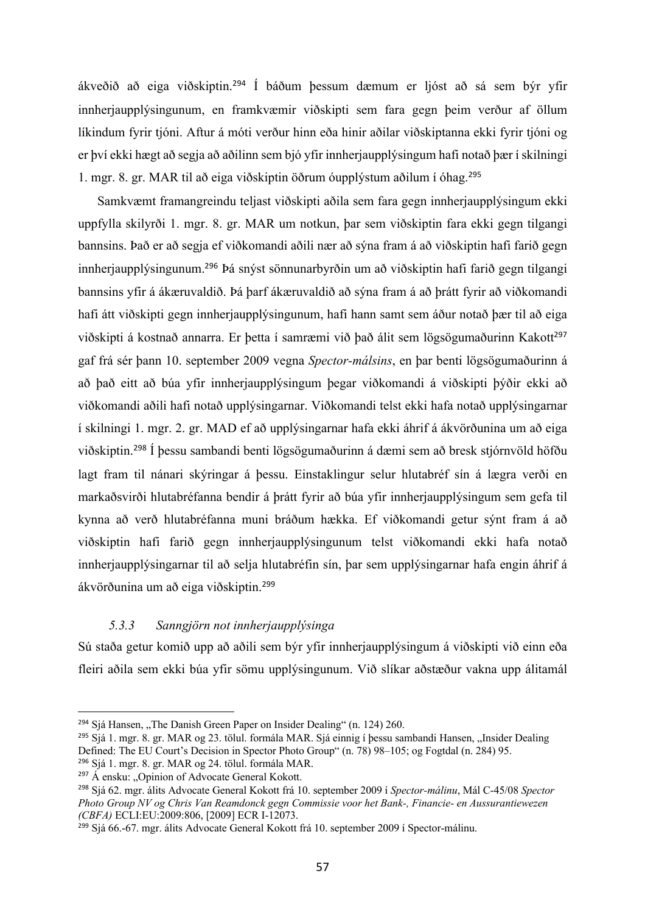ákveðið að eiga viðskiptin.[294] Í báðum þessum dæmum er ljóst að sá sem býr yfir innherjaupplýsingunum, en framkvæmir viðskipti sem fara gegn þeim verður af öllum líkindum fyrir tjóni. Aftur á móti verður hinn eða hinir aðilar viðskiptanna ekki fyrir tjóni og er því ekki hægt að segja að aðilinn sem bjó yfir innherjaupplýsingum hafi notað þær í skilningi 1. mgr. 8. gr. MAR til að eiga viðskiptin öðrum óupplýstum aðilum í óhag.[295]

Samkvæmt framangreindu teljast viðskipti aðila sem fara gegn innherjaupplýsingum ekki uppfylla skilyrði 1. mgr. 8. gr. MAR um notkun, þar sem viðskiptin fara ekki gegn tilgangi bannsins. Það er að segja ef viðkomandi aðili nær að sýna fram á að viðskiptin hafi farið gegn innherjaupplýsingunum.[296] Þá snýst sönnunarbyrðin um að viðskiptin hafi farið gegn tilgangi bannsins yfir á ákæruvaldið. Þá þarf ákæruvaldið að sýna fram á að þrátt fyrir að viðkomandi hafi átt viðskipti gegn innherjaupplýsingunum, hafi hann samt sem áður notað þær til að eiga viðskipti á kostnað annarra. Er þetta í samræmi við það álit sem lögsögumaðurinn Kakott[297] gaf frá sér þann 10. september 2009 vegna *Spector-málsins*, en þar benti lögsögumaðurinn á að það eitt að búa yfir innherjaupplýsingum þegar viðkomandi á viðskipti þýðir ekki að viðkomandi aðili hafi notað upplýsingarnar. Viðkomandi telst ekki hafa notað upplýsingarnar í skilningi 1. mgr. 2. gr. MAD ef að upplýsingarnar hafa ekki áhrif á ákvörðunina um að eiga viðskiptin.[298] Í þessu sambandi benti lögsögumaðurinn á dæmi sem að bresk stjórnvöld höfðu lagt fram til nánari skýringar á þessu. Einstaklingur selur hlutabréf sín á lægra verði en markaðsvirði hlutabréfanna bendir á þrátt fyrir að búa yfir innherjaupplýsingum sem gefa til kynna að verð hlutabréfanna muni bráðum hækka. Ef viðkomandi getur sýnt fram á að viðskiptin hafi farið gegn innherjaupplýsingunum telst viðkomandi ekki hafa notað innherjaupplýsingarnar til að selja hlutabréfin sín, þar sem upplýsingarnar hafa engin áhrif á ákvörðunina um að eiga viðskiptin.[299]

### *5.3.3 Sanngjörn not innherjaupplýsinga*

Sú staða getur komið upp að aðili sem býr yfir innherjaupplýsingum á viðskipti við einn eða fleiri aðila sem ekki búa yfir sömu upplýsingunum. Við slíkar aðstæður vakna upp álitamál

---

[294] Sjá Hansen, „The Danish Green Paper on Insider Dealing" (n. 124) 260.

[295] Sjá 1. mgr. 8. gr. MAR og 23. tölul. formála MAR. Sjá einnig í þessu sambandi Hansen, „Insider Dealing Defined: The EU Court's Decision in Spector Photo Group" (n. 78) 98–105; og Fogtdal (n. 284) 95.

[296] Sjá 1. mgr. 8. gr. MAR og 24. tölul. formála MAR.

[297] Á ensku: „Opinion of Advocate General Kokott.

[298] Sjá 62. mgr. álits Advocate General Kokott frá 10. september 2009 í *Spector-málinu*, Mál C-45/08 *Spector Photo Group NV og Chris Van Reamdonck gegn Commissie voor het Bank-, Financie- en Aussurantiewezen (CBFA)* ECLI:EU:2009:806, [2009] ECR I-12073.

[299] Sjá 66.-67. mgr. álits Advocate General Kokott frá 10. september 2009 í Spector-málinu.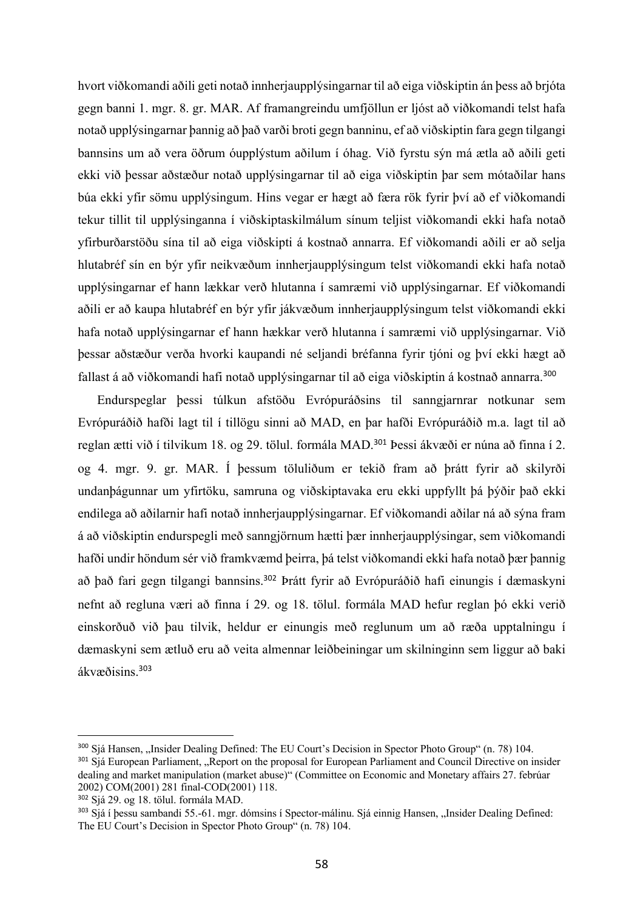hvort viðkomandi aðili geti notað innherjaupplýsingarnar til að eiga viðskiptin án þess að brjóta gegn banni 1. mgr. 8. gr. MAR. Af framangreindu umfjöllun er ljóst að viðkomandi telst hafa notað upplýsingarnar þannig að það varði broti gegn banninu, ef að viðskiptin fara gegn tilgangi bannsins um að vera öðrum óupplýstum aðilum í óhag. Við fyrstu sýn má ætla að aðili geti ekki við þessar aðstæður notað upplýsingarnar til að eiga viðskiptin þar sem mótaðilar hans búa ekki yfir sömu upplýsingum. Hins vegar er hægt að færa rök fyrir því að ef viðkomandi tekur tillit til upplýsinganna í viðskiptaskilmálum sínum teljist viðkomandi ekki hafa notað yfirburðarstöðu sína til að eiga viðskipti á kostnað annarra. Ef viðkomandi aðili er að selja hlutabréf sín en býr yfir neikvæðum innherjaupplýsingum telst viðkomandi ekki hafa notað upplýsingarnar ef hann lækkar verð hlutanna í samræmi við upplýsingarnar. Ef viðkomandi aðili er að kaupa hlutabréf en býr yfir jákvæðum innherjaupplýsingum telst viðkomandi ekki hafa notað upplýsingarnar ef hann hækkar verð hlutanna í samræmi við upplýsingarnar. Við þessar aðstæður verða hvorki kaupandi né seljandi bréfanna fyrir tjóni og því ekki hægt að fallast á að viðkomandi hafi notað upplýsingarnar til að eiga viðskiptin á kostnað annarra.[300]

Endurspeglar þessi túlkun afstöðu Evrópuráðsins til sanngjarnrar notkunar sem Evrópuráðið hafði lagt til í tillögu sinni að MAD, en þar hafði Evrópuráðið m.a. lagt til að reglan ætti við í tilvikum 18. og 29. tölul. formála MAD.[301] Þessi ákvæði er núna að finna í 2. og 4. mgr. 9. gr. MAR. Í þessum töluliðum er tekið fram að þrátt fyrir að skilyrði undanþágunnar um yfirtöku, samruna og viðskiptavaka eru ekki uppfyllt þá þýðir það ekki endilega að aðilarnir hafi notað innherjaupplýsingarnar. Ef viðkomandi aðilar ná að sýna fram á að viðskiptin endurspegli með sanngjörnum hætti þær innherjaupplýsingar, sem viðkomandi hafði undir höndum sér við framkvæmd þeirra, þá telst viðkomandi ekki hafa notað þær þannig að það fari gegn tilgangi bannsins.[302] Þrátt fyrir að Evrópuráðið hafi einungis í dæmaskyni nefnt að regluna væri að finna í 29. og 18. tölul. formála MAD hefur reglan þó ekki verið einskorðuð við þau tilvik, heldur er einungis með reglunum um að ræða upptalningu í dæmaskyni sem ætluð eru að veita almennar leiðbeiningar um skilninginn sem liggur að baki ákvæðisins.[303]

---

[300] Sjá Hansen, „Insider Dealing Defined: The EU Court's Decision in Spector Photo Group" (n. 78) 104.

[301] Sjá European Parliament, „Report on the proposal for European Parliament and Council Directive on insider dealing and market manipulation (market abuse)" (Committee on Economic and Monetary affairs 27. febrúar 2002) COM(2001) 281 final-COD(2001) 118.

[302] Sjá 29. og 18. tölul. formála MAD.

[303] Sjá í þessu sambandi 55.-61. mgr. dómsins í Spector-málinu. Sjá einnig Hansen, „Insider Dealing Defined: The EU Court's Decision in Spector Photo Group" (n. 78) 104.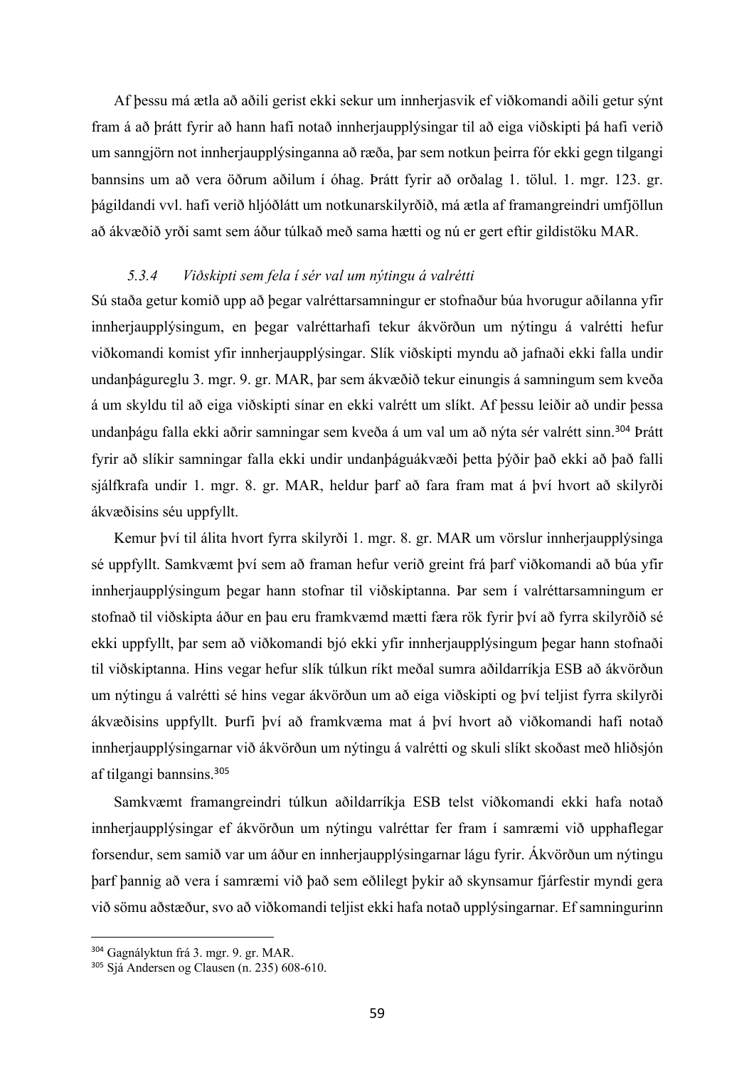Af þessu má ætla að aðili gerist ekki sekur um innherjasvik ef viðkomandi aðili getur sýnt fram á að þrátt fyrir að hann hafi notað innherjaupplýsingar til að eiga viðskipti þá hafi verið um sanngjörn not innherjaupplýsinganna að ræða, þar sem notkun þeirra fór ekki gegn tilgangi bannsins um að vera öðrum aðilum í óhag. Þrátt fyrir að orðalag 1. tölul. 1. mgr. 123. gr. þágildandi vvl. hafi verið hljóðlátt um notkunarskilyrðið, má ætla af framangreindri umfjöllun að ákvæðið yrði samt sem áður túlkað með sama hætti og nú er gert eftir gildistöku MAR.

### *5.3.4 Viðskipti sem fela í sér val um nýtingu á valrétti*

Sú staða getur komið upp að þegar valréttarsamningur er stofnaður búa hvorugur aðilanna yfir innherjaupplýsingum, en þegar valréttarhafi tekur ákvörðun um nýtingu á valrétti hefur viðkomandi komist yfir innherjaupplýsingar. Slík viðskipti myndu að jafnaði ekki falla undir undanþágureglu 3. mgr. 9. gr. MAR, þar sem ákvæðið tekur einungis á samningum sem kveða á um skyldu til að eiga viðskipti sínar en ekki valrétt um slíkt. Af þessu leiðir að undir þessa undanþágu falla ekki aðrir samningar sem kveða á um val um að nýta sér valrétt sinn.[304] Þrátt fyrir að slíkir samningar falla ekki undir undanþáguákvæði þetta þýðir það ekki að það falli sjálfkrafa undir 1. mgr. 8. gr. MAR, heldur þarf að fara fram mat á því hvort að skilyrði ákvæðisins séu uppfyllt.

Kemur því til álita hvort fyrra skilyrði 1. mgr. 8. gr. MAR um vörslur innherjaupplýsinga sé uppfyllt. Samkvæmt því sem að framan hefur verið greint frá þarf viðkomandi að búa yfir innherjaupplýsingum þegar hann stofnar til viðskiptanna. Þar sem í valréttarsamningum er stofnað til viðskipta áður en þau eru framkvæmd mætti færa rök fyrir því að fyrra skilyrðið sé ekki uppfyllt, þar sem að viðkomandi bjó ekki yfir innherjaupplýsingum þegar hann stofnaði til viðskiptanna. Hins vegar hefur slík túlkun ríkt meðal sumra aðildarríkja ESB að ákvörðun um nýtingu á valrétti sé hins vegar ákvörðun um að eiga viðskipti og því teljist fyrra skilyrði ákvæðisins uppfyllt. Þurfi því að framkvæma mat á því hvort að viðkomandi hafi notað innherjaupplýsingarnar við ákvörðun um nýtingu á valrétti og skuli slíkt skoðast með hliðsjón af tilgangi bannsins.[305]

Samkvæmt framangreindri túlkun aðildarríkja ESB telst viðkomandi ekki hafa notað innherjaupplýsingar ef ákvörðun um nýtingu valréttar fer fram í samræmi við upphaflegar forsendur, sem samið var um áður en innherjaupplýsingarnar lágu fyrir. Ákvörðun um nýtingu þarf þannig að vera í samræmi við það sem eðlilegt þykir að skynsamur fjárfestir myndi gera við sömu aðstæður, svo að viðkomandi teljist ekki hafa notað upplýsingarnar. Ef samningurinn

---

[304] Gagnályktun frá 3. mgr. 9. gr. MAR.

[305] Sjá Andersen og Clausen (n. 235) 608-610.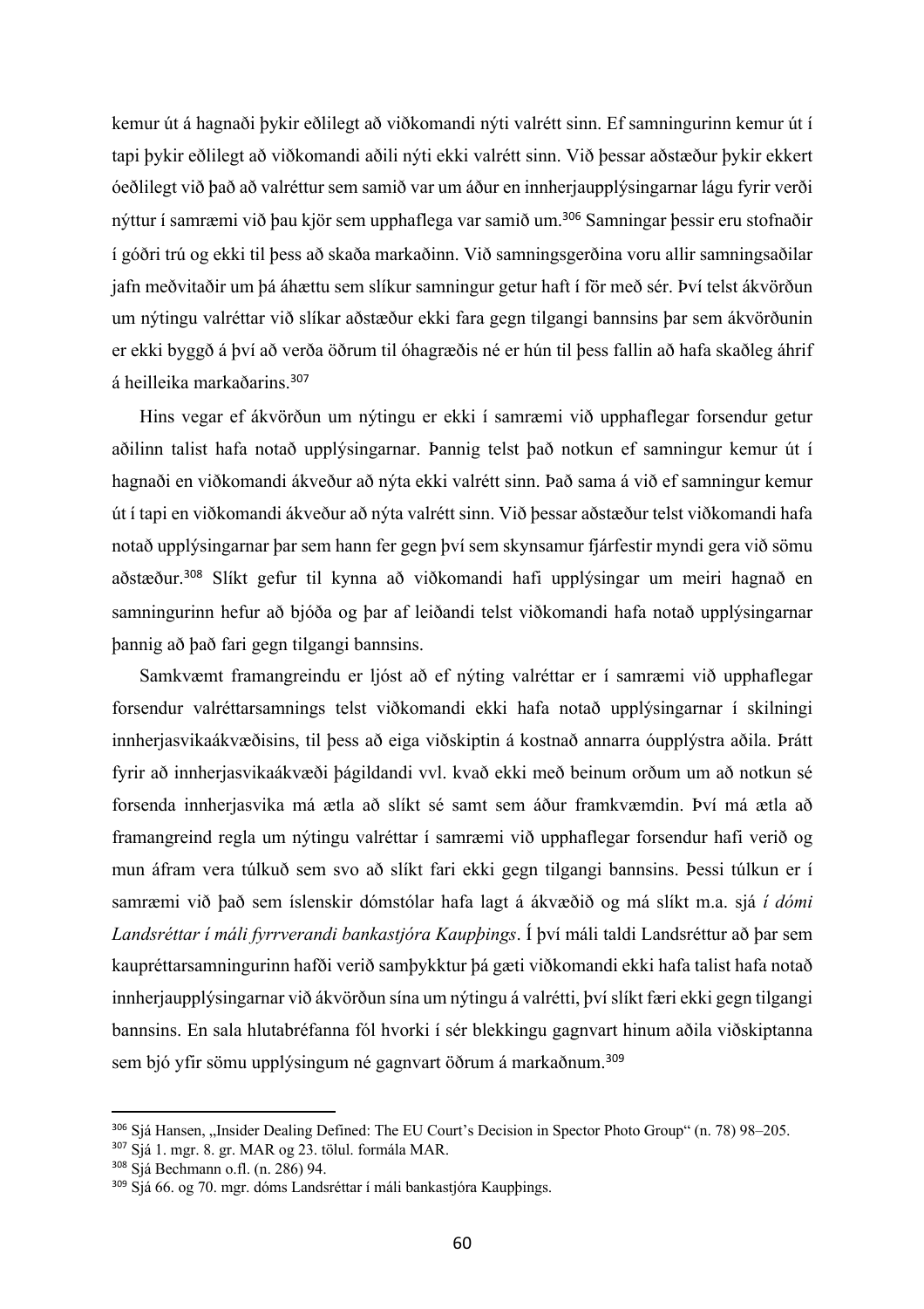kemur út á hagnaði þykir eðlilegt að viðkomandi nýti valrétt sinn. Ef samningurinn kemur út í tapi þykir eðlilegt að viðkomandi aðili nýti ekki valrétt sinn. Við þessar aðstæður þykir ekkert óeðlilegt við það að valréttur sem samið var um áður en innherjaupplýsingarnar lágu fyrir verði nýttur í samræmi við þau kjör sem upphaflega var samið um.[306] Samningar þessir eru stofnaðir í góðri trú og ekki til þess að skaða markaðinn. Við samningsgerðina voru allir samningsaðilar jafn meðvitaðir um þá áhættu sem slíkur samningur getur haft í för með sér. Því telst ákvörðun um nýtingu valréttar við slíkar aðstæður ekki fara gegn tilgangi bannsins þar sem ákvörðunin er ekki byggð á því að verða öðrum til óhagræðis né er hún til þess fallin að hafa skaðleg áhrif á heilleika markaðarins.[307]

Hins vegar ef ákvörðun um nýtingu er ekki í samræmi við upphaflegar forsendur getur aðilinn talist hafa notað upplýsingarnar. Þannig telst það notkun ef samningur kemur út í hagnaði en viðkomandi ákveður að nýta ekki valrétt sinn. Það sama á við ef samningur kemur út í tapi en viðkomandi ákveður að nýta valrétt sinn. Við þessar aðstæður telst viðkomandi hafa notað upplýsingarnar þar sem hann fer gegn því sem skynsamur fjárfestir myndi gera við sömu aðstæður.[308] Slíkt gefur til kynna að viðkomandi hafi upplýsingar um meiri hagnað en samningurinn hefur að bjóða og þar af leiðandi telst viðkomandi hafa notað upplýsingarnar þannig að það fari gegn tilgangi bannsins.

Samkvæmt framangreindu er ljóst að ef nýting valréttar er í samræmi við upphaflegar forsendur valréttarsamnings telst viðkomandi ekki hafa notað upplýsingarnar í skilningi innherjasvikaákvæðisins, til þess að eiga viðskiptin á kostnað annarra óupplýstra aðila. Þrátt fyrir að innherjasvikaákvæði þágildandi vvl. kvað ekki með beinum orðum um að notkun sé forsenda innherjasvika má ætla að slíkt sé samt sem áður framkvæmdin. Því má ætla að framangreind regla um nýtingu valréttar í samræmi við upphaflegar forsendur hafi verið og mun áfram vera túlkuð sem svo að slíkt fari ekki gegn tilgangi bannsins. Þessi túlkun er í samræmi við það sem íslenskir dómstólar hafa lagt á ákvæðið og má slíkt m.a. sjá *í dómi Landsréttar í máli fyrrverandi bankastjóra Kaupþings*. Í því máli taldi Landsréttur að þar sem kaupréttarsamningurinn hafði verið samþykktur þá gæti viðkomandi ekki hafa talist hafa notað innherjaupplýsingarnar við ákvörðun sína um nýtingu á valrétti, því slíkt færi ekki gegn tilgangi bannsins. En sala hlutabréfanna fól hvorki í sér blekkingu gagnvart hinum aðila viðskiptanna sem bjó yfir sömu upplýsingum né gagnvart öðrum á markaðnum.[309]

---

[306] Sjá Hansen, „Insider Dealing Defined: The EU Court's Decision in Spector Photo Group" (n. 78) 98–205.

[307] Sjá 1. mgr. 8. gr. MAR og 23. tölul. formála MAR.

[308] Sjá Bechmann o.fl. (n. 286) 94.

[309] Sjá 66. og 70. mgr. dóms Landsréttar í máli bankastjóra Kaupþings.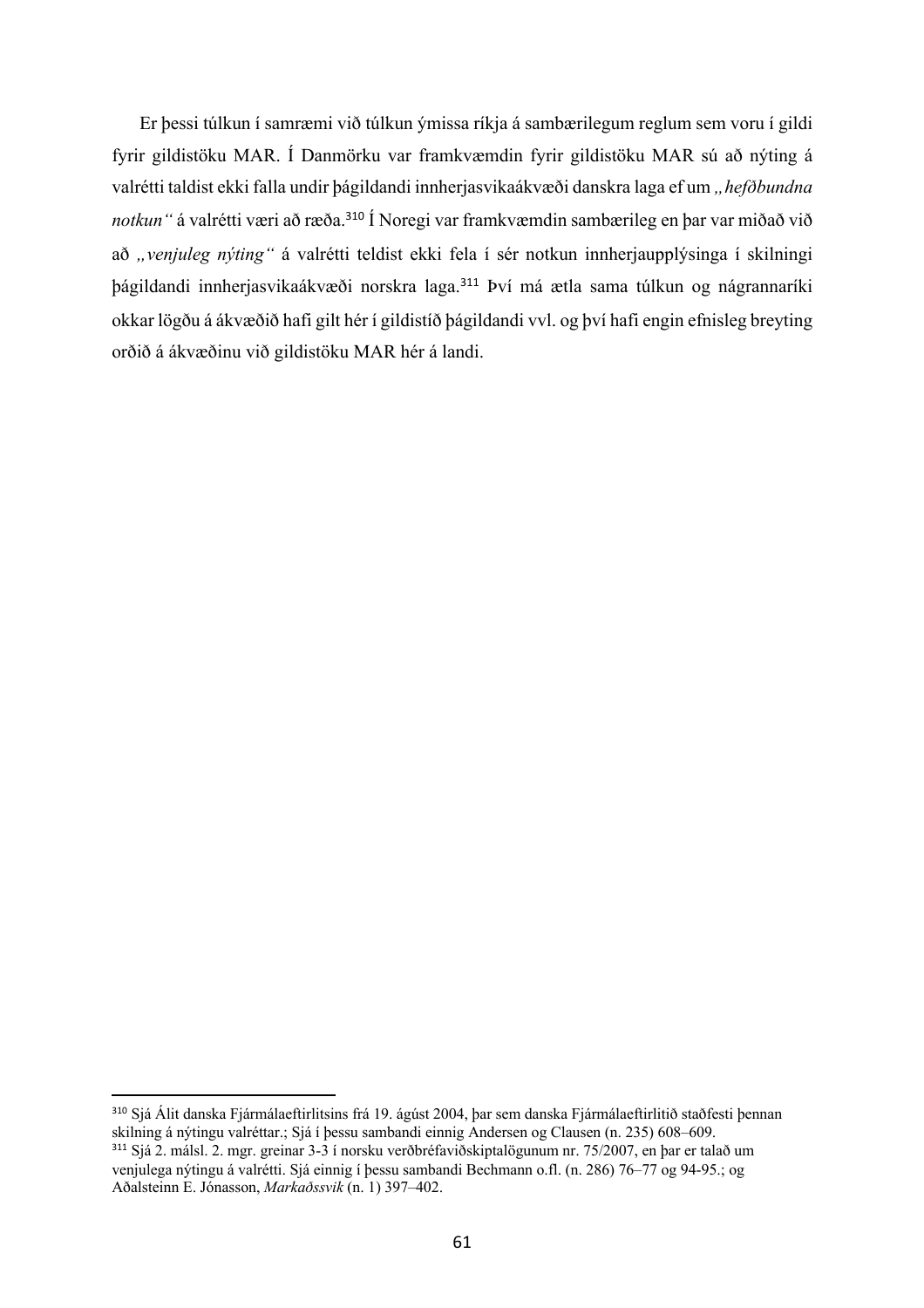Er þessi túlkun í samræmi við túlkun ýmissa ríkja á sambærilegum reglum sem voru í gildi fyrir gildistöku MAR. Í Danmörku var framkvæmdin fyrir gildistöku MAR sú að nýting á valrétti taldist ekki falla undir þágildandi innherjasvikaákvæði danskra laga ef um *„hefðbundna notkun“* á valrétti væri að ræða.[310] Í Noregi var framkvæmdin sambærileg en þar var miðað við að *„venjuleg nýting“* á valrétti teldist ekki fela í sér notkun innherjaupplýsinga í skilningi þágildandi innherjasvikaákvæði norskra laga.[311] Því má ætla sama túlkun og nágrannaríki okkar lögðu á ákvæðið hafi gilt hér í gildistíð þágildandi vvl. og því hafi engin efnisleg breyting orðið á ákvæðinu við gildistöku MAR hér á landi.

---

[310] Sjá Álit danska Fjármálaeftirlitsins frá 19. ágúst 2004, þar sem danska Fjármálaeftirlitið staðfesti þennan skilning á nýtingu valréttar.; Sjá í þessu sambandi einnig Andersen og Clausen (n. 235) 608–609.

[311] Sjá 2. málsl. 2. mgr. greinar 3-3 í norsku verðbréfaviðskiptalögunum nr. 75/2007, en þar er talað um venjulega nýtingu á valrétti. Sjá einnig í þessu sambandi Bechmann o.fl. (n. 286) 76–77 og 94-95.; og Aðalsteinn E. Jónasson, *Markaðssvik* (n. 1) 397–402.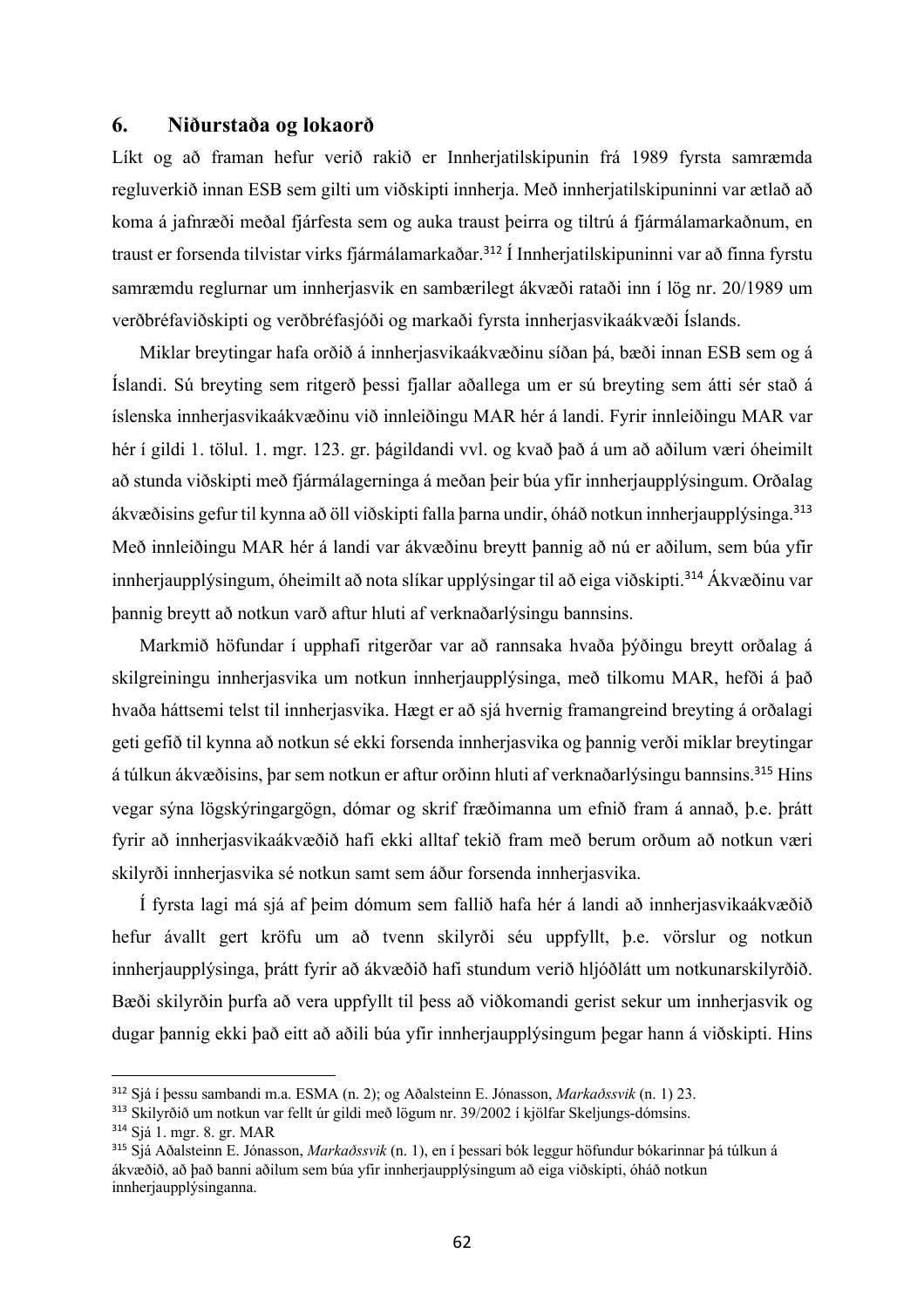## 6. Niðurstaða og lokaorð

Líkt og að framan hefur verið rakið er Innherjatilskipunin frá 1989 fyrsta samræmda regluverkið innan ESB sem gilti um viðskipti innherja. Með innherjatilskipuninni var ætlað að koma á jafnræði meðal fjárfesta sem og auka traust þeirra og tiltrú á fjármálamarkaðnum, en traust er forsenda tilvistar virks fjármálamarkaðar.[312] Í Innherjatilskipuninni var að finna fyrstu samræmdu reglurnar um innherjasvik en sambærilegt ákvæði rataði inn í lög nr. 20/1989 um verðbréfaviðskipti og verðbréfasjóði og markaði fyrsta innherjasvikaákvæði Íslands.

Miklar breytingar hafa orðið á innherjasvikaákvæðinu síðan þá, bæði innan ESB sem og á Íslandi. Sú breyting sem ritgerð þessi fjallar aðallega um er sú breyting sem átti sér stað á íslenska innherjasvikaákvæðinu við innleiðingu MAR hér á landi. Fyrir innleiðingu MAR var hér í gildi 1. tölul. 1. mgr. 123. gr. þágildandi vvl. og kvað það á um að aðilum væri óheimilt að stunda viðskipti með fjármálagerninga á meðan þeir búa yfir innherjaupplýsingum. Orðalag ákvæðisins gefur til kynna að öll viðskipti falla þarna undir, óháð notkun innherjaupplýsinga.[313] Með innleiðingu MAR hér á landi var ákvæðinu breytt þannig að nú er aðilum, sem búa yfir innherjaupplýsingum, óheimilt að nota slíkar upplýsingar til að eiga viðskipti.[314] Ákvæðinu var þannig breytt að notkun varð aftur hluti af verknaðarlýsingu bannsins.

Markmið höfundar í upphafi ritgerðar var að rannsaka hvaða þýðingu breytt orðalag á skilgreiningu innherjasvika um notkun innherjaupplýsinga, með tilkomu MAR, hefði á það hvaða háttsemi telst til innherjasvika. Hægt er að sjá hvernig framangreind breyting á orðalagi geti gefið til kynna að notkun sé ekki forsenda innherjasvika og þannig verði miklar breytingar á túlkun ákvæðisins, þar sem notkun er aftur orðinn hluti af verknaðarlýsingu bannsins.[315] Hins vegar sýna lögskýringargögn, dómar og skrif fræðimanna um efnið fram á annað, þ.e. þrátt fyrir að innherjasvikaákvæðið hafi ekki alltaf tekið fram með berum orðum að notkun væri skilyrði innherjasvika sé notkun samt sem áður forsenda innherjasvika.

Í fyrsta lagi má sjá af þeim dómum sem fallið hafa hér á landi að innherjasvikaákvæðið hefur ávallt gert kröfu um að tvenn skilyrði séu uppfyllt, þ.e. vörslur og notkun innherjaupplýsinga, þrátt fyrir að ákvæðið hafi stundum verið hljóðlátt um notkunarskilyrðið. Bæði skilyrðin þurfa að vera uppfyllt til þess að viðkomandi gerist sekur um innherjasvik og dugar þannig ekki það eitt að aðili búa yfir innherjaupplýsingum þegar hann á viðskipti. Hins

---

[312] Sjá í þessu sambandi m.a. ESMA (n. 2); og Aðalsteinn E. Jónasson, *Markaðssvik* (n. 1) 23.

[313] Skilyrðið um notkun var fellt úr gildi með lögum nr. 39/2002 í kjölfar Skeljungs-dómsins.

[314] Sjá 1. mgr. 8. gr. MAR

[315] Sjá Aðalsteinn E. Jónasson, *Markaðssvik* (n. 1), en í þessari bók leggur höfundur bókarinnar þá túlkun á ákvæðið, að það banni aðilum sem búa yfir innherjaupplýsingum að eiga viðskipti, óháð notkun innherjaupplýsinganna.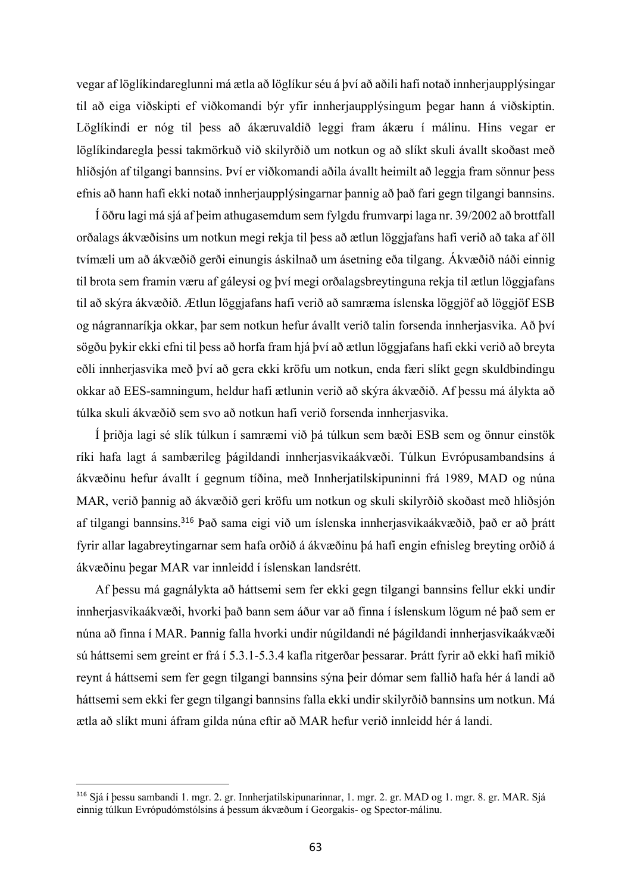vegar af löglíkindareglunni má ætla að löglíkur séu á því að aðili hafi notað innherjaupplýsingar til að eiga viðskipti ef viðkomandi býr yfir innherjaupplýsingum þegar hann á viðskiptin. Löglíkindi er nóg til þess að ákæruvaldið leggi fram ákæru í málinu. Hins vegar er löglíkindaregla þessi takmörkuð við skilyrðið um notkun og að slíkt skuli ávallt skoðast með hliðsjón af tilgangi bannsins. Því er viðkomandi aðila ávallt heimilt að leggja fram sönnur þess efnis að hann hafi ekki notað innherjaupplýsingarnar þannig að það fari gegn tilgangi bannsins.

Í öðru lagi má sjá af þeim athugasemdum sem fylgdu frumvarpi laga nr. 39/2002 að brottfall orðalags ákvæðisins um notkun megi rekja til þess að ætlun löggjafans hafi verið að taka af öll tvímæli um að ákvæðið gerði einungis áskilnað um ásetning eða tilgang. Ákvæðið náði einnig til brota sem framin væru af gáleysi og því megi orðalagsbreytinguna rekja til ætlun löggjafans til að skýra ákvæðið. Ætlun löggjafans hafi verið að samræma íslenska löggjöf að löggjöf ESB og nágrannaríkja okkar, þar sem notkun hefur ávallt verið talin forsenda innherjasvika. Að því sögðu þykir ekki efni til þess að horfa fram hjá því að ætlun löggjafans hafi ekki verið að breyta eðli innherjasvika með því að gera ekki kröfu um notkun, enda færi slíkt gegn skuldbindingu okkar að EES-samningum, heldur hafi ætlunin verið að skýra ákvæðið. Af þessu má álykta að túlka skuli ákvæðið sem svo að notkun hafi verið forsenda innherjasvika.

Í þriðja lagi sé slík túlkun í samræmi við þá túlkun sem bæði ESB sem og önnur einstök ríki hafa lagt á sambærileg þágildandi innherjasvikaákvæði. Túlkun Evrópusambandsins á ákvæðinu hefur ávallt í gegnum tíðina, með Innherjatilskipuninni frá 1989, MAD og núna MAR, verið þannig að ákvæðið geri kröfu um notkun og skuli skilyrðið skoðast með hliðsjón af tilgangi bannsins.[316] Það sama eigi við um íslenska innherjasvikaákvæðið, það er að þrátt fyrir allar lagabreytingarnar sem hafa orðið á ákvæðinu þá hafi engin efnisleg breyting orðið á ákvæðinu þegar MAR var innleidd í íslenskan landsrétt.

Af þessu má gagnálykta að háttsemi sem fer ekki gegn tilgangi bannsins fellur ekki undir innherjasvikaákvæði, hvorki það bann sem áður var að finna í íslenskum lögum né það sem er núna að finna í MAR. Þannig falla hvorki undir núgildandi né þágildandi innherjasvikaákvæði sú háttsemi sem greint er frá í 5.3.1-5.3.4 kafla ritgerðar þessarar. Þrátt fyrir að ekki hafi mikið reynt á háttsemi sem fer gegn tilgangi bannsins sýna þeir dómar sem fallið hafa hér á landi að háttsemi sem ekki fer gegn tilgangi bannsins falla ekki undir skilyrðið bannsins um notkun. Má ætla að slíkt muni áfram gilda núna eftir að MAR hefur verið innleidd hér á landi.

---

[316] Sjá í þessu sambandi 1. mgr. 2. gr. Innherjatilskipunarinnar, 1. mgr. 2. gr. MAD og 1. mgr. 8. gr. MAR. Sjá einnig túlkun Evrópudómstólsins á þessum ákvæðum í Georgakis- og Spector-málinu.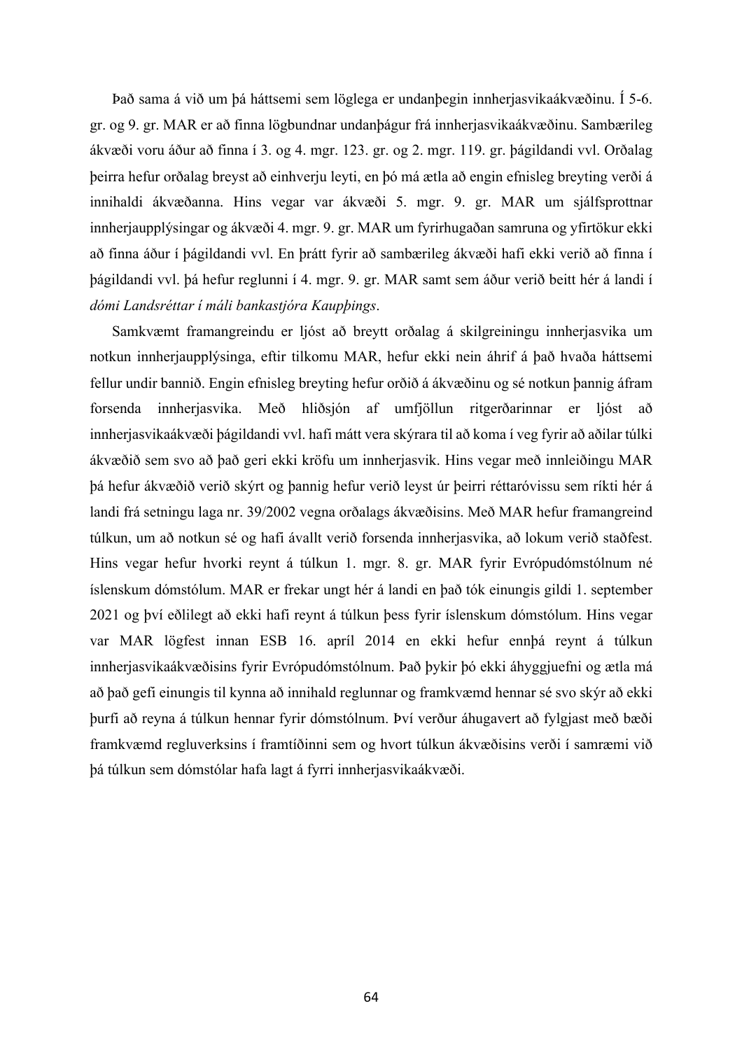Það sama á við um þá háttsemi sem löglega er undanþegin innherjasvikaákvæðinu. Í 5-6. gr. og 9. gr. MAR er að finna lögbundnar undanþágur frá innherjasvikaákvæðinu. Sambærileg ákvæði voru áður að finna í 3. og 4. mgr. 123. gr. og 2. mgr. 119. gr. þágildandi vvl. Orðalag þeirra hefur orðalag breyst að einhverju leyti, en þó má ætla að engin efnisleg breyting verði á innihaldi ákvæðanna. Hins vegar var ákvæði 5. mgr. 9. gr. MAR um sjálfsprottnar innherjaupplýsingar og ákvæði 4. mgr. 9. gr. MAR um fyrirhugaðan samruna og yfirtökur ekki að finna áður í þágildandi vvl. En þrátt fyrir að sambærileg ákvæði hafi ekki verið að finna í þágildandi vvl. þá hefur reglunni í 4. mgr. 9. gr. MAR samt sem áður verið beitt hér á landi í *dómi Landsréttar í máli bankastjóra Kaupþings*.

Samkvæmt framangreindu er ljóst að breytt orðalag á skilgreiningu innherjasvika um notkun innherjaupplýsinga, eftir tilkomu MAR, hefur ekki nein áhrif á það hvaða háttsemi fellur undir bannið. Engin efnisleg breyting hefur orðið á ákvæðinu og sé notkun þannig áfram forsenda innherjasvika. Með hliðsjón af umfjöllun ritgerðarinnar er ljóst að innherjasvikaákvæði þágildandi vvl. hafi mátt vera skýrara til að koma í veg fyrir að aðilar túlki ákvæðið sem svo að það geri ekki kröfu um innherjasvik. Hins vegar með innleiðingu MAR þá hefur ákvæðið verið skýrt og þannig hefur verið leyst úr þeirri réttaróvissu sem ríkti hér á landi frá setningu laga nr. 39/2002 vegna orðalags ákvæðisins. Með MAR hefur framangreind túlkun, um að notkun sé og hafi ávallt verið forsenda innherjasvika, að lokum verið staðfest. Hins vegar hefur hvorki reynt á túlkun 1. mgr. 8. gr. MAR fyrir Evrópudómstólnum né íslenskum dómstólum. MAR er frekar ungt hér á landi en það tók einungis gildi 1. september 2021 og því eðlilegt að ekki hafi reynt á túlkun þess fyrir íslenskum dómstólum. Hins vegar var MAR lögfest innan ESB 16. apríl 2014 en ekki hefur ennþá reynt á túlkun innherjasvikaákvæðisins fyrir Evrópudómstólnum. Það þykir þó ekki áhyggjuefni og ætla má að það gefi einungis til kynna að innihald reglunnar og framkvæmd hennar sé svo skýr að ekki þurfi að reyna á túlkun hennar fyrir dómstólnum. Því verður áhugavert að fylgjast með bæði framkvæmd regluverksins í framtíðinni sem og hvort túlkun ákvæðisins verði í samræmi við þá túlkun sem dómstólar hafa lagt á fyrri innherjasvikaákvæði.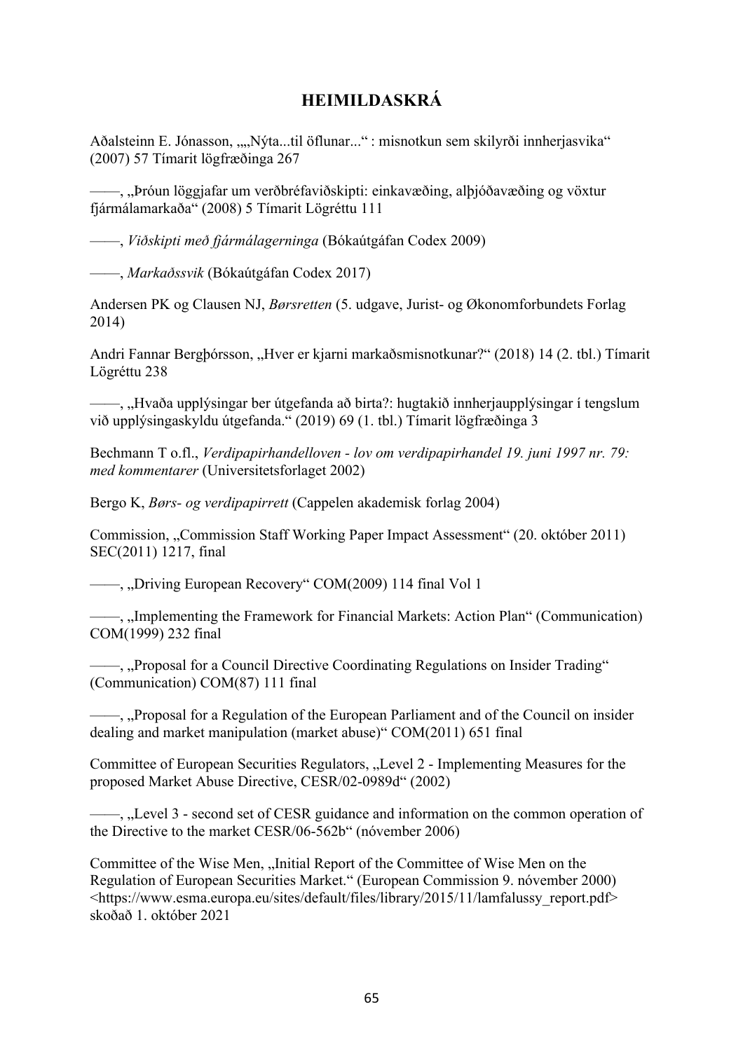# HEIMILDASKRÁ

Aðalsteinn E. Jónasson, „„Nýta...til öflunar..." : misnotkun sem skilyrði innherjasvika" (2007) 57 Tímarit lögfræðinga 267

——, „Þróun löggjafar um verðbréfaviðskipti: einkavæðing, alþjóðavæðing og vöxtur fjármálamarkaða" (2008) 5 Tímarit Lögréttu 111

——, *Viðskipti með fjármálagerninga* (Bókaútgáfan Codex 2009)

——, *Markaðssvik* (Bókaútgáfan Codex 2017)

Andersen PK og Clausen NJ, *Børsretten* (5. udgave, Jurist- og Økonomforbundets Forlag 2014)

Andri Fannar Bergþórsson, „Hver er kjarni markaðsmisnotkunar?" (2018) 14 (2. tbl.) Tímarit Lögréttu 238

——, „Hvaða upplýsingar ber útgefanda að birta?: hugtakið innherjaupplýsingar í tengslum við upplýsingaskyldu útgefanda." (2019) 69 (1. tbl.) Tímarit lögfræðinga 3

Bechmann T o.fl., *Verdipapirhandelloven - lov om verdipapirhandel 19. juni 1997 nr. 79: med kommentarer* (Universitetsforlaget 2002)

Bergo K, *Børs- og verdipapirrett* (Cappelen akademisk forlag 2004)

Commission, „Commission Staff Working Paper Impact Assessment" (20. október 2011) SEC(2011) 1217, final

——, „Driving European Recovery" COM(2009) 114 final Vol 1

——, „Implementing the Framework for Financial Markets: Action Plan" (Communication) COM(1999) 232 final

——, „Proposal for a Council Directive Coordinating Regulations on Insider Trading" (Communication) COM(87) 111 final

——, „Proposal for a Regulation of the European Parliament and of the Council on insider dealing and market manipulation (market abuse)" COM(2011) 651 final

Committee of European Securities Regulators, „Level 2 - Implementing Measures for the proposed Market Abuse Directive, CESR/02-0989d" (2002)

——, „Level 3 - second set of CESR guidance and information on the common operation of the Directive to the market CESR/06-562b" (nóvember 2006)

Committee of the Wise Men, „Initial Report of the Committee of Wise Men on the Regulation of European Securities Market." (European Commission 9. nóvember 2000) <https://www.esma.europa.eu/sites/default/files/library/2015/11/lamfalussy_report.pdf> skoðað 1. október 2021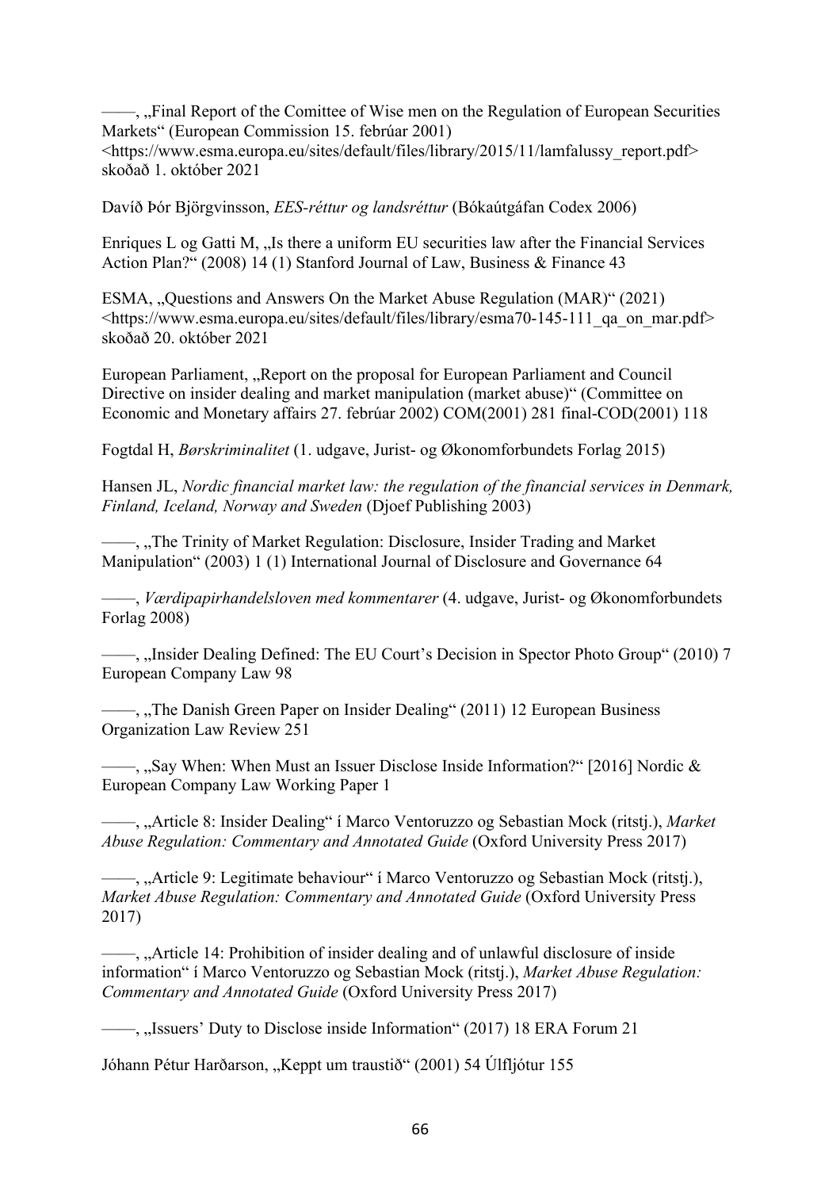——, „Final Report of the Comittee of Wise men on the Regulation of European Securities Markets" (European Commission 15. febrúar 2001) <https://www.esma.europa.eu/sites/default/files/library/2015/11/lamfalussy_report.pdf> skoðað 1. október 2021

Davíð Þór Björgvinsson, *EES-réttur og landsréttur* (Bókaútgáfan Codex 2006)

Enriques L og Gatti M, „Is there a uniform EU securities law after the Financial Services Action Plan?" (2008) 14 (1) Stanford Journal of Law, Business & Finance 43

ESMA, „Questions and Answers On the Market Abuse Regulation (MAR)" (2021) <https://www.esma.europa.eu/sites/default/files/library/esma70-145-111_qa_on_mar.pdf> skoðað 20. október 2021

European Parliament, „Report on the proposal for European Parliament and Council Directive on insider dealing and market manipulation (market abuse)" (Committee on Economic and Monetary affairs 27. febrúar 2002) COM(2001) 281 final-COD(2001) 118

Fogtdal H, *Børskriminalitet* (1. udgave, Jurist- og Økonomforbundets Forlag 2015)

Hansen JL, *Nordic financial market law: the regulation of the financial services in Denmark, Finland, Iceland, Norway and Sweden* (Djoef Publishing 2003)

——, „The Trinity of Market Regulation: Disclosure, Insider Trading and Market Manipulation" (2003) 1 (1) International Journal of Disclosure and Governance 64

——, *Værdipapirhandelsloven med kommentarer* (4. udgave, Jurist- og Økonomforbundets Forlag 2008)

——, „Insider Dealing Defined: The EU Court's Decision in Spector Photo Group" (2010) 7 European Company Law 98

——, „The Danish Green Paper on Insider Dealing" (2011) 12 European Business Organization Law Review 251

——, „Say When: When Must an Issuer Disclose Inside Information?" [2016] Nordic & European Company Law Working Paper 1

——, „Article 8: Insider Dealing" í Marco Ventoruzzo og Sebastian Mock (ritstj.), *Market Abuse Regulation: Commentary and Annotated Guide* (Oxford University Press 2017)

——, „Article 9: Legitimate behaviour" í Marco Ventoruzzo og Sebastian Mock (ritstj.), *Market Abuse Regulation: Commentary and Annotated Guide* (Oxford University Press 2017)

——, „Article 14: Prohibition of insider dealing and of unlawful disclosure of inside information" í Marco Ventoruzzo og Sebastian Mock (ritstj.), *Market Abuse Regulation: Commentary and Annotated Guide* (Oxford University Press 2017)

——, „Issuers' Duty to Disclose inside Information" (2017) 18 ERA Forum 21

Jóhann Pétur Harðarson, „Keppt um traustið" (2001) 54 Úlfljótur 155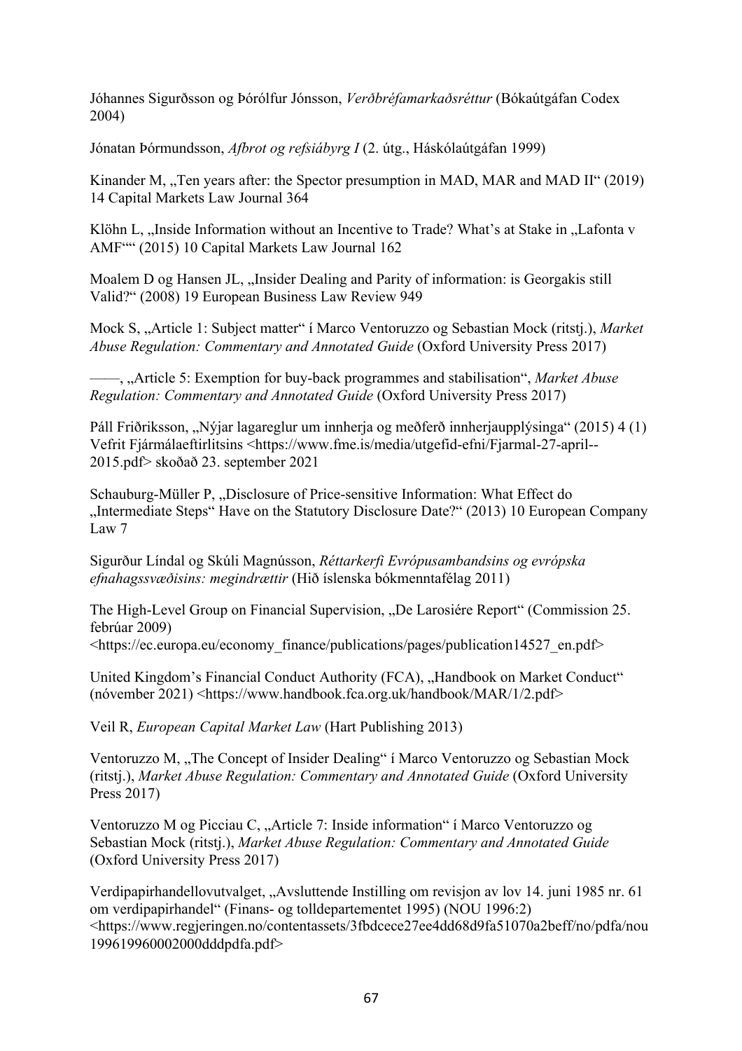Jóhannes Sigurðsson og Þórólfur Jónsson, *Verðbréfamarkaðsréttur* (Bókaútgáfan Codex 2004)

Jónatan Þórmundsson, *Afbrot og refsiábyrg I* (2. útg., Háskólaútgáfan 1999)

Kinander M, „Ten years after: the Spector presumption in MAD, MAR and MAD II" (2019) 14 Capital Markets Law Journal 364

Klöhn L, „Inside Information without an Incentive to Trade? What's at Stake in „Lafonta v AMF"" (2015) 10 Capital Markets Law Journal 162

Moalem D og Hansen JL, „Insider Dealing and Parity of information: is Georgakis still Valid?" (2008) 19 European Business Law Review 949

Mock S, „Article 1: Subject matter" í Marco Ventoruzzo og Sebastian Mock (ritstj.), *Market Abuse Regulation: Commentary and Annotated Guide* (Oxford University Press 2017)

——, „Article 5: Exemption for buy-back programmes and stabilisation", *Market Abuse Regulation: Commentary and Annotated Guide* (Oxford University Press 2017)

Páll Friðriksson, „Nýjar lagareglur um innherja og meðferð innherjaupplýsinga" (2015) 4 (1) Vefrit Fjármálaeftirlitsins <https://www.fme.is/media/utgefid-efni/Fjarmal-27-april--2015.pdf> skoðað 23. september 2021

Schauburg-Müller P, „Disclosure of Price-sensitive Information: What Effect do „Intermediate Steps" Have on the Statutory Disclosure Date?" (2013) 10 European Company Law 7

Sigurður Líndal og Skúli Magnússon, *Réttarkerfi Evrópusambandsins og evrópska efnahagssvæðisins: megindrættir* (Hið íslenska bókmenntafélag 2011)

The High-Level Group on Financial Supervision, „De Larosiére Report" (Commission 25. febrúar 2009) <https://ec.europa.eu/economy_finance/publications/pages/publication14527_en.pdf>

United Kingdom's Financial Conduct Authority (FCA), „Handbook on Market Conduct" (nóvember 2021) <https://www.handbook.fca.org.uk/handbook/MAR/1/2.pdf>

Veil R, *European Capital Market Law* (Hart Publishing 2013)

Ventoruzzo M, „The Concept of Insider Dealing" í Marco Ventoruzzo og Sebastian Mock (ritstj.), *Market Abuse Regulation: Commentary and Annotated Guide* (Oxford University Press 2017)

Ventoruzzo M og Picciau C, „Article 7: Inside information" í Marco Ventoruzzo og Sebastian Mock (ritstj.), *Market Abuse Regulation: Commentary and Annotated Guide* (Oxford University Press 2017)

Verdipapirhandellovutvalget, „Avsluttende Instilling om revisjon av lov 14. juni 1985 nr. 61 om verdipapirhandel" (Finans- og tolldepartementet 1995) (NOU 1996:2) <https://www.regjeringen.no/contentassets/3fbdcece27ee4dd68d9fa51070a2beff/no/pdfa/nou199619960002000dddpdfa.pdf>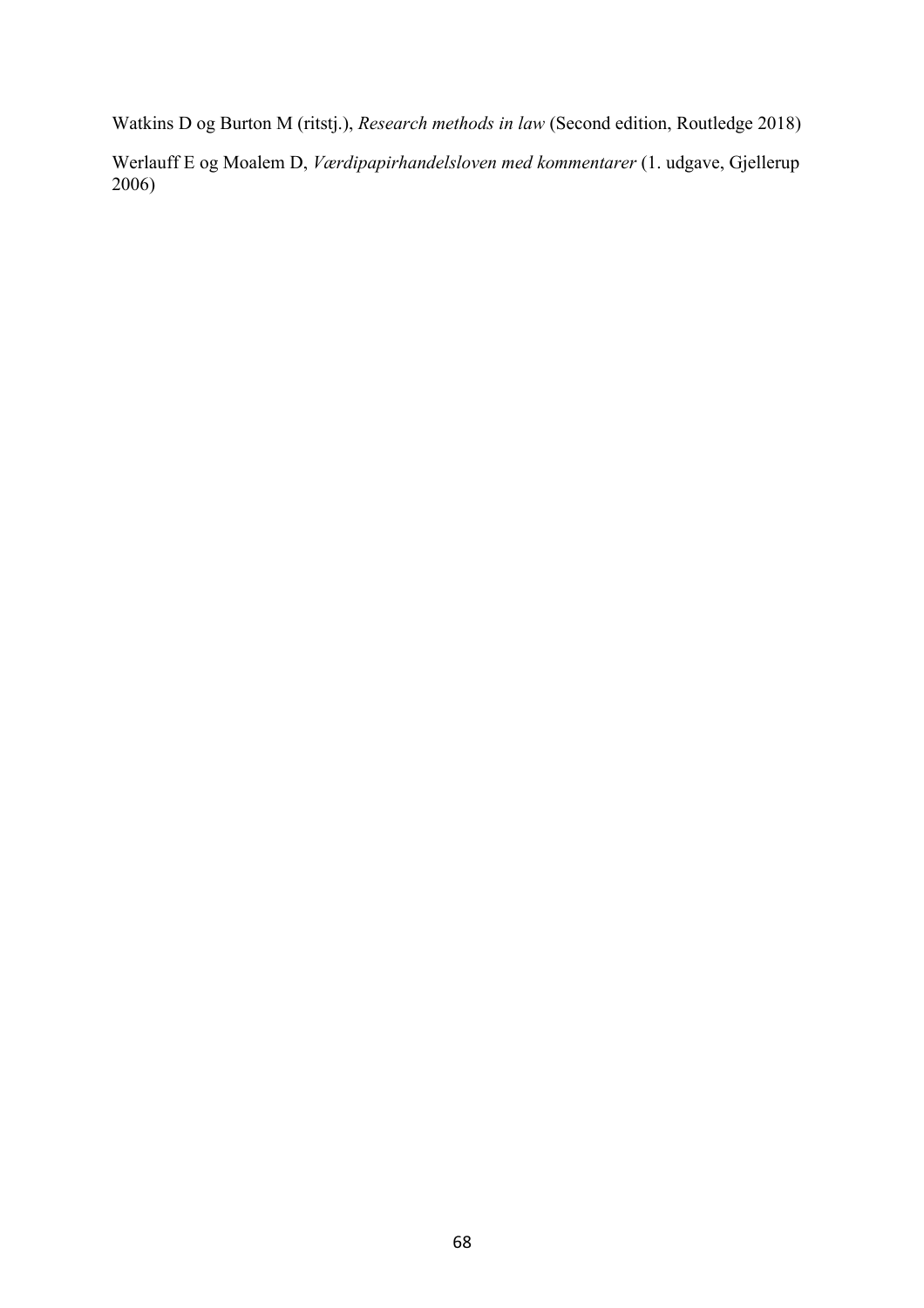Watkins D og Burton M (ritstj.), *Research methods in law* (Second edition, Routledge 2018)

Werlauff E og Moalem D, *Værdipapirhandelsloven med kommentarer* (1. udgave, Gjellerup 2006)